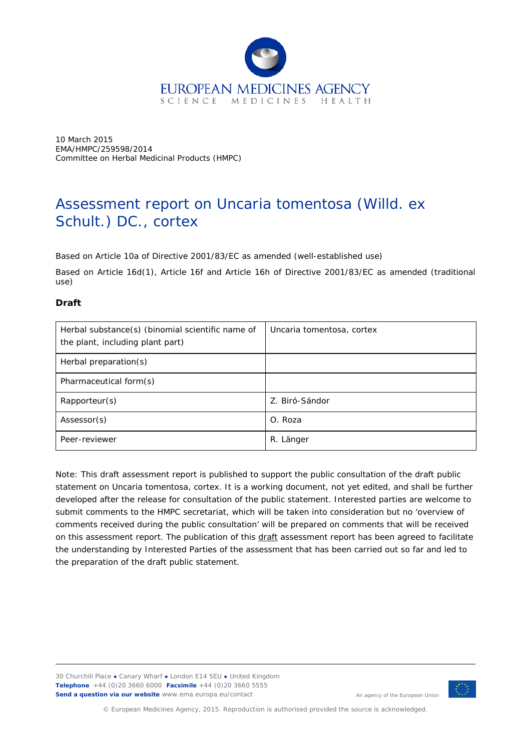EUROPEAN MEDICINES AGENCY
SCIENCE MEDICINES HEALTH

10 March 2015
EMA/HMPC/259598/2014
Committee on Herbal Medicinal Products (HMPC)

# Assessment report on Uncaria tomentosa (Willd. ex Schult.) DC., cortex

Based on Article 10a of Directive 2001/83/EC as amended (well-established use)

Based on Article 16d(1), Article 16f and Article 16h of Directive 2001/83/EC as amended (traditional use)

**Draft**

| Herbal substance(s) (binomial scientific name of the plant, including plant part) | Uncaria tomentosa, cortex |
|---|---|
| Herbal preparation(s) | |
| Pharmaceutical form(s) | |
| Rapporteur(s) | Z. Biró-Sándor |
| Assessor(s) | O. Roza |
| Peer-reviewer | R. Länger |

Note: This draft assessment report is published to support the public consultation of the draft public statement on Uncaria tomentosa, cortex. It is a working document, not yet edited, and shall be further developed after the release for consultation of the public statement. Interested parties are welcome to submit comments to the HMPC secretariat, which will be taken into consideration but no 'overview of comments received during the public consultation' will be prepared on comments that will be received on this assessment report. The publication of this draft assessment report has been agreed to facilitate the understanding by Interested Parties of the assessment that has been carried out so far and led to the preparation of the draft public statement.

30 Churchill Place ● Canary Wharf ● London E14 5EU ● United Kingdom
**Telephone** +44 (0)20 3660 6000 **Facsimile** +44 (0)20 3660 5555
**Send a question via our website** www.ema.europa.eu/contact

An agency of the European Union

© European Medicines Agency, 2015. Reproduction is authorised provided the source is acknowledged.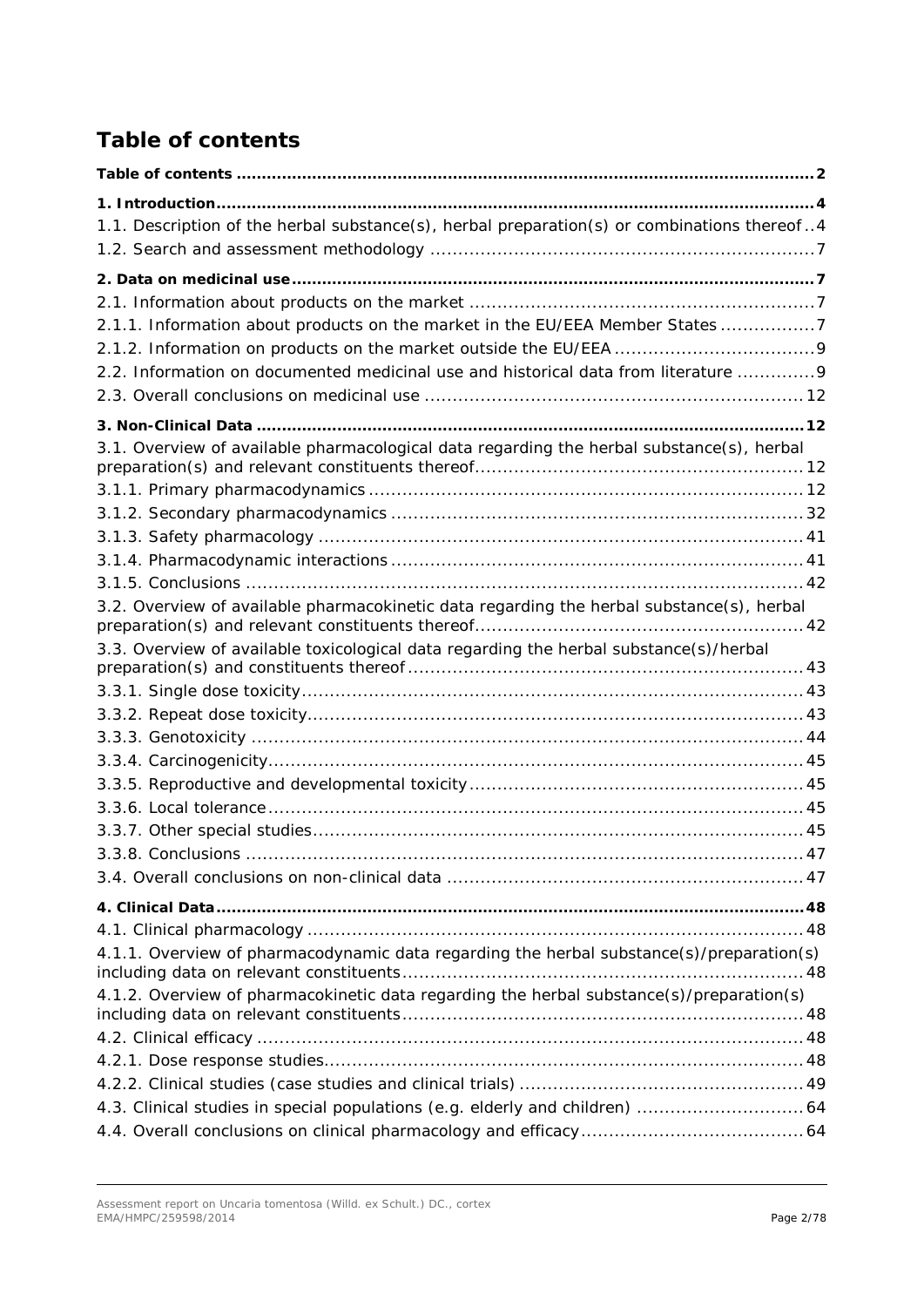# Table of contents

**Table of contents** ..... 2

**1. Introduction** ..... 4

1.1. Description of the herbal substance(s), herbal preparation(s) or combinations thereof ..... 4

1.2. Search and assessment methodology ..... 7

**2. Data on medicinal use** ..... 7

2.1. Information about products on the market ..... 7

2.1.1. Information about products on the market in the EU/EEA Member States ..... 7

2.1.2. Information on products on the market outside the EU/EEA ..... 9

2.2. Information on documented medicinal use and historical data from literature ..... 9

2.3. Overall conclusions on medicinal use ..... 12

**3. Non-Clinical Data** ..... 12

3.1. Overview of available pharmacological data regarding the herbal substance(s), herbal preparation(s) and relevant constituents thereof ..... 12

3.1.1. Primary pharmacodynamics ..... 12

3.1.2. Secondary pharmacodynamics ..... 32

3.1.3. Safety pharmacology ..... 41

3.1.4. Pharmacodynamic interactions ..... 41

3.1.5. Conclusions ..... 42

3.2. Overview of available pharmacokinetic data regarding the herbal substance(s), herbal preparation(s) and relevant constituents thereof ..... 42

3.3. Overview of available toxicological data regarding the herbal substance(s)/herbal preparation(s) and constituents thereof ..... 43

3.3.1. Single dose toxicity ..... 43

3.3.2. Repeat dose toxicity ..... 43

3.3.3. Genotoxicity ..... 44

3.3.4. Carcinogenicity ..... 45

3.3.5. Reproductive and developmental toxicity ..... 45

3.3.6. Local tolerance ..... 45

3.3.7. Other special studies ..... 45

3.3.8. Conclusions ..... 47

3.4. Overall conclusions on non-clinical data ..... 47

**4. Clinical Data** ..... 48

4.1. Clinical pharmacology ..... 48

4.1.1. Overview of pharmacodynamic data regarding the herbal substance(s)/preparation(s) including data on relevant constituents ..... 48

4.1.2. Overview of pharmacokinetic data regarding the herbal substance(s)/preparation(s) including data on relevant constituents ..... 48

4.2. Clinical efficacy ..... 48

4.2.1. Dose response studies ..... 48

4.2.2. Clinical studies (case studies and clinical trials) ..... 49

4.3. Clinical studies in special populations (e.g. elderly and children) ..... 64

4.4. Overall conclusions on clinical pharmacology and efficacy ..... 64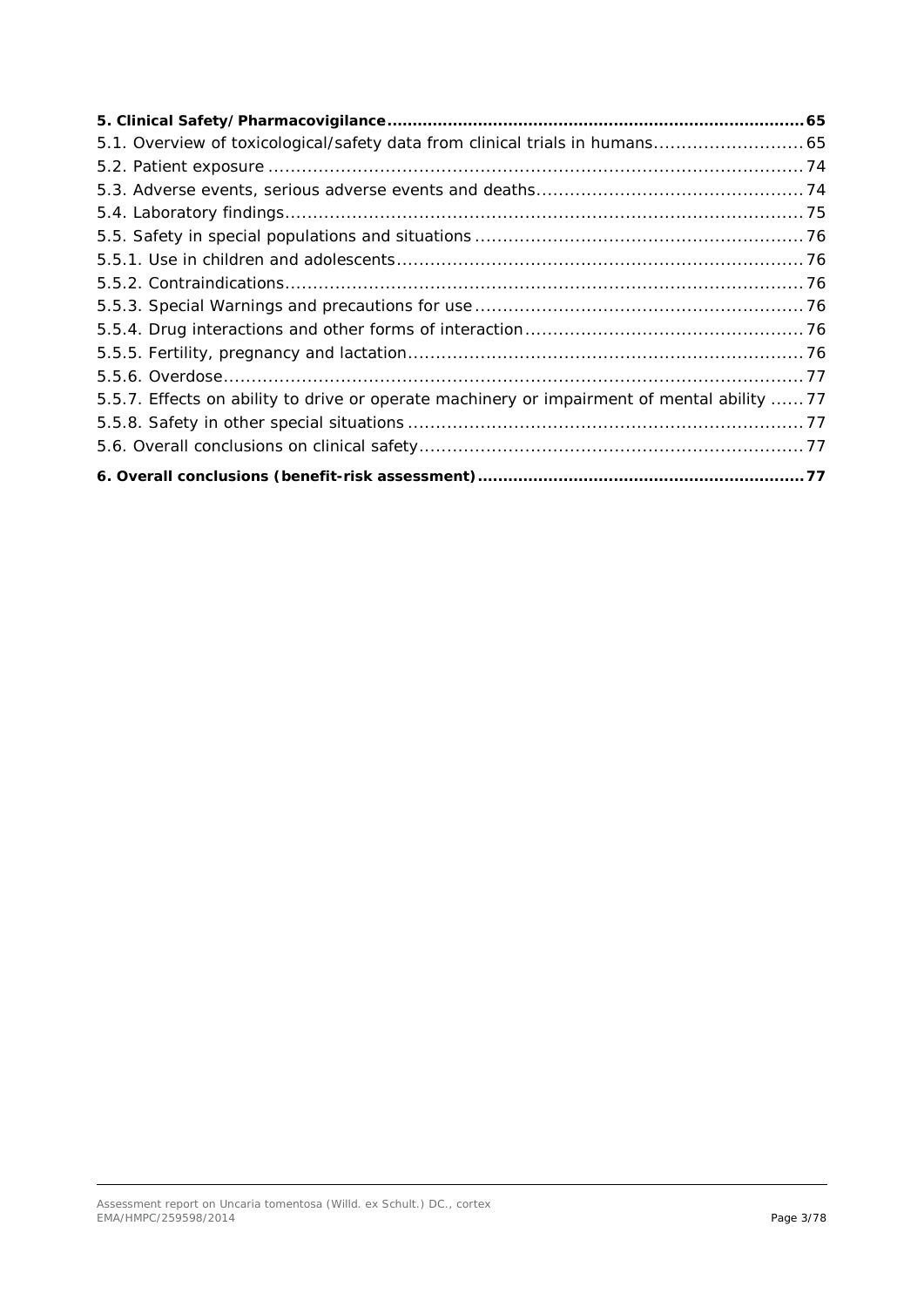**5. Clinical Safety/Pharmacovigilance ... 65**

5.1. Overview of toxicological/safety data from clinical trials in humans ... 65

5.2. Patient exposure ... 74

5.3. Adverse events, serious adverse events and deaths ... 74

5.4. Laboratory findings ... 75

5.5. Safety in special populations and situations ... 76

5.5.1. Use in children and adolescents ... 76

5.5.2. Contraindications ... 76

5.5.3. Special Warnings and precautions for use ... 76

5.5.4. Drug interactions and other forms of interaction ... 76

5.5.5. Fertility, pregnancy and lactation ... 76

5.5.6. Overdose ... 77

5.5.7. Effects on ability to drive or operate machinery or impairment of mental ability ... 77

5.5.8. Safety in other special situations ... 77

5.6. Overall conclusions on clinical safety ... 77

**6. Overall conclusions (benefit-risk assessment) ... 77**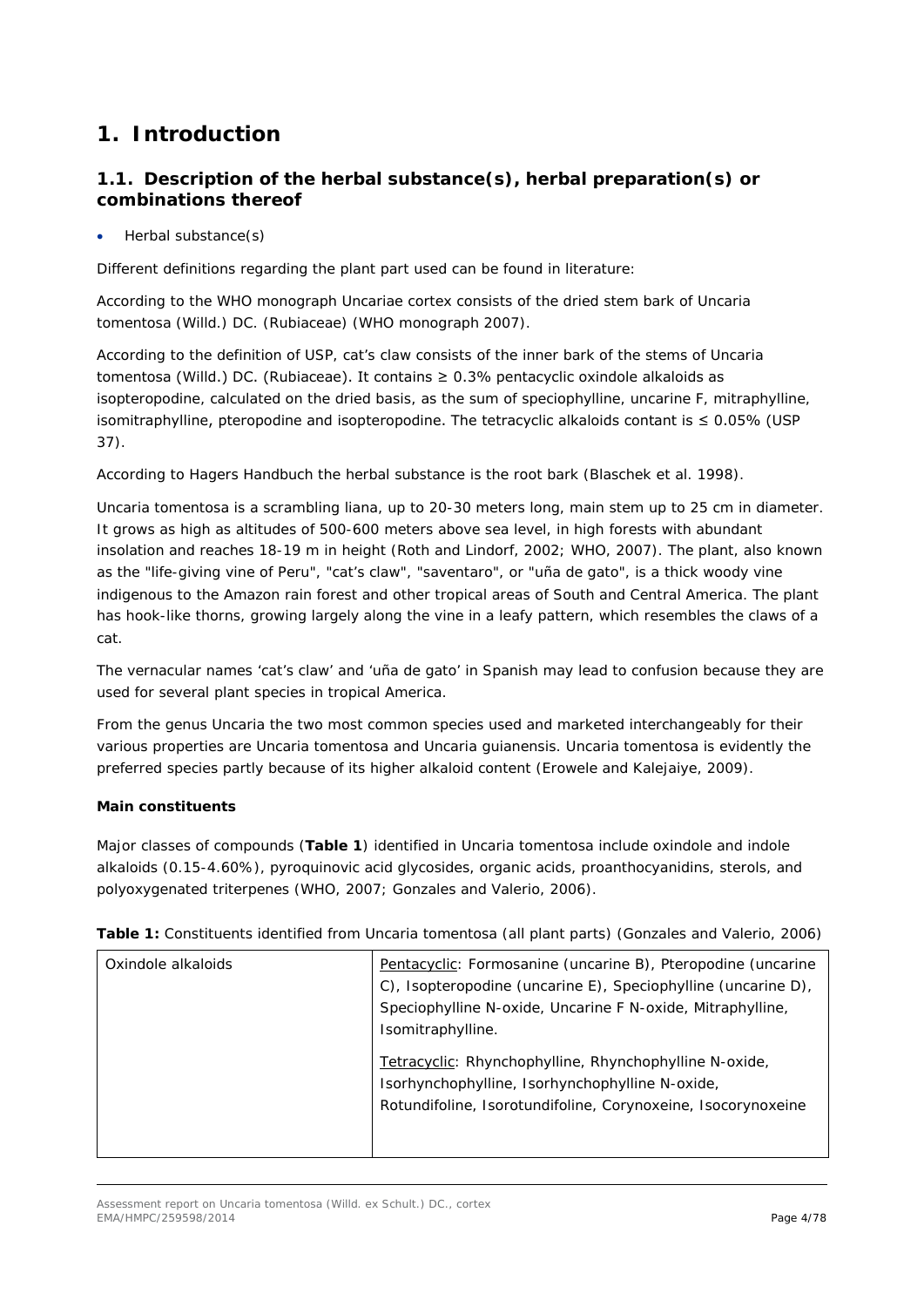# 1. Introduction

## 1.1. Description of the herbal substance(s), herbal preparation(s) or combinations thereof

- Herbal substance(s)

Different definitions regarding the plant part used can be found in literature:

According to the WHO monograph Uncariae cortex consists of the dried stem bark of Uncaria tomentosa (Willd.) DC. (Rubiaceae) (WHO monograph 2007).

According to the definition of USP, cat's claw consists of the inner bark of the stems of Uncaria tomentosa (Willd.) DC. (Rubiaceae). It contains ≥ 0.3% pentacyclic oxindole alkaloids as isopteropodine, calculated on the dried basis, as the sum of speciophylline, uncarine F, mitraphylline, isomitraphylline, pteropodine and isopteropodine. The tetracyclic alkaloids contant is ≤ 0.05% (USP 37).

According to Hagers Handbuch the herbal substance is the root bark (Blaschek et al. 1998).

Uncaria tomentosa is a scrambling liana, up to 20-30 meters long, main stem up to 25 cm in diameter. It grows as high as altitudes of 500-600 meters above sea level, in high forests with abundant insolation and reaches 18-19 m in height (Roth and Lindorf, 2002; WHO, 2007). The plant, also known as the "life-giving vine of Peru", "cat's claw", "saventaro", or "uña de gato", is a thick woody vine indigenous to the Amazon rain forest and other tropical areas of South and Central America. The plant has hook-like thorns, growing largely along the vine in a leafy pattern, which resembles the claws of a cat.

The vernacular names 'cat's claw' and 'uña de gato' in Spanish may lead to confusion because they are used for several plant species in tropical America.

From the genus Uncaria the two most common species used and marketed interchangeably for their various properties are Uncaria tomentosa and Uncaria guianensis. Uncaria tomentosa is evidently the preferred species partly because of its higher alkaloid content (Erowele and Kalejaiye, 2009).

**Main constituents**

Major classes of compounds (**Table 1**) identified in Uncaria tomentosa include oxindole and indole alkaloids (0.15-4.60%), pyroquinovic acid glycosides, organic acids, proanthocyanidins, sterols, and polyoxygenated triterpenes (WHO, 2007; Gonzales and Valerio, 2006).

**Table 1:** Constituents identified from Uncaria tomentosa (all plant parts) (Gonzales and Valerio, 2006)

| | |
|---|---|
| Oxindole alkaloids | Pentacyclic: Formosanine (uncarine B), Pteropodine (uncarine C), Isopteropodine (uncarine E), Speciophylline (uncarine D), Speciophylline N-oxide, Uncarine F N-oxide, Mitraphylline, Isomitraphylline.<br><br>Tetracyclic: Rhynchophylline, Rhynchophylline N-oxide, Isorhynchophylline, Isorhynchophylline N-oxide, Rotundifoline, Isorotundifoline, Corynoxeine, Isocorynoxeine |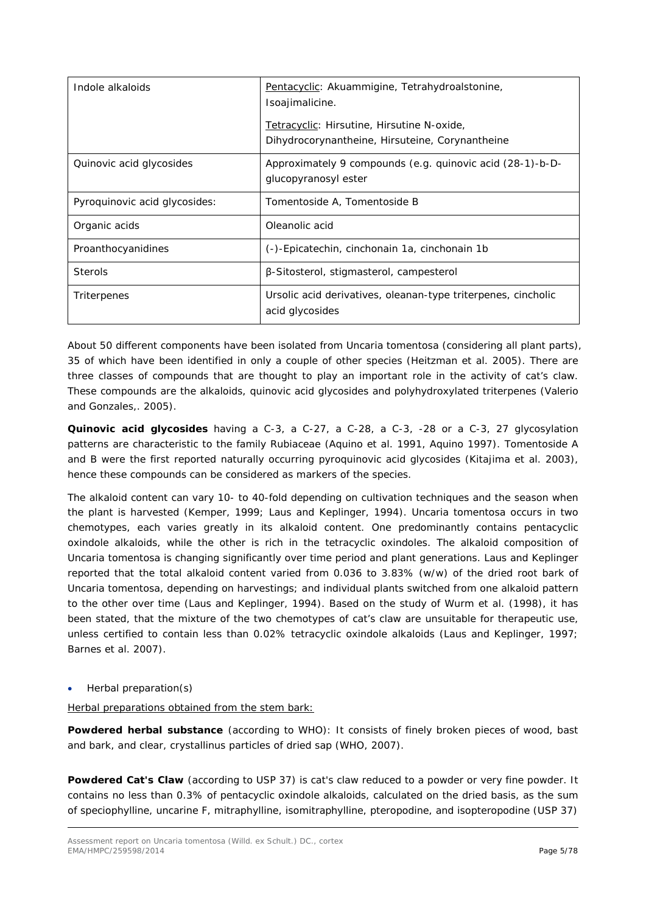| Indole alkaloids | Pentacyclic: Akuammigine, Tetrahydroalstonine, Isoajimalicine.<br><br>Tetracyclic: Hirsutine, Hirsutine N-oxide, Dihydrocorynantheine, Hirsuteine, Corynantheine |
|---|---|
| Quinovic acid glycosides | Approximately 9 compounds (e.g. quinovic acid (28-1)-b-D-glucopyranosyl ester |
| Pyroquinovic acid glycosides: | Tomentoside A, Tomentoside B |
| Organic acids | Oleanolic acid |
| Proanthocyanidines | (-)-Epicatechin, cinchonain 1a, cinchonain 1b |
| Sterols | β-Sitosterol, stigmasterol, campesterol |
| Triterpenes | Ursolic acid derivatives, oleanan-type triterpenes, cincholic acid glycosides |

About 50 different components have been isolated from *Uncaria tomentosa* (considering all plant parts), 35 of which have been identified in only a couple of other species (Heitzman et al. 2005). There are three classes of compounds that are thought to play an important role in the activity of cat's claw. These compounds are the alkaloids, quinovic acid glycosides and polyhydroxylated triterpenes (Valerio and Gonzales,. 2005).

**Quinovic acid glycosides** having a C-3, a C-27, a C-28, a C-3, -28 or a C-3, 27 glycosylation patterns are characteristic to the family Rubiaceae (Aquino et al. 1991, Aquino 1997). Tomentoside A and B were the first reported naturally occurring pyroquinovic acid glycosides (Kitajima et al. 2003), hence these compounds can be considered as markers of the species.

The alkaloid content can vary 10- to 40-fold depending on cultivation techniques and the season when the plant is harvested (Kemper, 1999; Laus and Keplinger, 1994). *Uncaria tomentosa* occurs in two chemotypes, each varies greatly in its alkaloid content. One predominantly contains pentacyclic oxindole alkaloids, while the other is rich in the tetracyclic oxindoles. The alkaloid composition of *Uncaria tomentosa* is changing significantly over time period and plant generations. Laus and Keplinger reported that the total alkaloid content varied from 0.036 to 3.83% (w/w) of the dried root bark of *Uncaria tomentosa*, depending on harvestings; and individual plants switched from one alkaloid pattern to the other over time (Laus and Keplinger, 1994). Based on the study of Wurm et al. (1998), it has been stated, that the mixture of the two chemotypes of cat's claw are unsuitable for therapeutic use, unless certified to contain less than 0.02% tetracyclic oxindole alkaloids (Laus and Keplinger, 1997; Barnes et al. 2007).

- Herbal preparation(s)

Herbal preparations obtained from the stem bark:

**Powdered herbal substance** (according to WHO): It consists of finely broken pieces of wood, bast and bark, and clear, crystallinus particles of dried sap (WHO, 2007).

**Powdered Cat's Claw** (according to USP 37) is cat's claw reduced to a powder or very fine powder. It contains no less than 0.3% of pentacyclic oxindole alkaloids, calculated on the dried basis, as the sum of speciophylline, uncarine F, mitraphylline, isomitraphylline, pteropodine, and isopteropodine (USP 37)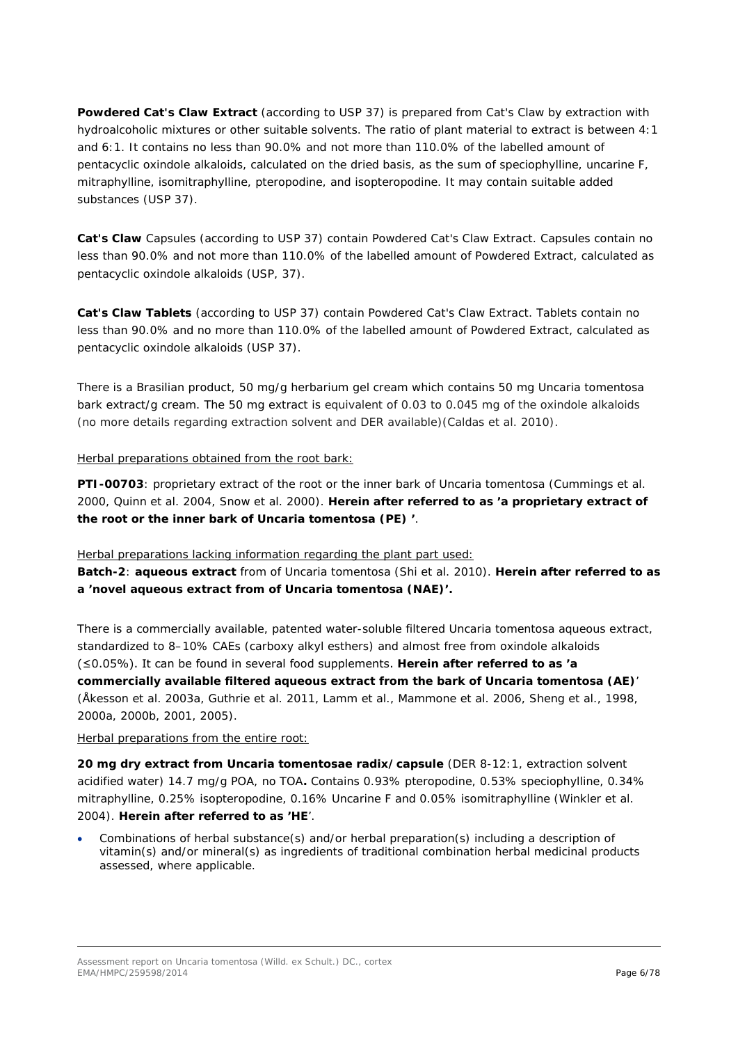**Powdered Cat's Claw Extract** (according to USP 37) is prepared from Cat's Claw by extraction with hydroalcoholic mixtures or other suitable solvents. The ratio of plant material to extract is between 4:1 and 6:1. It contains no less than 90.0% and not more than 110.0% of the labelled amount of pentacyclic oxindole alkaloids, calculated on the dried basis, as the sum of speciophylline, uncarine F, mitraphylline, isomitraphylline, pteropodine, and isopteropodine. It may contain suitable added substances (USP 37).

**Cat's Claw** Capsules (according to USP 37) contain Powdered Cat's Claw Extract. Capsules contain no less than 90.0% and not more than 110.0% of the labelled amount of Powdered Extract, calculated as pentacyclic oxindole alkaloids (USP, 37).

**Cat's Claw Tablets** (according to USP 37) contain Powdered Cat's Claw Extract. Tablets contain no less than 90.0% and no more than 110.0% of the labelled amount of Powdered Extract, calculated as pentacyclic oxindole alkaloids (USP 37).

There is a Brasilian product, 50 mg/g herbarium gel cream which contains 50 mg Uncaria tomentosa bark extract/g cream. The 50 mg extract is equivalent of 0.03 to 0.045 mg of the oxindole alkaloids (no more details regarding extraction solvent and DER available)(Caldas et al. 2010).

Herbal preparations obtained from the root bark:

**PTI-00703**: proprietary extract of the root or the inner bark of Uncaria tomentosa (Cummings et al. 2000, Quinn et al. 2004, Snow et al. 2000). **Herein after referred to as 'a proprietary extract of the root or the inner bark of Uncaria tomentosa (PE) '**.

Herbal preparations lacking information regarding the plant part used:

**Batch-2**: **aqueous extract** from of Uncaria tomentosa (Shi et al. 2010). **Herein after referred to as a 'novel aqueous extract from of Uncaria tomentosa (NAE)'.**

There is a commercially available, patented water-soluble filtered Uncaria tomentosa aqueous extract, standardized to 8–10% CAEs (carboxy alkyl esthers) and almost free from oxindole alkaloids (≤0.05%). It can be found in several food supplements. **Herein after referred to as 'a commercially available filtered aqueous extract from the bark of Uncaria tomentosa (AE)'** (Åkesson et al. 2003a, Guthrie et al. 2011, Lamm et al., Mammone et al. 2006, Sheng et al., 1998, 2000a, 2000b, 2001, 2005).

Herbal preparations from the entire root:

**20 mg dry extract from Uncaria tomentosae radix/capsule** (DER 8-12:1, extraction solvent acidified water) 14.7 mg/g POA, no TOA**.** Contains 0.93% pteropodine, 0.53% speciophylline, 0.34% mitraphylline, 0.25% isopteropodine, 0.16% Uncarine F and 0.05% isomitraphylline (Winkler et al. 2004). **Herein after referred to as 'HE'**.

- Combinations of herbal substance(s) and/or herbal preparation(s) including a description of vitamin(s) and/or mineral(s) as ingredients of traditional combination herbal medicinal products assessed, where applicable.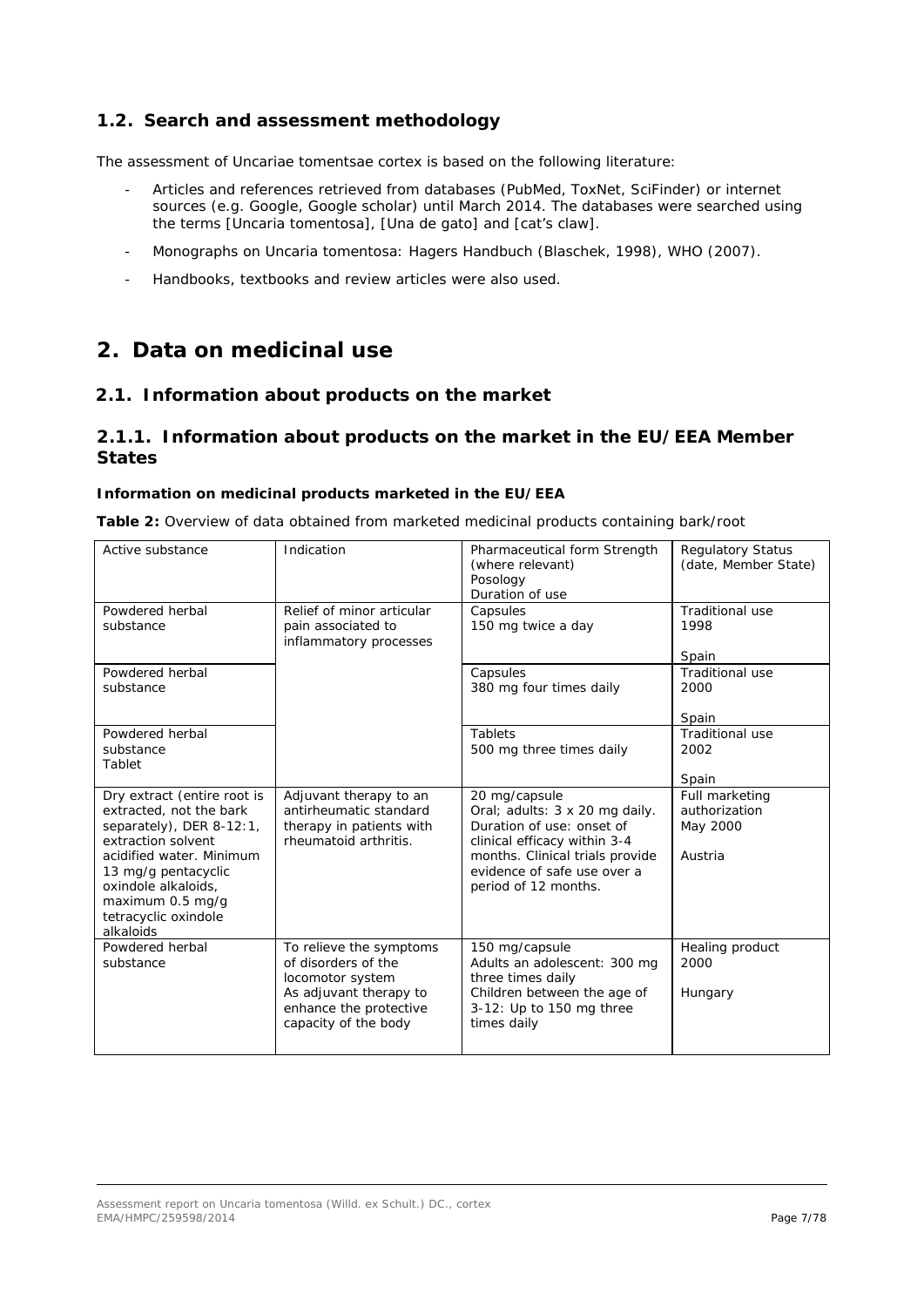## 1.2. Search and assessment methodology

The assessment of Uncariae tomentsae cortex is based on the following literature:

- Articles and references retrieved from databases (PubMed, ToxNet, SciFinder) or internet sources (e.g. Google, Google scholar) until March 2014. The databases were searched using the terms [Uncaria tomentosa], [Una de gato] and [cat's claw].
- Monographs on Uncaria tomentosa: Hagers Handbuch (Blaschek, 1998), WHO (2007).
- Handbooks, textbooks and review articles were also used.

# 2. Data on medicinal use

## 2.1. Information about products on the market

### 2.1.1. Information about products on the market in the EU/EEA Member States

**Information on medicinal products marketed in the EU/EEA**

**Table 2:** Overview of data obtained from marketed medicinal products containing bark/root

| Active substance | Indication | Pharmaceutical form Strength (where relevant) Posology Duration of use | Regulatory Status (date, Member State) |
|---|---|---|---|
| Powdered herbal substance | Relief of minor articular pain associated to inflammatory processes | Capsules<br>150 mg twice a day | Traditional use<br>1998<br><br>Spain |
| Powdered herbal substance | | Capsules<br>380 mg four times daily | Traditional use<br>2000<br><br>Spain |
| Powdered herbal substance<br>Tablet | | Tablets<br>500 mg three times daily | Traditional use<br>2002<br><br>Spain |
| Dry extract (entire root is extracted, not the bark separately), DER 8-12:1, extraction solvent acidified water. Minimum 13 mg/g pentacyclic oxindole alkaloids, maximum 0.5 mg/g tetracyclic oxindole alkaloids | Adjuvant therapy to an antirheumatic standard therapy in patients with rheumatoid arthritis. | 20 mg/capsule<br>Oral; adults: 3 x 20 mg daily.<br>Duration of use: onset of clinical efficacy within 3-4 months. Clinical trials provide evidence of safe use over a period of 12 months. | Full marketing authorization<br>May 2000<br><br>Austria |
| Powdered herbal substance | To relieve the symptoms of disorders of the locomotor system<br>As adjuvant therapy to enhance the protective capacity of the body | 150 mg/capsule<br>Adults an adolescent: 300 mg three times daily<br>Children between the age of 3-12: Up to 150 mg three times daily | Healing product<br>2000<br><br>Hungary |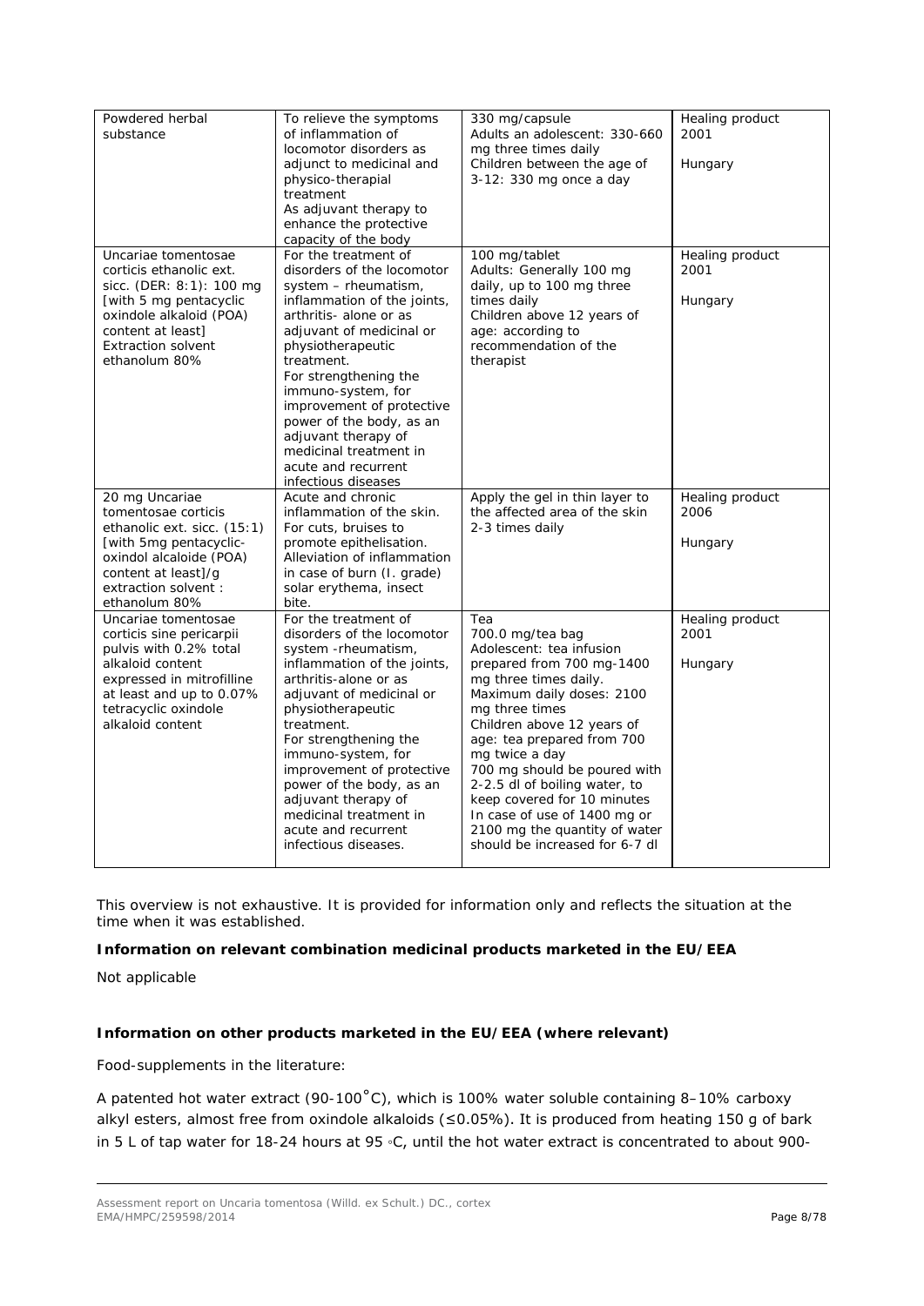| | | | |
|---|---|---|---|
| Powdered herbal substance | To relieve the symptoms of inflammation of locomotor disorders as adjunct to medicinal and physico-therapial treatment<br>As adjuvant therapy to enhance the protective capacity of the body | 330 mg/capsule<br>Adults an adolescent: 330-660 mg three times daily<br>Children between the age of 3-12: 330 mg once a day | Healing product<br>2001<br><br>Hungary |
| Uncariae tomentosae corticis ethanolic ext. sicc. (DER: 8:1): 100 mg [with 5 mg pentacyclic oxindole alkaloid (POA) content at least]<br>Extraction solvent ethanolum 80% | For the treatment of disorders of the locomotor system – rheumatism, inflammation of the joints, arthritis- alone or as adjuvant of medicinal or physiotherapeutic treatment.<br>For strengthening the immuno-system, for improvement of protective power of the body, as an adjuvant therapy of medicinal treatment in acute and recurrent infectious diseases | 100 mg/tablet<br>Adults: Generally 100 mg daily, up to 100 mg three times daily<br>Children above 12 years of age: according to recommendation of the therapist | Healing product<br>2001<br><br>Hungary |
| 20 mg Uncariae tomentosae corticis ethanolic ext. sicc. (15:1) [with 5mg pentacyclic-oxindol alcaloide (POA) content at least]/g extraction solvent : ethanolum 80% | Acute and chronic inflammation of the skin.<br>For cuts, bruises to promote epithelisation.<br>Alleviation of inflammation in case of burn (I. grade) solar erythema, insect bite. | Apply the gel in thin layer to the affected area of the skin 2-3 times daily | Healing product<br>2006<br><br>Hungary |
| Uncariae tomentosae corticis sine pericarpii pulvis with 0.2% total alkaloid content expressed in mitrofilline at least and up to 0.07% tetracyclic oxindole alkaloid content | For the treatment of disorders of the locomotor system -rheumatism, inflammation of the joints, arthritis-alone or as adjuvant of medicinal or physiotherapeutic treatment.<br>For strengthening the immuno-system, for improvement of protective power of the body, as an adjuvant therapy of medicinal treatment in acute and recurrent infectious diseases. | Tea<br>700.0 mg/tea bag<br>Adolescent: tea infusion prepared from 700 mg-1400 mg three times daily.<br>Maximum daily doses: 2100 mg three times<br>Children above 12 years of age: tea prepared from 700 mg twice a day<br>700 mg should be poured with 2-2.5 dl of boiling water, to keep covered for 10 minutes<br>In case of use of 1400 mg or 2100 mg the quantity of water should be increased for 6-7 dl | Healing product<br>2001<br><br>Hungary |

This overview is not exhaustive. It is provided for information only and reflects the situation at the time when it was established.

**Information on relevant combination medicinal products marketed in the EU/EEA**

Not applicable

**Information on other products marketed in the EU/EEA (where relevant)**

Food-supplements in the literature:

A patented hot water extract (90-100°C), which is 100% water soluble containing 8–10% carboxy alkyl esters, almost free from oxindole alkaloids (≤0.05%). It is produced from heating 150 g of bark in 5 L of tap water for 18-24 hours at 95 ◦C, until the hot water extract is concentrated to about 900-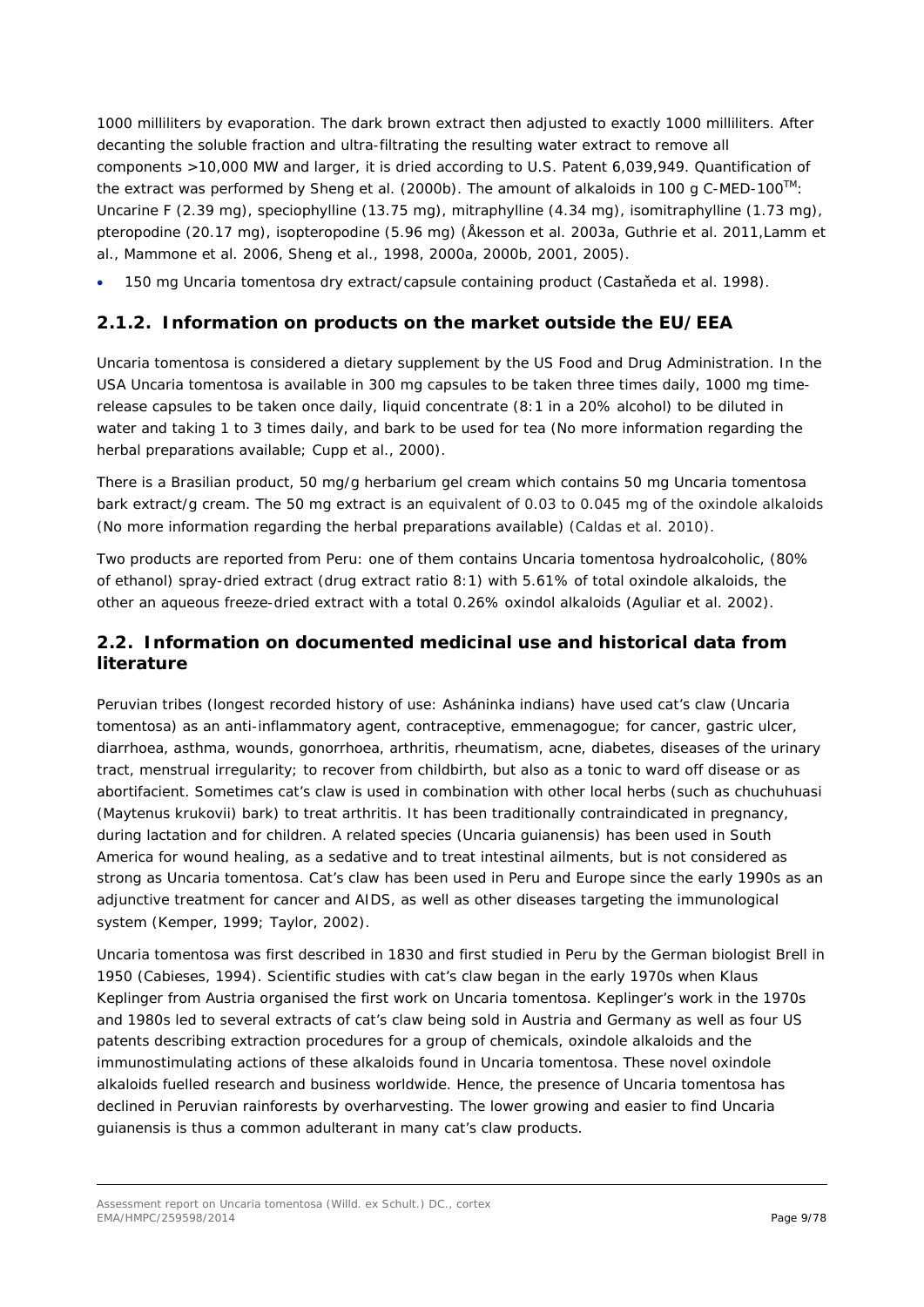1000 milliliters by evaporation. The dark brown extract then adjusted to exactly 1000 milliliters. After decanting the soluble fraction and ultra-filtrating the resulting water extract to remove all components >10,000 MW and larger, it is dried according to U.S. Patent 6,039,949. Quantification of the extract was performed by Sheng et al. (2000b). The amount of alkaloids in 100 g C-MED-100$^{TM}$: Uncarine F (2.39 mg), speciophylline (13.75 mg), mitraphylline (4.34 mg), isomitraphylline (1.73 mg), pteropodine (20.17 mg), isopteropodine (5.96 mg) (Åkesson et al. 2003a, Guthrie et al. 2011,Lamm et al., Mammone et al. 2006, Sheng et al., 1998, 2000a, 2000b, 2001, 2005).

- 150 mg Uncaria tomentosa dry extract/capsule containing product (Castaňeda et al. 1998).

## 2.1.2. Information on products on the market outside the EU/EEA

Uncaria tomentosa is considered a dietary supplement by the US Food and Drug Administration. In the USA Uncaria tomentosa is available in 300 mg capsules to be taken three times daily, 1000 mg time-release capsules to be taken once daily, liquid concentrate (8:1 in a 20% alcohol) to be diluted in water and taking 1 to 3 times daily, and bark to be used for tea (No more information regarding the herbal preparations available; Cupp et al., 2000).

There is a Brasilian product, 50 mg/g herbarium gel cream which contains 50 mg Uncaria tomentosa bark extract/g cream. The 50 mg extract is an equivalent of 0.03 to 0.045 mg of the oxindole alkaloids (No more information regarding the herbal preparations available) (Caldas et al. 2010).

Two products are reported from Peru: one of them contains Uncaria tomentosa hydroalcoholic, (80% of ethanol) spray-dried extract (drug extract ratio 8:1) with 5.61% of total oxindole alkaloids, the other an aqueous freeze-dried extract with a total 0.26% oxindol alkaloids (Aguliar et al. 2002).

## 2.2. Information on documented medicinal use and historical data from literature

Peruvian tribes (longest recorded history of use: Asháninka indians) have used cat's claw (Uncaria tomentosa) as an anti-inflammatory agent, contraceptive, emmenagogue; for cancer, gastric ulcer, diarrhoea, asthma, wounds, gonorrhoea, arthritis, rheumatism, acne, diabetes, diseases of the urinary tract, menstrual irregularity; to recover from childbirth, but also as a tonic to ward off disease or as abortifacient. Sometimes cat's claw is used in combination with other local herbs (such as chuchuhuasi (Maytenus krukovii) bark) to treat arthritis. It has been traditionally contraindicated in pregnancy, during lactation and for children. A related species (Uncaria guianensis) has been used in South America for wound healing, as a sedative and to treat intestinal ailments, but is not considered as strong as Uncaria tomentosa. Cat's claw has been used in Peru and Europe since the early 1990s as an adjunctive treatment for cancer and AIDS, as well as other diseases targeting the immunological system (Kemper, 1999; Taylor, 2002).

Uncaria tomentosa was first described in 1830 and first studied in Peru by the German biologist Brell in 1950 (Cabieses, 1994). Scientific studies with cat's claw began in the early 1970s when Klaus Keplinger from Austria organised the first work on Uncaria tomentosa. Keplinger's work in the 1970s and 1980s led to several extracts of cat's claw being sold in Austria and Germany as well as four US patents describing extraction procedures for a group of chemicals, oxindole alkaloids and the immunostimulating actions of these alkaloids found in Uncaria tomentosa. These novel oxindole alkaloids fuelled research and business worldwide. Hence, the presence of Uncaria tomentosa has declined in Peruvian rainforests by overharvesting. The lower growing and easier to find Uncaria guianensis is thus a common adulterant in many cat's claw products.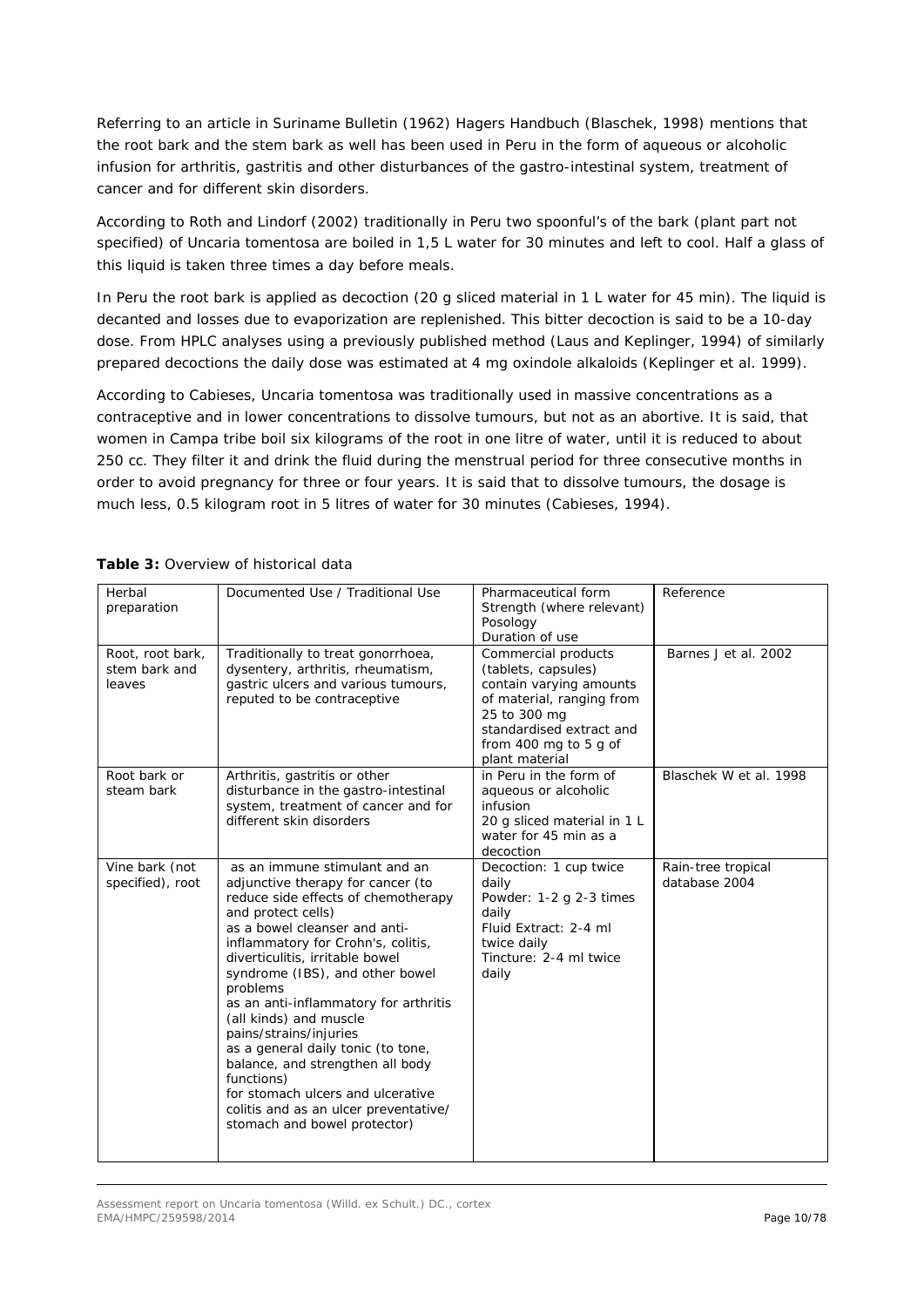Referring to an article in Suriname Bulletin (1962) Hagers Handbuch (Blaschek, 1998) mentions that the root bark and the stem bark as well has been used in Peru in the form of aqueous or alcoholic infusion for arthritis, gastritis and other disturbances of the gastro-intestinal system, treatment of cancer and for different skin disorders.

According to Roth and Lindorf (2002) traditionally in Peru two spoonful's of the bark (plant part not specified) of *Uncaria tomentosa* are boiled in 1,5 L water for 30 minutes and left to cool. Half a glass of this liquid is taken three times a day before meals.

In Peru the root bark is applied as decoction (20 g sliced material in 1 L water for 45 min). The liquid is decanted and losses due to evaporization are replenished. This bitter decoction is said to be a 10-day dose. From HPLC analyses using a previously published method (Laus and Keplinger, 1994) of similarly prepared decoctions the daily dose was estimated at 4 mg oxindole alkaloids (Keplinger et al. 1999).

According to Cabieses, *Uncaria tomentosa* was traditionally used in massive concentrations as a contraceptive and in lower concentrations to dissolve tumours, but not as an abortive. It is said, that women in Campa tribe boil six kilograms of the root in one litre of water, until it is reduced to about 250 cc. They filter it and drink the fluid during the menstrual period for three consecutive months in order to avoid pregnancy for three or four years. It is said that to dissolve tumours, the dosage is much less, 0.5 kilogram root in 5 litres of water for 30 minutes (Cabieses, 1994).

**Table 3:** Overview of historical data

| Herbal preparation | Documented Use / Traditional Use | Pharmaceutical form Strength (where relevant) Posology Duration of use | Reference |
|---|---|---|---|
| Root, root bark, stem bark and leaves | Traditionally to treat gonorrhoea, dysentery, arthritis, rheumatism, gastric ulcers and various tumours, reputed to be contraceptive | Commercial products (tablets, capsules) contain varying amounts of material, ranging from 25 to 300 mg standardised extract and from 400 mg to 5 g of plant material | Barnes J et al. 2002 |
| Root bark or steam bark | Arthritis, gastritis or other disturbance in the gastro-intestinal system, treatment of cancer and for different skin disorders | in Peru in the form of aqueous or alcoholic infusion<br>20 g sliced material in 1 L water for 45 min as a decoction | Blaschek W et al. 1998 |
| Vine bark (not specified), root | as an immune stimulant and an adjunctive therapy for cancer (to reduce side effects of chemotherapy and protect cells)<br>as a bowel cleanser and anti-inflammatory for Crohn's, colitis, diverticulitis, irritable bowel syndrome (IBS), and other bowel problems<br>as an anti-inflammatory for arthritis (all kinds) and muscle pains/strains/injuries<br>as a general daily tonic (to tone, balance, and strengthen all body functions)<br>for stomach ulcers and ulcerative colitis and as an ulcer preventative/ stomach and bowel protector) | Decoction: 1 cup twice daily<br>Powder: 1-2 g 2-3 times daily<br>Fluid Extract: 2-4 ml twice daily<br>Tincture: 2-4 ml twice daily | Rain-tree tropical database 2004 |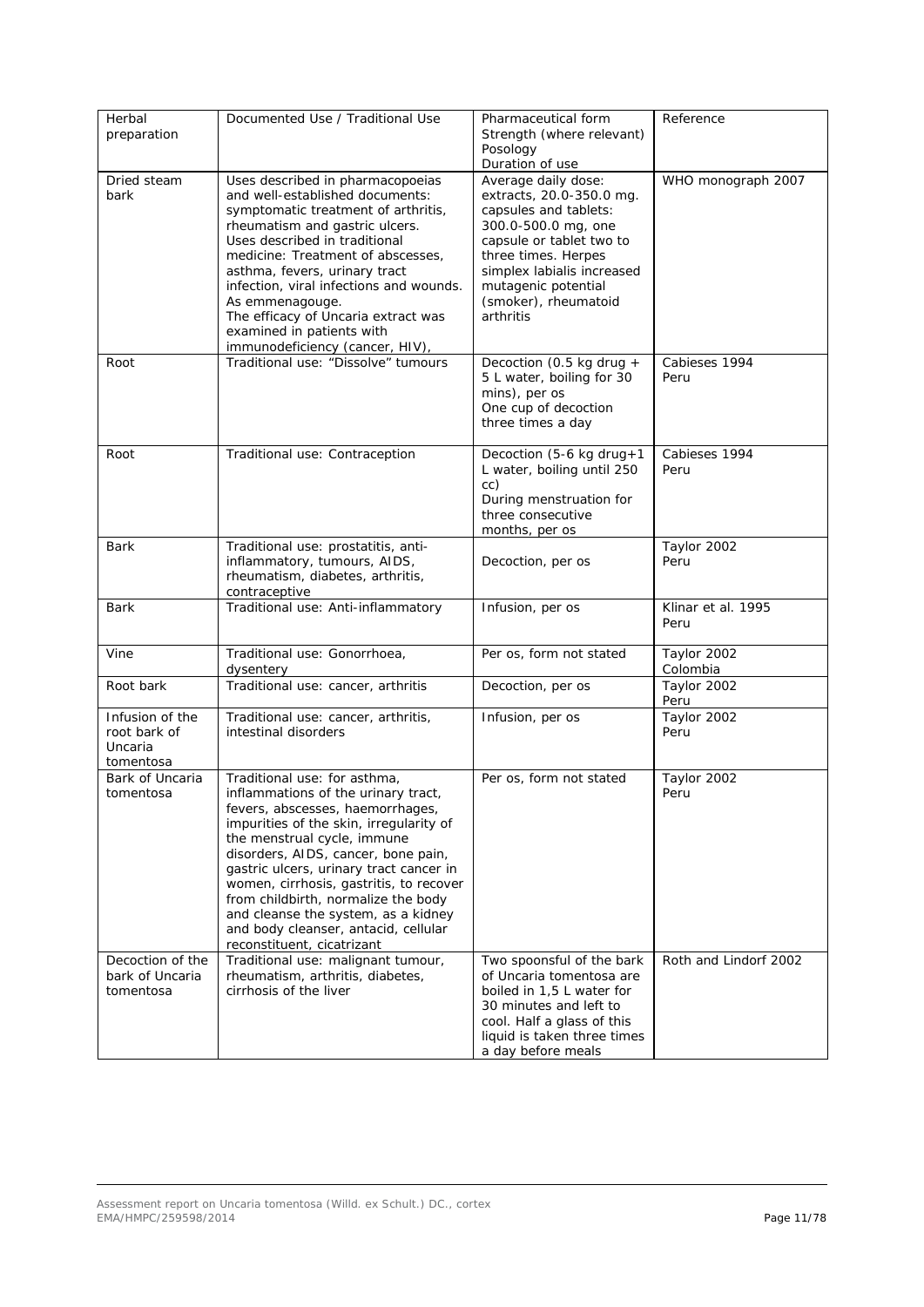| Herbal preparation | Documented Use / Traditional Use | Pharmaceutical form Strength (where relevant) Posology Duration of use | Reference |
|---|---|---|---|
| Dried steam bark | Uses described in pharmacopoeias and well-established documents: symptomatic treatment of arthritis, rheumatism and gastric ulcers. Uses described in traditional medicine: Treatment of abscesses, asthma, fevers, urinary tract infection, viral infections and wounds. As emmenagouge. The efficacy of Uncaria extract was examined in patients with immunodeficiency (cancer, HIV), | Average daily dose: extracts, 20.0-350.0 mg. capsules and tablets: 300.0-500.0 mg, one capsule or tablet two to three times. Herpes simplex labialis increased mutagenic potential (smoker), rheumatoid arthritis | WHO monograph 2007 |
| Root | Traditional use: "Dissolve" tumours | Decoction (0.5 kg drug + 5 L water, boiling for 30 mins), per os One cup of decoction three times a day | Cabieses 1994 Peru |
| Root | Traditional use: Contraception | Decoction (5-6 kg drug+1 L water, boiling until 250 cc) During menstruation for three consecutive months, per os | Cabieses 1994 Peru |
| Bark | Traditional use: prostatitis, anti-inflammatory, tumours, AIDS, rheumatism, diabetes, arthritis, contraceptive | Decoction, per os | Taylor 2002 Peru |
| Bark | Traditional use: Anti-inflammatory | Infusion, per os | Klinar et al. 1995 Peru |
| Vine | Traditional use: Gonorrhoea, dysentery | Per os, form not stated | Taylor 2002 Colombia |
| Root bark | Traditional use: cancer, arthritis | Decoction, per os | Taylor 2002 Peru |
| Infusion of the root bark of Uncaria tomentosa | Traditional use: cancer, arthritis, intestinal disorders | Infusion, per os | Taylor 2002 Peru |
| Bark of Uncaria tomentosa | Traditional use: for asthma, inflammations of the urinary tract, fevers, abscesses, haemorrhages, impurities of the skin, irregularity of the menstrual cycle, immune disorders, AIDS, cancer, bone pain, gastric ulcers, urinary tract cancer in women, cirrhosis, gastritis, to recover from childbirth, normalize the body and cleanse the system, as a kidney and body cleanser, antacid, cellular reconstituent, cicatrizant | Per os, form not stated | Taylor 2002 Peru |
| Decoction of the bark of Uncaria tomentosa | Traditional use: malignant tumour, rheumatism, arthritis, diabetes, cirrhosis of the liver | Two spoonsful of the bark of Uncaria tomentosa are boiled in 1,5 L water for 30 minutes and left to cool. Half a glass of this liquid is taken three times a day before meals | Roth and Lindorf 2002 |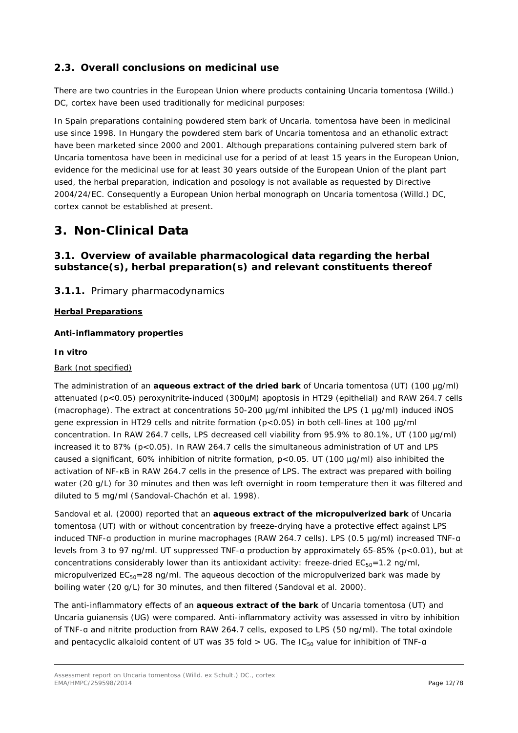### 2.3. Overall conclusions on medicinal use

There are two countries in the European Union where products containing Uncaria tomentosa (Willd.) DC, cortex have been used traditionally for medicinal purposes:

In Spain preparations containing powdered stem bark of Uncaria. tomentosa have been in medicinal use since 1998. In Hungary the powdered stem bark of Uncaria tomentosa and an ethanolic extract have been marketed since 2000 and 2001. Although preparations containing pulvered stem bark of Uncaria tomentosa have been in medicinal use for a period of at least 15 years in the European Union, evidence for the medicinal use for at least 30 years outside of the European Union of the plant part used, the herbal preparation, indication and posology is not available as requested by Directive 2004/24/EC. Consequently a European Union herbal monograph on Uncaria tomentosa (Willd.) DC, cortex cannot be established at present.

# 3. Non-Clinical Data

## 3.1. Overview of available pharmacological data regarding the herbal substance(s), herbal preparation(s) and relevant constituents thereof

### 3.1.1. Primary pharmacodynamics

**Herbal Preparations**

**Anti-inflammatory properties**

**In vitro**

Bark (not specified)

The administration of an **aqueous extract of the dried bark** of Uncaria tomentosa (UT) (100 µg/ml) attenuated ($p<0.05$) peroxynitrite-induced (300µM) apoptosis in HT29 (epithelial) and RAW 264.7 cells (macrophage). The extract at concentrations 50-200 µg/ml inhibited the LPS (1 µg/ml) induced iNOS gene expression in HT29 cells and nitrite formation ($p<0.05$) in both cell-lines at 100 µg/ml concentration. In RAW 264.7 cells, LPS decreased cell viability from 95.9% to 80.1%, UT (100 µg/ml) increased it to 87% ($p<0.05$). In RAW 264.7 cells the simultaneous administration of UT and LPS caused a significant, 60% inhibition of nitrite formation, $p<0.05$. UT (100 µg/ml) also inhibited the activation of NF-κB in RAW 264.7 cells in the presence of LPS. The extract was prepared with boiling water (20 g/L) for 30 minutes and then was left overnight in room temperature then it was filtered and diluted to 5 mg/ml (Sandoval-Chachón et al. 1998).

Sandoval et al. (2000) reported that an **aqueous extract of the micropulverized bark** of Uncaria tomentosa (UT) with or without concentration by freeze-drying have a protective effect against LPS induced TNF-α production in murine macrophages (RAW 264.7 cells). LPS (0.5 µg/ml) increased TNF-α levels from 3 to 97 ng/ml. UT suppressed TNF-α production by approximately 65-85% ($p<0.01$), but at concentrations considerably lower than its antioxidant activity: freeze-dried $EC_{50}$=1.2 ng/ml, micropulverized $EC_{50}$=28 ng/ml. The aqueous decoction of the micropulverized bark was made by boiling water (20 g/L) for 30 minutes, and then filtered (Sandoval et al. 2000).

The anti-inflammatory effects of an **aqueous extract of the bark** of Uncaria tomentosa (UT) and Uncaria guianensis (UG) were compared. Anti-inflammatory activity was assessed in vitro by inhibition of TNF-α and nitrite production from RAW 264.7 cells, exposed to LPS (50 ng/ml). The total oxindole and pentacyclic alkaloid content of UT was 35 fold > UG. The $IC_{50}$ value for inhibition of TNF-α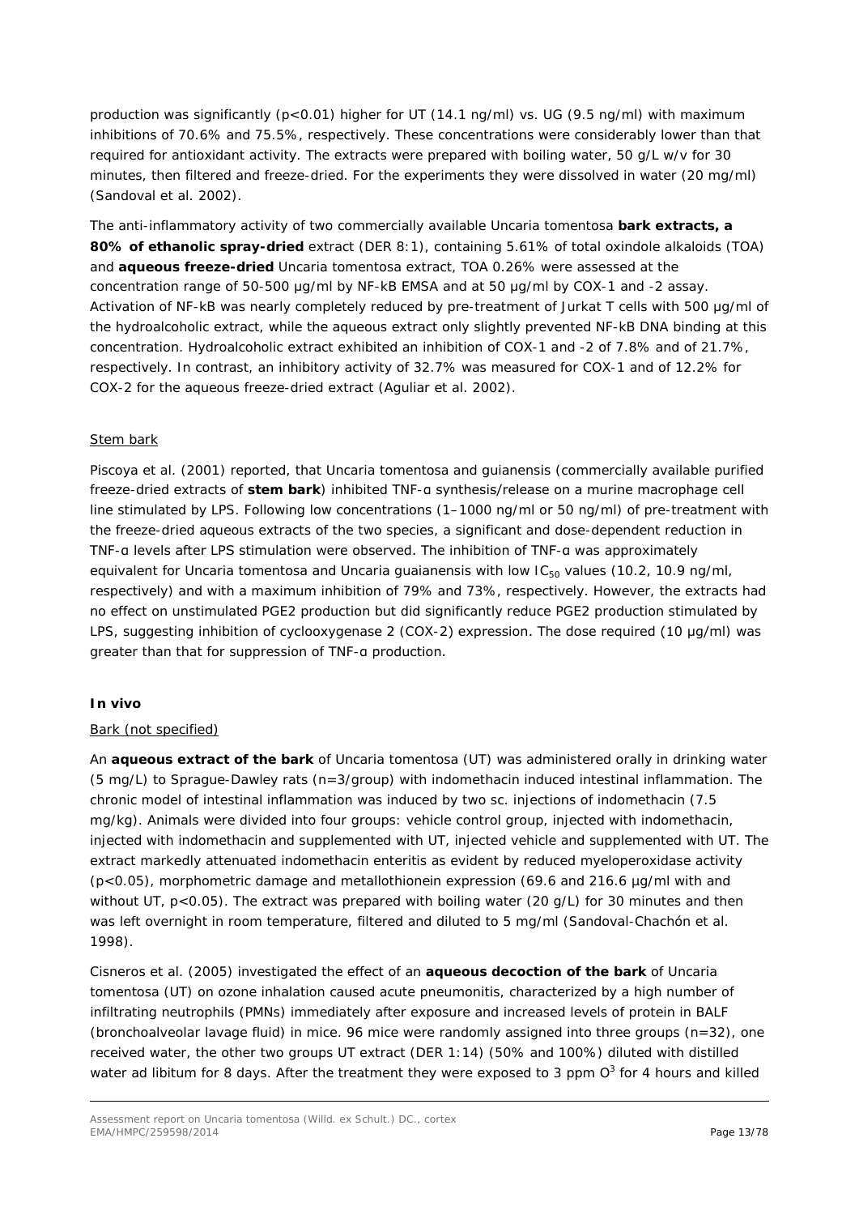production was significantly ($p<0.01$) higher for UT (14.1 ng/ml) vs. UG (9.5 ng/ml) with maximum inhibitions of 70.6% and 75.5%, respectively. These concentrations were considerably lower than that required for antioxidant activity. The extracts were prepared with boiling water, 50 g/L w/v for 30 minutes, then filtered and freeze-dried. For the experiments they were dissolved in water (20 mg/ml) (Sandoval et al. 2002).

The anti-inflammatory activity of two commercially available *Uncaria tomentosa* **bark extracts, a 80% of ethanolic spray-dried** extract (DER 8:1), containing 5.61% of total oxindole alkaloids (TOA) and **aqueous freeze-dried** *Uncaria tomentosa* extract, TOA 0.26% were assessed at the concentration range of 50-500 µg/ml by NF-kB EMSA and at 50 µg/ml by COX-1 and -2 assay. Activation of NF-kB was nearly completely reduced by pre-treatment of Jurkat T cells with 500 µg/ml of the hydroalcoholic extract, while the aqueous extract only slightly prevented NF-kB DNA binding at this concentration. Hydroalcoholic extract exhibited an inhibition of COX-1 and -2 of 7.8% and of 21.7%, respectively. In contrast, an inhibitory activity of 32.7% was measured for COX-1 and of 12.2% for COX-2 for the aqueous freeze-dried extract (Aguliar et al. 2002).

<u>Stem bark</u>

Piscoya et al. (2001) reported, that *Uncaria tomentosa* and *guianensis* (commercially available purified freeze-dried extracts of **stem bark**) inhibited TNF-α synthesis/release on a murine macrophage cell line stimulated by LPS. Following low concentrations (1–1000 ng/ml or 50 ng/ml) of pre-treatment with the freeze-dried aqueous extracts of the two species, a significant and dose-dependent reduction in TNF-α levels after LPS stimulation were observed. The inhibition of TNF-α was approximately equivalent for *Uncaria tomentosa* and *Uncaria guaianensis* with low $IC_{50}$ values (10.2, 10.9 ng/ml, respectively) and with a maximum inhibition of 79% and 73%, respectively. However, the extracts had no effect on unstimulated PGE2 production but did significantly reduce PGE2 production stimulated by LPS, suggesting inhibition of cyclooxygenase 2 (COX-2) expression. The dose required (10 µg/ml) was greater than that for suppression of TNF-α production.

**In vivo**

<u>Bark (not specified)</u>

An **aqueous extract of the bark** of *Uncaria tomentosa* (UT) was administered orally in drinking water (5 mg/L) to Sprague-Dawley rats (n=3/group) with indomethacin induced intestinal inflammation. The chronic model of intestinal inflammation was induced by two sc. injections of indomethacin (7.5 mg/kg). Animals were divided into four groups: vehicle control group, injected with indomethacin, injected with indomethacin and supplemented with UT, injected vehicle and supplemented with UT. The extract markedly attenuated indomethacin enteritis as evident by reduced myeloperoxidase activity ($p<0.05$), morphometric damage and metallothionein expression (69.6 and 216.6 µg/ml with and without UT, $p<0.05$). The extract was prepared with boiling water (20 g/L) for 30 minutes and then was left overnight in room temperature, filtered and diluted to 5 mg/ml (Sandoval-Chachón et al. 1998).

Cisneros et al. (2005) investigated the effect of an **aqueous decoction of the bark** of *Uncaria tomentosa* (UT) on ozone inhalation caused acute pneumonitis, characterized by a high number of infiltrating neutrophils (PMNs) immediately after exposure and increased levels of protein in BALF (bronchoalveolar lavage fluid) in mice. 96 mice were randomly assigned into three groups (n=32), one received water, the other two groups UT extract (DER 1:14) (50% and 100%) diluted with distilled water ad libitum for 8 days. After the treatment they were exposed to 3 ppm $O^3$ for 4 hours and killed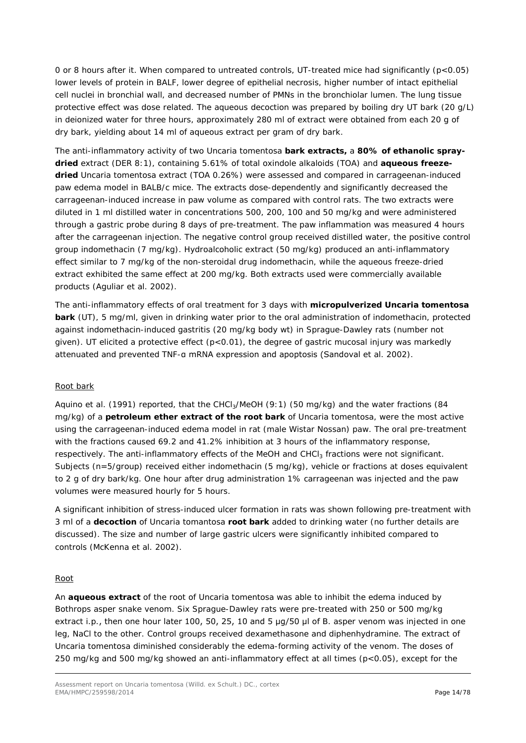0 or 8 hours after it. When compared to untreated controls, UT-treated mice had significantly ($p<0.05$) lower levels of protein in BALF, lower degree of epithelial necrosis, higher number of intact epithelial cell nuclei in bronchial wall, and decreased number of PMNs in the bronchiolar lumen. The lung tissue protective effect was dose related. The aqueous decoction was prepared by boiling dry UT bark (20 g/L) in deionized water for three hours, approximately 280 ml of extract were obtained from each 20 g of dry bark, yielding about 14 ml of aqueous extract per gram of dry bark.

The anti-inflammatory activity of two Uncaria tomentosa **bark extracts,** a **80% of ethanolic spray-dried** extract (DER 8:1), containing 5.61% of total oxindole alkaloids (TOA) and **aqueous freeze-dried** Uncaria tomentosa extract (TOA 0.26%) were assessed and compared in carrageenan-induced paw edema model in BALB/c mice. The extracts dose-dependently and significantly decreased the carrageenan-induced increase in paw volume as compared with control rats. The two extracts were diluted in 1 ml distilled water in concentrations 500, 200, 100 and 50 mg/kg and were administered through a gastric probe during 8 days of pre-treatment. The paw inflammation was measured 4 hours after the carrageenan injection. The negative control group received distilled water, the positive control group indomethacin (7 mg/kg). Hydroalcoholic extract (50 mg/kg) produced an anti-inflammatory effect similar to 7 mg/kg of the non-steroidal drug indomethacin, while the aqueous freeze-dried extract exhibited the same effect at 200 mg/kg. Both extracts used were commercially available products (Aguliar et al. 2002).

The anti-inflammatory effects of oral treatment for 3 days with **micropulverized Uncaria tomentosa bark** (UT), 5 mg/ml, given in drinking water prior to the oral administration of indomethacin, protected against indomethacin-induced gastritis (20 mg/kg body wt) in Sprague-Dawley rats (number not given). UT elicited a protective effect ($p<0.01$), the degree of gastric mucosal injury was markedly attenuated and prevented TNF-α mRNA expression and apoptosis (Sandoval et al. 2002).

Root bark

Aquino et al. (1991) reported, that the $CHCl_3$/MeOH (9:1) (50 mg/kg) and the water fractions (84 mg/kg) of a **petroleum ether extract of the root bark** of Uncaria tomentosa, were the most active using the carrageenan-induced edema model in rat (male Wistar Nossan) paw. The oral pre-treatment with the fractions caused 69.2 and 41.2% inhibition at 3 hours of the inflammatory response, respectively. The anti-inflammatory effects of the MeOH and $CHCl_3$ fractions were not significant. Subjects (n=5/group) received either indomethacin (5 mg/kg), vehicle or fractions at doses equivalent to 2 g of dry bark/kg. One hour after drug administration 1% carrageenan was injected and the paw volumes were measured hourly for 5 hours.

A significant inhibition of stress-induced ulcer formation in rats was shown following pre-treatment with 3 ml of a **decoction** of Uncaria tomantosa **root bark** added to drinking water (no further details are discussed). The size and number of large gastric ulcers were significantly inhibited compared to controls (McKenna et al. 2002).

Root

An **aqueous extract** of the root of Uncaria tomentosa was able to inhibit the edema induced by Bothrops asper snake venom. Six Sprague-Dawley rats were pre-treated with 250 or 500 mg/kg extract i.p., then one hour later 100, 50, 25, 10 and 5 μg/50 μl of B. asper venom was injected in one leg, NaCl to the other. Control groups received dexamethasone and diphenhydramine. The extract of Uncaria tomentosa diminished considerably the edema-forming activity of the venom. The doses of 250 mg/kg and 500 mg/kg showed an anti-inflammatory effect at all times ($p<0.05$), except for the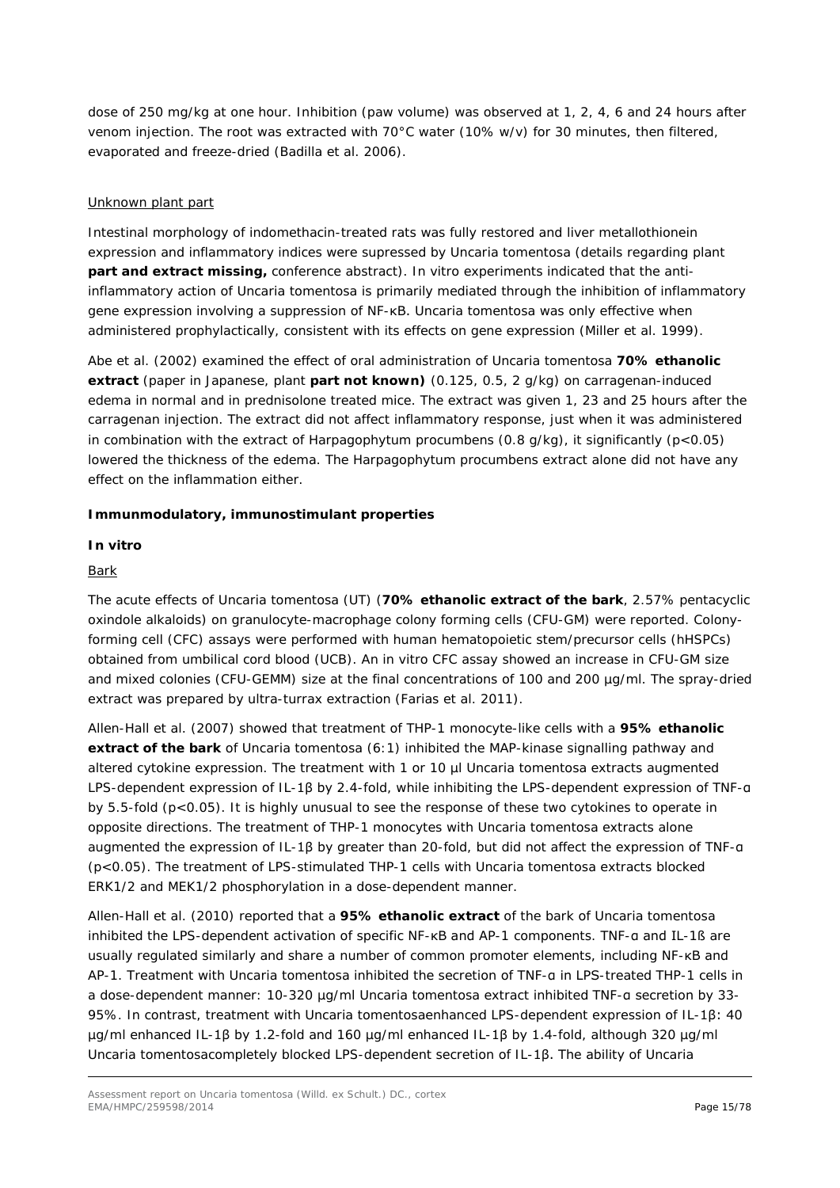dose of 250 mg/kg at one hour. Inhibition (paw volume) was observed at 1, 2, 4, 6 and 24 hours after venom injection. The root was extracted with 70°C water (10% w/v) for 30 minutes, then filtered, evaporated and freeze-dried (Badilla et al. 2006).

Unknown plant part

Intestinal morphology of indomethacin-treated rats was fully restored and liver metallothionein expression and inflammatory indices were supressed by *Uncaria tomentosa* (details regarding plant **part and extract missing,** conference abstract). In vitro experiments indicated that the anti-inflammatory action of *Uncaria tomentosa* is primarily mediated through the inhibition of inflammatory gene expression involving a suppression of NF-κB. *Uncaria tomentosa* was only effective when administered prophylactically, consistent with its effects on gene expression (Miller et al. 1999).

Abe et al. (2002) examined the effect of oral administration of *Uncaria tomentosa* **70% ethanolic extract** (paper in Japanese, plant **part not known)** (0.125, 0.5, 2 g/kg) on carragenan-induced edema in normal and in prednisolone treated mice. The extract was given 1, 23 and 25 hours after the carragenan injection. The extract did not affect inflammatory response, just when it was administered in combination with the extract of *Harpagophytum procumbens* (0.8 g/kg), it significantly ($p<0.05$) lowered the thickness of the edema. The *Harpagophytum procumbens* extract alone did not have any effect on the inflammation either.

**Immunmodulatory, immunostimulant properties**

***In vitro***

Bark

The acute effects of *Uncaria tomentosa* (UT) (**70% ethanolic extract of the bark**, 2.57% pentacyclic oxindole alkaloids) on granulocyte-macrophage colony forming cells (CFU-GM) were reported. Colony-forming cell (CFC) assays were performed with human hematopoietic stem/precursor cells (hHSPCs) obtained from umbilical cord blood (UCB). An in vitro CFC assay showed an increase in CFU-GM size and mixed colonies (CFU-GEMM) size at the final concentrations of 100 and 200 µg/ml. The spray-dried extract was prepared by ultra-turrax extraction (Farias et al. 2011).

Allen-Hall et al. (2007) showed that treatment of THP-1 monocyte-like cells with a **95% ethanolic extract of the bark** of *Uncaria tomentosa* (6:1) inhibited the MAP-kinase signalling pathway and altered cytokine expression. The treatment with 1 or 10 µl *Uncaria tomentosa* extracts augmented LPS-dependent expression of IL-1β by 2.4-fold, while inhibiting the LPS-dependent expression of TNF-α by 5.5-fold ($p<0.05$). It is highly unusual to see the response of these two cytokines to operate in opposite directions. The treatment of THP-1 monocytes with *Uncaria tomentosa* extracts alone augmented the expression of IL-1β by greater than 20-fold, but did not affect the expression of TNF-α ($p<0.05$). The treatment of LPS-stimulated THP-1 cells with *Uncaria tomentosa* extracts blocked ERK1/2 and MEK1/2 phosphorylation in a dose-dependent manner.

Allen-Hall et al. (2010) reported that a **95% ethanolic extract** of the bark of *Uncaria tomentosa* inhibited the LPS-dependent activation of specific NF-κB and AP-1 components. TNF-α and IL-1ß are usually regulated similarly and share a number of common promoter elements, including NF-κB and AP-1. Treatment with *Uncaria tomentosa* inhibited the secretion of TNF-α in LPS-treated THP-1 cells in a dose-dependent manner: 10-320 µg/ml *Uncaria tomentosa* extract inhibited TNF-α secretion by 33-95%. In contrast, treatment with *Uncaria tomentosa*enhanced LPS-dependent expression of IL-1β: 40 µg/ml enhanced IL-1β by 1.2-fold and 160 µg/ml enhanced IL-1β by 1.4-fold, although 320 µg/ml *Uncaria tomentosa*completely blocked LPS-dependent secretion of IL-1β. The ability of *Uncaria*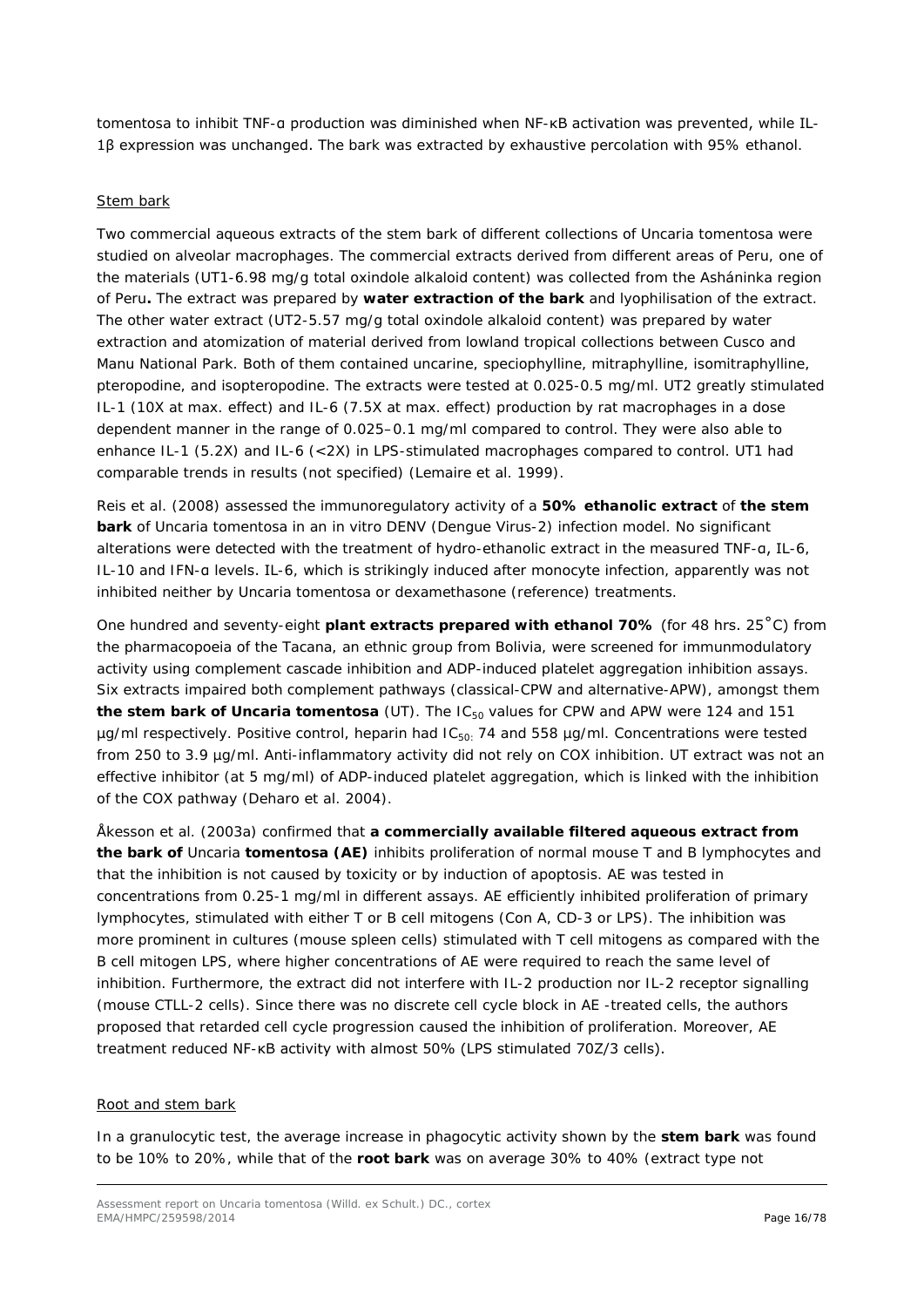tomentosa to inhibit TNF-α production was diminished when NF-κB activation was prevented, while IL-1β expression was unchanged. The bark was extracted by exhaustive percolation with 95% ethanol.

Stem bark

Two commercial aqueous extracts of the stem bark of different collections of *Uncaria tomentosa* were studied on alveolar macrophages. The commercial extracts derived from different areas of Peru, one of the materials (UT1-6.98 mg/g total oxindole alkaloid content) was collected from the Asháninka region of Peru**.** The extract was prepared by **water extraction of the bark** and lyophilisation of the extract. The other water extract (UT2-5.57 mg/g total oxindole alkaloid content) was prepared by water extraction and atomization of material derived from lowland tropical collections between Cusco and Manu National Park. Both of them contained uncarine, speciophylline, mitraphylline, isomitraphylline, pteropodine, and isopteropodine. The extracts were tested at 0.025-0.5 mg/ml. UT2 greatly stimulated IL-1 (10X at max. effect) and IL-6 (7.5X at max. effect) production by rat macrophages in a dose dependent manner in the range of 0.025–0.1 mg/ml compared to control. They were also able to enhance IL-1 (5.2X) and IL-6 (<2X) in LPS-stimulated macrophages compared to control. UT1 had comparable trends in results (not specified) (Lemaire et al. 1999).

Reis et al. (2008) assessed the immunoregulatory activity of a **50% ethanolic extract** of **the stem bark** of *Uncaria tomentosa* in an in vitro DENV (Dengue Virus-2) infection model. No significant alterations were detected with the treatment of hydro-ethanolic extract in the measured TNF-α, IL-6, IL-10 and IFN-α levels. IL-6, which is strikingly induced after monocyte infection, apparently was not inhibited neither by *Uncaria tomentosa* or dexamethasone (reference) treatments.

One hundred and seventy-eight **plant extracts prepared with ethanol 70%** (for 48 hrs. 25°C) from the pharmacopoeia of the Tacana, an ethnic group from Bolivia, were screened for immunmodulatory activity using complement cascade inhibition and ADP-induced platelet aggregation inhibition assays. Six extracts impaired both complement pathways (classical-CPW and alternative-APW), amongst them **the stem bark of *Uncaria tomentosa*** (UT). The $IC_{50}$ values for CPW and APW were 124 and 151 µg/ml respectively. Positive control, heparin had $IC_{50:}$ 74 and 558 µg/ml. Concentrations were tested from 250 to 3.9 µg/ml. Anti-inflammatory activity did not rely on COX inhibition. UT extract was not an effective inhibitor (at 5 mg/ml) of ADP-induced platelet aggregation, which is linked with the inhibition of the COX pathway (Deharo et al. 2004).

Åkesson et al. (2003a) confirmed that **a commercially available filtered aqueous extract from the bark of *Uncaria* tomentosa (AE)** inhibits proliferation of normal mouse T and B lymphocytes and that the inhibition is not caused by toxicity or by induction of apoptosis. AE was tested in concentrations from 0.25-1 mg/ml in different assays. AE efficiently inhibited proliferation of primary lymphocytes, stimulated with either T or B cell mitogens (Con A, CD-3 or LPS). The inhibition was more prominent in cultures (mouse spleen cells) stimulated with T cell mitogens as compared with the B cell mitogen LPS, where higher concentrations of AE were required to reach the same level of inhibition. Furthermore, the extract did not interfere with IL-2 production nor IL-2 receptor signalling (mouse CTLL-2 cells). Since there was no discrete cell cycle block in AE -treated cells, the authors proposed that retarded cell cycle progression caused the inhibition of proliferation. Moreover, AE treatment reduced NF-κB activity with almost 50% (LPS stimulated 70Z/3 cells).

Root and stem bark

In a granulocytic test, the average increase in phagocytic activity shown by the **stem bark** was found to be 10% to 20%, while that of the **root bark** was on average 30% to 40% (extract type not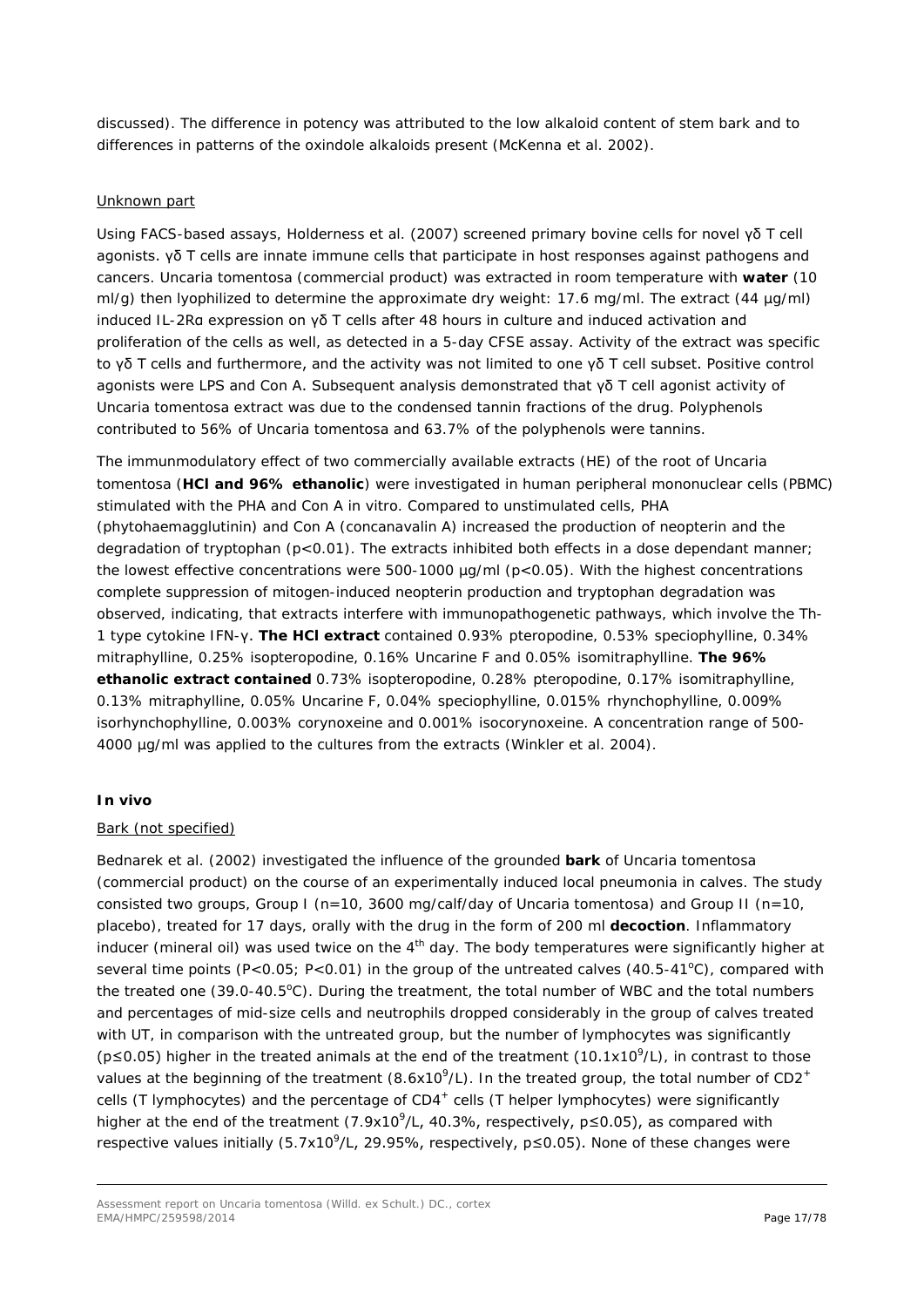discussed). The difference in potency was attributed to the low alkaloid content of stem bark and to differences in patterns of the oxindole alkaloids present (McKenna et al. 2002).

Unknown part

Using FACS-based assays, Holderness et al. (2007) screened primary bovine cells for novel γδ T cell agonists. γδ T cells are innate immune cells that participate in host responses against pathogens and cancers. Uncaria tomentosa (commercial product) was extracted in room temperature with **water** (10 ml/g) then lyophilized to determine the approximate dry weight: 17.6 mg/ml. The extract (44 µg/ml) induced IL-2Rα expression on γδ T cells after 48 hours in culture and induced activation and proliferation of the cells as well, as detected in a 5-day CFSE assay. Activity of the extract was specific to γδ T cells and furthermore, and the activity was not limited to one γδ T cell subset. Positive control agonists were LPS and Con A. Subsequent analysis demonstrated that γδ T cell agonist activity of Uncaria tomentosa extract was due to the condensed tannin fractions of the drug. Polyphenols contributed to 56% of Uncaria tomentosa and 63.7% of the polyphenols were tannins.

The immunmodulatory effect of two commercially available extracts (HE) of the root of Uncaria tomentosa (**HCl and 96% ethanolic**) were investigated in human peripheral mononuclear cells (PBMC) stimulated with the PHA and Con A in vitro. Compared to unstimulated cells, PHA (phytohaemagglutinin) and Con A (concanavalin A) increased the production of neopterin and the degradation of tryptophan ($p<0.01$). The extracts inhibited both effects in a dose dependant manner; the lowest effective concentrations were 500-1000 µg/ml ($p<0.05$). With the highest concentrations complete suppression of mitogen-induced neopterin production and tryptophan degradation was observed, indicating, that extracts interfere with immunopathogenetic pathways, which involve the Th-1 type cytokine IFN-γ. **The HCl extract** contained 0.93% pteropodine, 0.53% speciophylline, 0.34% mitraphylline, 0.25% isopteropodine, 0.16% Uncarine F and 0.05% isomitraphylline. **The 96% ethanolic extract contained** 0.73% isopteropodine, 0.28% pteropodine, 0.17% isomitraphylline, 0.13% mitraphylline, 0.05% Uncarine F, 0.04% speciophylline, 0.015% rhynchophylline, 0.009% isorhynchophylline, 0.003% corynoxeine and 0.001% isocorynoxeine. A concentration range of 500-4000 µg/ml was applied to the cultures from the extracts (Winkler et al. 2004).

### *In vivo*

Bark (not specified)

Bednarek et al. (2002) investigated the influence of the grounded **bark** of Uncaria tomentosa (commercial product) on the course of an experimentally induced local pneumonia in calves. The study consisted two groups, Group I (n=10, 3600 mg/calf/day of Uncaria tomentosa) and Group II (n=10, placebo), treated for 17 days, orally with the drug in the form of 200 ml **decoction**. Inflammatory inducer (mineral oil) was used twice on the 4th day. The body temperatures were significantly higher at several time points ($P<0.05$; $P<0.01$) in the group of the untreated calves (40.5-41°C), compared with the treated one (39.0-40.5°C). During the treatment, the total number of WBC and the total numbers and percentages of mid-size cells and neutrophils dropped considerably in the group of calves treated with UT, in comparison with the untreated group, but the number of lymphocytes was significantly ($p\leq0.05$) higher in the treated animals at the end of the treatment ($10.1\times10^9$/L), in contrast to those values at the beginning of the treatment ($8.6\times10^9$/L). In the treated group, the total number of $CD2^+$ cells (T lymphocytes) and the percentage of $CD4^+$ cells (T helper lymphocytes) were significantly higher at the end of the treatment ($7.9\times10^9$/L, 40.3%, respectively, $p\leq0.05$), as compared with respective values initially ($5.7\times10^9$/L, 29.95%, respectively, $p\leq0.05$). None of these changes were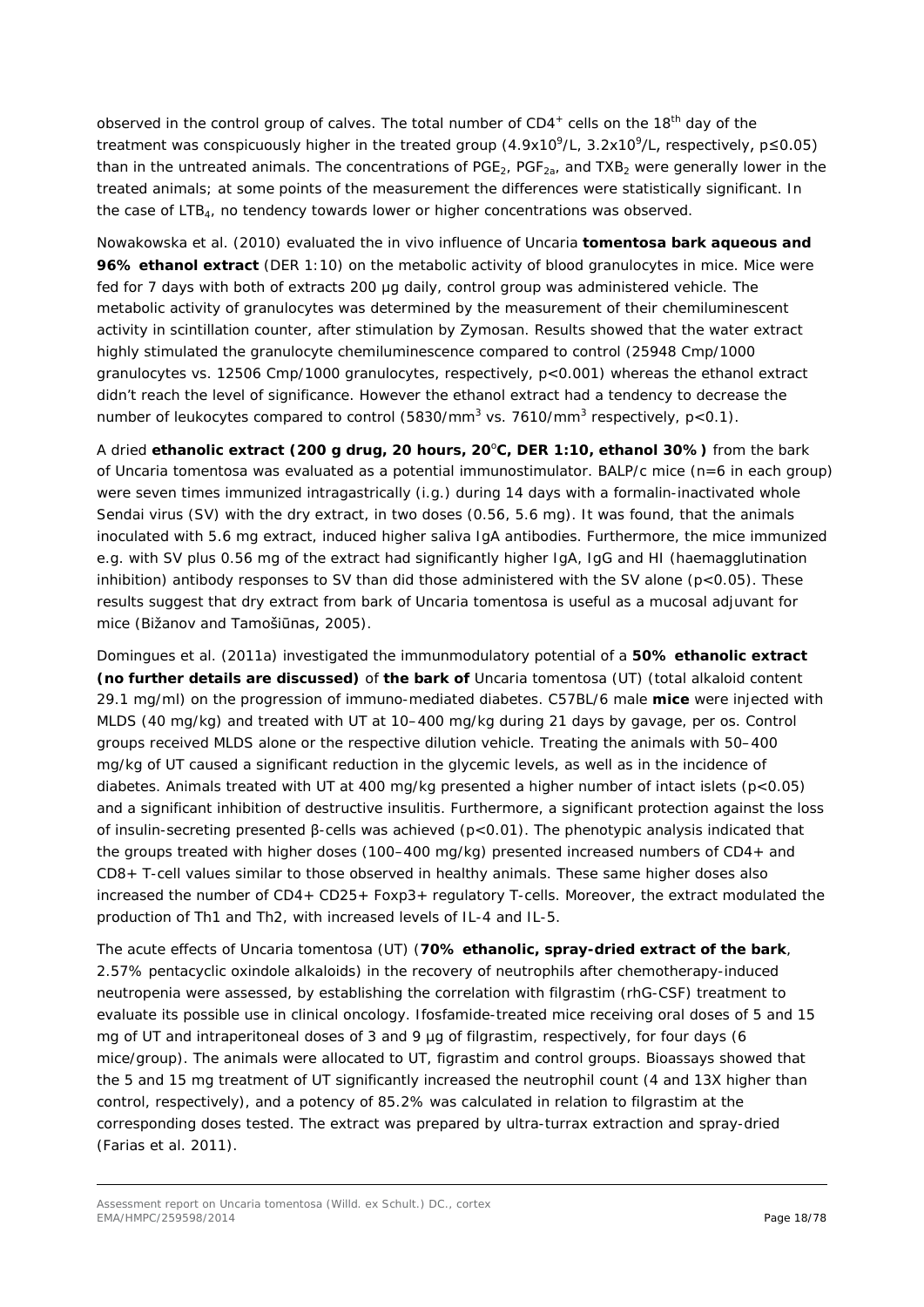observed in the control group of calves. The total number of $CD4^+$ cells on the $18^{th}$ day of the treatment was conspicuously higher in the treated group ($4.9x10^9$/L, $3.2x10^9$/L, respectively, $p \leq 0.05$) than in the untreated animals. The concentrations of $PGE_2$, $PGF_{2a}$, and $TXB_2$ were generally lower in the treated animals; at some points of the measurement the differences were statistically significant. In the case of $LTB_4$, no tendency towards lower or higher concentrations was observed.

Nowakowska et al. (2010) evaluated the in vivo influence of *Uncaria* **tomentosa bark aqueous and 96% ethanol extract** (DER 1:10) on the metabolic activity of blood granulocytes in mice. Mice were fed for 7 days with both of extracts 200 µg daily, control group was administered vehicle. The metabolic activity of granulocytes was determined by the measurement of their chemiluminescent activity in scintillation counter, after stimulation by Zymosan. Results showed that the water extract highly stimulated the granulocyte chemiluminescence compared to control (25948 Cmp/1000 granulocytes vs. 12506 Cmp/1000 granulocytes, respectively, $p<0.001$) whereas the ethanol extract didn't reach the level of significance. However the ethanol extract had a tendency to decrease the number of leukocytes compared to control (5830/$mm^3$ vs. 7610/$mm^3$ respectively, $p<0.1$).

A dried **ethanolic extract (200 g drug, 20 hours, 20°C, DER 1:10, ethanol 30%)** from the bark of *Uncaria tomentosa* was evaluated as a potential immunostimulator. BALP/c mice (n=6 in each group) were seven times immunized intragastrically (i.g.) during 14 days with a formalin-inactivated whole Sendai virus (SV) with the dry extract, in two doses (0.56, 5.6 mg). It was found, that the animals inoculated with 5.6 mg extract, induced higher saliva IgA antibodies. Furthermore, the mice immunized e.g. with SV plus 0.56 mg of the extract had significantly higher IgA, IgG and HI (haemagglutination inhibition) antibody responses to SV than did those administered with the SV alone ($p<0.05$). These results suggest that dry extract from bark of *Uncaria tomentosa* is useful as a mucosal adjuvant for mice (Bižanov and Tamošiūnas, 2005).

Domingues et al. (2011a) investigated the immunmodulatory potential of a **50% ethanolic extract (no further details are discussed)** of **the bark of** *Uncaria tomentosa* (UT) (total alkaloid content 29.1 mg/ml) on the progression of immuno-mediated diabetes. C57BL/6 male **mice** were injected with MLDS (40 mg/kg) and treated with UT at 10–400 mg/kg during 21 days by gavage, per os. Control groups received MLDS alone or the respective dilution vehicle. Treating the animals with 50–400 mg/kg of UT caused a significant reduction in the glycemic levels, as well as in the incidence of diabetes. Animals treated with UT at 400 mg/kg presented a higher number of intact islets ($p<0.05$) and a significant inhibition of destructive insulitis. Furthermore, a significant protection against the loss of insulin-secreting presented β-cells was achieved ($p<0.01$). The phenotypic analysis indicated that the groups treated with higher doses (100–400 mg/kg) presented increased numbers of CD4+ and CD8+ T-cell values similar to those observed in healthy animals. These same higher doses also increased the number of CD4+ CD25+ Foxp3+ regulatory T-cells. Moreover, the extract modulated the production of Th1 and Th2, with increased levels of IL-4 and IL-5.

The acute effects of *Uncaria tomentosa* (UT) (**70% ethanolic, spray-dried extract of the bark**, 2.57% pentacyclic oxindole alkaloids) in the recovery of neutrophils after chemotherapy-induced neutropenia were assessed, by establishing the correlation with filgrastim (rhG-CSF) treatment to evaluate its possible use in clinical oncology. Ifosfamide-treated mice receiving oral doses of 5 and 15 mg of UT and intraperitoneal doses of 3 and 9 µg of filgrastim, respectively, for four days (6 mice/group). The animals were allocated to UT, figrastim and control groups. Bioassays showed that the 5 and 15 mg treatment of UT significantly increased the neutrophil count (4 and 13X higher than control, respectively), and a potency of 85.2% was calculated in relation to filgrastim at the corresponding doses tested. The extract was prepared by ultra-turrax extraction and spray-dried (Farias et al. 2011).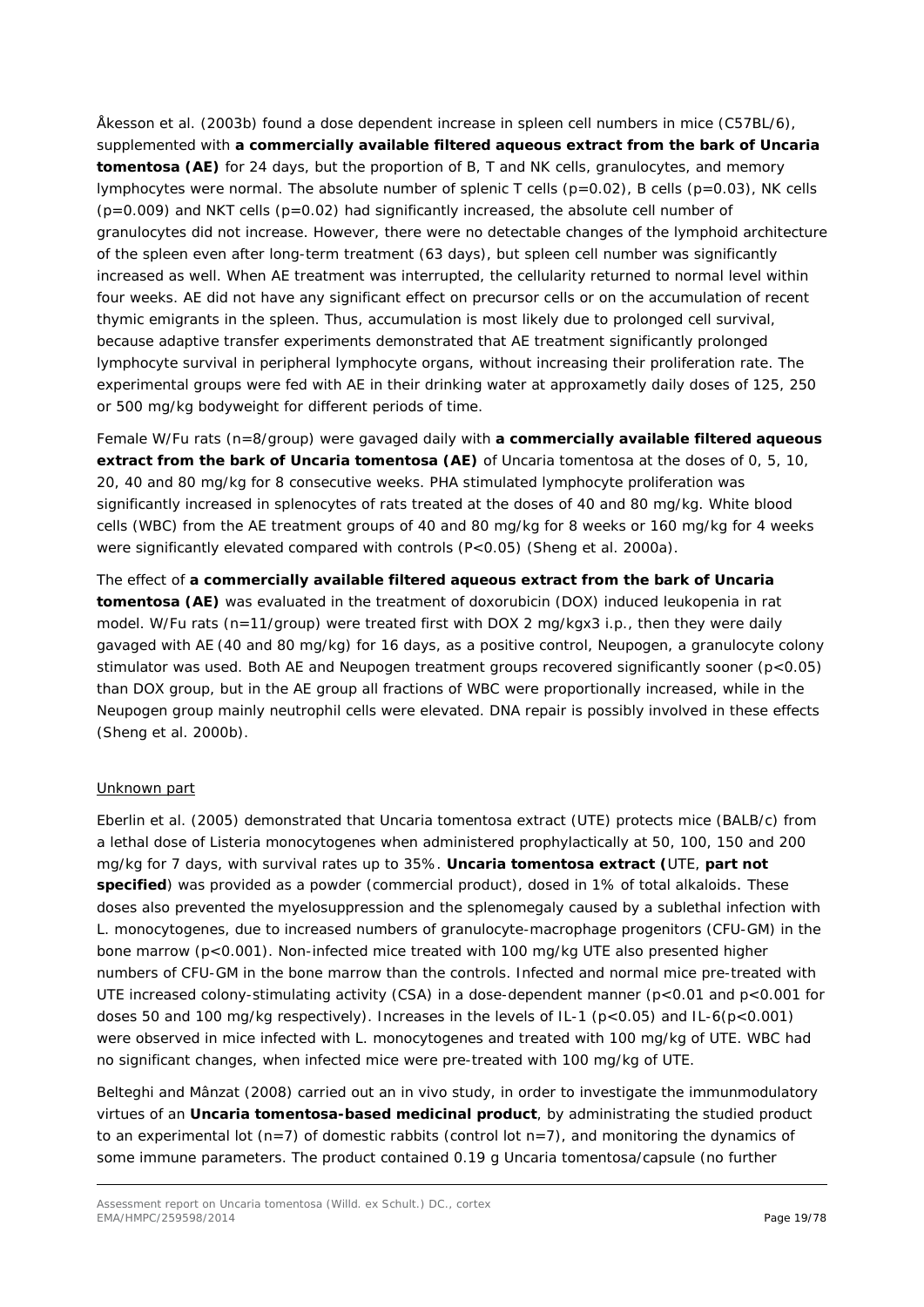Åkesson et al. (2003b) found a dose dependent increase in spleen cell numbers in mice (C57BL/6), supplemented with **a commercially available filtered aqueous extract from the bark of Uncaria tomentosa (AE)** for 24 days, but the proportion of B, T and NK cells, granulocytes, and memory lymphocytes were normal. The absolute number of splenic T cells ($p=0.02$), B cells ($p=0.03$), NK cells ($p=0.009$) and NKT cells ($p=0.02$) had significantly increased, the absolute cell number of granulocytes did not increase. However, there were no detectable changes of the lymphoid architecture of the spleen even after long-term treatment (63 days), but spleen cell number was significantly increased as well. When AE treatment was interrupted, the cellularity returned to normal level within four weeks. AE did not have any significant effect on precursor cells or on the accumulation of recent thymic emigrants in the spleen. Thus, accumulation is most likely due to prolonged cell survival, because adaptive transfer experiments demonstrated that AE treatment significantly prolonged lymphocyte survival in peripheral lymphocyte organs, without increasing their proliferation rate. The experimental groups were fed with AE in their drinking water at approxametly daily doses of 125, 250 or 500 mg/kg bodyweight for different periods of time.

Female W/Fu rats (n=8/group) were gavaged daily with **a commercially available filtered aqueous extract from the bark of Uncaria tomentosa (AE)** of *Uncaria tomentosa* at the doses of 0, 5, 10, 20, 40 and 80 mg/kg for 8 consecutive weeks. PHA stimulated lymphocyte proliferation was significantly increased in splenocytes of rats treated at the doses of 40 and 80 mg/kg. White blood cells (WBC) from the AE treatment groups of 40 and 80 mg/kg for 8 weeks or 160 mg/kg for 4 weeks were significantly elevated compared with controls ($P<0.05$) (Sheng et al. 2000a).

The effect of **a commercially available filtered aqueous extract from the bark of Uncaria tomentosa (AE)** was evaluated in the treatment of doxorubicin (DOX) induced leukopenia in rat model. W/Fu rats (n=11/group) were treated first with DOX 2 mg/kgx3 i.p., then they were daily gavaged with AE (40 and 80 mg/kg) for 16 days, as a positive control, Neupogen, a granulocyte colony stimulator was used. Both AE and Neupogen treatment groups recovered significantly sooner ($p<0.05$) than DOX group, but in the AE group all fractions of WBC were proportionally increased, while in the Neupogen group mainly neutrophil cells were elevated. DNA repair is possibly involved in these effects (Sheng et al. 2000b).

Unknown part

Eberlin et al. (2005) demonstrated that *Uncaria tomentosa* extract (UTE) protects mice (BALB/c) from a lethal dose of *Listeria monocytogenes* when administered prophylactically at 50, 100, 150 and 200 mg/kg for 7 days, with survival rates up to 35%. **Uncaria tomentosa extract (**UTE, **part not specified**) was provided as a powder (commercial product), dosed in 1% of total alkaloids. These doses also prevented the myelosuppression and the splenomegaly caused by a sublethal infection with *L. monocytogenes*, due to increased numbers of granulocyte-macrophage progenitors (CFU-GM) in the bone marrow ($p<0.001$). Non-infected mice treated with 100 mg/kg UTE also presented higher numbers of CFU-GM in the bone marrow than the controls. Infected and normal mice pre-treated with UTE increased colony-stimulating activity (CSA) in a dose-dependent manner ($p<0.01$ and $p<0.001$ for doses 50 and 100 mg/kg respectively). Increases in the levels of IL-1 ($p<0.05$) and IL-6($p<0.001$) were observed in mice infected with *L. monocytogenes* and treated with 100 mg/kg of UTE. WBC had no significant changes, when infected mice were pre-treated with 100 mg/kg of UTE.

Belteghi and Mânzat (2008) carried out an in vivo study, in order to investigate the immunmodulatory virtues of an **Uncaria tomentosa-based medicinal product**, by administrating the studied product to an experimental lot (n=7) of domestic rabbits (control lot n=7), and monitoring the dynamics of some immune parameters. The product contained 0.19 g *Uncaria tomentosa*/capsule (no further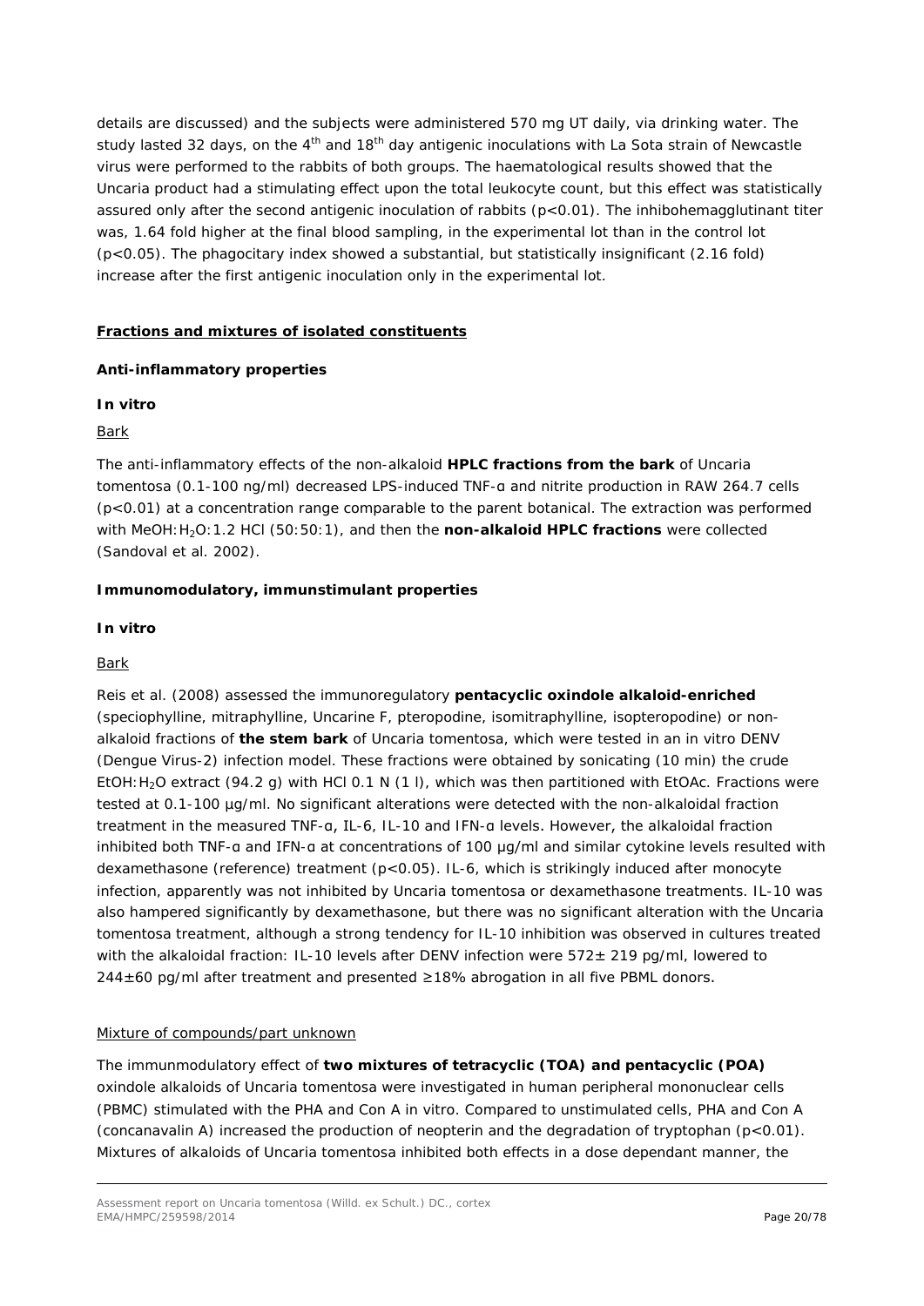details are discussed) and the subjects were administered 570 mg UT daily, via drinking water. The study lasted 32 days, on the 4th and 18th day antigenic inoculations with La Sota strain of Newcastle virus were performed to the rabbits of both groups. The haematological results showed that the Uncaria product had a stimulating effect upon the total leukocyte count, but this effect was statistically assured only after the second antigenic inoculation of rabbits ($p<0.01$). The inhibohemagglutinant titer was, 1.64 fold higher at the final blood sampling, in the experimental lot than in the control lot ($p<0.05$). The phagocitary index showed a substantial, but statistically insignificant (2.16 fold) increase after the first antigenic inoculation only in the experimental lot.

**Fractions and mixtures of isolated constituents**

**Anti-inflammatory properties**

***In vitro***

Bark

The anti-inflammatory effects of the non-alkaloid **HPLC fractions from the bark** of *Uncaria tomentosa* (0.1-100 ng/ml) decreased LPS-induced TNF-α and nitrite production in RAW 264.7 cells ($p<0.01$) at a concentration range comparable to the parent botanical. The extraction was performed with MeOH:$H_2O$:1.2 HCl (50:50:1), and then the **non-alkaloid HPLC fractions** were collected (Sandoval et al. 2002).

**Immunomodulatory, immunstimulant properties**

***In vitro***

Bark

Reis et al. (2008) assessed the immunoregulatory **pentacyclic oxindole alkaloid-enriched** (speciophylline, mitraphylline, Uncarine F, pteropodine, isomitraphylline, isopteropodine) or non-alkaloid fractions of **the stem bark** of *Uncaria tomentosa*, which were tested in an in vitro DENV (Dengue Virus-2) infection model. These fractions were obtained by sonicating (10 min) the crude EtOH:$H_2O$ extract (94.2 g) with HCl 0.1 N (1 l), which was then partitioned with EtOAc. Fractions were tested at 0.1-100 µg/ml. No significant alterations were detected with the non-alkaloidal fraction treatment in the measured TNF-α, IL-6, IL-10 and IFN-α levels. However, the alkaloidal fraction inhibited both TNF-α and IFN-α at concentrations of 100 µg/ml and similar cytokine levels resulted with dexamethasone (reference) treatment ($p<0.05$). IL-6, which is strikingly induced after monocyte infection, apparently was not inhibited by *Uncaria tomentosa* or dexamethasone treatments. IL-10 was also hampered significantly by dexamethasone, but there was no significant alteration with the *Uncaria tomentosa* treatment, although a strong tendency for IL-10 inhibition was observed in cultures treated with the alkaloidal fraction: IL-10 levels after DENV infection were 572± 219 pg/ml, lowered to 244±60 pg/ml after treatment and presented ≥18% abrogation in all five PBML donors.

Mixture of compounds/part unknown

The immunmodulatory effect of **two mixtures of tetracyclic (TOA) and pentacyclic (POA)** oxindole alkaloids of *Uncaria tomentosa* were investigated in human peripheral mononuclear cells (PBMC) stimulated with the PHA and Con A in vitro. Compared to unstimulated cells, PHA and Con A (concanavalin A) increased the production of neopterin and the degradation of tryptophan ($p<0.01$). Mixtures of alkaloids of *Uncaria tomentosa* inhibited both effects in a dose dependant manner, the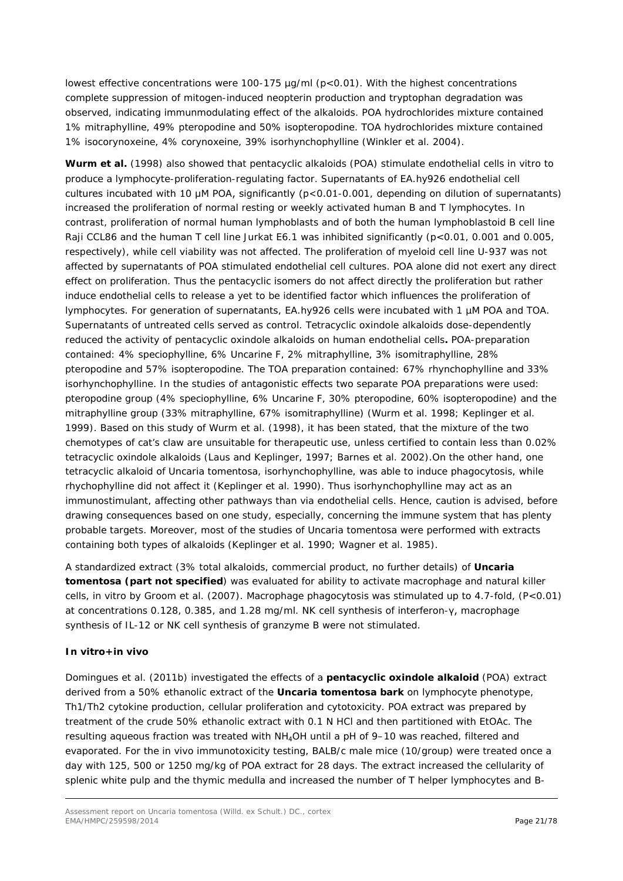lowest effective concentrations were 100-175 µg/ml (p<0.01). With the highest concentrations complete suppression of mitogen-induced neopterin production and tryptophan degradation was observed, indicating immunmodulating effect of the alkaloids. POA hydrochlorides mixture contained 1% mitraphylline, 49% pteropodine and 50% isopteropodine. TOA hydrochlorides mixture contained 1% isocorynoxeine, 4% corynoxeine, 39% isorhynchophylline (Winkler et al. 2004).

**Wurm et al.** (1998) also showed that pentacyclic alkaloids (POA) stimulate endothelial cells in vitro to produce a lymphocyte-proliferation-regulating factor. Supernatants of EA.hy926 endothelial cell cultures incubated with 10 µM POA, significantly (p<0.01-0.001, depending on dilution of supernatants) increased the proliferation of normal resting or weekly activated human B and T lymphocytes. In contrast, proliferation of normal human lymphoblasts and of both the human lymphoblastoid B cell line Raji CCL86 and the human T cell line Jurkat E6.1 was inhibited significantly (p<0.01, 0.001 and 0.005, respectively), while cell viability was not affected. The proliferation of myeloid cell line U-937 was not affected by supernatants of POA stimulated endothelial cell cultures. POA alone did not exert any direct effect on proliferation. Thus the pentacyclic isomers do not affect directly the proliferation but rather induce endothelial cells to release a yet to be identified factor which influences the proliferation of lymphocytes. For generation of supernatants, EA.hy926 cells were incubated with 1 µM POA and TOA. Supernatants of untreated cells served as control. Tetracyclic oxindole alkaloids dose-dependently reduced the activity of pentacyclic oxindole alkaloids on human endothelial cells**.** POA-preparation contained: 4% speciophylline, 6% Uncarine F, 2% mitraphylline, 3% isomitraphylline, 28% pteropodine and 57% isopteropodine. The TOA preparation contained: 67% rhynchophylline and 33% isorhynchophylline. In the studies of antagonistic effects two separate POA preparations were used: pteropodine group (4% speciophylline, 6% Uncarine F, 30% pteropodine, 60% isopteropodine) and the mitraphylline group (33% mitraphylline, 67% isomitraphylline) (Wurm et al. 1998; Keplinger et al. 1999). Based on this study of Wurm et al. (1998), it has been stated, that the mixture of the two chemotypes of cat's claw are unsuitable for therapeutic use, unless certified to contain less than 0.02% tetracyclic oxindole alkaloids (Laus and Keplinger, 1997; Barnes et al. 2002).On the other hand, one tetracyclic alkaloid of Uncaria tomentosa, isorhynchophylline, was able to induce phagocytosis, while rhychophylline did not affect it (Keplinger et al. 1990). Thus isorhynchophylline may act as an immunostimulant, affecting other pathways than via endothelial cells. Hence, caution is advised, before drawing consequences based on one study, especially, concerning the immune system that has plenty probable targets. Moreover, most of the studies of Uncaria tomentosa were performed with extracts containing both types of alkaloids (Keplinger et al. 1990; Wagner et al. 1985).

A standardized extract (3% total alkaloids, commercial product, no further details) of **Uncaria tomentosa (part not specified**) was evaluated for ability to activate macrophage and natural killer cells, in vitro by Groom et al. (2007). Macrophage phagocytosis was stimulated up to 4.7-fold, (P<0.01) at concentrations 0.128, 0.385, and 1.28 mg/ml. NK cell synthesis of interferon-γ, macrophage synthesis of IL-12 or NK cell synthesis of granzyme B were not stimulated.

**In vitro+in vivo**

Domingues et al. (2011b) investigated the effects of a **pentacyclic oxindole alkaloid** (POA) extract derived from a 50% ethanolic extract of the **Uncaria tomentosa bark** on lymphocyte phenotype, Th1/Th2 cytokine production, cellular proliferation and cytotoxicity. POA extract was prepared by treatment of the crude 50% ethanolic extract with 0.1 N HCl and then partitioned with EtOAc. The resulting aqueous fraction was treated with $NH_4OH$ until a pH of 9–10 was reached, filtered and evaporated. For the in vivo immunotoxicity testing, BALB/c male mice (10/group) were treated once a day with 125, 500 or 1250 mg/kg of POA extract for 28 days. The extract increased the cellularity of splenic white pulp and the thymic medulla and increased the number of T helper lymphocytes and B-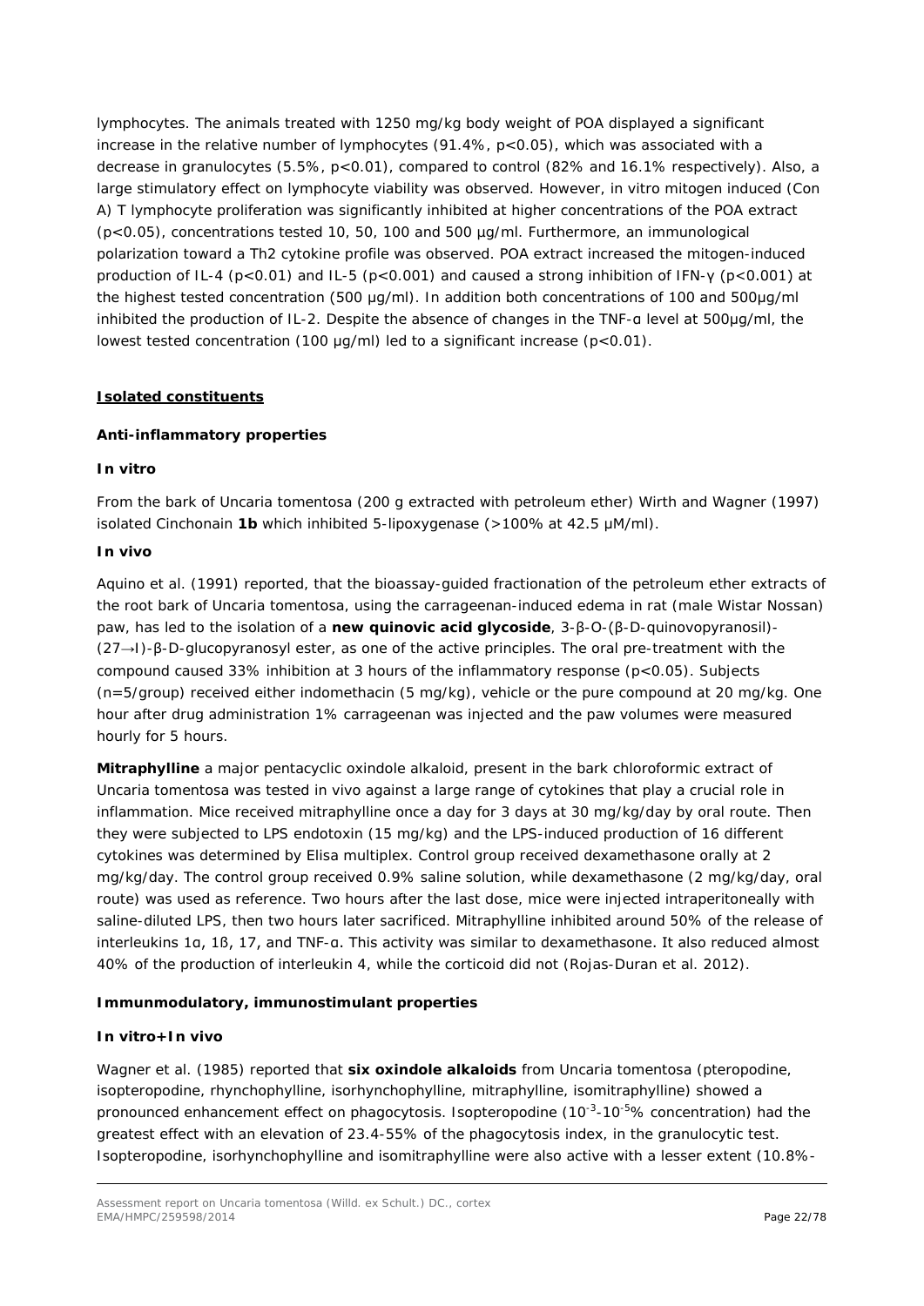lymphocytes. The animals treated with 1250 mg/kg body weight of POA displayed a significant increase in the relative number of lymphocytes (91.4%, $p<0.05$), which was associated with a decrease in granulocytes (5.5%, $p<0.01$), compared to control (82% and 16.1% respectively). Also, a large stimulatory effect on lymphocyte viability was observed. However, in vitro mitogen induced (Con A) T lymphocyte proliferation was significantly inhibited at higher concentrations of the POA extract ($p<0.05$), concentrations tested 10, 50, 100 and 500 µg/ml. Furthermore, an immunological polarization toward a Th2 cytokine profile was observed. POA extract increased the mitogen-induced production of IL-4 ($p<0.01$) and IL-5 ($p<0.001$) and caused a strong inhibition of IFN-γ ($p<0.001$) at the highest tested concentration (500 µg/ml). In addition both concentrations of 100 and 500µg/ml inhibited the production of IL-2. Despite the absence of changes in the TNF-α level at 500µg/ml, the lowest tested concentration (100 µg/ml) led to a significant increase ($p<0.01$).

**Isolated constituents**

**Anti-inflammatory properties**

***In vitro***

From the bark of *Uncaria tomentosa* (200 g extracted with petroleum ether) Wirth and Wagner (1997) isolated Cinchonain **1b** which inhibited 5-lipoxygenase (>100% at 42.5 µM/ml).

***In vivo***

Aquino et al. (1991) reported, that the bioassay-guided fractionation of the petroleum ether extracts of the root bark of *Uncaria tomentosa*, using the carrageenan-induced edema in rat (male Wistar Nossan) paw, has led to the isolation of a **new quinovic acid glycoside**, 3-β-O-(β-D-quinovopyranosil)-(27→l)-β-D-glucopyranosyl ester, as one of the active principles. The oral pre-treatment with the compound caused 33% inhibition at 3 hours of the inflammatory response ($p<0.05$). Subjects (n=5/group) received either indomethacin (5 mg/kg), vehicle or the pure compound at 20 mg/kg. One hour after drug administration 1% carrageenan was injected and the paw volumes were measured hourly for 5 hours.

**Mitraphylline** a major pentacyclic oxindole alkaloid, present in the bark chloroformic extract of *Uncaria tomentosa* was tested in vivo against a large range of cytokines that play a crucial role in inflammation. Mice received mitraphylline once a day for 3 days at 30 mg/kg/day by oral route. Then they were subjected to LPS endotoxin (15 mg/kg) and the LPS-induced production of 16 different cytokines was determined by Elisa multiplex. Control group received dexamethasone orally at 2 mg/kg/day. The control group received 0.9% saline solution, while dexamethasone (2 mg/kg/day, oral route) was used as reference. Two hours after the last dose, mice were injected intraperitoneally with saline-diluted LPS, then two hours later sacrificed. Mitraphylline inhibited around 50% of the release of interleukins 1α, 1ß, 17, and TNF-α. This activity was similar to dexamethasone. It also reduced almost 40% of the production of interleukin 4, while the corticoid did not (Rojas-Duran et al. 2012).

**Immunmodulatory, immunostimulant properties**

***In vitro+In vivo***

Wagner et al. (1985) reported that **six oxindole alkaloids** from *Uncaria tomentosa* (pteropodine, isopteropodine, rhynchophylline, isorhynchophylline, mitraphylline, isomitraphylline) showed a pronounced enhancement effect on phagocytosis. Isopteropodine ($10^{-3}$-$10^{-5}$% concentration) had the greatest effect with an elevation of 23.4-55% of the phagocytosis index, in the granulocytic test. Isopteropodine, isorhynchophylline and isomitraphylline were also active with a lesser extent (10.8%-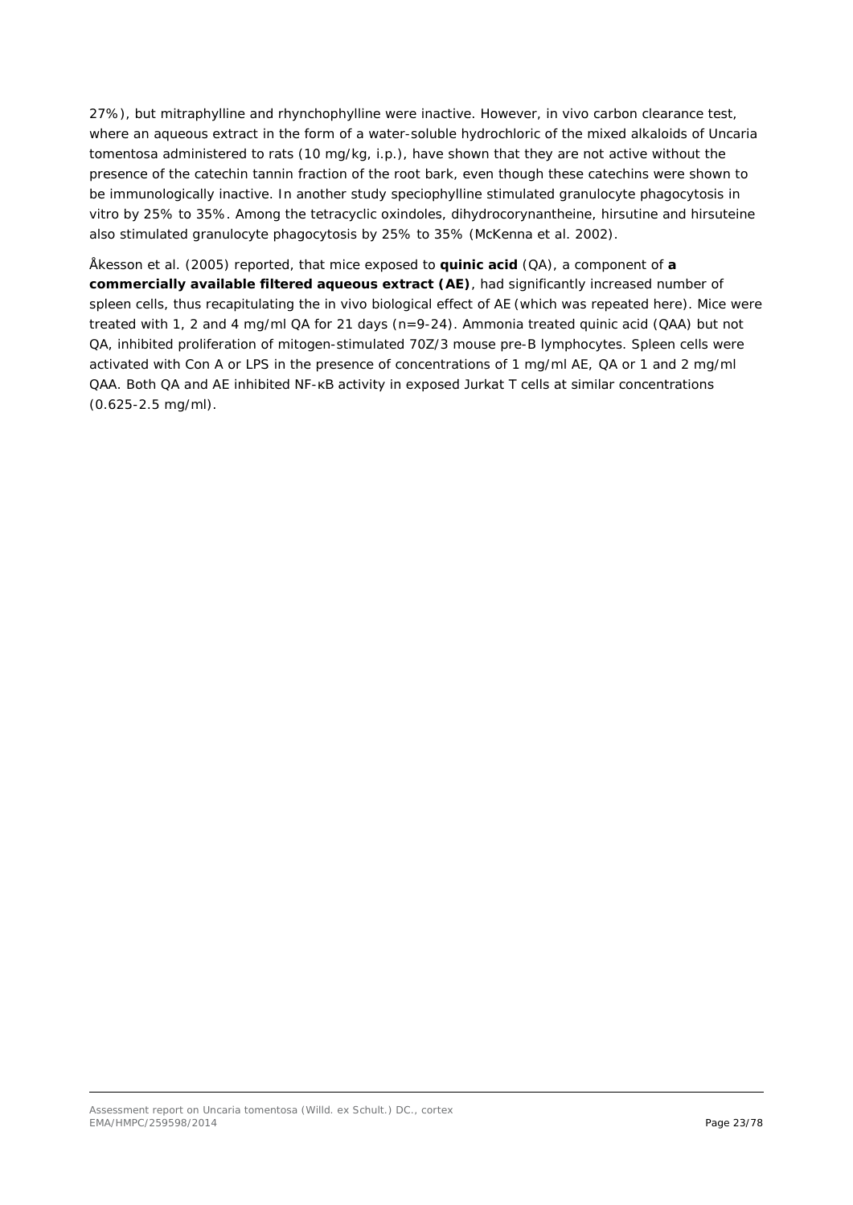27%), but mitraphylline and rhynchophylline were inactive. However, in vivo carbon clearance test, where an aqueous extract in the form of a water-soluble hydrochloric of the mixed alkaloids of *Uncaria tomentosa* administered to rats (10 mg/kg, i.p.), have shown that they are not active without the presence of the catechin tannin fraction of the root bark, even though these catechins were shown to be immunologically inactive. In another study speciophylline stimulated granulocyte phagocytosis in vitro by 25% to 35%. Among the tetracyclic oxindoles, dihydrocorynantheine, hirsutine and hirsuteine also stimulated granulocyte phagocytosis by 25% to 35% (McKenna et al. 2002).

Åkesson et al. (2005) reported, that mice exposed to **quinic acid** (QA), a component of **a commercially available filtered aqueous extract (AE)**, had significantly increased number of spleen cells, thus recapitulating the in vivo biological effect of AE (which was repeated here). Mice were treated with 1, 2 and 4 mg/ml QA for 21 days (n=9-24). Ammonia treated quinic acid (QAA) but not QA, inhibited proliferation of mitogen-stimulated 70Z/3 mouse pre-B lymphocytes. Spleen cells were activated with Con A or LPS in the presence of concentrations of 1 mg/ml AE, QA or 1 and 2 mg/ml QAA. Both QA and AE inhibited NF-κB activity in exposed Jurkat T cells at similar concentrations (0.625-2.5 mg/ml).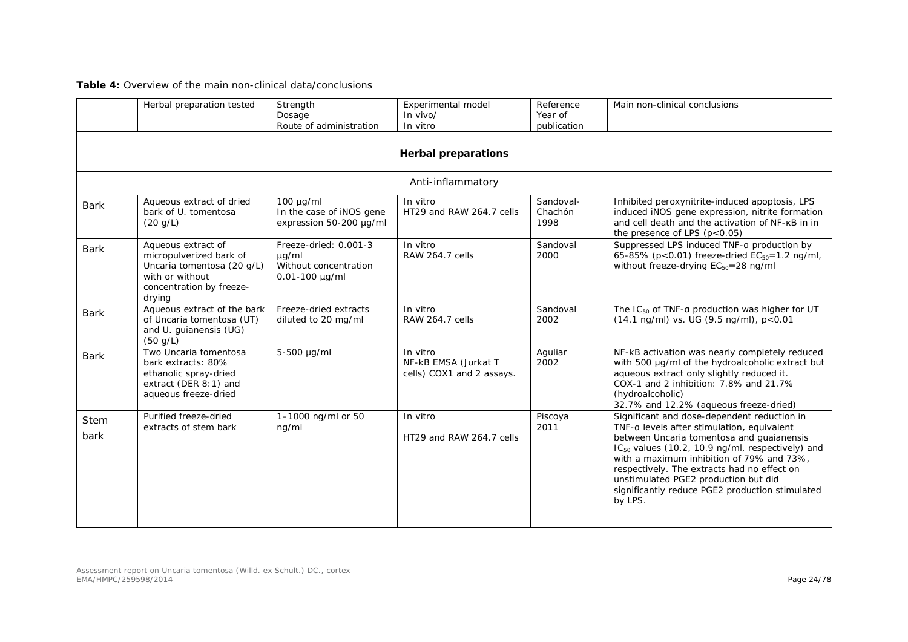**Table 4:** Overview of the main non-clinical data/conclusions

| | Herbal preparation tested | Strength Dosage Route of administration | Experimental model In vivo/ In vitro | Reference Year of publication | Main non-clinical conclusions |
|---|---|---|---|---|---|
| **Herbal preparations** | | | | | |
| Anti-inflammatory | | | | | |
| Bark | Aqueous extract of dried bark of U. tomentosa (20 g/L) | 100 µg/ml In the case of iNOS gene expression 50-200 µg/ml | In vitro HT29 and RAW 264.7 cells | Sandoval-Chachón 1998 | Inhibited peroxynitrite-induced apoptosis, LPS induced iNOS gene expression, nitrite formation and cell death and the activation of NF-κB in in the presence of LPS ($p<0.05$) |
| Bark | Aqueous extract of micropulverized bark of Uncaria tomentosa (20 g/L) with or without concentration by freeze-drying | Freeze-dried: 0.001-3 µg/ml Without concentration 0.01-100 µg/ml | In vitro RAW 264.7 cells | Sandoval 2000 | Suppressed LPS induced TNF-α production by 65-85% ($p<0.01$) freeze-dried $EC_{50}$=1.2 ng/ml, without freeze-drying $EC_{50}$=28 ng/ml |
| Bark | Aqueous extract of the bark of Uncaria tomentosa (UT) and U. guianensis (UG) (50 g/L) | Freeze-dried extracts diluted to 20 mg/ml | In vitro RAW 264.7 cells | Sandoval 2002 | The $IC_{50}$ of TNF-α production was higher for UT (14.1 ng/ml) vs. UG (9.5 ng/ml), $p<0.01$ |
| Bark | Two Uncaria tomentosa bark extracts: 80% ethanolic spray-dried extract (DER 8:1) and aqueous freeze-dried | 5-500 µg/ml | In vitro NF-kB EMSA (Jurkat T cells) COX1 and 2 assays. | Aguliar 2002 | NF-kB activation was nearly completely reduced with 500 µg/ml of the hydroalcoholic extract but aqueous extract only slightly reduced it. COX-1 and 2 inhibition: 7.8% and 21.7% (hydroalcoholic) 32.7% and 12.2% (aqueous freeze-dried) |
| Stem bark | Purified freeze-dried extracts of stem bark | 1–1000 ng/ml or 50 ng/ml | In vitro HT29 and RAW 264.7 cells | Piscoya 2011 | Significant and dose-dependent reduction in TNF-α levels after stimulation, equivalent between Uncaria tomentosa and guaianensis $IC_{50}$ values (10.2, 10.9 ng/ml, respectively) and with a maximum inhibition of 79% and 73%, respectively. The extracts had no effect on unstimulated PGE2 production but did significantly reduce PGE2 production stimulated by LPS. |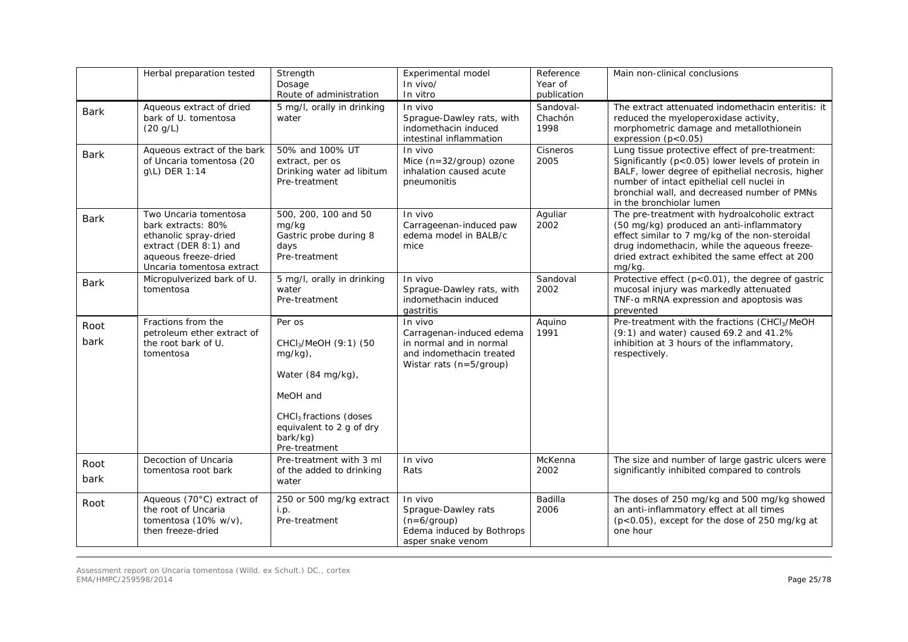| | Herbal preparation tested | Strength<br>Dosage<br>Route of administration | Experimental model<br>In vivo/<br>In vitro | Reference<br>Year of publication | Main non-clinical conclusions |
|---|---|---|---|---|---|
| Bark | Aqueous extract of dried bark of U. tomentosa (20 g/L) | 5 mg/l, orally in drinking water | In vivo<br>Sprague-Dawley rats, with indomethacin induced intestinal inflammation | Sandoval-Chachón 1998 | The extract attenuated indomethacin enteritis: it reduced the myeloperoxidase activity, morphometric damage and metallothionein expression ($p<0.05$) |
| Bark | Aqueous extract of the bark of Uncaria tomentosa (20 g\L) DER 1:14 | 50% and 100% UT extract, per os<br>Drinking water ad libitum<br>Pre-treatment | In vivo<br>Mice (n=32/group) ozone inhalation caused acute pneumonitis | Cisneros 2005 | Lung tissue protective effect of pre-treatment: Significantly ($p<0.05$) lower levels of protein in BALF, lower degree of epithelial necrosis, higher number of intact epithelial cell nuclei in bronchial wall, and decreased number of PMNs in the bronchiolar lumen |
| Bark | Two Uncaria tomentosa bark extracts: 80% ethanolic spray-dried extract (DER 8:1) and aqueous freeze-dried Uncaria tomentosa extract | 500, 200, 100 and 50 mg/kg<br>Gastric probe during 8 days<br>Pre-treatment | In vivo<br>Carrageenan-induced paw edema model in BALB/c mice | Aguliar 2002 | The pre-treatment with hydroalcoholic extract (50 mg/kg) produced an anti-inflammatory effect similar to 7 mg/kg of the non-steroidal drug indomethacin, while the aqueous freeze-dried extract exhibited the same effect at 200 mg/kg. |
| Bark | Micropulverized bark of U. tomentosa | 5 mg/l, orally in drinking water<br>Pre-treatment | In vivo<br>Sprague-Dawley rats, with indomethacin induced gastritis | Sandoval 2002 | Protective effect ($p<0.01$), the degree of gastric mucosal injury was markedly attenuated TNF-α mRNA expression and apoptosis was prevented |
| Root bark | Fractions from the petroleum ether extract of the root bark of U. tomentosa | Per os<br>$CHCl_3$/MeOH (9:1) (50 mg/kg),<br>Water (84 mg/kg),<br>MeOH and<br>$CHCl_3$ fractions (doses equivalent to 2 g of dry bark/kg)<br>Pre-treatment | In vivo<br>Carragenan-induced edema in normal and in normal and indomethacin treated Wistar rats (n=5/group) | Aquino 1991 | Pre-treatment with the fractions ($CHCl_3$/MeOH (9:1) and water) caused 69.2 and 41.2% inhibition at 3 hours of the inflammatory, respectively. |
| Root bark | Decoction of Uncaria tomentosa root bark | Pre-treatment with 3 ml of the added to drinking water | In vivo<br>Rats | McKenna 2002 | The size and number of large gastric ulcers were significantly inhibited compared to controls |
| Root | Aqueous (70°C) extract of the root of Uncaria tomentosa (10% w/v), then freeze-dried | 250 or 500 mg/kg extract i.p.<br>Pre-treatment | In vivo<br>Sprague-Dawley rats (n=6/group)<br>Edema induced by Bothrops asper snake venom | Badilla 2006 | The doses of 250 mg/kg and 500 mg/kg showed an anti-inflammatory effect at all times ($p<0.05$), except for the dose of 250 mg/kg at one hour |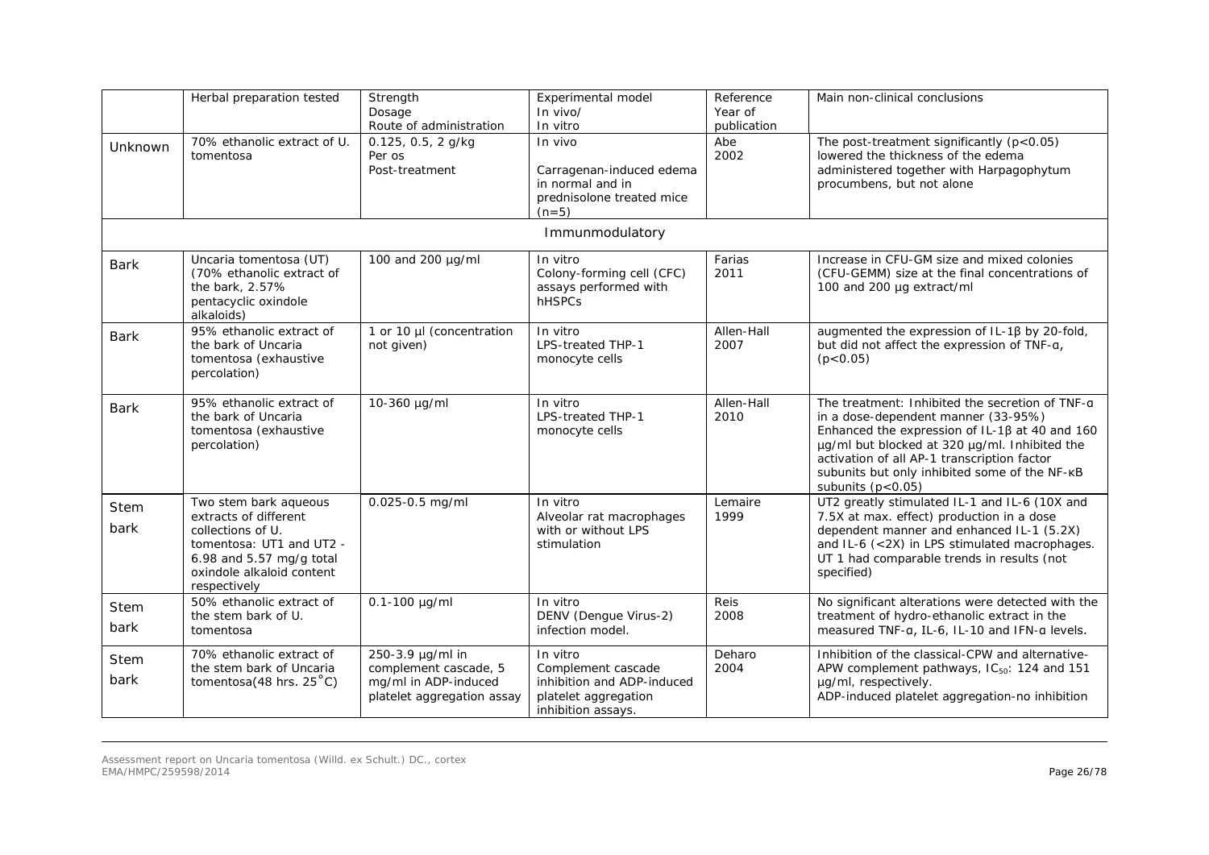|  | Herbal preparation tested | Strength<br>Dosage<br>Route of administration | Experimental model<br>In vivo/<br>In vitro | Reference<br>Year of publication | Main non-clinical conclusions |
|---|---|---|---|---|---|
| Unknown | 70% ethanolic extract of U. tomentosa | 0.125, 0.5, 2 g/kg<br>Per os<br>Post-treatment | In vivo<br><br>Carragenan-induced edema in normal and in prednisolone treated mice (n=5) | Abe<br>2002 | The post-treatment significantly ($p<0.05$) lowered the thickness of the edema administered together with Harpagophytum procumbens, but not alone |
| Immunmodulatory | | | | | |
| Bark | Uncaria tomentosa (UT) (70% ethanolic extract of the bark, 2.57% pentacyclic oxindole alkaloids) | 100 and 200 µg/ml | In vitro<br>Colony-forming cell (CFC) assays performed with hHSPCs | Farias<br>2011 | Increase in CFU-GM size and mixed colonies (CFU-GEMM) size at the final concentrations of 100 and 200 µg extract/ml |
| Bark | 95% ethanolic extract of the bark of Uncaria tomentosa (exhaustive percolation) | 1 or 10 µl (concentration not given) | In vitro<br>LPS-treated THP-1 monocyte cells | Allen-Hall<br>2007 | augmented the expression of IL-1β by 20-fold, but did not affect the expression of TNF-α, ($p<0.05$) |
| Bark | 95% ethanolic extract of the bark of Uncaria tomentosa (exhaustive percolation) | 10-360 µg/ml | In vitro<br>LPS-treated THP-1 monocyte cells | Allen-Hall<br>2010 | The treatment: Inhibited the secretion of TNF-α in a dose-dependent manner (33-95%)<br>Enhanced the expression of IL-1β at 40 and 160 µg/ml but blocked at 320 µg/ml. Inhibited the activation of all AP-1 transcription factor subunits but only inhibited some of the NF-κB subunits ($p<0.05$) |
| Stem bark | Two stem bark aqueous extracts of different collections of U. tomentosa: UT1 and UT2 - 6.98 and 5.57 mg/g total oxindole alkaloid content respectively | 0.025-0.5 mg/ml | In vitro<br>Alveolar rat macrophages with or without LPS stimulation | Lemaire<br>1999 | UT2 greatly stimulated IL-1 and IL-6 (10X and 7.5X at max. effect) production in a dose dependent manner and enhanced IL-1 (5.2X) and IL-6 (<2X) in LPS stimulated macrophages. UT 1 had comparable trends in results (not specified) |
| Stem bark | 50% ethanolic extract of the stem bark of U. tomentosa | 0.1-100 µg/ml | In vitro<br>DENV (Dengue Virus-2) infection model. | Reis<br>2008 | No significant alterations were detected with the treatment of hydro-ethanolic extract in the measured TNF-α, IL-6, IL-10 and IFN-α levels. |
| Stem bark | 70% ethanolic extract of the stem bark of Uncaria tomentosa(48 hrs. 25°C) | 250-3.9 µg/ml in complement cascade, 5 mg/ml in ADP-induced platelet aggregation assay | In vitro<br>Complement cascade inhibition and ADP-induced platelet aggregation inhibition assays. | Deharo<br>2004 | Inhibition of the classical-CPW and alternative-APW complement pathways, $IC_{50}$: 124 and 151 µg/ml, respectively.<br>ADP-induced platelet aggregation-no inhibition |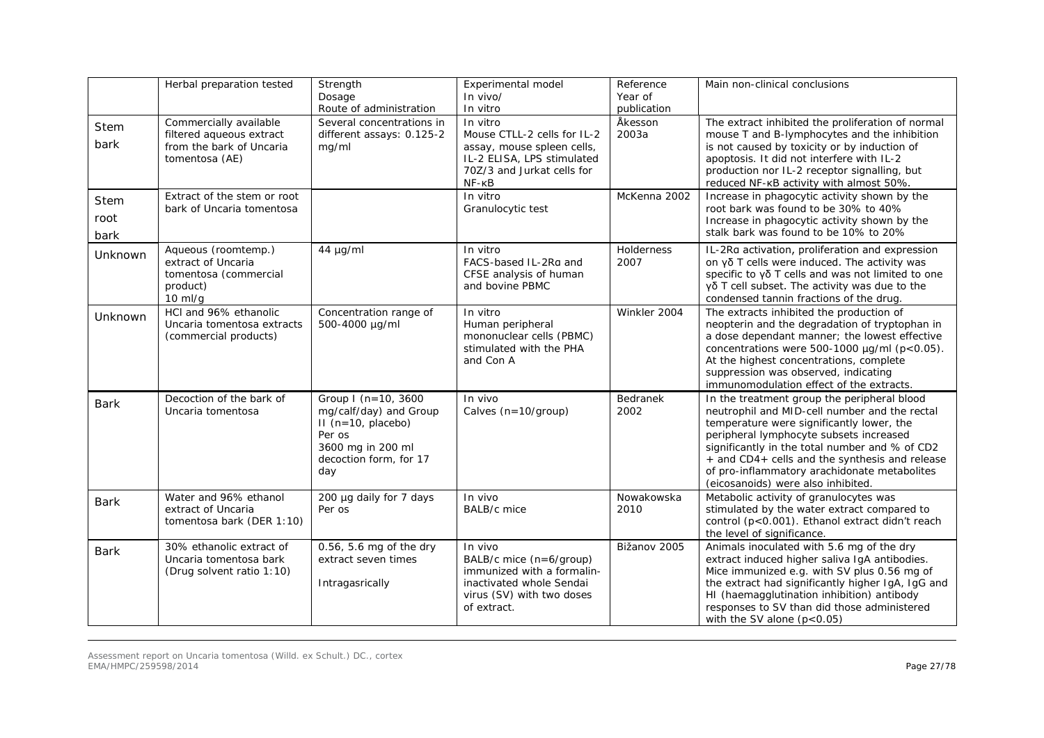| | Herbal preparation tested | Strength<br>Dosage<br>Route of administration | Experimental model<br>In vivo/<br>In vitro | Reference<br>Year of publication | Main non-clinical conclusions |
|---|---|---|---|---|---|
| Stem bark | Commercially available filtered aqueous extract from the bark of Uncaria tomentosa (AE) | Several concentrations in different assays: 0.125-2 mg/ml | In vitro<br>Mouse CTLL-2 cells for IL-2 assay, mouse spleen cells, IL-2 ELISA, LPS stimulated 70Z/3 and Jurkat cells for NF-κB | Åkesson 2003a | The extract inhibited the proliferation of normal mouse T and B-lymphocytes and the inhibition is not caused by toxicity or by induction of apoptosis. It did not interfere with IL-2 production nor IL-2 receptor signalling, but reduced NF-κB activity with almost 50%. |
| Stem root bark | Extract of the stem or root bark of Uncaria tomentosa | | In vitro<br>Granulocytic test | McKenna 2002 | Increase in phagocytic activity shown by the root bark was found to be 30% to 40%<br>Increase in phagocytic activity shown by the stalk bark was found to be 10% to 20% |
| Unknown | Aqueous (roomtemp.) extract of Uncaria tomentosa (commercial product)<br>10 ml/g | 44 µg/ml | In vitro<br>FACS-based IL-2Rα and CFSE analysis of human and bovine PBMC | Holderness 2007 | IL-2Rα activation, proliferation and expression on γδ T cells were induced. The activity was specific to γδ T cells and was not limited to one γδ T cell subset. The activity was due to the condensed tannin fractions of the drug. |
| Unknown | HCl and 96% ethanolic Uncaria tomentosa extracts (commercial products) | Concentration range of 500-4000 µg/ml | In vitro<br>Human peripheral mononuclear cells (PBMC) stimulated with the PHA and Con A | Winkler 2004 | The extracts inhibited the production of neopterin and the degradation of tryptophan in a dose dependant manner; the lowest effective concentrations were 500-1000 µg/ml ($p<0.05$). At the highest concentrations, complete suppression was observed, indicating immunomodulation effect of the extracts. |
| Bark | Decoction of the bark of Uncaria tomentosa | Group I (n=10, 3600 mg/calf/day) and Group II (n=10, placebo)<br>Per os<br>3600 mg in 200 ml decoction form, for 17 day | In vivo<br>Calves (n=10/group) | Bedranek 2002 | In the treatment group the peripheral blood neutrophil and MID-cell number and the rectal temperature were significantly lower, the peripheral lymphocyte subsets increased significantly in the total number and % of CD2 + and CD4+ cells and the synthesis and release of pro-inflammatory arachidonate metabolites (eicosanoids) were also inhibited. |
| Bark | Water and 96% ethanol extract of Uncaria tomentosa bark (DER 1:10) | 200 µg daily for 7 days<br>Per os | In vivo<br>BALB/c mice | Nowakowska 2010 | Metabolic activity of granulocytes was stimulated by the water extract compared to control ($p<0.001$). Ethanol extract didn't reach the level of significance. |
| Bark | 30% ethanolic extract of Uncaria tomentosa bark (Drug solvent ratio 1:10) | 0.56, 5.6 mg of the dry extract seven times<br><br>Intragasrically | In vivo<br>BALB/c mice (n=6/group) immunized with a formalin-inactivated whole Sendai virus (SV) with two doses of extract. | Bižanov 2005 | Animals inoculated with 5.6 mg of the dry extract induced higher saliva IgA antibodies. Mice immunized e.g. with SV plus 0.56 mg of the extract had significantly higher IgA, IgG and HI (haemagglutination inhibition) antibody responses to SV than did those administered with the SV alone ($p<0.05$) |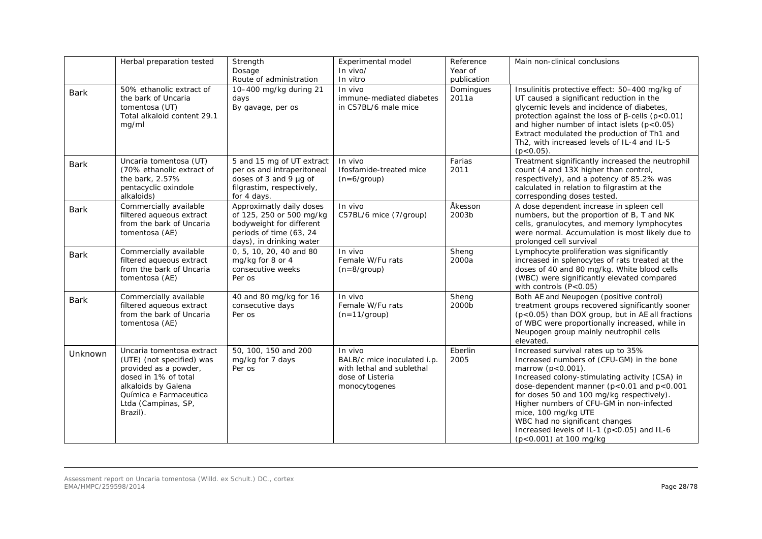| | Herbal preparation tested | Strength<br>Dosage<br>Route of administration | Experimental model<br>In vivo/<br>In vitro | Reference<br>Year of publication | Main non-clinical conclusions |
|---|---|---|---|---|---|
| Bark | 50% ethanolic extract of the bark of Uncaria tomentosa (UT)<br>Total alkaloid content 29.1 mg/ml | 10–400 mg/kg during 21 days<br>By gavage, per os | In vivo<br>immune-mediated diabetes in C57BL/6 male mice | Domingues 2011a | Insulinitis protective effect: 50–400 mg/kg of UT caused a significant reduction in the glycemic levels and incidence of diabetes, protection against the loss of β-cells ($p<0.01$) and higher number of intact islets ($p<0.05$)<br>Extract modulated the production of Th1 and Th2, with increased levels of IL-4 and IL-5 ($p<0.05$). |
| Bark | Uncaria tomentosa (UT) (70% ethanolic extract of the bark, 2.57% pentacyclic oxindole alkaloids) | 5 and 15 mg of UT extract per os and intraperitoneal doses of 3 and 9 µg of filgrastim, respectively, for 4 days. | In vivo<br>Ifosfamide-treated mice (n=6/group) | Farias 2011 | Treatment significantly increased the neutrophil count (4 and 13X higher than control, respectively), and a potency of 85.2% was calculated in relation to filgrastim at the corresponding doses tested. |
| Bark | Commercially available filtered aqueous extract from the bark of Uncaria tomentosa (AE) | Approximatly daily doses of 125, 250 or 500 mg/kg bodyweight for different periods of time (63, 24 days), in drinking water | In vivo<br>C57BL/6 mice (7/group) | Åkesson 2003b | A dose dependent increase in spleen cell numbers, but the proportion of B, T and NK cells, granulocytes, and memory lymphocytes were normal. Accumulation is most likely due to prolonged cell survival |
| Bark | Commercially available filtered aqueous extract from the bark of Uncaria tomentosa (AE) | 0, 5, 10, 20, 40 and 80 mg/kg for 8 or 4 consecutive weeks<br>Per os | In vivo<br>Female W/Fu rats (n=8/group) | Sheng 2000a | Lymphocyte proliferation was significantly increased in splenocytes of rats treated at the doses of 40 and 80 mg/kg. White blood cells (WBC) were significantly elevated compared with controls ($P<0.05$) |
| Bark | Commercially available filtered aqueous extract from the bark of Uncaria tomentosa (AE) | 40 and 80 mg/kg for 16 consecutive days<br>Per os | In vivo<br>Female W/Fu rats (n=11/group) | Sheng 2000b | Both AE and Neupogen (positive control) treatment groups recovered significantly sooner ($p<0.05$) than DOX group, but in AE all fractions of WBC were proportionally increased, while in Neupogen group mainly neutrophil cells elevated. |
| Unknown | Uncaria tomentosa extract (UTE) (not specified) was provided as a powder, dosed in 1% of total alkaloids by Galena Química e Farmaceutica Ltda (Campinas, SP, Brazil). | 50, 100, 150 and 200 mg/kg for 7 days<br>Per os | In vivo<br>BALB/c mice inoculated i.p. with lethal and sublethal dose of Listeria monocytogenes | Eberlin 2005 | Increased survival rates up to 35%<br>Increased numbers of (CFU-GM) in the bone marrow ($p<0.001$).<br>Increased colony-stimulating activity (CSA) in dose-dependent manner ($p<0.01$ and $p<0.001$ for doses 50 and 100 mg/kg respectively).<br>Higher numbers of CFU-GM in non-infected mice, 100 mg/kg UTE<br>WBC had no significant changes<br>Increased levels of IL-1 ($p<0.05$) and IL-6 ($p<0.001$) at 100 mg/kg |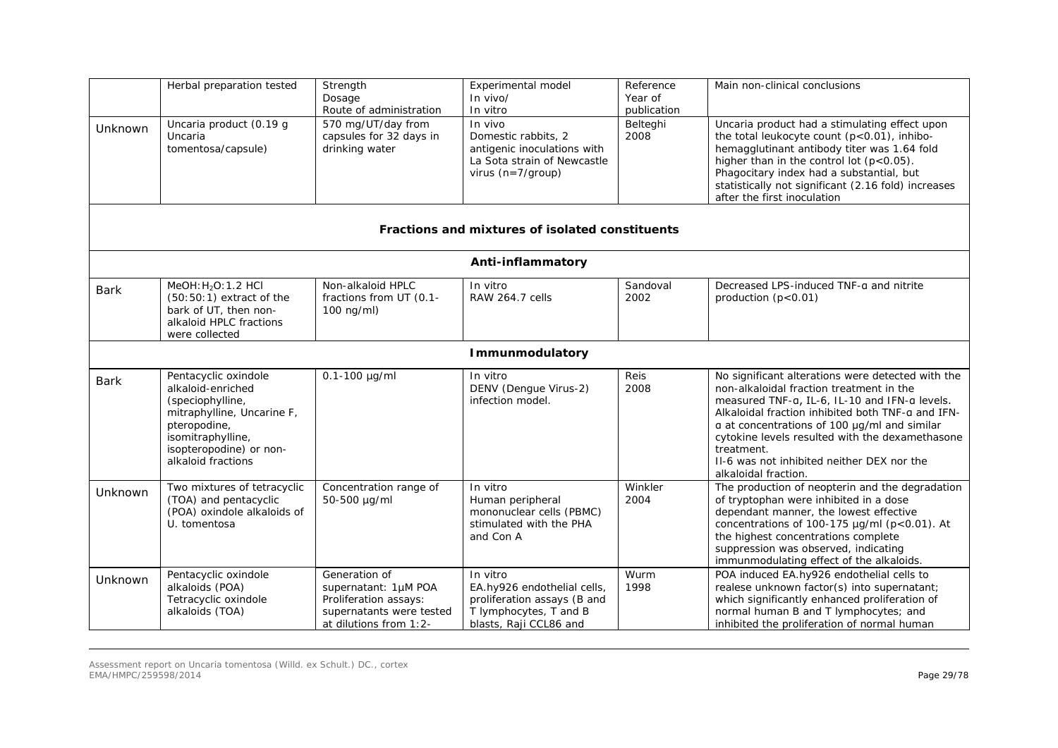| | Herbal preparation tested | Strength<br>Dosage<br>Route of administration | Experimental model<br>In vivo/<br>In vitro | Reference<br>Year of publication | Main non-clinical conclusions |
|---|---|---|---|---|---|
| Unknown | Uncaria product (0.19 g Uncaria tomentosa/capsule) | 570 mg/UT/day from capsules for 32 days in drinking water | In vivo<br>Domestic rabbits, 2 antigenic inoculations with La Sota strain of Newcastle virus (n=7/group) | Belteghi 2008 | Uncaria product had a stimulating effect upon the total leukocyte count ($p<0.01$), inhibo-hemagglutinant antibody titer was 1.64 fold higher than in the control lot ($p<0.05$). Phagocitary index had a substantial, but statistically not significant (2.16 fold) increases after the first inoculation |
| **Fractions and mixtures of isolated constituents** | | | | | |
| **Anti-inflammatory** | | | | | |
| Bark | MeOH:$H_2O$:1.2 HCl (50:50:1) extract of the bark of UT, then non-alkaloid HPLC fractions were collected | Non-alkaloid HPLC fractions from UT (0.1-100 ng/ml) | In vitro<br>RAW 264.7 cells | Sandoval 2002 | Decreased LPS-induced TNF-α and nitrite production ($p<0.01$) |
| **Immunmodulatory** | | | | | |
| Bark | Pentacyclic oxindole alkaloid-enriched (speciophylline, mitraphylline, Uncarine F, pteropodine, isomitraphylline, isopteropodine) or non-alkaloid fractions | 0.1-100 µg/ml | In vitro<br>DENV (Dengue Virus-2) infection model. | Reis 2008 | No significant alterations were detected with the non-alkaloidal fraction treatment in the measured TNF-α, IL-6, IL-10 and IFN-α levels. Alkaloidal fraction inhibited both TNF-α and IFN-α at concentrations of 100 µg/ml and similar cytokine levels resulted with the dexamethasone treatment.<br>Il-6 was not inhibited neither DEX nor the alkaloidal fraction. |
| Unknown | Two mixtures of tetracyclic (TOA) and pentacyclic (POA) oxindole alkaloids of U. tomentosa | Concentration range of 50-500 µg/ml | In vitro<br>Human peripheral mononuclear cells (PBMC) stimulated with the PHA and Con A | Winkler 2004 | The production of neopterin and the degradation of tryptophan were inhibited in a dose dependant manner, the lowest effective concentrations of 100-175 µg/ml ($p<0.01$). At the highest concentrations complete suppression was observed, indicating immunmodulating effect of the alkaloids. |
| Unknown | Pentacyclic oxindole alkaloids (POA)<br>Tetracyclic oxindole alkaloids (TOA) | Generation of supernatant: 1µM POA<br>Proliferation assays: supernatants were tested at dilutions from 1:2- | In vitro<br>EA.hy926 endothelial cells, proliferation assays (B and T lymphocytes, T and B blasts, Raji CCL86 and | Wurm 1998 | POA induced EA.hy926 endothelial cells to realese unknown factor(s) into supernatant; which significantly enhanced proliferation of normal human B and T lymphocytes; and inhibited the proliferation of normal human |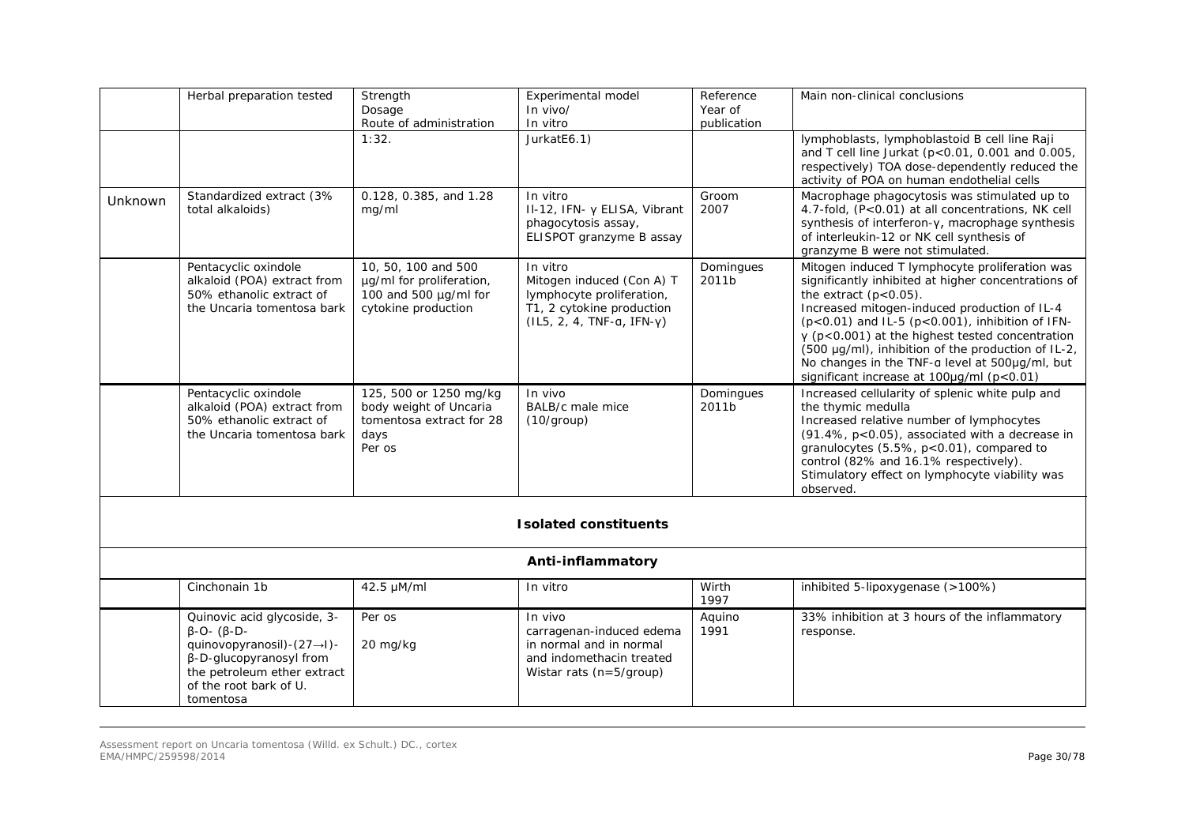| | Herbal preparation tested | Strength Dosage Route of administration | Experimental model In vivo/ In vitro | Reference Year of publication | Main non-clinical conclusions |
|---|---|---|---|---|---|
| | | 1:32. | JurkatE6.1) | | lymphoblasts, lymphoblastoid B cell line Raji and T cell line Jurkat ($p<0.01$, 0.001 and 0.005, respectively) TOA dose-dependently reduced the activity of POA on human endothelial cells |
| Unknown | Standardized extract (3% total alkaloids) | 0.128, 0.385, and 1.28 mg/ml | In vitro Il-12, IFN- γ ELISA, Vibrant phagocytosis assay, ELISPOT granzyme B assay | Groom 2007 | Macrophage phagocytosis was stimulated up to 4.7-fold, ($P<0.01$) at all concentrations, NK cell synthesis of interferon-γ, macrophage synthesis of interleukin-12 or NK cell synthesis of granzyme B were not stimulated. |
| | Pentacyclic oxindole alkaloid (POA) extract from 50% ethanolic extract of the Uncaria tomentosa bark | 10, 50, 100 and 500 µg/ml for proliferation, 100 and 500 µg/ml for cytokine production | In vitro Mitogen induced (Con A) T lymphocyte proliferation, T1, 2 cytokine production (IL5, 2, 4, TNF-α, IFN-γ) | Domingues 2011b | Mitogen induced T lymphocyte proliferation was significantly inhibited at higher concentrations of the extract ($p<0.05$). Increased mitogen-induced production of IL-4 ($p<0.01$) and IL-5 ($p<0.001$), inhibition of IFN-γ ($p<0.001$) at the highest tested concentration (500 µg/ml), inhibition of the production of IL-2, No changes in the TNF-α level at 500µg/ml, but significant increase at 100µg/ml ($p<0.01$) |
| | Pentacyclic oxindole alkaloid (POA) extract from 50% ethanolic extract of the Uncaria tomentosa bark | 125, 500 or 1250 mg/kg body weight of Uncaria tomentosa extract for 28 days Per os | In vivo BALB/c male mice (10/group) | Domingues 2011b | Increased cellularity of splenic white pulp and the thymic medulla Increased relative number of lymphocytes (91.4%, $p<0.05$), associated with a decrease in granulocytes (5.5%, $p<0.01$), compared to control (82% and 16.1% respectively). Stimulatory effect on lymphocyte viability was observed. |
| | | | **Isolated constituents** | | |
| | | | **Anti-inflammatory** | | |
| | Cinchonain 1b | 42.5 µM/ml | In vitro | Wirth 1997 | inhibited 5-lipoxygenase (>100%) |
| | Quinovic acid glycoside, 3-β-O- (β-D-quinovopyranosil)-(27→I)-β-D-glucopyranosyl from the petroleum ether extract of the root bark of U. tomentosa | Per os 20 mg/kg | In vivo carragenan-induced edema in normal and in normal and indomethacin treated Wistar rats (n=5/group) | Aquino 1991 | 33% inhibition at 3 hours of the inflammatory response. |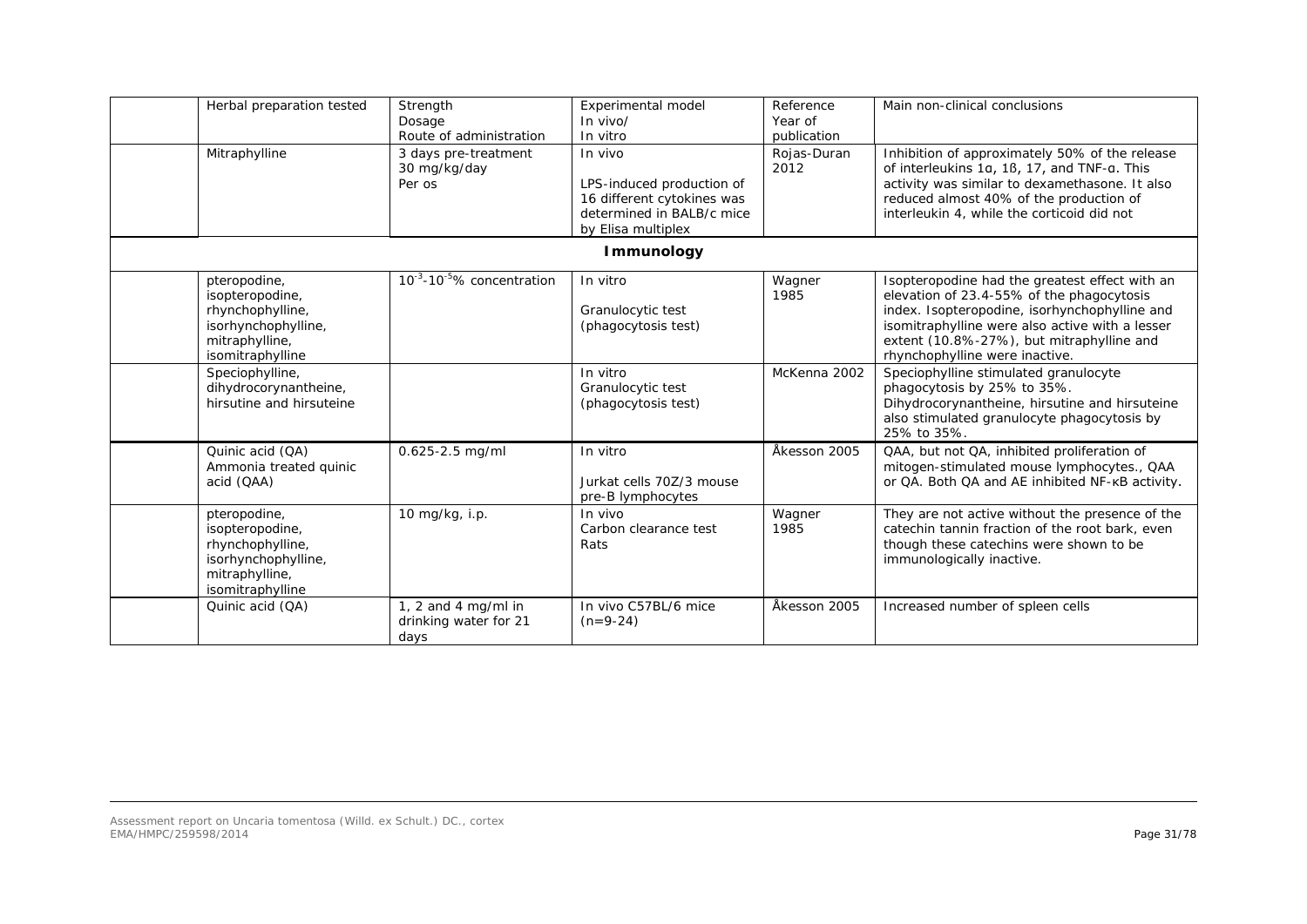| Herbal preparation tested | Strength<br>Dosage<br>Route of administration | Experimental model<br>In vivo/<br>In vitro | Reference<br>Year of publication | Main non-clinical conclusions |
|---|---|---|---|---|
| Mitraphylline | 3 days pre-treatment<br>30 mg/kg/day<br>Per os | In vivo<br><br>LPS-induced production of 16 different cytokines was determined in BALB/c mice by Elisa multiplex | Rojas-Duran 2012 | Inhibition of approximately 50% of the release of interleukins 1α, 1ß, 17, and TNF-α. This activity was similar to dexamethasone. It also reduced almost 40% of the production of interleukin 4, while the corticoid did not |
| **Immunology** | | | | |
| pteropodine,<br>isopteropodine,<br>rhynchophylline,<br>isorhynchophylline,<br>mitraphylline,<br>isomitraphylline | $10^{-3}$-$10^{-5}$% concentration | In vitro<br><br>Granulocytic test (phagocytosis test) | Wagner 1985 | Isopteropodine had the greatest effect with an elevation of 23.4-55% of the phagocytosis index. Isopteropodine, isorhynchophylline and isomitraphylline were also active with a lesser extent (10.8%-27%), but mitraphylline and rhynchophylline were inactive. |
| Speciophylline,<br>dihydrocorynantheine,<br>hirsutine and hirsuteine | | In vitro<br>Granulocytic test (phagocytosis test) | McKenna 2002 | Speciophylline stimulated granulocyte phagocytosis by 25% to 35%.<br>Dihydrocorynantheine, hirsutine and hirsuteine also stimulated granulocyte phagocytosis by 25% to 35%. |
| Quinic acid (QA)<br>Ammonia treated quinic acid (QAA) | 0.625-2.5 mg/ml | In vitro<br><br>Jurkat cells 70Z/3 mouse pre-B lymphocytes | Åkesson 2005 | QAA, but not QA, inhibited proliferation of mitogen-stimulated mouse lymphocytes., QAA or QA. Both QA and AE inhibited NF-κB activity. |
| pteropodine,<br>isopteropodine,<br>rhynchophylline,<br>isorhynchophylline,<br>mitraphylline,<br>isomitraphylline | 10 mg/kg, i.p. | In vivo<br>Carbon clearance test<br>Rats | Wagner 1985 | They are not active without the presence of the catechin tannin fraction of the root bark, even though these catechins were shown to be immunologically inactive. |
| Quinic acid (QA) | 1, 2 and 4 mg/ml in drinking water for 21 days | In vivo C57BL/6 mice (n=9-24) | Åkesson 2005 | Increased number of spleen cells |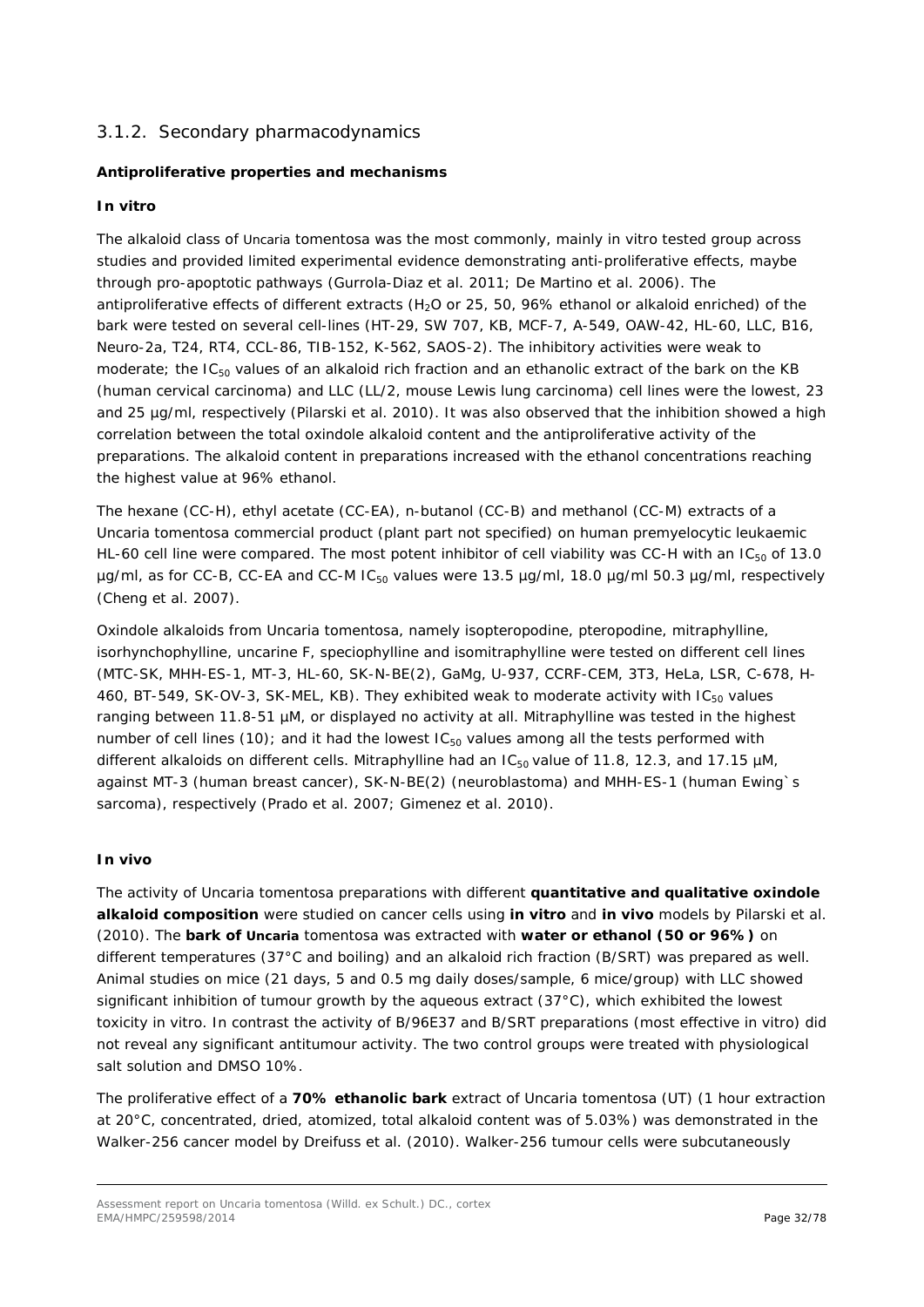## 3.1.2. Secondary pharmacodynamics

**Antiproliferative properties and mechanisms**

***In vitro***

The alkaloid class of *Uncaria tomentosa* was the most commonly, mainly in vitro tested group across studies and provided limited experimental evidence demonstrating anti-proliferative effects, maybe through pro-apoptotic pathways (Gurrola-Diaz et al. 2011; De Martino et al. 2006). The antiproliferative effects of different extracts ($H_2O$ or 25, 50, 96% ethanol or alkaloid enriched) of the bark were tested on several cell-lines (HT-29, SW 707, KB, MCF-7, A-549, OAW-42, HL-60, LLC, B16, Neuro-2a, T24, RT4, CCL-86, TIB-152, K-562, SAOS-2). The inhibitory activities were weak to moderate; the $IC_{50}$ values of an alkaloid rich fraction and an ethanolic extract of the bark on the KB (human cervical carcinoma) and LLC (LL/2, mouse Lewis lung carcinoma) cell lines were the lowest, 23 and 25 µg/ml, respectively (Pilarski et al. 2010). It was also observed that the inhibition showed a high correlation between the total oxindole alkaloid content and the antiproliferative activity of the preparations. The alkaloid content in preparations increased with the ethanol concentrations reaching the highest value at 96% ethanol.

The hexane (CC-H), ethyl acetate (CC-EA), n-butanol (CC-B) and methanol (CC-M) extracts of a *Uncaria tomentosa* commercial product (plant part not specified) on human premyelocytic leukaemic HL-60 cell line were compared. The most potent inhibitor of cell viability was CC-H with an $IC_{50}$ of 13.0 µg/ml, as for CC-B, CC-EA and CC-M $IC_{50}$ values were 13.5 µg/ml, 18.0 µg/ml 50.3 µg/ml, respectively (Cheng et al. 2007).

Oxindole alkaloids from *Uncaria tomentosa*, namely isopteropodine, pteropodine, mitraphylline, isorhynchophylline, uncarine F, speciophylline and isomitraphylline were tested on different cell lines (MTC-SK, MHH-ES-1, MT-3, HL-60, SK-N-BE(2), GaMg, U-937, CCRF-CEM, 3T3, HeLa, LSR, C-678, H-460, BT-549, SK-OV-3, SK-MEL, KB). They exhibited weak to moderate activity with $IC_{50}$ values ranging between 11.8-51 µM, or displayed no activity at all. Mitraphylline was tested in the highest number of cell lines (10); and it had the lowest $IC_{50}$ values among all the tests performed with different alkaloids on different cells. Mitraphylline had an $IC_{50}$ value of 11.8, 12.3, and 17.15 µM, against MT-3 (human breast cancer), SK-N-BE(2) (neuroblastoma) and MHH-ES-1 (human Ewing`s sarcoma), respectively (Prado et al. 2007; Gimenez et al. 2010).

***In vivo***

The activity of *Uncaria tomentosa* preparations with different **quantitative and qualitative oxindole alkaloid composition** were studied on cancer cells using ***in vitro*** and ***in vivo*** models by Pilarski et al. (2010). The **bark of *Uncaria*** *tomentosa* was extracted with **water or ethanol (50 or 96%)** on different temperatures (37°C and boiling) and an alkaloid rich fraction (B/SRT) was prepared as well. Animal studies on mice (21 days, 5 and 0.5 mg daily doses/sample, 6 mice/group) with LLC showed significant inhibition of tumour growth by the aqueous extract (37°C), which exhibited the lowest toxicity in vitro. In contrast the activity of B/96E37 and B/SRT preparations (most effective in vitro) did not reveal any significant antitumour activity. The two control groups were treated with physiological salt solution and DMSO 10%.

The proliferative effect of a **70% ethanolic bark** extract of *Uncaria tomentosa* (UT) (1 hour extraction at 20°C, concentrated, dried, atomized, total alkaloid content was of 5.03%) was demonstrated in the Walker-256 cancer model by Dreifuss et al. (2010). Walker-256 tumour cells were subcutaneously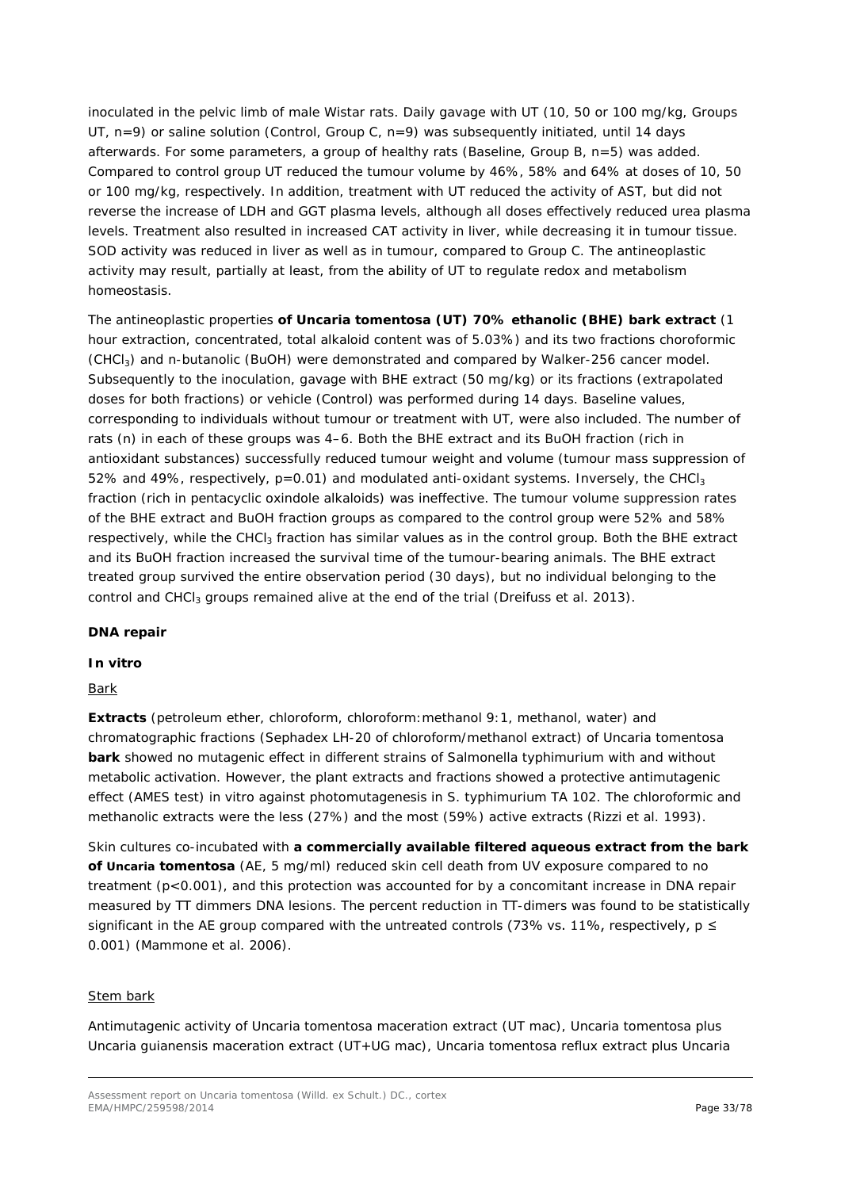inoculated in the pelvic limb of male Wistar rats. Daily gavage with UT (10, 50 or 100 mg/kg, Groups UT, n=9) or saline solution (Control, Group C, n=9) was subsequently initiated, until 14 days afterwards. For some parameters, a group of healthy rats (Baseline, Group B, n=5) was added. Compared to control group UT reduced the tumour volume by 46%, 58% and 64% at doses of 10, 50 or 100 mg/kg, respectively. In addition, treatment with UT reduced the activity of AST, but did not reverse the increase of LDH and GGT plasma levels, although all doses effectively reduced urea plasma levels. Treatment also resulted in increased CAT activity in liver, while decreasing it in tumour tissue. SOD activity was reduced in liver as well as in tumour, compared to Group C. The antineoplastic activity may result, partially at least, from the ability of UT to regulate redox and metabolism homeostasis.

The antineoplastic properties **of Uncaria tomentosa (UT) 70% ethanolic (BHE) bark extract** (1 hour extraction, concentrated, total alkaloid content was of 5.03%) and its two fractions choroformic ($CHCl_3$) and n-butanolic (BuOH) were demonstrated and compared by Walker-256 cancer model. Subsequently to the inoculation, gavage with BHE extract (50 mg/kg) or its fractions (extrapolated doses for both fractions) or vehicle (Control) was performed during 14 days. Baseline values, corresponding to individuals without tumour or treatment with UT, were also included. The number of rats (n) in each of these groups was 4–6. Both the BHE extract and its BuOH fraction (rich in antioxidant substances) successfully reduced tumour weight and volume (tumour mass suppression of 52% and 49%, respectively, p=0.01) and modulated anti-oxidant systems. Inversely, the $CHCl_3$ fraction (rich in pentacyclic oxindole alkaloids) was ineffective. The tumour volume suppression rates of the BHE extract and BuOH fraction groups as compared to the control group were 52% and 58% respectively, while the $CHCl_3$ fraction has similar values as in the control group. Both the BHE extract and its BuOH fraction increased the survival time of the tumour-bearing animals. The BHE extract treated group survived the entire observation period (30 days), but no individual belonging to the control and $CHCl_3$ groups remained alive at the end of the trial (Dreifuss et al. 2013).

**DNA repair**

**In vitro**

Bark

**Extracts** (petroleum ether, chloroform, chloroform:methanol 9:1, methanol, water) and chromatographic fractions (Sephadex LH-20 of chloroform/methanol extract) of Uncaria tomentosa **bark** showed no mutagenic effect in different strains of Salmonella typhimurium with and without metabolic activation. However, the plant extracts and fractions showed a protective antimutagenic effect (AMES test) in vitro against photomutagenesis in S. typhimurium TA 102. The chloroformic and methanolic extracts were the less (27%) and the most (59%) active extracts (Rizzi et al. 1993).

Skin cultures co-incubated with **a commercially available filtered aqueous extract from the bark of Uncaria tomentosa** (AE, 5 mg/ml) reduced skin cell death from UV exposure compared to no treatment (p<0.001), and this protection was accounted for by a concomitant increase in DNA repair measured by TT dimmers DNA lesions. The percent reduction in TT-dimers was found to be statistically significant in the AE group compared with the untreated controls (73% vs. 11%, respectively, $p \leq 0.001$) (Mammone et al. 2006).

Stem bark

Antimutagenic activity of Uncaria tomentosa maceration extract (UT mac), Uncaria tomentosa plus Uncaria guianensis maceration extract (UT+UG mac), Uncaria tomentosa reflux extract plus Uncaria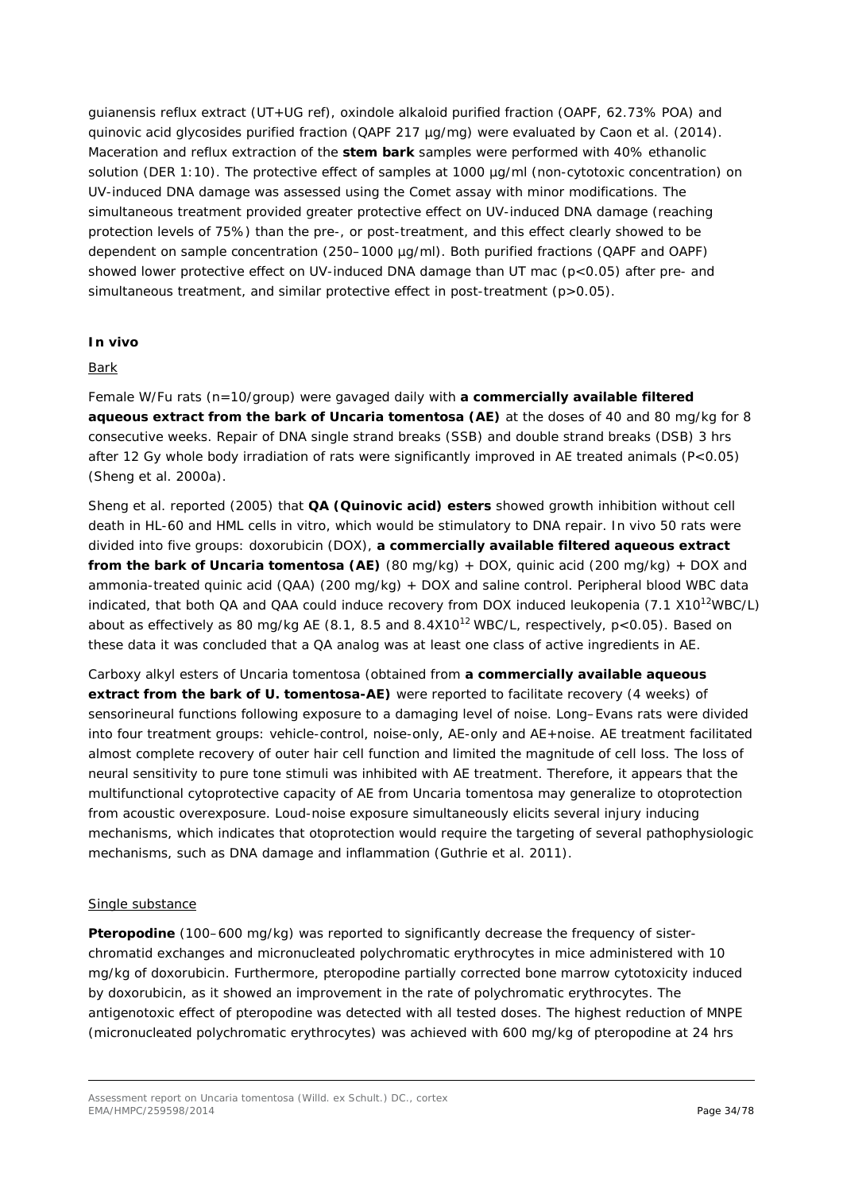guianensis reflux extract (UT+UG ref), oxindole alkaloid purified fraction (OAPF, 62.73% POA) and quinovic acid glycosides purified fraction (QAPF 217 µg/mg) were evaluated by Caon et al. (2014). Maceration and reflux extraction of the **stem bark** samples were performed with 40% ethanolic solution (DER 1:10). The protective effect of samples at 1000 µg/ml (non-cytotoxic concentration) on UV-induced DNA damage was assessed using the Comet assay with minor modifications. The simultaneous treatment provided greater protective effect on UV-induced DNA damage (reaching protection levels of 75%) than the pre-, or post-treatment, and this effect clearly showed to be dependent on sample concentration (250–1000 µg/ml). Both purified fractions (QAPF and OAPF) showed lower protective effect on UV-induced DNA damage than UT mac ($p<0.05$) after pre- and simultaneous treatment, and similar protective effect in post-treatment ($p>0.05$).

**In vivo**

Bark

Female W/Fu rats (n=10/group) were gavaged daily with **a commercially available filtered aqueous extract from the bark of Uncaria tomentosa (AE)** at the doses of 40 and 80 mg/kg for 8 consecutive weeks. Repair of DNA single strand breaks (SSB) and double strand breaks (DSB) 3 hrs after 12 Gy whole body irradiation of rats were significantly improved in AE treated animals ($P<0.05$) (Sheng et al. 2000a).

Sheng et al. reported (2005) that **QA (Quinovic acid) esters** showed growth inhibition without cell death in HL-60 and HML cells in vitro, which would be stimulatory to DNA repair. In vivo 50 rats were divided into five groups: doxorubicin (DOX), **a commercially available filtered aqueous extract from the bark of Uncaria tomentosa (AE)** (80 mg/kg) + DOX, quinic acid (200 mg/kg) + DOX and ammonia-treated quinic acid (QAA) (200 mg/kg) + DOX and saline control. Peripheral blood WBC data indicated, that both QA and QAA could induce recovery from DOX induced leukopenia ($7.1 \times 10^{12}$WBC/L) about as effectively as 80 mg/kg AE (8.1, 8.5 and $8.4 \times 10^{12}$ WBC/L, respectively, $p<0.05$). Based on these data it was concluded that a QA analog was at least one class of active ingredients in AE.

Carboxy alkyl esters of Uncaria tomentosa (obtained from **a commercially available aqueous extract from the bark of U. tomentosa-AE)** were reported to facilitate recovery (4 weeks) of sensorineural functions following exposure to a damaging level of noise. Long–Evans rats were divided into four treatment groups: vehicle-control, noise-only, AE-only and AE+noise. AE treatment facilitated almost complete recovery of outer hair cell function and limited the magnitude of cell loss. The loss of neural sensitivity to pure tone stimuli was inhibited with AE treatment. Therefore, it appears that the multifunctional cytoprotective capacity of AE from Uncaria tomentosa may generalize to otoprotection from acoustic overexposure. Loud-noise exposure simultaneously elicits several injury inducing mechanisms, which indicates that otoprotection would require the targeting of several pathophysiologic mechanisms, such as DNA damage and inflammation (Guthrie et al. 2011).

Single substance

**Pteropodine** (100–600 mg/kg) was reported to significantly decrease the frequency of sister-chromatid exchanges and micronucleated polychromatic erythrocytes in mice administered with 10 mg/kg of doxorubicin. Furthermore, pteropodine partially corrected bone marrow cytotoxicity induced by doxorubicin, as it showed an improvement in the rate of polychromatic erythrocytes. The antigenotoxic effect of pteropodine was detected with all tested doses. The highest reduction of MNPE (micronucleated polychromatic erythrocytes) was achieved with 600 mg/kg of pteropodine at 24 hrs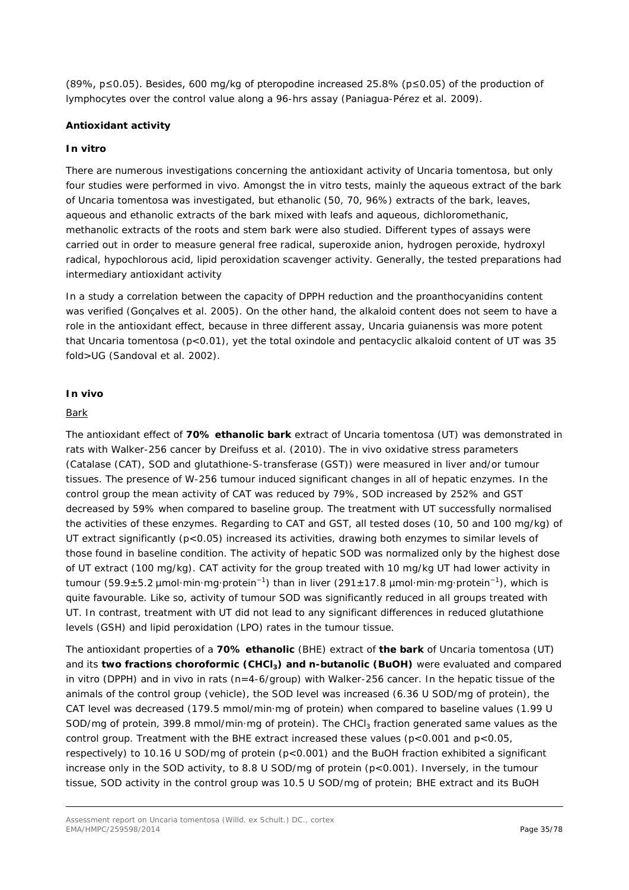(89%, p≤0.05). Besides, 600 mg/kg of pteropodine increased 25.8% (p≤0.05) of the production of lymphocytes over the control value along a 96-hrs assay (Paniagua-Pérez et al. 2009).

**Antioxidant activity**

***In vitro***

There are numerous investigations concerning the antioxidant activity of *Uncaria tomentosa*, but only four studies were performed in vivo. Amongst the in vitro tests, mainly the aqueous extract of the bark of Uncaria tomentosa was investigated, but ethanolic (50, 70, 96%) extracts of the bark, leaves, aqueous and ethanolic extracts of the bark mixed with leafs and aqueous, dichloromethanic, methanolic extracts of the roots and stem bark were also studied. Different types of assays were carried out in order to measure general free radical, superoxide anion, hydrogen peroxide, hydroxyl radical, hypochlorous acid, lipid peroxidation scavenger activity. Generally, the tested preparations had intermediary antioxidant activity

In a study a correlation between the capacity of DPPH reduction and the proanthocyanidins content was verified (Gonçalves et al. 2005). On the other hand, the alkaloid content does not seem to have a role in the antioxidant effect, because in three different assay, *Uncaria guianensis* was more potent that *Uncaria tomentosa* (p<0.01), yet the total oxindole and pentacyclic alkaloid content of UT was 35 fold>UG (Sandoval et al. 2002).

***In vivo***

Bark

The antioxidant effect of **70% ethanolic bark** extract of *Uncaria tomentosa* (UT) was demonstrated in rats with Walker-256 cancer by Dreifuss et al. (2010). The in vivo oxidative stress parameters (Catalase (CAT), SOD and glutathione-S-transferase (GST)) were measured in liver and/or tumour tissues. The presence of W-256 tumour induced significant changes in all of hepatic enzymes. In the control group the mean activity of CAT was reduced by 79%, SOD increased by 252% and GST decreased by 59% when compared to baseline group. The treatment with UT successfully normalised the activities of these enzymes. Regarding to CAT and GST, all tested doses (10, 50 and 100 mg/kg) of UT extract significantly (p<0.05) increased its activities, drawing both enzymes to similar levels of those found in baseline condition. The activity of hepatic SOD was normalized only by the highest dose of UT extract (100 mg/kg). CAT activity for the group treated with 10 mg/kg UT had lower activity in tumour (59.9±5.2 μmol·min·mg·protein$^{-1}$) than in liver (291±17.8 μmol·min·mg·protein$^{-1}$), which is quite favourable. Like so, activity of tumour SOD was significantly reduced in all groups treated with UT. In contrast, treatment with UT did not lead to any significant differences in reduced glutathione levels (GSH) and lipid peroxidation (LPO) rates in the tumour tissue.

The antioxidant properties of a **70% ethanolic** (BHE) extract of **the bark** of *Uncaria tomentosa* (UT) and its **two fractions choroformic ($CHCl_3$) and n-butanolic (BuOH)** were evaluated and compared in vitro (DPPH) and in vivo in rats (n=4-6/group) with Walker-256 cancer. In the hepatic tissue of the animals of the control group (vehicle), the SOD level was increased (6.36 U SOD/mg of protein), the CAT level was decreased (179.5 mmol/min·mg of protein) when compared to baseline values (1.99 U SOD/mg of protein, 399.8 mmol/min·mg of protein). The $CHCl_3$ fraction generated same values as the control group. Treatment with the BHE extract increased these values (p<0.001 and p<0.05, respectively) to 10.16 U SOD/mg of protein (p<0.001) and the BuOH fraction exhibited a significant increase only in the SOD activity, to 8.8 U SOD/mg of protein (p<0.001). Inversely, in the tumour tissue, SOD activity in the control group was 10.5 U SOD/mg of protein; BHE extract and its BuOH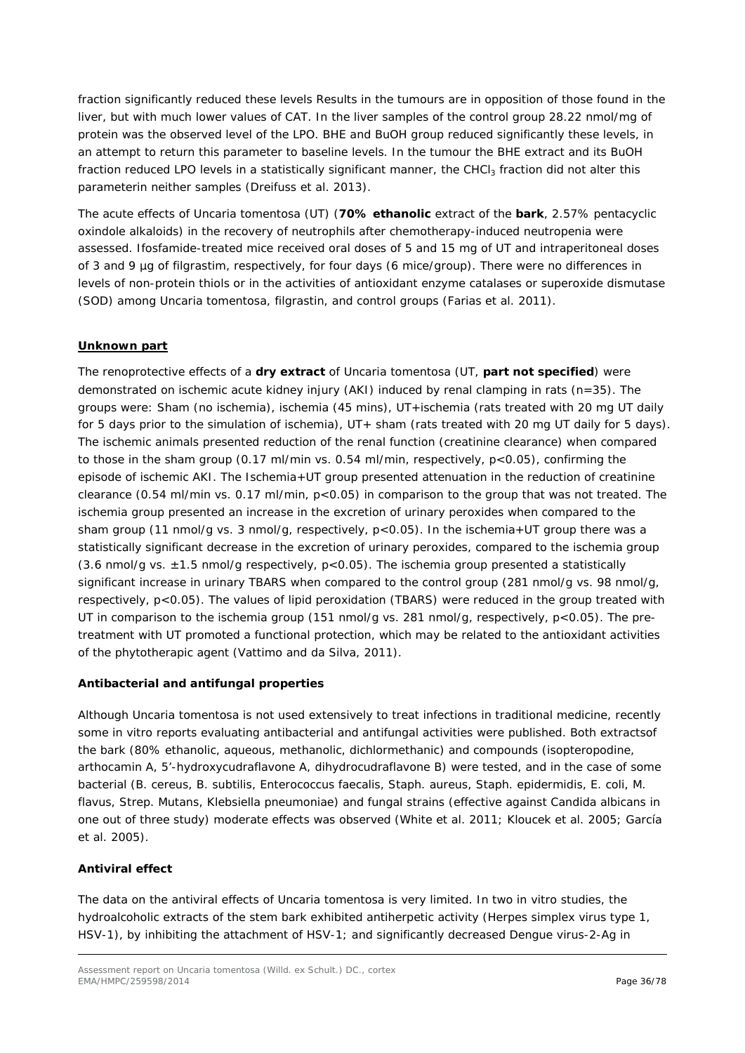fraction significantly reduced these levels Results in the tumours are in opposition of those found in the liver, but with much lower values of CAT. In the liver samples of the control group 28.22 nmol/mg of protein was the observed level of the LPO. BHE and BuOH group reduced significantly these levels, in an attempt to return this parameter to baseline levels. In the tumour the BHE extract and its BuOH fraction reduced LPO levels in a statistically significant manner, the $CHCl_3$ fraction did not alter this parameterin neither samples (Dreifuss et al. 2013).

The acute effects of Uncaria tomentosa (UT) (**70% ethanolic** extract of the **bark**, 2.57% pentacyclic oxindole alkaloids) in the recovery of neutrophils after chemotherapy-induced neutropenia were assessed. Ifosfamide-treated mice received oral doses of 5 and 15 mg of UT and intraperitoneal doses of 3 and 9 µg of filgrastim, respectively, for four days (6 mice/group). There were no differences in levels of non-protein thiols or in the activities of antioxidant enzyme catalases or superoxide dismutase (SOD) among Uncaria tomentosa, filgrastin, and control groups (Farias et al. 2011).

**Unknown part**

The renoprotective effects of a **dry extract** of Uncaria tomentosa (UT, **part not specified**) were demonstrated on ischemic acute kidney injury (AKI) induced by renal clamping in rats (n=35). The groups were: Sham (no ischemia), ischemia (45 mins), UT+ischemia (rats treated with 20 mg UT daily for 5 days prior to the simulation of ischemia), UT+ sham (rats treated with 20 mg UT daily for 5 days). The ischemic animals presented reduction of the renal function (creatinine clearance) when compared to those in the sham group (0.17 ml/min vs. 0.54 ml/min, respectively, $p<0.05$), confirming the episode of ischemic AKI. The Ischemia+UT group presented attenuation in the reduction of creatinine clearance (0.54 ml/min vs. 0.17 ml/min, $p<0.05$) in comparison to the group that was not treated. The ischemia group presented an increase in the excretion of urinary peroxides when compared to the sham group (11 nmol/g vs. 3 nmol/g, respectively, $p<0.05$). In the ischemia+UT group there was a statistically significant decrease in the excretion of urinary peroxides, compared to the ischemia group (3.6 nmol/g vs. ±1.5 nmol/g respectively, $p<0.05$). The ischemia group presented a statistically significant increase in urinary TBARS when compared to the control group (281 nmol/g vs. 98 nmol/g, respectively, $p<0.05$). The values of lipid peroxidation (TBARS) were reduced in the group treated with UT in comparison to the ischemia group (151 nmol/g vs. 281 nmol/g, respectively, $p<0.05$). The pre-treatment with UT promoted a functional protection, which may be related to the antioxidant activities of the phytotherapic agent (Vattimo and da Silva, 2011).

**Antibacterial and antifungal properties**

Although Uncaria tomentosa is not used extensively to treat infections in traditional medicine, recently some in vitro reports evaluating antibacterial and antifungal activities were published. Both extractsof the bark (80% ethanolic, aqueous, methanolic, dichlormethanic) and compounds (isopteropodine, arthocamin A, 5'-hydroxycudraflavone A, dihydrocudraflavone B) were tested, and in the case of some bacterial (B. cereus, B. subtilis, Enterococcus faecalis, Staph. aureus, Staph. epidermidis, E. coli, M. flavus, Strep. Mutans, Klebsiella pneumoniae) and fungal strains (effective against Candida albicans in one out of three study) moderate effects was observed (White et al. 2011; Kloucek et al. 2005; García et al. 2005).

**Antiviral effect**

The data on the antiviral effects of Uncaria tomentosa is very limited. In two in vitro studies, the hydroalcoholic extracts of the stem bark exhibited antiherpetic activity (Herpes simplex virus type 1, HSV-1), by inhibiting the attachment of HSV-1; and significantly decreased Dengue virus-2-Ag in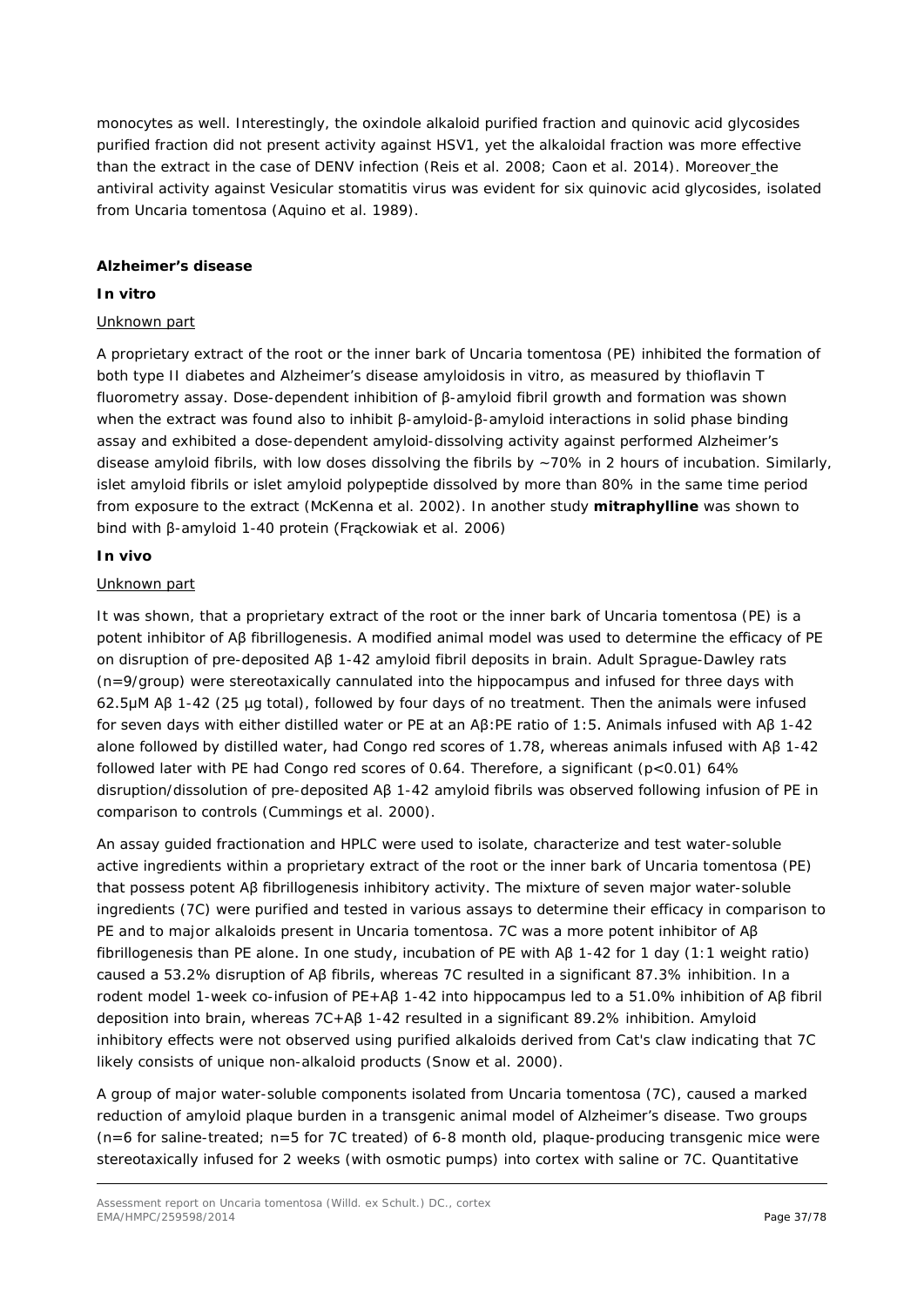monocytes as well. Interestingly, the oxindole alkaloid purified fraction and quinovic acid glycosides purified fraction did not present activity against HSV1, yet the alkaloidal fraction was more effective than the extract in the case of DENV infection (Reis et al. 2008; Caon et al. 2014). Moreover the antiviral activity against Vesicular stomatitis virus was evident for six quinovic acid glycosides, isolated from Uncaria tomentosa (Aquino et al. 1989).

**Alzheimer's disease**

***In vitro***

Unknown part

A proprietary extract of the root or the inner bark of Uncaria tomentosa (PE) inhibited the formation of both type II diabetes and Alzheimer's disease amyloidosis in vitro, as measured by thioflavin T fluorometry assay. Dose-dependent inhibition of β-amyloid fibril growth and formation was shown when the extract was found also to inhibit β-amyloid-β-amyloid interactions in solid phase binding assay and exhibited a dose-dependent amyloid-dissolving activity against performed Alzheimer's disease amyloid fibrils, with low doses dissolving the fibrils by ~70% in 2 hours of incubation. Similarly, islet amyloid fibrils or islet amyloid polypeptide dissolved by more than 80% in the same time period from exposure to the extract (McKenna et al. 2002). In another study **mitraphylline** was shown to bind with β-amyloid 1-40 protein (Frąckowiak et al. 2006)

***In vivo***

Unknown part

It was shown, that a proprietary extract of the root or the inner bark of Uncaria tomentosa (PE) is a potent inhibitor of Aβ fibrillogenesis. A modified animal model was used to determine the efficacy of PE on disruption of pre-deposited Aβ 1-42 amyloid fibril deposits in brain. Adult Sprague-Dawley rats (n=9/group) were stereotaxically cannulated into the hippocampus and infused for three days with 62.5μM Aβ 1-42 (25 μg total), followed by four days of no treatment. Then the animals were infused for seven days with either distilled water or PE at an Aβ:PE ratio of 1:5. Animals infused with Aβ 1-42 alone followed by distilled water, had Congo red scores of 1.78, whereas animals infused with Aβ 1-42 followed later with PE had Congo red scores of 0.64. Therefore, a significant ($p<0.01$) 64% disruption/dissolution of pre-deposited Aβ 1-42 amyloid fibrils was observed following infusion of PE in comparison to controls (Cummings et al. 2000).

An assay guided fractionation and HPLC were used to isolate, characterize and test water-soluble active ingredients within a proprietary extract of the root or the inner bark of Uncaria tomentosa (PE) that possess potent Aβ fibrillogenesis inhibitory activity. The mixture of seven major water-soluble ingredients (7C) were purified and tested in various assays to determine their efficacy in comparison to PE and to major alkaloids present in Uncaria tomentosa. 7C was a more potent inhibitor of Aβ fibrillogenesis than PE alone. In one study, incubation of PE with Aβ 1-42 for 1 day (1:1 weight ratio) caused a 53.2% disruption of Aβ fibrils, whereas 7C resulted in a significant 87.3% inhibition. In a rodent model 1-week co-infusion of PE+Aβ 1-42 into hippocampus led to a 51.0% inhibition of Aβ fibril deposition into brain, whereas 7C+Aβ 1-42 resulted in a significant 89.2% inhibition. Amyloid inhibitory effects were not observed using purified alkaloids derived from Cat's claw indicating that 7C likely consists of unique non-alkaloid products (Snow et al. 2000).

A group of major water-soluble components isolated from Uncaria tomentosa (7C), caused a marked reduction of amyloid plaque burden in a transgenic animal model of Alzheimer's disease. Two groups (n=6 for saline-treated; n=5 for 7C treated) of 6-8 month old, plaque-producing transgenic mice were stereotaxically infused for 2 weeks (with osmotic pumps) into cortex with saline or 7C. Quantitative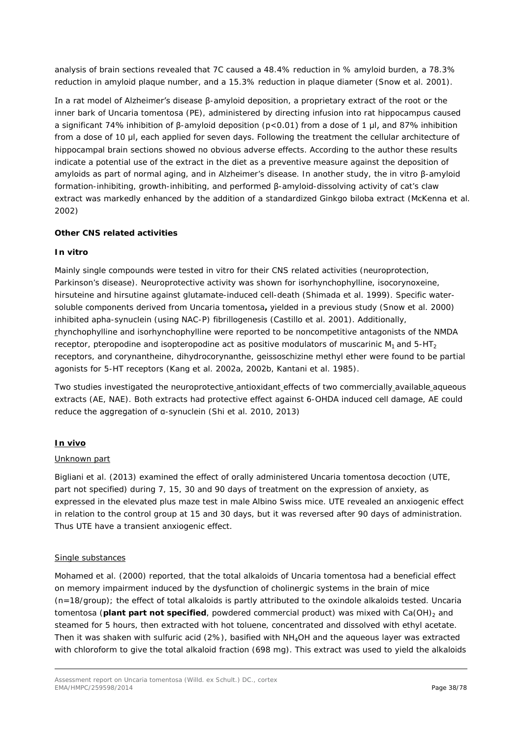analysis of brain sections revealed that 7C caused a 48.4% reduction in % amyloid burden, a 78.3% reduction in amyloid plaque number, and a 15.3% reduction in plaque diameter (Snow et al. 2001).

In a rat model of Alzheimer's disease β-amyloid deposition, a proprietary extract of the root or the inner bark of Uncaria tomentosa (PE), administered by directing infusion into rat hippocampus caused a significant 74% inhibition of β-amyloid deposition ($p<0.01$) from a dose of 1 µl, and 87% inhibition from a dose of 10 µl, each applied for seven days. Following the treatment the cellular architecture of hippocampal brain sections showed no obvious adverse effects. According to the author these results indicate a potential use of the extract in the diet as a preventive measure against the deposition of amyloids as part of normal aging, and in Alzheimer's disease. In another study, the in vitro β-amyloid formation-inhibiting, growth-inhibiting, and performed β-amyloid-dissolving activity of cat's claw extract was markedly enhanced by the addition of a standardized Ginkgo biloba extract (McKenna et al. 2002)

**Other CNS related activities**

***In vitro***

Mainly single compounds were tested in vitro for their CNS related activities (neuroprotection, Parkinson's disease). Neuroprotective activity was shown for isorhynchophylline, isocorynoxeine, hirsuteine and hirsutine against glutamate-induced cell-death (Shimada et al. 1999). Specific water-soluble components derived from Uncaria tomentosa**,** yielded in a previous study (Snow et al. 2000) inhibited apha-synuclein (using NAC-P) fibrillogenesis (Castillo et al. 2001). Additionally, rhynchophylline and isorhynchophylline were reported to be noncompetitive antagonists of the NMDA receptor, pteropodine and isopteropodine act as positive modulators of muscarinic $M_1$ and 5-$HT_2$ receptors, and corynantheine, dihydrocorynanthe, geissoschizine methyl ether were found to be partial agonists for 5-HT receptors (Kang et al. 2002a, 2002b, Kantani et al. 1985).

Two studies investigated the neuroprotective antioxidant effects of two commercially available aqueous extracts (AE, NAE). Both extracts had protective effect against 6-OHDA induced cell damage, AE could reduce the aggregation of α-synuclein (Shi et al. 2010, 2013)

***In vivo***

Unknown part

Bigliani et al. (2013) examined the effect of orally administered Uncaria tomentosa decoction (UTE, part not specified) during 7, 15, 30 and 90 days of treatment on the expression of anxiety, as expressed in the elevated plus maze test in male Albino Swiss mice. UTE revealed an anxiogenic effect in relation to the control group at 15 and 30 days, but it was reversed after 90 days of administration. Thus UTE have a transient anxiogenic effect.

Single substances

Mohamed et al. (2000) reported, that the total alkaloids of Uncaria tomentosa had a beneficial effect on memory impairment induced by the dysfunction of cholinergic systems in the brain of mice (n=18/group); the effect of total alkaloids is partly attributed to the oxindole alkaloids tested. Uncaria tomentosa (**plant part not specified**, powdered commercial product) was mixed with $Ca(OH)_2$ and steamed for 5 hours, then extracted with hot toluene, concentrated and dissolved with ethyl acetate. Then it was shaken with sulfuric acid (2%), basified with $NH_4OH$ and the aqueous layer was extracted with chloroform to give the total alkaloid fraction (698 mg). This extract was used to yield the alkaloids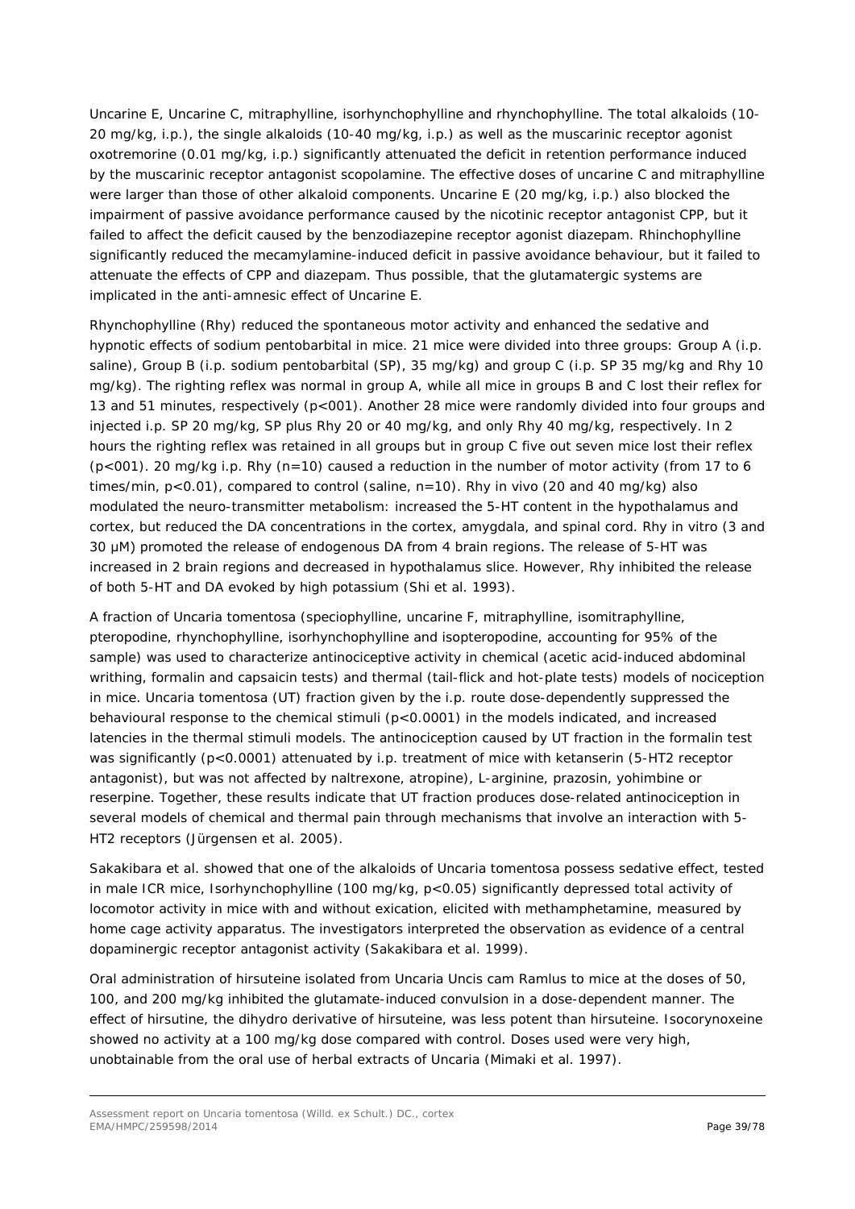Uncarine E, Uncarine C, mitraphylline, isorhynchophylline and rhynchophylline. The total alkaloids (10-20 mg/kg, i.p.), the single alkaloids (10-40 mg/kg, i.p.) as well as the muscarinic receptor agonist oxotremorine (0.01 mg/kg, i.p.) significantly attenuated the deficit in retention performance induced by the muscarinic receptor antagonist scopolamine. The effective doses of uncarine C and mitraphylline were larger than those of other alkaloid components. Uncarine E (20 mg/kg, i.p.) also blocked the impairment of passive avoidance performance caused by the nicotinic receptor antagonist CPP, but it failed to affect the deficit caused by the benzodiazepine receptor agonist diazepam. Rhinchophylline significantly reduced the mecamylamine-induced deficit in passive avoidance behaviour, but it failed to attenuate the effects of CPP and diazepam. Thus possible, that the glutamatergic systems are implicated in the anti-amnesic effect of Uncarine E.

Rhynchophylline (Rhy) reduced the spontaneous motor activity and enhanced the sedative and hypnotic effects of sodium pentobarbital in mice. 21 mice were divided into three groups: Group A (i.p. saline), Group B (i.p. sodium pentobarbital (SP), 35 mg/kg) and group C (i.p. SP 35 mg/kg and Rhy 10 mg/kg). The righting reflex was normal in group A, while all mice in groups B and C lost their reflex for 13 and 51 minutes, respectively (p<001). Another 28 mice were randomly divided into four groups and injected i.p. SP 20 mg/kg, SP plus Rhy 20 or 40 mg/kg, and only Rhy 40 mg/kg, respectively. In 2 hours the righting reflex was retained in all groups but in group C five out seven mice lost their reflex (p<001). 20 mg/kg i.p. Rhy (n=10) caused a reduction in the number of motor activity (from 17 to 6 times/min, $p<0.01$), compared to control (saline, n=10). Rhy in vivo (20 and 40 mg/kg) also modulated the neuro-transmitter metabolism: increased the 5-HT content in the hypothalamus and cortex, but reduced the DA concentrations in the cortex, amygdala, and spinal cord. Rhy in vitro (3 and 30 μM) promoted the release of endogenous DA from 4 brain regions. The release of 5-HT was increased in 2 brain regions and decreased in hypothalamus slice. However, Rhy inhibited the release of both 5-HT and DA evoked by high potassium (Shi et al. 1993).

A fraction of Uncaria tomentosa (speciophylline, uncarine F, mitraphylline, isomitraphylline, pteropodine, rhynchophylline, isorhynchophylline and isopteropodine, accounting for 95% of the sample) was used to characterize antinociceptive activity in chemical (acetic acid-induced abdominal writhing, formalin and capsaicin tests) and thermal (tail-flick and hot-plate tests) models of nociception in mice. Uncaria tomentosa (UT) fraction given by the i.p. route dose-dependently suppressed the behavioural response to the chemical stimuli ($p<0.0001$) in the models indicated, and increased latencies in the thermal stimuli models. The antinociception caused by UT fraction in the formalin test was significantly ($p<0.0001$) attenuated by i.p. treatment of mice with ketanserin (5-HT2 receptor antagonist), but was not affected by naltrexone, atropine), L-arginine, prazosin, yohimbine or reserpine. Together, these results indicate that UT fraction produces dose-related antinociception in several models of chemical and thermal pain through mechanisms that involve an interaction with 5-HT2 receptors (Jürgensen et al. 2005).

Sakakibara et al. showed that one of the alkaloids of Uncaria tomentosa possess sedative effect, tested in male ICR mice, Isorhynchophylline (100 mg/kg, $p<0.05$) significantly depressed total activity of locomotor activity in mice with and without exication, elicited with methamphetamine, measured by home cage activity apparatus. The investigators interpreted the observation as evidence of a central dopaminergic receptor antagonist activity (Sakakibara et al. 1999).

Oral administration of hirsuteine isolated from Uncaria Uncis cam Ramlus to mice at the doses of 50, 100, and 200 mg/kg inhibited the glutamate-induced convulsion in a dose-dependent manner. The effect of hirsutine, the dihydro derivative of hirsuteine, was less potent than hirsuteine. Isocorynoxeine showed no activity at a 100 mg/kg dose compared with control. Doses used were very high, unobtainable from the oral use of herbal extracts of Uncaria (Mimaki et al. 1997).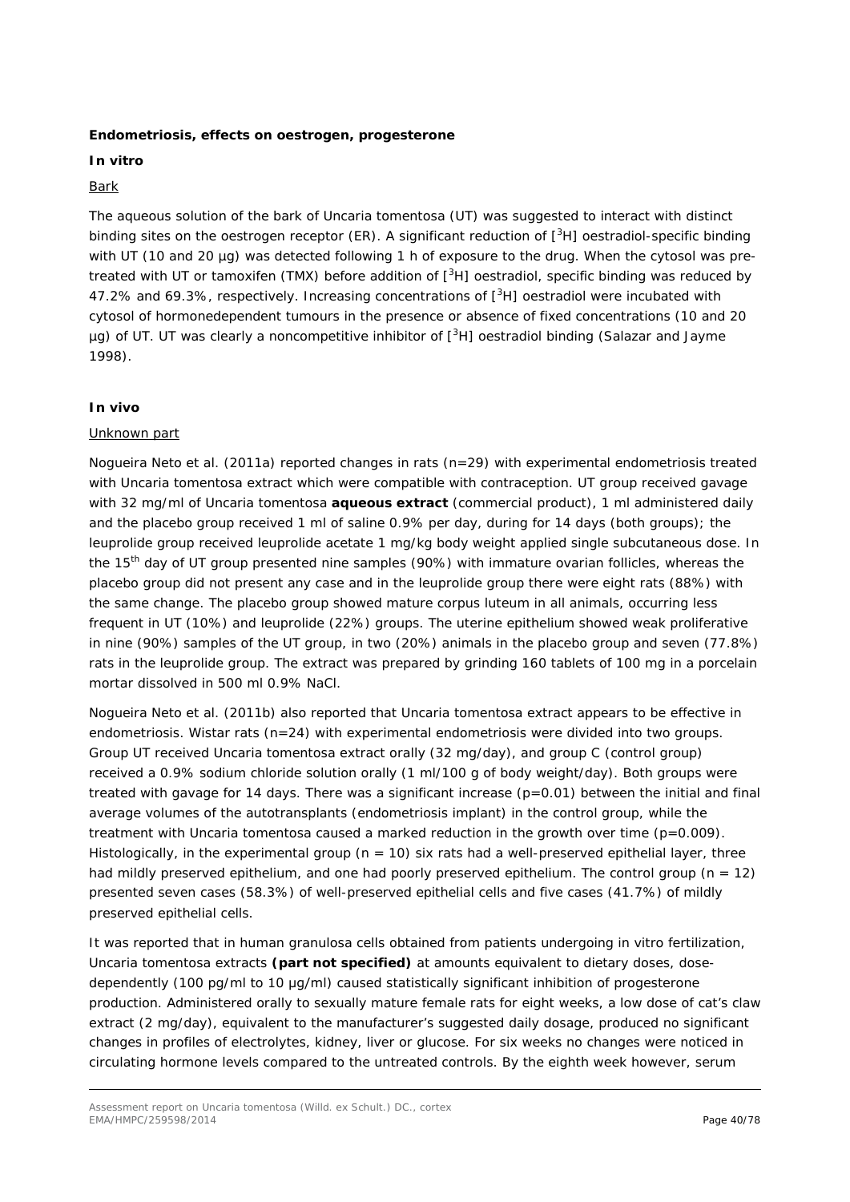**Endometriosis, effects on oestrogen, progesterone**

**In vitro**

Bark

The aqueous solution of the bark of Uncaria tomentosa (UT) was suggested to interact with distinct binding sites on the oestrogen receptor (ER). A significant reduction of [$^3$H] oestradiol-specific binding with UT (10 and 20 µg) was detected following 1 h of exposure to the drug. When the cytosol was pre-treated with UT or tamoxifen (TMX) before addition of [$^3$H] oestradiol, specific binding was reduced by 47.2% and 69.3%, respectively. Increasing concentrations of [$^3$H] oestradiol were incubated with cytosol of hormonedependent tumours in the presence or absence of fixed concentrations (10 and 20 µg) of UT. UT was clearly a noncompetitive inhibitor of [$^3$H] oestradiol binding (Salazar and Jayme 1998).

**In vivo**

Unknown part

Nogueira Neto et al. (2011a) reported changes in rats (n=29) with experimental endometriosis treated with Uncaria tomentosa extract which were compatible with contraception. UT group received gavage with 32 mg/ml of Uncaria tomentosa **aqueous extract** (commercial product), 1 ml administered daily and the placebo group received 1 ml of saline 0.9% per day, during for 14 days (both groups); the leuprolide group received leuprolide acetate 1 mg/kg body weight applied single subcutaneous dose. In the 15$^{th}$ day of UT group presented nine samples (90%) with immature ovarian follicles, whereas the placebo group did not present any case and in the leuprolide group there were eight rats (88%) with the same change. The placebo group showed mature corpus luteum in all animals, occurring less frequent in UT (10%) and leuprolide (22%) groups. The uterine epithelium showed weak proliferative in nine (90%) samples of the UT group, in two (20%) animals in the placebo group and seven (77.8%) rats in the leuprolide group. The extract was prepared by grinding 160 tablets of 100 mg in a porcelain mortar dissolved in 500 ml 0.9% NaCl.

Nogueira Neto et al. (2011b) also reported that Uncaria tomentosa extract appears to be effective in endometriosis. Wistar rats (n=24) with experimental endometriosis were divided into two groups. Group UT received Uncaria tomentosa extract orally (32 mg/day), and group C (control group) received a 0.9% sodium chloride solution orally (1 ml/100 g of body weight/day). Both groups were treated with gavage for 14 days. There was a significant increase (p=0.01) between the initial and final average volumes of the autotransplants (endometriosis implant) in the control group, while the treatment with Uncaria tomentosa caused a marked reduction in the growth over time (p=0.009). Histologically, in the experimental group (n = 10) six rats had a well-preserved epithelial layer, three had mildly preserved epithelium, and one had poorly preserved epithelium. The control group (n = 12) presented seven cases (58.3%) of well-preserved epithelial cells and five cases (41.7%) of mildly preserved epithelial cells.

It was reported that in human granulosa cells obtained from patients undergoing in vitro fertilization, Uncaria tomentosa extracts **(part not specified)** at amounts equivalent to dietary doses, dose-dependently (100 pg/ml to 10 µg/ml) caused statistically significant inhibition of progesterone production. Administered orally to sexually mature female rats for eight weeks, a low dose of cat's claw extract (2 mg/day), equivalent to the manufacturer's suggested daily dosage, produced no significant changes in profiles of electrolytes, kidney, liver or glucose. For six weeks no changes were noticed in circulating hormone levels compared to the untreated controls. By the eighth week however, serum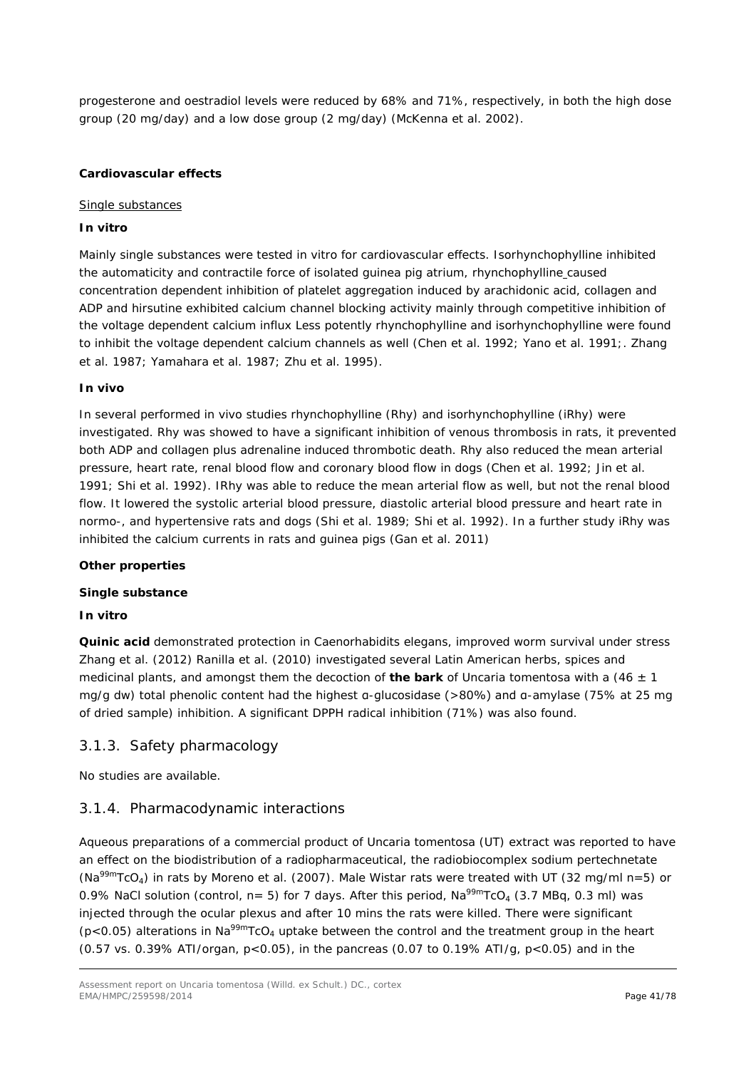progesterone and oestradiol levels were reduced by 68% and 71%, respectively, in both the high dose group (20 mg/day) and a low dose group (2 mg/day) (McKenna et al. 2002).

**Cardiovascular effects**

Single substances

**In vitro**

Mainly single substances were tested in vitro for cardiovascular effects. Isorhynchophylline inhibited the automaticity and contractile force of isolated guinea pig atrium, rhynchophylline caused concentration dependent inhibition of platelet aggregation induced by arachidonic acid, collagen and ADP and hirsutine exhibited calcium channel blocking activity mainly through competitive inhibition of the voltage dependent calcium influx Less potently rhynchophylline and isorhynchophylline were found to inhibit the voltage dependent calcium channels as well (Chen et al. 1992; Yano et al. 1991;. Zhang et al. 1987; Yamahara et al. 1987; Zhu et al. 1995).

**In vivo**

In several performed in vivo studies rhynchophylline (Rhy) and isorhynchophylline (iRhy) were investigated. Rhy was showed to have a significant inhibition of venous thrombosis in rats, it prevented both ADP and collagen plus adrenaline induced thrombotic death. Rhy also reduced the mean arterial pressure, heart rate, renal blood flow and coronary blood flow in dogs (Chen et al. 1992; Jin et al. 1991; Shi et al. 1992). IRhy was able to reduce the mean arterial flow as well, but not the renal blood flow. It lowered the systolic arterial blood pressure, diastolic arterial blood pressure and heart rate in normo-, and hypertensive rats and dogs (Shi et al. 1989; Shi et al. 1992). In a further study iRhy was inhibited the calcium currents in rats and guinea pigs (Gan et al. 2011)

**Other properties**

**Single substance**

**In vitro**

**Quinic acid** demonstrated protection in Caenorhabidits elegans, improved worm survival under stress Zhang et al. (2012) Ranilla et al. (2010) investigated several Latin American herbs, spices and medicinal plants, and amongst them the decoction of **the bark** of Uncaria tomentosa with a (46 ± 1 mg/g dw) total phenolic content had the highest α-glucosidase (>80%) and α-amylase (75% at 25 mg of dried sample) inhibition. A significant DPPH radical inhibition (71%) was also found.

### 3.1.3. Safety pharmacology

No studies are available.

### 3.1.4. Pharmacodynamic interactions

Aqueous preparations of a commercial product of Uncaria tomentosa (UT) extract was reported to have an effect on the biodistribution of a radiopharmaceutical, the radiobiocomplex sodium pertechnetate ($Na^{99m}TcO_4$) in rats by Moreno et al. (2007). Male Wistar rats were treated with UT (32 mg/ml n=5) or 0.9% NaCl solution (control, n= 5) for 7 days. After this period, $Na^{99m}TcO_4$ (3.7 MBq, 0.3 ml) was injected through the ocular plexus and after 10 mins the rats were killed. There were significant ($p<0.05$) alterations in $Na^{99m}TcO_4$ uptake between the control and the treatment group in the heart (0.57 vs. 0.39% ATI/organ, $p<0.05$), in the pancreas (0.07 to 0.19% ATI/g, $p<0.05$) and in the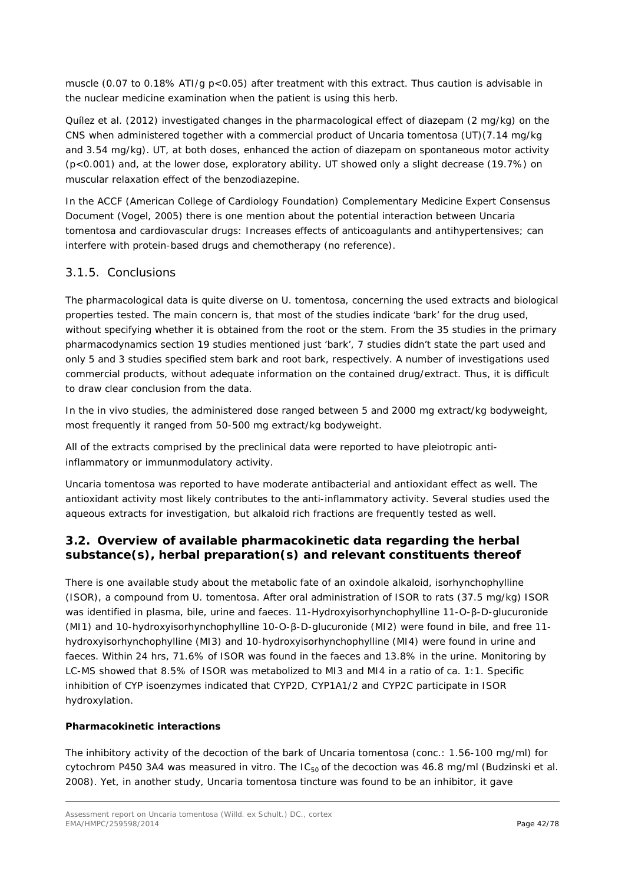muscle (0.07 to 0.18% ATI/g $p<0.05$) after treatment with this extract. Thus caution is advisable in the nuclear medicine examination when the patient is using this herb.

Quílez et al. (2012) investigated changes in the pharmacological effect of diazepam (2 mg/kg) on the CNS when administered together with a commercial product of *Uncaria tomentosa* (UT)(7.14 mg/kg and 3.54 mg/kg). UT, at both doses, enhanced the action of diazepam on spontaneous motor activity ($p<0.001$) and, at the lower dose, exploratory ability. UT showed only a slight decrease (19.7%) on muscular relaxation effect of the benzodiazepine.

In the ACCF (American College of Cardiology Foundation) Complementary Medicine Expert Consensus Document (Vogel, 2005) there is one mention about the potential interaction between *Uncaria tomentosa* and cardiovascular drugs: Increases effects of anticoagulants and antihypertensives; can interfere with protein-based drugs and chemotherapy (no reference).

### 3.1.5. Conclusions

The pharmacological data is quite diverse on *U. tomentosa*, concerning the used extracts and biological properties tested. The main concern is, that most of the studies indicate 'bark' for the drug used, without specifying whether it is obtained from the root or the stem. From the 35 studies in the primary pharmacodynamics section 19 studies mentioned just 'bark', 7 studies didn't state the part used and only 5 and 3 studies specified stem bark and root bark, respectively. A number of investigations used commercial products, without adequate information on the contained drug/extract. Thus, it is difficult to draw clear conclusion from the data.

In the in vivo studies, the administered dose ranged between 5 and 2000 mg extract/kg bodyweight, most frequently it ranged from 50-500 mg extract/kg bodyweight.

All of the extracts comprised by the preclinical data were reported to have pleiotropic anti-inflammatory or immunmodulatory activity.

*Uncaria tomentosa* was reported to have moderate antibacterial and antioxidant effect as well. The antioxidant activity most likely contributes to the anti-inflammatory activity. Several studies used the aqueous extracts for investigation, but alkaloid rich fractions are frequently tested as well.

## 3.2. Overview of available pharmacokinetic data regarding the herbal substance(s), herbal preparation(s) and relevant constituents thereof

There is one available study about the metabolic fate of an oxindole alkaloid, isorhynchophylline (ISOR), a compound from *U. tomentosa*. After oral administration of ISOR to rats (37.5 mg/kg) ISOR was identified in plasma, bile, urine and faeces. 11-Hydroxyisorhynchophylline 11-O-β-D-glucuronide (MI1) and 10-hydroxyisorhynchophylline 10-O-β-D-glucuronide (MI2) were found in bile, and free 11-hydroxyisorhynchophylline (MI3) and 10-hydroxyisorhynchophylline (MI4) were found in urine and faeces. Within 24 hrs, 71.6% of ISOR was found in the faeces and 13.8% in the urine. Monitoring by LC-MS showed that 8.5% of ISOR was metabolized to MI3 and MI4 in a ratio of ca. 1:1. Specific inhibition of CYP isoenzymes indicated that CYP2D, CYP1A1/2 and CYP2C participate in ISOR hydroxylation.

**Pharmacokinetic interactions**

The inhibitory activity of the decoction of the bark of *Uncaria tomentosa* (conc.: 1.56-100 mg/ml) for cytochrom P450 3A4 was measured in vitro. The $IC_{50}$ of the decoction was 46.8 mg/ml (Budzinski et al. 2008). Yet, in another study, *Uncaria tomentosa* tincture was found to be an inhibitor, it gave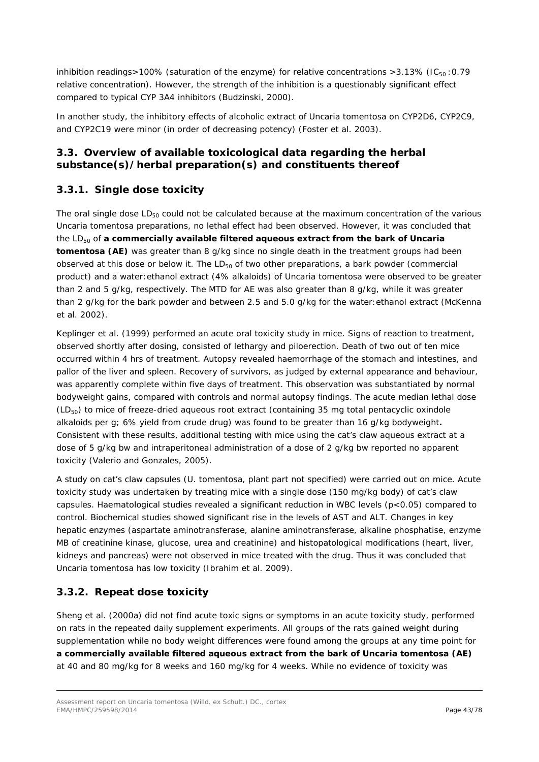inhibition readings>100% (saturation of the enzyme) for relative concentrations >3.13% ($IC_{50}$:0.79 relative concentration). However, the strength of the inhibition is a questionably significant effect compared to typical CYP 3A4 inhibitors (Budzinski, 2000).

In another study, the inhibitory effects of alcoholic extract of *Uncaria tomentosa* on CYP2D6, CYP2C9, and CYP2C19 were minor (in order of decreasing potency) (Foster et al. 2003).

## 3.3. Overview of available toxicological data regarding the herbal substance(s)/herbal preparation(s) and constituents thereof

### 3.3.1. Single dose toxicity

The oral single dose $LD_{50}$ could not be calculated because at the maximum concentration of the various *Uncaria tomentosa* preparations, no lethal effect had been observed. However, it was concluded that the $LD_{50}$ of **a commercially available filtered aqueous extract from the bark of *Uncaria tomentosa* (AE)** was greater than 8 g/kg since no single death in the treatment groups had been observed at this dose or below it. The $LD_{50}$ of two other preparations, a bark powder (commercial product) and a water:ethanol extract (4% alkaloids) of *Uncaria tomentosa* were observed to be greater than 2 and 5 g/kg, respectively. The MTD for AE was also greater than 8 g/kg, while it was greater than 2 g/kg for the bark powder and between 2.5 and 5.0 g/kg for the water:ethanol extract (McKenna et al. 2002).

Keplinger et al. (1999) performed an acute oral toxicity study in mice. Signs of reaction to treatment, observed shortly after dosing, consisted of lethargy and piloerection. Death of two out of ten mice occurred within 4 hrs of treatment. Autopsy revealed haemorrhage of the stomach and intestines, and pallor of the liver and spleen. Recovery of survivors, as judged by external appearance and behaviour, was apparently complete within five days of treatment. This observation was substantiated by normal bodyweight gains, compared with controls and normal autopsy findings. The acute median lethal dose ($LD_{50}$) to mice of freeze-dried aqueous root extract (containing 35 mg total pentacyclic oxindole alkaloids per g; 6% yield from crude drug) was found to be greater than 16 g/kg bodyweight**.** Consistent with these results, additional testing with mice using the cat's claw aqueous extract at a dose of 5 g/kg bw and intraperitoneal administration of a dose of 2 g/kg bw reported no apparent toxicity (Valerio and Gonzales, 2005).

A study on cat's claw capsules (*U. tomentosa*, plant part not specified) were carried out on mice. Acute toxicity study was undertaken by treating mice with a single dose (150 mg/kg body) of cat's claw capsules. Haematological studies revealed a significant reduction in WBC levels ($p<0.05$) compared to control. Biochemical studies showed significant rise in the levels of AST and ALT. Changes in key hepatic enzymes (aspartate aminotransferase, alanine aminotransferase, alkaline phosphatise, enzyme MB of creatinine kinase, glucose, urea and creatinine) and histopatological modifications (heart, liver, kidneys and pancreas) were not observed in mice treated with the drug. Thus it was concluded that *Uncaria tomentosa* has low toxicity (Ibrahim et al. 2009).

### 3.3.2. Repeat dose toxicity

Sheng et al. (2000a) did not find acute toxic signs or symptoms in an acute toxicity study, performed on rats in the repeated daily supplement experiments. All groups of the rats gained weight during supplementation while no body weight differences were found among the groups at any time point for **a commercially available filtered aqueous extract from the bark of *Uncaria tomentosa* (AE)** at 40 and 80 mg/kg for 8 weeks and 160 mg/kg for 4 weeks. While no evidence of toxicity was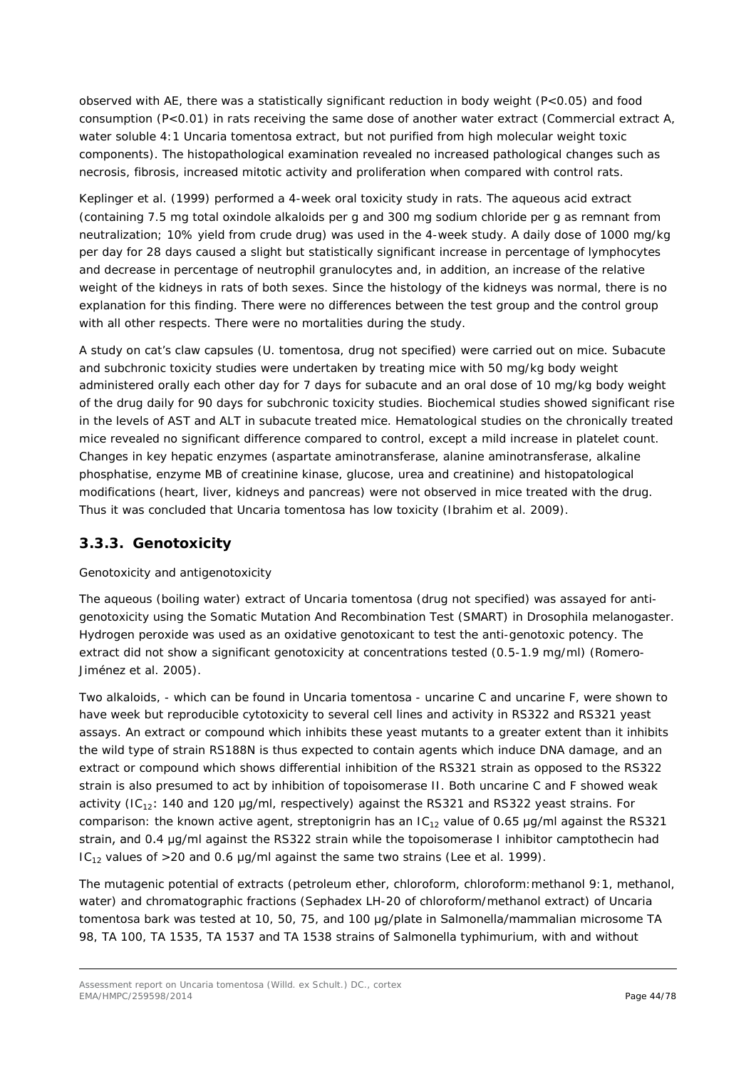observed with AE, there was a statistically significant reduction in body weight ($P<0.05$) and food consumption ($P<0.01$) in rats receiving the same dose of another water extract (Commercial extract A, water soluble 4:1 Uncaria tomentosa extract, but not purified from high molecular weight toxic components). The histopathological examination revealed no increased pathological changes such as necrosis, fibrosis, increased mitotic activity and proliferation when compared with control rats.

Keplinger et al. (1999) performed a 4-week oral toxicity study in rats. The aqueous acid extract (containing 7.5 mg total oxindole alkaloids per g and 300 mg sodium chloride per g as remnant from neutralization; 10% yield from crude drug) was used in the 4-week study. A daily dose of 1000 mg/kg per day for 28 days caused a slight but statistically significant increase in percentage of lymphocytes and decrease in percentage of neutrophil granulocytes and, in addition, an increase of the relative weight of the kidneys in rats of both sexes. Since the histology of the kidneys was normal, there is no explanation for this finding. There were no differences between the test group and the control group with all other respects. There were no mortalities during the study.

A study on cat's claw capsules (U. tomentosa, drug not specified) were carried out on mice. Subacute and subchronic toxicity studies were undertaken by treating mice with 50 mg/kg body weight administered orally each other day for 7 days for subacute and an oral dose of 10 mg/kg body weight of the drug daily for 90 days for subchronic toxicity studies. Biochemical studies showed significant rise in the levels of AST and ALT in subacute treated mice. Hematological studies on the chronically treated mice revealed no significant difference compared to control, except a mild increase in platelet count. Changes in key hepatic enzymes (aspartate aminotransferase, alanine aminotransferase, alkaline phosphatise, enzyme MB of creatinine kinase, glucose, urea and creatinine) and histopatological modifications (heart, liver, kidneys and pancreas) were not observed in mice treated with the drug. Thus it was concluded that Uncaria tomentosa has low toxicity (Ibrahim et al. 2009).

## 3.3.3. Genotoxicity

*Genotoxicity and antigenotoxicity*

The aqueous (boiling water) extract of Uncaria tomentosa (drug not specified) was assayed for anti-genotoxicity using the Somatic Mutation And Recombination Test (SMART) in Drosophila melanogaster. Hydrogen peroxide was used as an oxidative genotoxicant to test the anti-genotoxic potency. The extract did not show a significant genotoxicity at concentrations tested (0.5-1.9 mg/ml) (Romero-Jiménez et al. 2005).

Two alkaloids, - which can be found in Uncaria tomentosa - uncarine C and uncarine F, were shown to have week but reproducible cytotoxicity to several cell lines and activity in RS322 and RS321 yeast assays. An extract or compound which inhibits these yeast mutants to a greater extent than it inhibits the wild type of strain RS188N is thus expected to contain agents which induce DNA damage, and an extract or compound which shows differential inhibition of the RS321 strain as opposed to the RS322 strain is also presumed to act by inhibition of topoisomerase II. Both uncarine C and F showed weak activity ($IC_{12}$: 140 and 120 µg/ml, respectively) against the RS321 and RS322 yeast strains. For comparison: the known active agent, streptonigrin has an $IC_{12}$ value of 0.65 µg/ml against the RS321 strain, and 0.4 µg/ml against the RS322 strain while the topoisomerase I inhibitor camptothecin had $IC_{12}$ values of >20 and 0.6 µg/ml against the same two strains (Lee et al. 1999).

The mutagenic potential of extracts (petroleum ether, chloroform, chloroform:methanol 9:1, methanol, water) and chromatographic fractions (Sephadex LH-20 of chloroform/methanol extract) of Uncaria tomentosa bark was tested at 10, 50, 75, and 100 µg/plate in Salmonella/mammalian microsome TA 98, TA 100, TA 1535, TA 1537 and TA 1538 strains of Salmonella typhimurium, with and without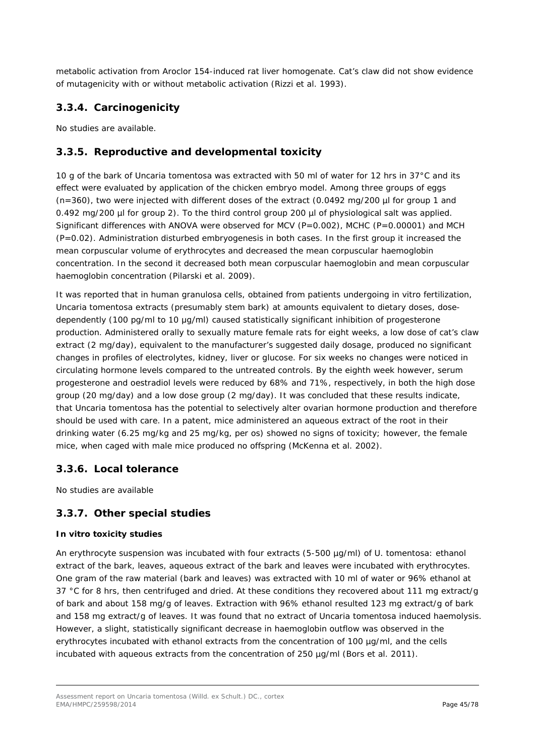metabolic activation from Aroclor 154-induced rat liver homogenate. Cat's claw did not show evidence of mutagenicity with or without metabolic activation (Rizzi et al. 1993).

## 3.3.4. Carcinogenicity

No studies are available.

## 3.3.5. Reproductive and developmental toxicity

10 g of the bark of Uncaria tomentosa was extracted with 50 ml of water for 12 hrs in 37°C and its effect were evaluated by application of the chicken embryo model. Among three groups of eggs (n=360), two were injected with different doses of the extract (0.0492 mg/200 µl for group 1 and 0.492 mg/200 µl for group 2). To the third control group 200 µl of physiological salt was applied. Significant differences with ANOVA were observed for MCV (P=0.002), MCHC (P=0.00001) and MCH (P=0.02). Administration disturbed embryogenesis in both cases. In the first group it increased the mean corpuscular volume of erythrocytes and decreased the mean corpuscular haemoglobin concentration. In the second it decreased both mean corpuscular haemoglobin and mean corpuscular haemoglobin concentration (Pilarski et al. 2009).

It was reported that in human granulosa cells, obtained from patients undergoing in vitro fertilization, Uncaria tomentosa extracts (presumably stem bark) at amounts equivalent to dietary doses, dose-dependently (100 pg/ml to 10 µg/ml) caused statistically significant inhibition of progesterone production. Administered orally to sexually mature female rats for eight weeks, a low dose of cat's claw extract (2 mg/day), equivalent to the manufacturer's suggested daily dosage, produced no significant changes in profiles of electrolytes, kidney, liver or glucose. For six weeks no changes were noticed in circulating hormone levels compared to the untreated controls. By the eighth week however, serum progesterone and oestradiol levels were reduced by 68% and 71%, respectively, in both the high dose group (20 mg/day) and a low dose group (2 mg/day). It was concluded that these results indicate, that Uncaria tomentosa has the potential to selectively alter ovarian hormone production and therefore should be used with care. In a patent, mice administered an aqueous extract of the root in their drinking water (6.25 mg/kg and 25 mg/kg, per os) showed no signs of toxicity; however, the female mice, when caged with male mice produced no offspring (McKenna et al. 2002).

## 3.3.6. Local tolerance

No studies are available

## 3.3.7. Other special studies

**In vitro toxicity studies**

An erythrocyte suspension was incubated with four extracts (5-500 µg/ml) of U. tomentosa: ethanol extract of the bark, leaves, aqueous extract of the bark and leaves were incubated with erythrocytes. One gram of the raw material (bark and leaves) was extracted with 10 ml of water or 96% ethanol at 37 °C for 8 hrs, then centrifuged and dried. At these conditions they recovered about 111 mg extract/g of bark and about 158 mg/g of leaves. Extraction with 96% ethanol resulted 123 mg extract/g of bark and 158 mg extract/g of leaves. It was found that no extract of Uncaria tomentosa induced haemolysis. However, a slight, statistically significant decrease in haemoglobin outflow was observed in the erythrocytes incubated with ethanol extracts from the concentration of 100 µg/ml, and the cells incubated with aqueous extracts from the concentration of 250 µg/ml (Bors et al. 2011).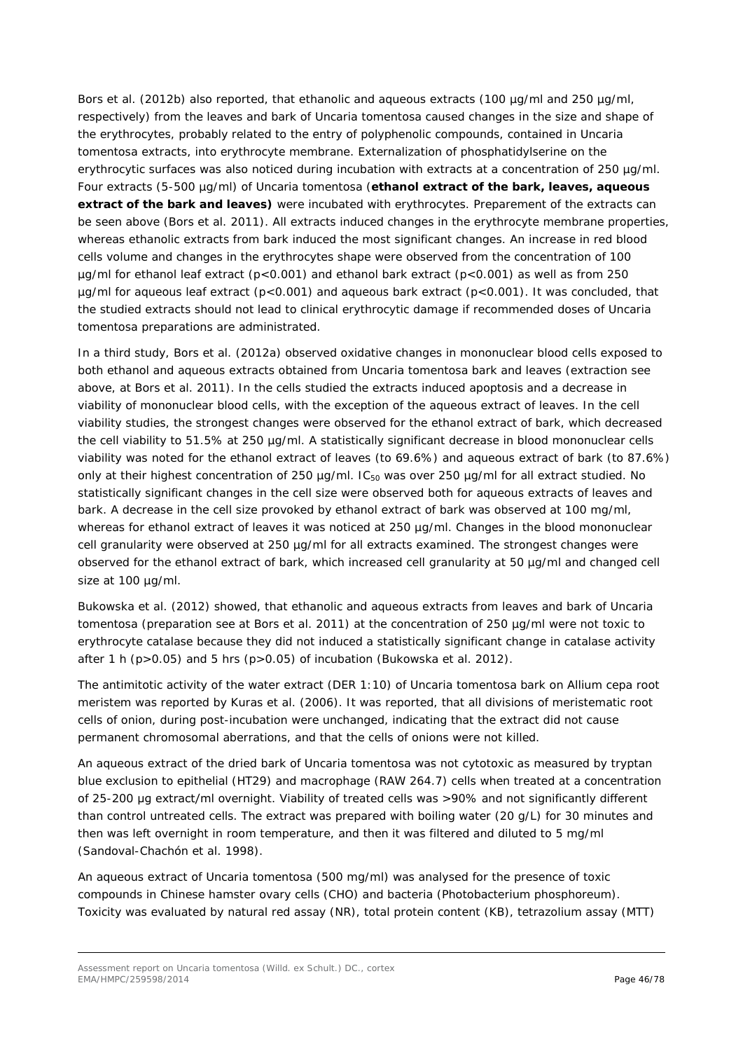Bors et al. (2012b) also reported, that ethanolic and aqueous extracts (100 µg/ml and 250 µg/ml, respectively) from the leaves and bark of *Uncaria tomentosa* caused changes in the size and shape of the erythrocytes, probably related to the entry of polyphenolic compounds, contained in *Uncaria tomentosa* extracts, into erythrocyte membrane. Externalization of phosphatidylserine on the erythrocytic surfaces was also noticed during incubation with extracts at a concentration of 250 µg/ml. Four extracts (5-500 µg/ml) of *Uncaria tomentosa* (**ethanol extract of the bark, leaves, aqueous extract of the bark and leaves)** were incubated with erythrocytes. Preparement of the extracts can be seen above (Bors et al. 2011). All extracts induced changes in the erythrocyte membrane properties, whereas ethanolic extracts from bark induced the most significant changes. An increase in red blood cells volume and changes in the erythrocytes shape were observed from the concentration of 100 µg/ml for ethanol leaf extract ($p<0.001$) and ethanol bark extract ($p<0.001$) as well as from 250 µg/ml for aqueous leaf extract ($p<0.001$) and aqueous bark extract ($p<0.001$). It was concluded, that the studied extracts should not lead to clinical erythrocytic damage if recommended doses of *Uncaria tomentosa* preparations are administrated.

In a third study, Bors et al. (2012a) observed oxidative changes in mononuclear blood cells exposed to both ethanol and aqueous extracts obtained from *Uncaria tomentosa* bark and leaves (extraction see above, at Bors et al. 2011). In the cells studied the extracts induced apoptosis and a decrease in viability of mononuclear blood cells, with the exception of the aqueous extract of leaves. In the cell viability studies, the strongest changes were observed for the ethanol extract of bark, which decreased the cell viability to 51.5% at 250 µg/ml. A statistically significant decrease in blood mononuclear cells viability was noted for the ethanol extract of leaves (to 69.6%) and aqueous extract of bark (to 87.6%) only at their highest concentration of 250 µg/ml. $IC_{50}$ was over 250 µg/ml for all extract studied. No statistically significant changes in the cell size were observed both for aqueous extracts of leaves and bark. A decrease in the cell size provoked by ethanol extract of bark was observed at 100 mg/ml, whereas for ethanol extract of leaves it was noticed at 250 µg/ml. Changes in the blood mononuclear cell granularity were observed at 250 µg/ml for all extracts examined. The strongest changes were observed for the ethanol extract of bark, which increased cell granularity at 50 µg/ml and changed cell size at 100 µg/ml.

Bukowska et al. (2012) showed, that ethanolic and aqueous extracts from leaves and bark of *Uncaria tomentosa* (preparation see at Bors et al. 2011) at the concentration of 250 µg/ml were not toxic to erythrocyte catalase because they did not induced a statistically significant change in catalase activity after 1 h ($p>0.05$) and 5 hrs ($p>0.05$) of incubation (Bukowska et al. 2012).

The antimitotic activity of the water extract (DER 1:10) of *Uncaria tomentosa* bark on *Allium cepa* root meristem was reported by Kuras et al. (2006). It was reported, that all divisions of meristematic root cells of onion, during post-incubation were unchanged, indicating that the extract did not cause permanent chromosomal aberrations, and that the cells of onions were not killed.

An aqueous extract of the dried bark of *Uncaria tomentosa* was not cytotoxic as measured by tryptan blue exclusion to epithelial (HT29) and macrophage (RAW 264.7) cells when treated at a concentration of 25-200 µg extract/ml overnight. Viability of treated cells was >90% and not significantly different than control untreated cells. The extract was prepared with boiling water (20 g/L) for 30 minutes and then was left overnight in room temperature, and then it was filtered and diluted to 5 mg/ml (Sandoval-Chachón et al. 1998).

An aqueous extract of *Uncaria tomentosa* (500 mg/ml) was analysed for the presence of toxic compounds in Chinese hamster ovary cells (CHO) and bacteria (*Photobacterium phosphoreum*). Toxicity was evaluated by natural red assay (NR), total protein content (KB), tetrazolium assay (MTT)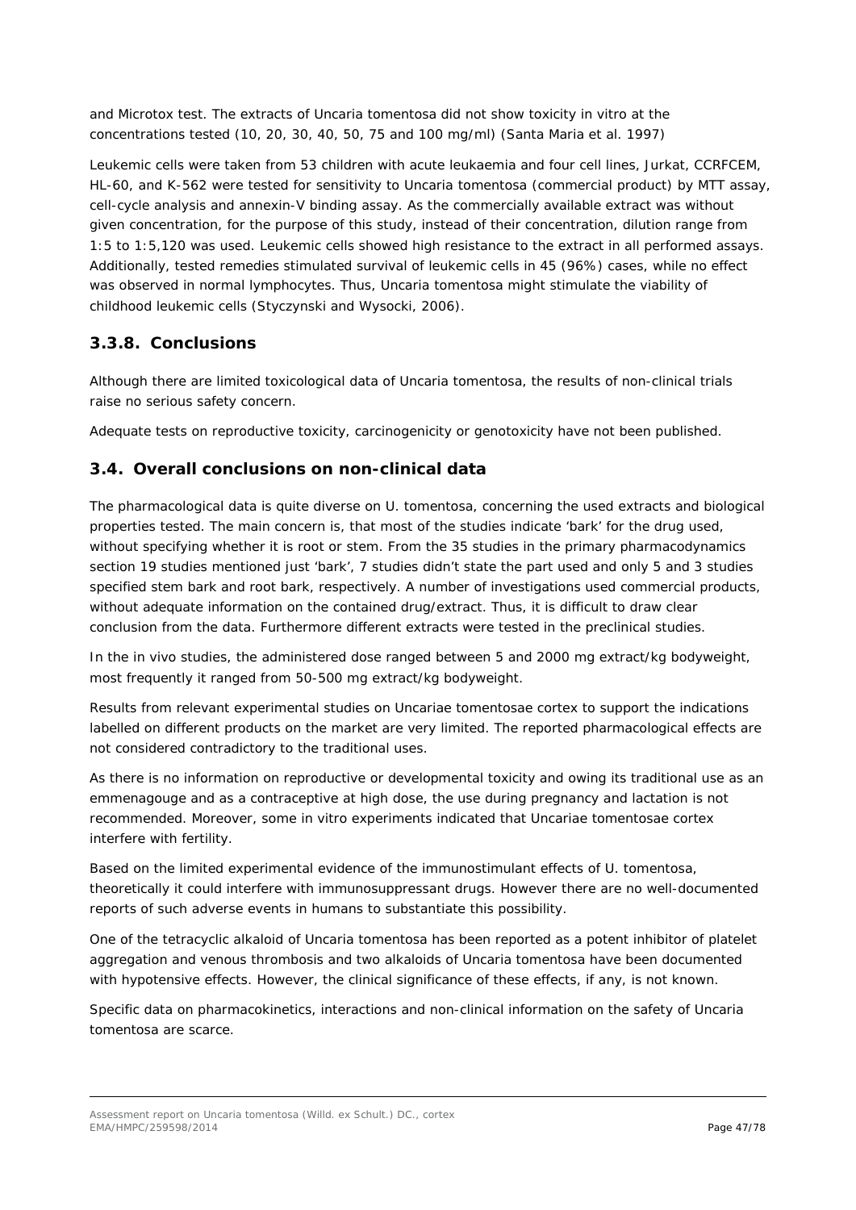and Microtox test. The extracts of Uncaria tomentosa did not show toxicity in vitro at the concentrations tested (10, 20, 30, 40, 50, 75 and 100 mg/ml) (Santa Maria et al. 1997)

Leukemic cells were taken from 53 children with acute leukaemia and four cell lines, Jurkat, CCRFCEM, HL-60, and K-562 were tested for sensitivity to Uncaria tomentosa (commercial product) by MTT assay, cell-cycle analysis and annexin-V binding assay. As the commercially available extract was without given concentration, for the purpose of this study, instead of their concentration, dilution range from 1:5 to 1:5,120 was used. Leukemic cells showed high resistance to the extract in all performed assays. Additionally, tested remedies stimulated survival of leukemic cells in 45 (96%) cases, while no effect was observed in normal lymphocytes. Thus, Uncaria tomentosa might stimulate the viability of childhood leukemic cells (Styczynski and Wysocki, 2006).

### 3.3.8. Conclusions

Although there are limited toxicological data of Uncaria tomentosa, the results of non-clinical trials raise no serious safety concern.

Adequate tests on reproductive toxicity, carcinogenicity or genotoxicity have not been published.

## 3.4. Overall conclusions on non-clinical data

The pharmacological data is quite diverse on U. tomentosa, concerning the used extracts and biological properties tested. The main concern is, that most of the studies indicate 'bark' for the drug used, without specifying whether it is root or stem. From the 35 studies in the primary pharmacodynamics section 19 studies mentioned just 'bark', 7 studies didn't state the part used and only 5 and 3 studies specified stem bark and root bark, respectively. A number of investigations used commercial products, without adequate information on the contained drug/extract. Thus, it is difficult to draw clear conclusion from the data. Furthermore different extracts were tested in the preclinical studies.

In the in vivo studies, the administered dose ranged between 5 and 2000 mg extract/kg bodyweight, most frequently it ranged from 50-500 mg extract/kg bodyweight.

Results from relevant experimental studies on Uncariae tomentosae cortex to support the indications labelled on different products on the market are very limited. The reported pharmacological effects are not considered contradictory to the traditional uses.

As there is no information on reproductive or developmental toxicity and owing its traditional use as an emmenagouge and as a contraceptive at high dose, the use during pregnancy and lactation is not recommended. Moreover, some in vitro experiments indicated that Uncariae tomentosae cortex interfere with fertility.

Based on the limited experimental evidence of the immunostimulant effects of U. tomentosa, theoretically it could interfere with immunosuppressant drugs. However there are no well-documented reports of such adverse events in humans to substantiate this possibility.

One of the tetracyclic alkaloid of Uncaria tomentosa has been reported as a potent inhibitor of platelet aggregation and venous thrombosis and two alkaloids of Uncaria tomentosa have been documented with hypotensive effects. However, the clinical significance of these effects, if any, is not known.

Specific data on pharmacokinetics, interactions and non-clinical information on the safety of Uncaria tomentosa are scarce.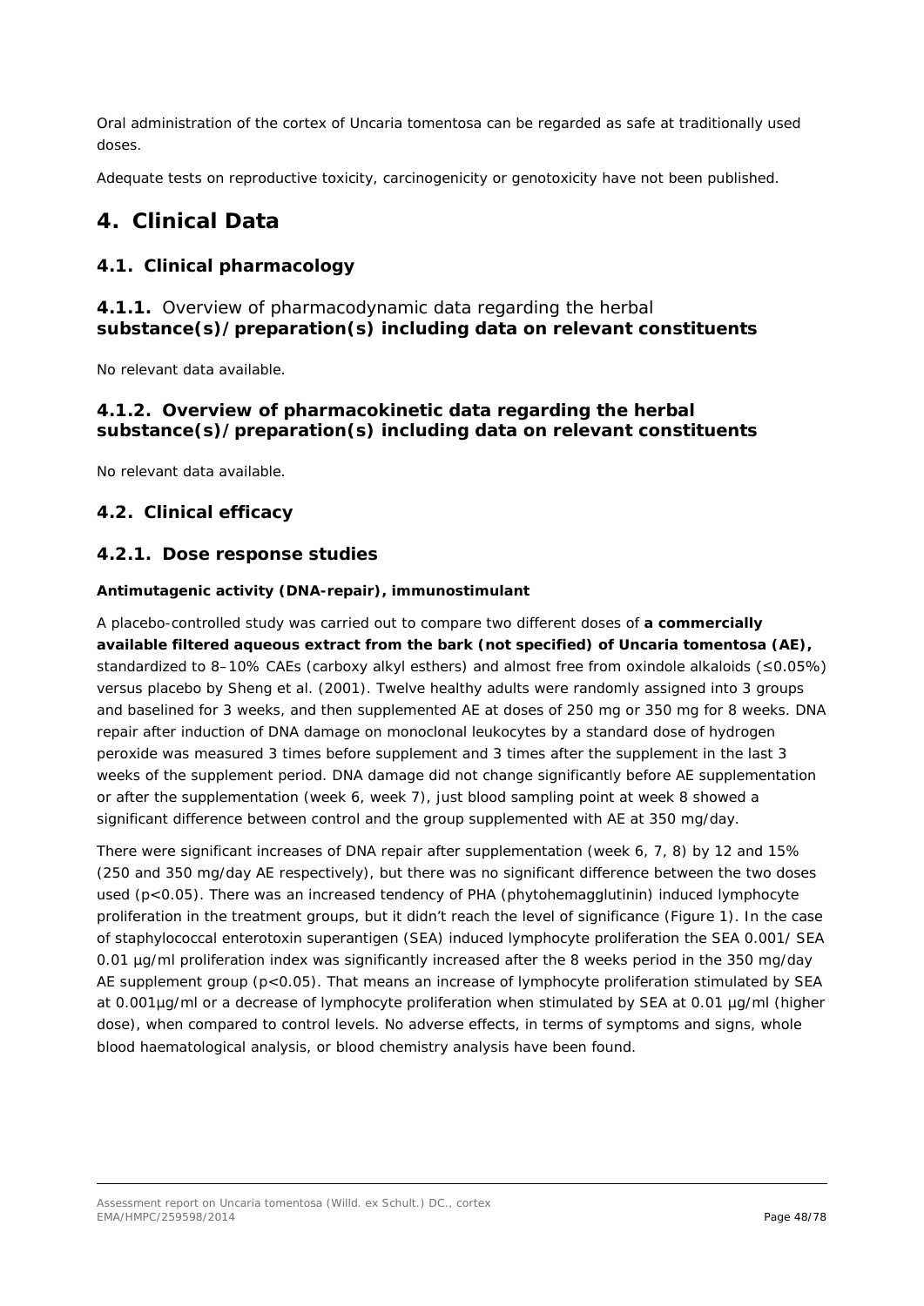Oral administration of the cortex of Uncaria tomentosa can be regarded as safe at traditionally used doses.

Adequate tests on reproductive toxicity, carcinogenicity or genotoxicity have not been published.

# 4. Clinical Data

## 4.1. Clinical pharmacology

### 4.1.1. Overview of pharmacodynamic data regarding the herbal substance(s)/preparation(s) including data on relevant constituents

No relevant data available.

### 4.1.2. Overview of pharmacokinetic data regarding the herbal substance(s)/preparation(s) including data on relevant constituents

No relevant data available.

## 4.2. Clinical efficacy

### 4.2.1. Dose response studies

**Antimutagenic activity (DNA-repair), immunostimulant**

A placebo-controlled study was carried out to compare two different doses of **a commercially available filtered aqueous extract from the bark (not specified) of Uncaria tomentosa (AE),** standardized to 8–10% CAEs (carboxy alkyl esthers) and almost free from oxindole alkaloids (≤0.05%) versus placebo by Sheng et al. (2001). Twelve healthy adults were randomly assigned into 3 groups and baselined for 3 weeks, and then supplemented AE at doses of 250 mg or 350 mg for 8 weeks. DNA repair after induction of DNA damage on monoclonal leukocytes by a standard dose of hydrogen peroxide was measured 3 times before supplement and 3 times after the supplement in the last 3 weeks of the supplement period. DNA damage did not change significantly before AE supplementation or after the supplementation (week 6, week 7), just blood sampling point at week 8 showed a significant difference between control and the group supplemented with AE at 350 mg/day.

There were significant increases of DNA repair after supplementation (week 6, 7, 8) by 12 and 15% (250 and 350 mg/day AE respectively), but there was no significant difference between the two doses used ($p<0.05$). There was an increased tendency of PHA (phytohemagglutinin) induced lymphocyte proliferation in the treatment groups, but it didn't reach the level of significance (Figure 1). In the case of staphylococcal enterotoxin superantigen (SEA) induced lymphocyte proliferation the SEA 0.001/ SEA 0.01 µg/ml proliferation index was significantly increased after the 8 weeks period in the 350 mg/day AE supplement group ($p<0.05$). That means an increase of lymphocyte proliferation stimulated by SEA at 0.001µg/ml or a decrease of lymphocyte proliferation when stimulated by SEA at 0.01 µg/ml (higher dose), when compared to control levels. No adverse effects, in terms of symptoms and signs, whole blood haematological analysis, or blood chemistry analysis have been found.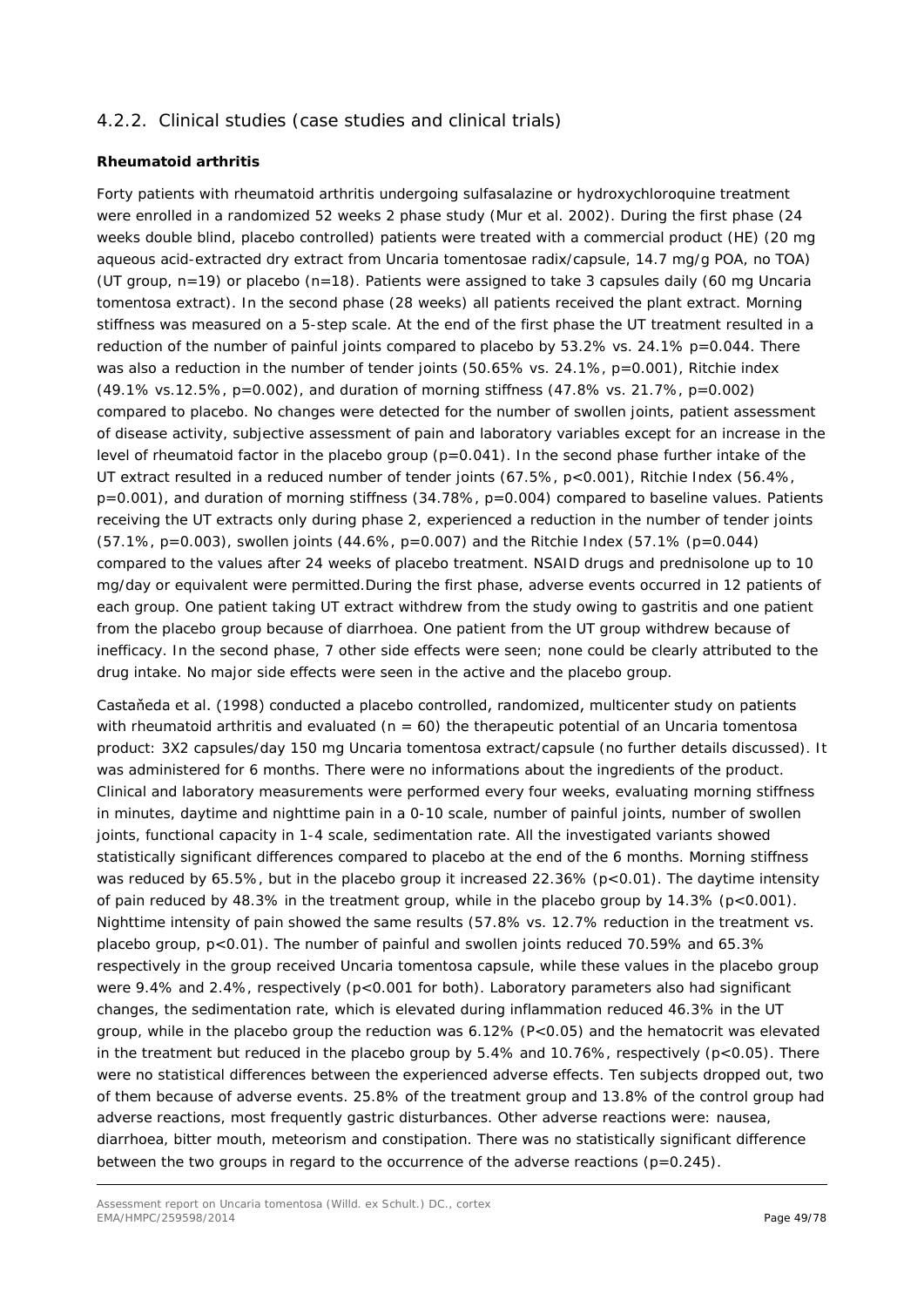### 4.2.2. Clinical studies (case studies and clinical trials)

**Rheumatoid arthritis**

Forty patients with rheumatoid arthritis undergoing sulfasalazine or hydroxychloroquine treatment were enrolled in a randomized 52 weeks 2 phase study (Mur et al. 2002). During the first phase (24 weeks double blind, placebo controlled) patients were treated with a commercial product (HE) (20 mg aqueous acid-extracted dry extract from *Uncaria tomentosae radix*/capsule, 14.7 mg/g POA, no TOA) (UT group, n=19) or placebo (n=18). Patients were assigned to take 3 capsules daily (60 mg *Uncaria tomentosa* extract). In the second phase (28 weeks) all patients received the plant extract. Morning stiffness was measured on a 5-step scale. At the end of the first phase the UT treatment resulted in a reduction of the number of painful joints compared to placebo by 53.2% vs. 24.1% p=0.044. There was also a reduction in the number of tender joints (50.65% vs. 24.1%, p=0.001), Ritchie index (49.1% vs.12.5%, p=0.002), and duration of morning stiffness (47.8% vs. 21.7%, p=0.002) compared to placebo. No changes were detected for the number of swollen joints, patient assessment of disease activity, subjective assessment of pain and laboratory variables except for an increase in the level of rheumatoid factor in the placebo group (p=0.041). In the second phase further intake of the UT extract resulted in a reduced number of tender joints (67.5%, p<0.001), Ritchie Index (56.4%, p=0.001), and duration of morning stiffness (34.78%, p=0.004) compared to baseline values. Patients receiving the UT extracts only during phase 2, experienced a reduction in the number of tender joints (57.1%, p=0.003), swollen joints (44.6%, p=0.007) and the Ritchie Index (57.1% (p=0.044) compared to the values after 24 weeks of placebo treatment. NSAID drugs and prednisolone up to 10 mg/day or equivalent were permitted.During the first phase, adverse events occurred in 12 patients of each group. One patient taking UT extract withdrew from the study owing to gastritis and one patient from the placebo group because of diarrhoea. One patient from the UT group withdrew because of inefficacy. In the second phase, 7 other side effects were seen; none could be clearly attributed to the drug intake. No major side effects were seen in the active and the placebo group.

Castaňeda et al. (1998) conducted a placebo controlled, randomized, multicenter study on patients with rheumatoid arthritis and evaluated (n = 60) the therapeutic potential of an *Uncaria tomentosa* product: 3X2 capsules/day 150 mg *Uncaria tomentosa* extract/capsule (no further details discussed). It was administered for 6 months. There were no informations about the ingredients of the product. Clinical and laboratory measurements were performed every four weeks, evaluating morning stiffness in minutes, daytime and nighttime pain in a 0-10 scale, number of painful joints, number of swollen joints, functional capacity in 1-4 scale, sedimentation rate. All the investigated variants showed statistically significant differences compared to placebo at the end of the 6 months. Morning stiffness was reduced by 65.5%, but in the placebo group it increased 22.36% (p<0.01). The daytime intensity of pain reduced by 48.3% in the treatment group, while in the placebo group by 14.3% (p<0.001). Nighttime intensity of pain showed the same results (57.8% vs. 12.7% reduction in the treatment vs. placebo group, p<0.01). The number of painful and swollen joints reduced 70.59% and 65.3% respectively in the group received *Uncaria tomentosa* capsule, while these values in the placebo group were 9.4% and 2.4%, respectively (p<0.001 for both). Laboratory parameters also had significant changes, the sedimentation rate, which is elevated during inflammation reduced 46.3% in the UT group, while in the placebo group the reduction was 6.12% (P<0.05) and the hematocrit was elevated in the treatment but reduced in the placebo group by 5.4% and 10.76%, respectively (p<0.05). There were no statistical differences between the experienced adverse effects. Ten subjects dropped out, two of them because of adverse events. 25.8% of the treatment group and 13.8% of the control group had adverse reactions, most frequently gastric disturbances. Other adverse reactions were: nausea, diarrhoea, bitter mouth, meteorism and constipation. There was no statistically significant difference between the two groups in regard to the occurrence of the adverse reactions (p=0.245).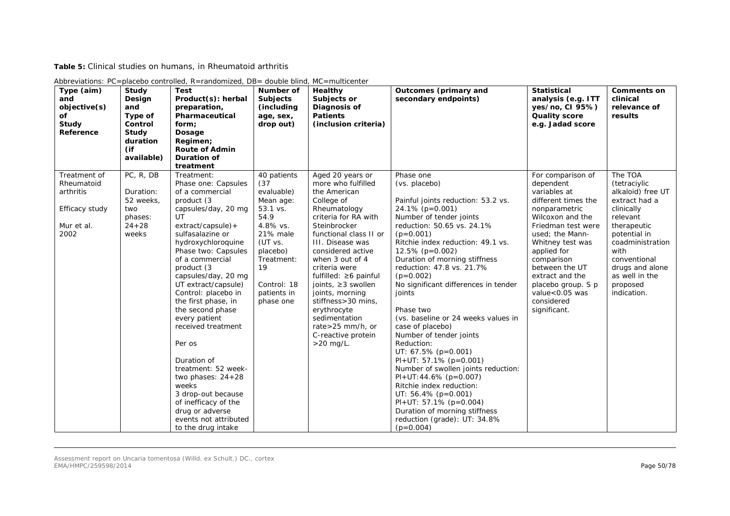**Table 5:** Clinical studies on humans, in Rheumatoid arthritis

Abbreviations: PC=placebo controlled, R=randomized, DB= double blind, MC=multicenter

| Type (aim) and objective(s) of Study Reference | Study Design and Type of Control Study duration (if available) | Test Product(s): herbal preparation, Pharmaceutical form; Dosage Regimen; Route of Admin Duration of treatment | Number of Subjects (including age, sex, drop out) | Healthy Subjects or Diagnosis of Patients (inclusion criteria) | Outcomes (primary and secondary endpoints) | Statistical analysis (e.g. ITT yes/no, CI 95%) Quality score e.g. Jadad score | Comments on clinical relevance of results |
|---|---|---|---|---|---|---|---|
| Treatment of Rheumatoid arthritis<br><br>Efficacy study<br><br>Mur et al. 2002 | PC, R, DB<br><br>Duration: 52 weeks, two phases: 24+28 weeks | Treatment:<br>Phase one: Capsules of a commercial product (3 capsules/day, 20 mg UT extract/capsule)+ sulfasalazine or hydroxychloroquine<br>Phase two: Capsules of a commercial product (3 capsules/day, 20 mg UT extract/capsule)<br>Control: placebo in the first phase, in the second phase every patient received treatment<br><br>Per os<br><br>Duration of treatment: 52 week-two phases: 24+28 weeks<br>3 drop-out because of inefficacy of the drug or adverse events not attributed to the drug intake | 40 patients (37 evaluable)<br>Mean age: 53.1 vs. 54.9<br>4.8% vs. 21% male (UT vs. placebo)<br>Treatment: 19<br><br>Control: 18 patients in phase one | Aged 20 years or more who fulfilled the American College of Rheumatology criteria for RA with Steinbrocker functional class II or III. Disease was considered active when 3 out of 4 criteria were fulfilled: ≥6 painful joints, ≥3 swollen joints, morning stiffness>30 mins, erythrocyte sedimentation rate>25 mm/h, or C-reactive protein >20 mg/L. | Phase one<br>(vs. placebo)<br><br>Painful joints reduction: 53.2 vs. 24.1% ($p=0.001$)<br>Number of tender joints reduction: 50.65 vs. 24.1% ($p=0.001$)<br>Ritchie index reduction: 49.1 vs. 12.5% ($p=0.002$)<br>Duration of morning stiffness reduction: 47.8 vs. 21.7% ($p=0.002$)<br>No significant differences in tender joints<br><br>Phase two<br>(vs. baseline or 24 weeks values in case of placebo)<br>Number of tender joints Reduction:<br>UT: 67.5% ($p=0.001$)<br>Pl+UT: 57.1% ($p=0.001$)<br>Number of swollen joints reduction: Pl+UT:44.6% ($p=0.007$)<br>Ritchie index reduction:<br>UT: 56.4% ($p=0.001$)<br>Pl+UT: 57.1% ($p=0.004$)<br>Duration of morning stiffness reduction (grade): UT: 34.8% ($p=0.004$) | For comparison of dependent variables at different times the nonparametric Wilcoxon and the Friedman test were used; the Mann-Whitney test was applied for comparison between the UT extract and the placebo group. S p value<0.05 was considered significant. | The TOA (tetraciylic alkaloid) free UT extract had a clinically relevant therapeutic potential in coadministration with conventional drugs and alone as well in the proposed indication. |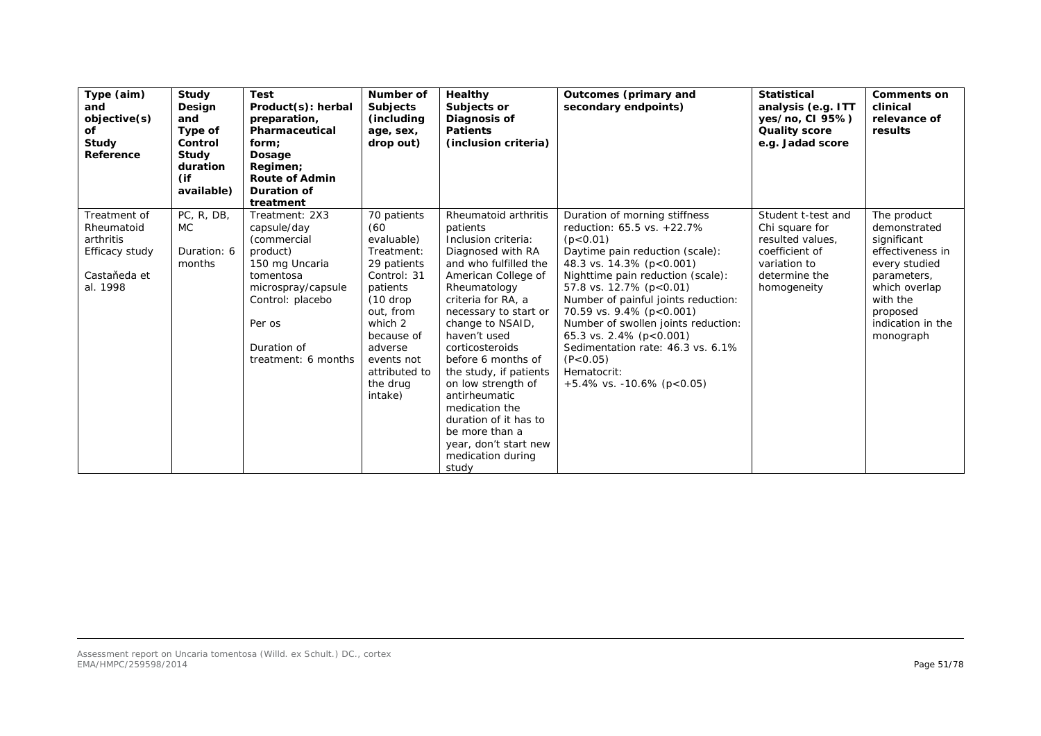| Type (aim) and objective(s) of Study Reference | Study Design and Type of Control Study duration (if available) | Test Product(s): herbal preparation, Pharmaceutical form; Dosage Regimen; Route of Admin Duration of treatment | Number of Subjects (including age, sex, drop out) | Healthy Subjects or Diagnosis of Patients (inclusion criteria) | Outcomes (primary and secondary endpoints) | Statistical analysis (e.g. ITT yes/no, CI 95%) Quality score e.g. Jadad score | Comments on clinical relevance of results |
|---|---|---|---|---|---|---|---|
| Treatment of Rheumatoid arthritis<br>Efficacy study<br><br>Castaňeda et al. 1998 | PC, R, DB, MC<br><br>Duration: 6 months | Treatment: 2X3 capsule/day (commercial product)<br>150 mg Uncaria tomentosa microspray/capsule<br>Control: placebo<br><br>Per os<br><br>Duration of treatment: 6 months | 70 patients (60 evaluable)<br>Treatment: 29 patients<br>Control: 31 patients<br>(10 drop out, from which 2 because of adverse events not attributed to the drug intake) | Rheumatoid arthritis patients<br>Inclusion criteria: Diagnosed with RA and who fulfilled the American College of Rheumatology criteria for RA, a necessary to start or change to NSAID, haven't used corticosteroids before 6 months of the study, if patients on low strength of antirheumatic medication the duration of it has to be more than a year, don't start new medication during study | Duration of morning stiffness reduction: 65.5 vs. +22.7% ($p<0.01$)<br>Daytime pain reduction (scale): 48.3 vs. 14.3% ($p<0.001$)<br>Nighttime pain reduction (scale): 57.8 vs. 12.7% ($p<0.01$)<br>Number of painful joints reduction: 70.59 vs. 9.4% ($p<0.001$)<br>Number of swollen joints reduction: 65.3 vs. 2.4% ($p<0.001$)<br>Sedimentation rate: 46.3 vs. 6.1% ($P<0.05$)<br>Hematocrit:<br>+5.4% vs. -10.6% ($p<0.05$) | Student t-test and Chi square for resulted values, coefficient of variation to determine the homogeneity | The product demonstrated significant effectiveness in every studied parameters, which overlap with the proposed indication in the monograph |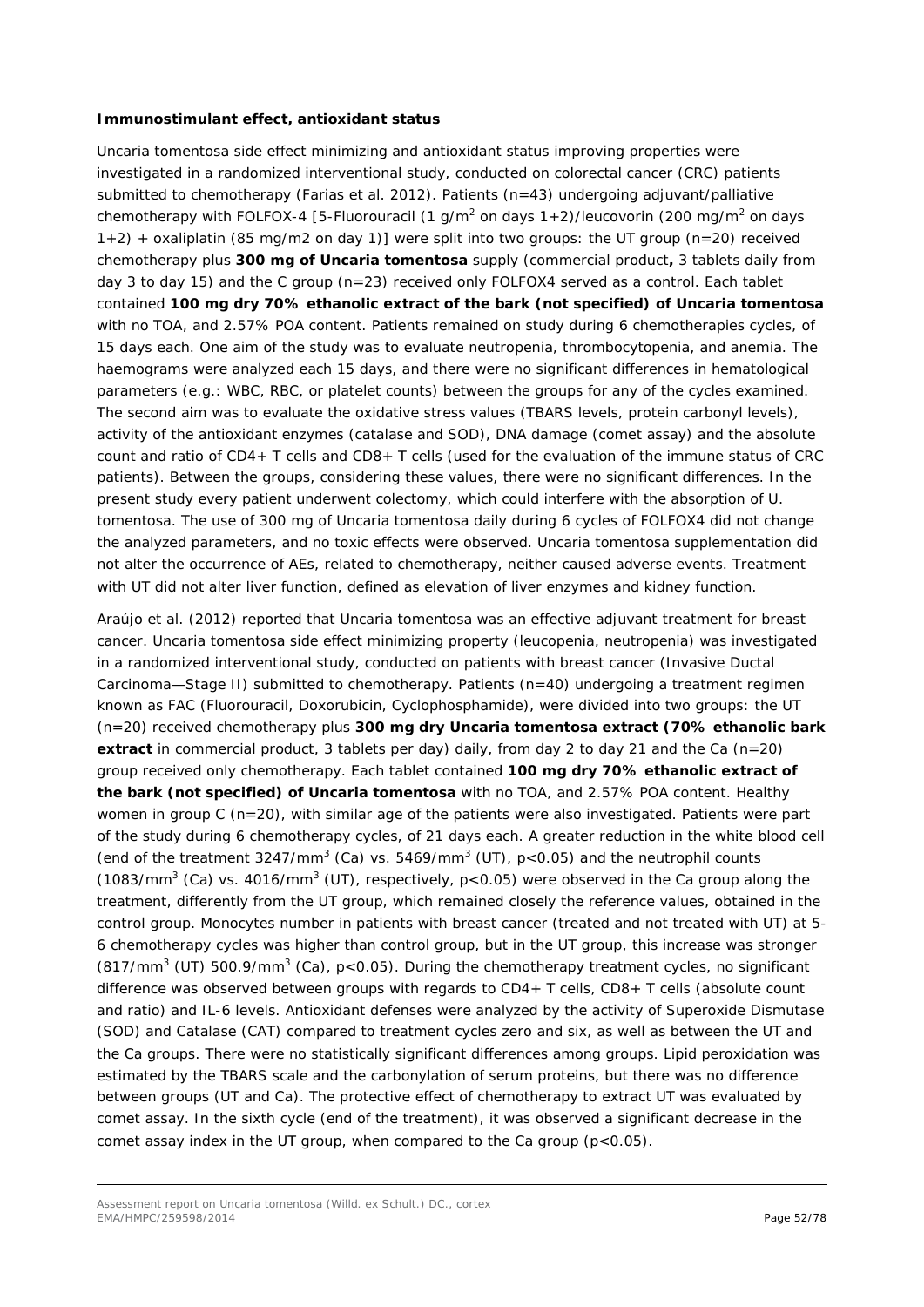**Immunostimulant effect, antioxidant status**

*Uncaria tomentosa* side effect minimizing and antioxidant status improving properties were investigated in a randomized interventional study, conducted on colorectal cancer (CRC) patients submitted to chemotherapy (Farias et al. 2012). Patients (n=43) undergoing adjuvant/palliative chemotherapy with FOLFOX-4 [5-Fluorouracil (1 g/m$^2$ on days 1+2)/leucovorin (200 mg/m$^2$ on days 1+2) + oxaliplatin (85 mg/m2 on day 1)] were split into two groups: the UT group (n=20) received chemotherapy plus **300 mg of *Uncaria tomentosa*** supply (commercial product**,** 3 tablets daily from day 3 to day 15) and the C group (n=23) received only FOLFOX4 served as a control. Each tablet contained **100 mg dry 70% ethanolic extract of the bark (not specified) of *Uncaria tomentosa*** with no TOA, and 2.57% POA content. Patients remained on study during 6 chemotherapies cycles, of 15 days each. One aim of the study was to evaluate neutropenia, thrombocytopenia, and anemia. The haemograms were analyzed each 15 days, and there were no significant differences in hematological parameters (e.g.: WBC, RBC, or platelet counts) between the groups for any of the cycles examined. The second aim was to evaluate the oxidative stress values (TBARS levels, protein carbonyl levels), activity of the antioxidant enzymes (catalase and SOD), DNA damage (comet assay) and the absolute count and ratio of CD4+ T cells and CD8+ T cells (used for the evaluation of the immune status of CRC patients). Between the groups, considering these values, there were no significant differences. In the present study every patient underwent colectomy, which could interfere with the absorption of *U. tomentosa*. The use of 300 mg of *Uncaria tomentosa* daily during 6 cycles of FOLFOX4 did not change the analyzed parameters, and no toxic effects were observed. *Uncaria tomentosa* supplementation did not alter the occurrence of AEs, related to chemotherapy, neither caused adverse events. Treatment with UT did not alter liver function, defined as elevation of liver enzymes and kidney function.

Araújo et al. (2012) reported that *Uncaria tomentosa* was an effective adjuvant treatment for breast cancer. *Uncaria tomentosa* side effect minimizing property (leucopenia, neutropenia) was investigated in a randomized interventional study, conducted on patients with breast cancer (Invasive Ductal Carcinoma—Stage II) submitted to chemotherapy. Patients (n=40) undergoing a treatment regimen known as FAC (Fluorouracil, Doxorubicin, Cyclophosphamide), were divided into two groups: the UT (n=20) received chemotherapy plus **300 mg dry *Uncaria tomentosa* extract (70% ethanolic bark extract** in commercial product, 3 tablets per day) daily, from day 2 to day 21 and the Ca (n=20) group received only chemotherapy. Each tablet contained **100 mg dry 70% ethanolic extract of the bark (not specified) of *Uncaria tomentosa*** with no TOA, and 2.57% POA content. Healthy women in group C (n=20), with similar age of the patients were also investigated. Patients were part of the study during 6 chemotherapy cycles, of 21 days each. A greater reduction in the white blood cell (end of the treatment 3247/mm$^3$ (Ca) vs. 5469/mm$^3$ (UT), $p<0.05$) and the neutrophil counts (1083/mm$^3$ (Ca) vs. 4016/mm$^3$ (UT), respectively, $p<0.05$) were observed in the Ca group along the treatment, differently from the UT group, which remained closely the reference values, obtained in the control group. Monocytes number in patients with breast cancer (treated and not treated with UT) at 5-6 chemotherapy cycles was higher than control group, but in the UT group, this increase was stronger (817/mm$^3$ (UT) 500.9/mm$^3$ (Ca), $p<0.05$). During the chemotherapy treatment cycles, no significant difference was observed between groups with regards to CD4+ T cells, CD8+ T cells (absolute count and ratio) and IL-6 levels. Antioxidant defenses were analyzed by the activity of Superoxide Dismutase (SOD) and Catalase (CAT) compared to treatment cycles zero and six, as well as between the UT and the Ca groups. There were no statistically significant differences among groups. Lipid peroxidation was estimated by the TBARS scale and the carbonylation of serum proteins, but there was no difference between groups (UT and Ca). The protective effect of chemotherapy to extract UT was evaluated by comet assay. In the sixth cycle (end of the treatment), it was observed a significant decrease in the comet assay index in the UT group, when compared to the Ca group ($p<0.05$).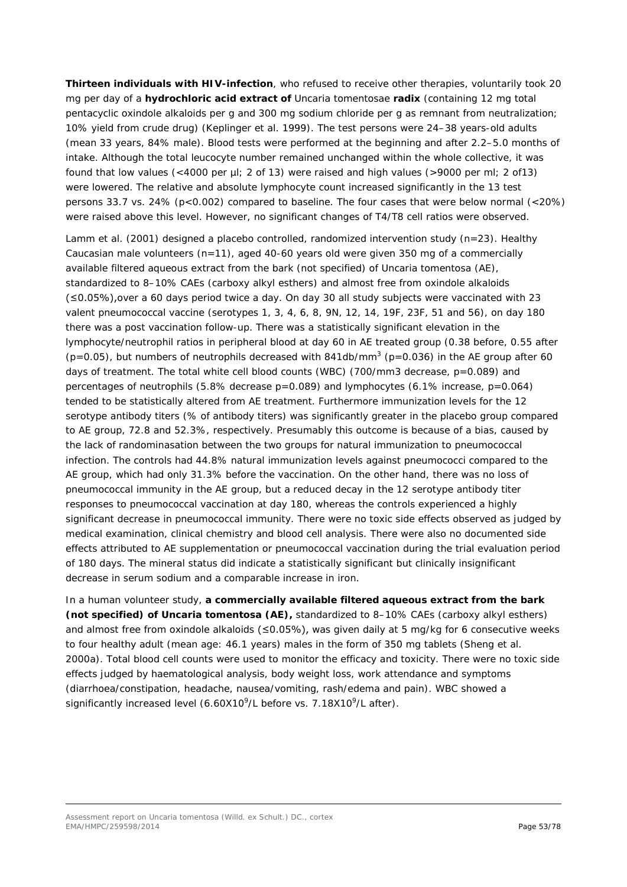**Thirteen individuals with HIV-infection**, who refused to receive other therapies, voluntarily took 20 mg per day of a **hydrochloric acid extract of** *Uncaria tomentosae* **radix** (containing 12 mg total pentacyclic oxindole alkaloids per g and 300 mg sodium chloride per g as remnant from neutralization; 10% yield from crude drug) (Keplinger et al. 1999). The test persons were 24–38 years-old adults (mean 33 years, 84% male). Blood tests were performed at the beginning and after 2.2–5.0 months of intake. Although the total leucocyte number remained unchanged within the whole collective, it was found that low values (<4000 per µl; 2 of 13) were raised and high values (>9000 per ml; 2 of13) were lowered. The relative and absolute lymphocyte count increased significantly in the 13 test persons 33.7 vs. 24% ($p<0.002$) compared to baseline. The four cases that were below normal (<20%) were raised above this level. However, no significant changes of T4/T8 cell ratios were observed.

Lamm et al. (2001) designed a placebo controlled, randomized intervention study (n=23). Healthy Caucasian male volunteers (n=11), aged 40-60 years old were given 350 mg of a commercially available filtered aqueous extract from the bark (not specified) of Uncaria tomentosa (AE), standardized to 8–10% CAEs (carboxy alkyl esthers) and almost free from oxindole alkaloids (≤0.05%),over a 60 days period twice a day. On day 30 all study subjects were vaccinated with 23 valent pneumococcal vaccine (serotypes 1, 3, 4, 6, 8, 9N, 12, 14, 19F, 23F, 51 and 56), on day 180 there was a post vaccination follow-up. There was a statistically significant elevation in the lymphocyte/neutrophil ratios in peripheral blood at day 60 in AE treated group (0.38 before, 0.55 after ($p=0.05$), but numbers of neutrophils decreased with 841db/mm$^3$ ($p=0.036$) in the AE group after 60 days of treatment. The total white cell blood counts (WBC) (700/mm3 decrease, $p=0.089$) and percentages of neutrophils (5.8% decrease $p=0.089$) and lymphocytes (6.1% increase, $p=0.064$) tended to be statistically altered from AE treatment. Furthermore immunization levels for the 12 serotype antibody titers (% of antibody titers) was significantly greater in the placebo group compared to AE group, 72.8 and 52.3%, respectively. Presumably this outcome is because of a bias, caused by the lack of randominasation between the two groups for natural immunization to pneumococcal infection. The controls had 44.8% natural immunization levels against pneumococci compared to the AE group, which had only 31.3% before the vaccination. On the other hand, there was no loss of pneumococcal immunity in the AE group, but a reduced decay in the 12 serotype antibody titer responses to pneumococcal vaccination at day 180, whereas the controls experienced a highly significant decrease in pneumococcal immunity. There were no toxic side effects observed as judged by medical examination, clinical chemistry and blood cell analysis. There were also no documented side effects attributed to AE supplementation or pneumococcal vaccination during the trial evaluation period of 180 days. The mineral status did indicate a statistically significant but clinically insignificant decrease in serum sodium and a comparable increase in iron.

In a human volunteer study, **a commercially available filtered aqueous extract from the bark (not specified) of Uncaria tomentosa (AE),** standardized to 8–10% CAEs (carboxy alkyl esthers) and almost free from oxindole alkaloids (≤0.05%), was given daily at 5 mg/kg for 6 consecutive weeks to four healthy adult (mean age: 46.1 years) males in the form of 350 mg tablets (Sheng et al. 2000a). Total blood cell counts were used to monitor the efficacy and toxicity. There were no toxic side effects judged by haematological analysis, body weight loss, work attendance and symptoms (diarrhoea/constipation, headache, nausea/vomiting, rash/edema and pain). WBC showed a significantly increased level ($6.60\text{X}10^9$/L before vs. $7.18\text{X}10^9$/L after).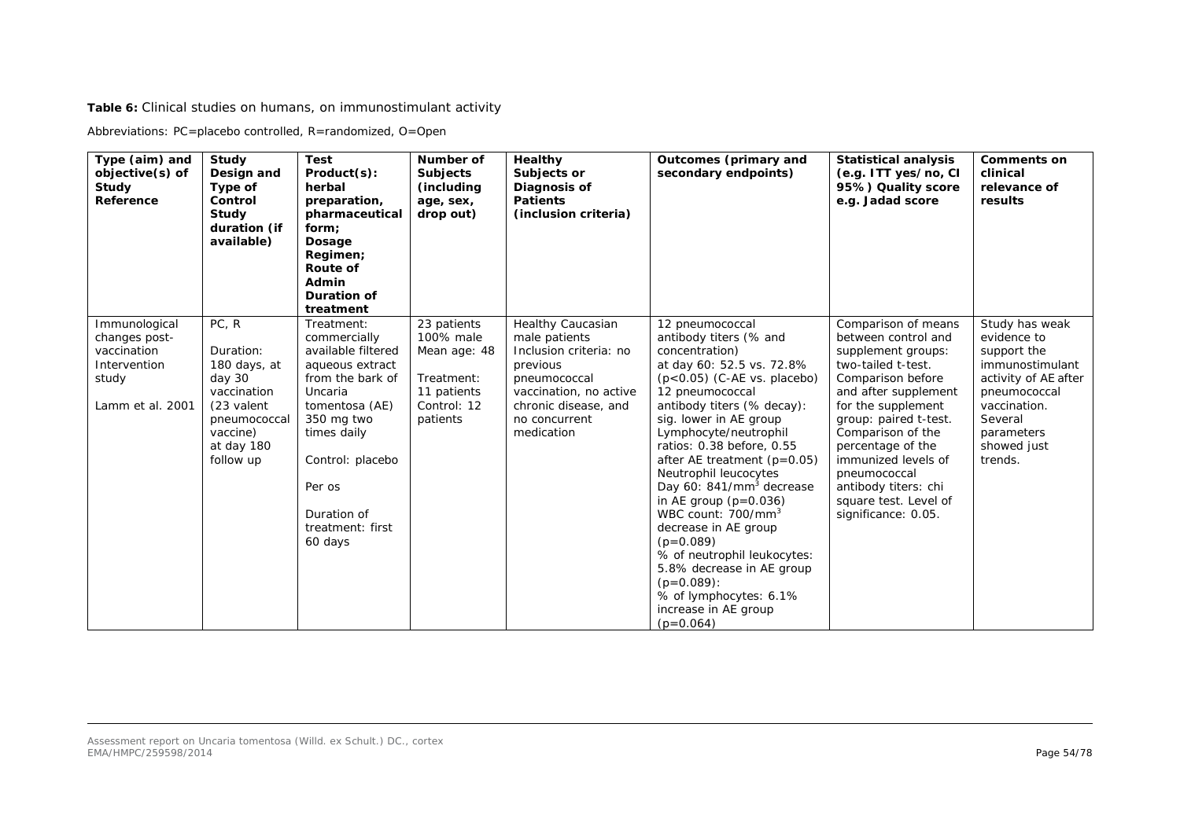**Table 6:** Clinical studies on humans, on immunostimulant activity

Abbreviations: PC=placebo controlled, R=randomized, O=Open

| Type (aim) and objective(s) of Study Reference | Study Design and Type of Control Study duration (if available) | Test Product(s): herbal preparation, pharmaceutical form; Dosage Regimen; Route of Admin Duration of treatment | Number of Subjects (including age, sex, drop out) | Healthy Subjects or Diagnosis of Patients (inclusion criteria) | Outcomes (primary and secondary endpoints) | Statistical analysis (e.g. ITT yes/no, CI 95%) Quality score e.g. Jadad score | Comments on clinical relevance of results |
|---|---|---|---|---|---|---|---|
| Immunological changes post-vaccination Intervention study<br><br>Lamm et al. 2001 | PC, R<br><br>Duration: 180 days, at day 30 vaccination (23 valent pneumococcal vaccine) at day 180 follow up | Treatment: commercially available filtered aqueous extract from the bark of Uncaria tomentosa (AE) 350 mg two times daily<br><br>Control: placebo<br><br>Per os<br><br>Duration of treatment: first 60 days | 23 patients 100% male Mean age: 48<br><br>Treatment: 11 patients Control: 12 patients | Healthy Caucasian male patients Inclusion criteria: no previous pneumococcal vaccination, no active chronic disease, and no concurrent medication | 12 pneumococcal antibody titers (% and concentration) at day 60: 52.5 vs. 72.8% ($p<0.05$) (C-AE vs. placebo)<br>12 pneumococcal antibody titers (% decay): sig. lower in AE group<br>Lymphocyte/neutrophil ratios: 0.38 before, 0.55 after AE treatment ($p=0.05$)<br>Neutrophil leucocytes Day 60: 841/mm$^3$ decrease in AE group ($p=0.036$)<br>WBC count: 700/mm$^3$ decrease in AE group ($p=0.089$)<br>% of neutrophil leukocytes: 5.8% decrease in AE group ($p=0.089$):<br>% of lymphocytes: 6.1% increase in AE group ($p=0.064$) | Comparison of means between control and supplement groups: two-tailed t-test. Comparison before and after supplement for the supplement group: paired t-test. Comparison of the percentage of the immunized levels of pneumococcal antibody titers: chi square test. Level of significance: 0.05. | Study has weak evidence to support the immunostimulant activity of AE after pneumococcal vaccination. Several parameters showed just trends. |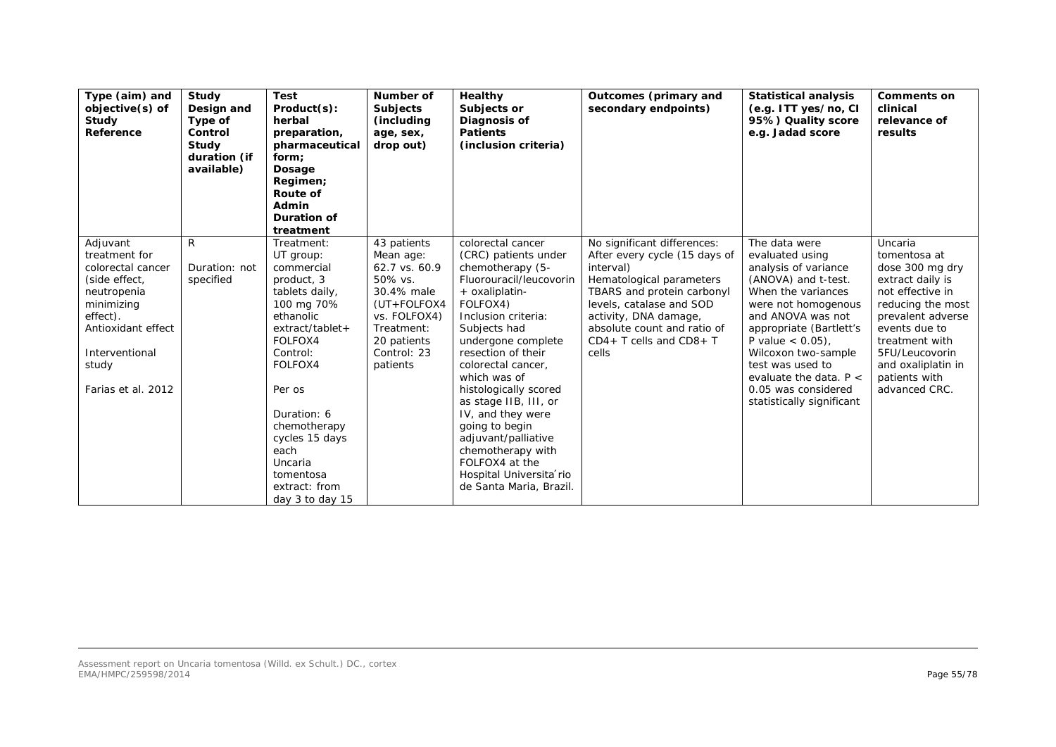| Type (aim) and objective(s) of Study Reference | Study Design and Type of Control Study duration (if available) | Test Product(s): herbal preparation, pharmaceutical form; Dosage Regimen; Route of Admin Duration of treatment | Number of Subjects (including age, sex, drop out) | Healthy Subjects or Diagnosis of Patients (inclusion criteria) | Outcomes (primary and secondary endpoints) | Statistical analysis (e.g. ITT yes/no, CI 95%) Quality score e.g. Jadad score | Comments on clinical relevance of results |
|---|---|---|---|---|---|---|---|
| Adjuvant treatment for colorectal cancer (side effect, neutropenia minimizing effect). Antioxidant effect<br><br>Interventional study<br><br>Farias et al. 2012 | R<br><br>Duration: not specified | Treatment: UT group: commercial product, 3 tablets daily, 100 mg 70% ethanolic extract/tablet+ FOLFOX4<br>Control: FOLFOX4<br><br>Per os<br><br>Duration: 6 chemotherapy cycles 15 days each<br>Uncaria tomentosa extract: from day 3 to day 15 | 43 patients<br>Mean age: 62.7 vs. 60.9<br>50% vs. 30.4% male (UT+FOLFOX4 vs. FOLFOX4)<br>Treatment: 20 patients<br>Control: 23 patients | colorectal cancer (CRC) patients under chemotherapy (5-Fluorouracil/leucovorin + oxaliplatin-FOLFOX4)<br>Inclusion criteria: Subjects had undergone complete resection of their colorectal cancer, which was of histologically scored as stage IIB, III, or IV, and they were going to begin adjuvant/palliative chemotherapy with FOLFOX4 at the Hospital Universita´rio de Santa Maria, Brazil. | No significant differences: After every cycle (15 days of interval)<br>Hematological parameters<br>TBARS and protein carbonyl levels, catalase and SOD activity, DNA damage, absolute count and ratio of CD4+ T cells and CD8+ T cells | The data were evaluated using analysis of variance (ANOVA) and t-test. When the variances were not homogenous and ANOVA was not appropriate (Bartlett's P value $< 0.05$), Wilcoxon two-sample test was used to evaluate the data. $P < 0.05$ was considered statistically significant | Uncaria tomentosa at dose 300 mg dry extract daily is not effective in reducing the most prevalent adverse events due to treatment with 5FU/Leucovorin and oxaliplatin in patients with advanced CRC. |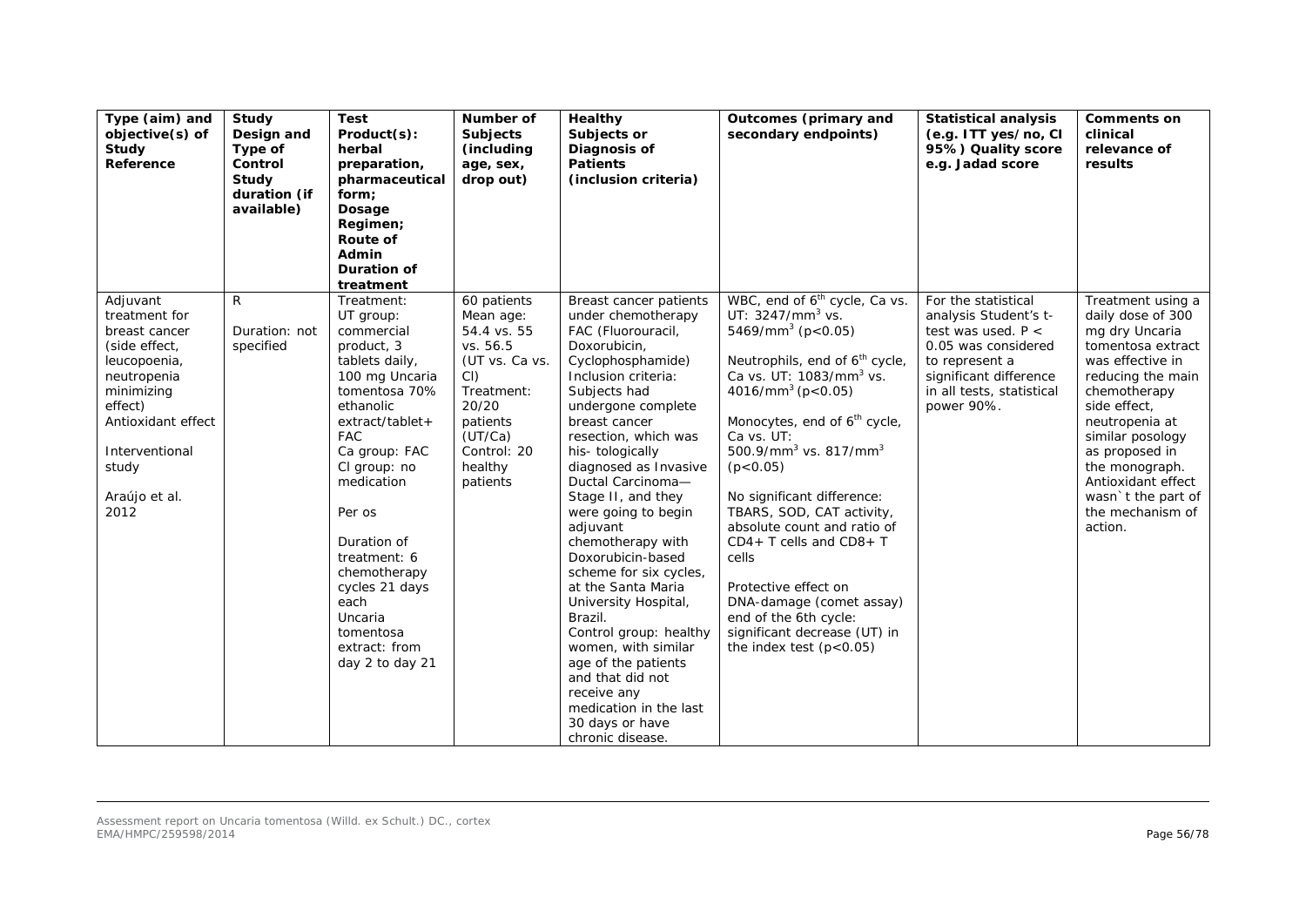| Type (aim) and objective(s) of Study Reference | Study Design and Type of Control Study duration (if available) | Test Product(s): herbal preparation, pharmaceutical form; Dosage Regimen; Route of Admin Duration of treatment | Number of Subjects (including age, sex, drop out) | Healthy Subjects or Diagnosis of Patients (inclusion criteria) | Outcomes (primary and secondary endpoints) | Statistical analysis (e.g. ITT yes/no, CI 95%) Quality score e.g. Jadad score | Comments on clinical relevance of results |
|---|---|---|---|---|---|---|---|
| Adjuvant treatment for breast cancer (side effect, leucopoenia, neutropenia minimizing effect) Antioxidant effect<br><br>Interventional study<br><br>Araújo et al. 2012 | R<br><br>Duration: not specified | Treatment:<br>UT group: commercial product, 3 tablets daily, 100 mg Uncaria tomentosa 70% ethanolic extract/tablet+ FAC<br>Ca group: FAC<br>Cl group: no medication<br><br>Per os<br><br>Duration of treatment: 6 chemotherapy cycles 21 days each<br>Uncaria tomentosa extract: from day 2 to day 21 | 60 patients<br>Mean age: 54.4 vs. 55 vs. 56.5 (UT vs. Ca vs. Cl)<br>Treatment: 20/20 patients (UT/Ca)<br>Control: 20 healthy patients | Breast cancer patients under chemotherapy FAC (Fluorouracil, Doxorubicin, Cyclophosphamide)<br>Inclusion criteria: Subjects had undergone complete breast cancer resection, which was his- tologically diagnosed as Invasive Ductal Carcinoma—Stage II, and they were going to begin adjuvant chemotherapy with Doxorubicin-based scheme for six cycles, at the Santa Maria University Hospital, Brazil.<br>Control group: healthy women, with similar age of the patients and that did not receive any medication in the last 30 days or have chronic disease. | WBC, end of 6[th] cycle, Ca vs. UT: 3247/$mm^3$ vs. 5469/$mm^3$ ($p<0.05$)<br><br>Neutrophils, end of 6[th] cycle, Ca vs. UT: 1083/$mm^3$ vs. 4016/$mm^3$ ($p<0.05$)<br><br>Monocytes, end of 6[th] cycle, Ca vs. UT: 500.9/$mm^3$ vs. 817/$mm^3$ ($p<0.05$)<br><br>No significant difference: TBARS, SOD, CAT activity, absolute count and ratio of CD4+ T cells and CD8+ T cells<br><br>Protective effect on DNA-damage (comet assay) end of the 6th cycle: significant decrease (UT) in the index test ($p<0.05$) | For the statistical analysis Student's t-test was used. $P < 0.05$ was considered to represent a significant difference in all tests, statistical power 90%. | Treatment using a daily dose of 300 mg dry Uncaria tomentosa extract was effective in reducing the main chemotherapy side effect, neutropenia at similar posology as proposed in the monograph. Antioxidant effect wasn`t the part of the mechanism of action. |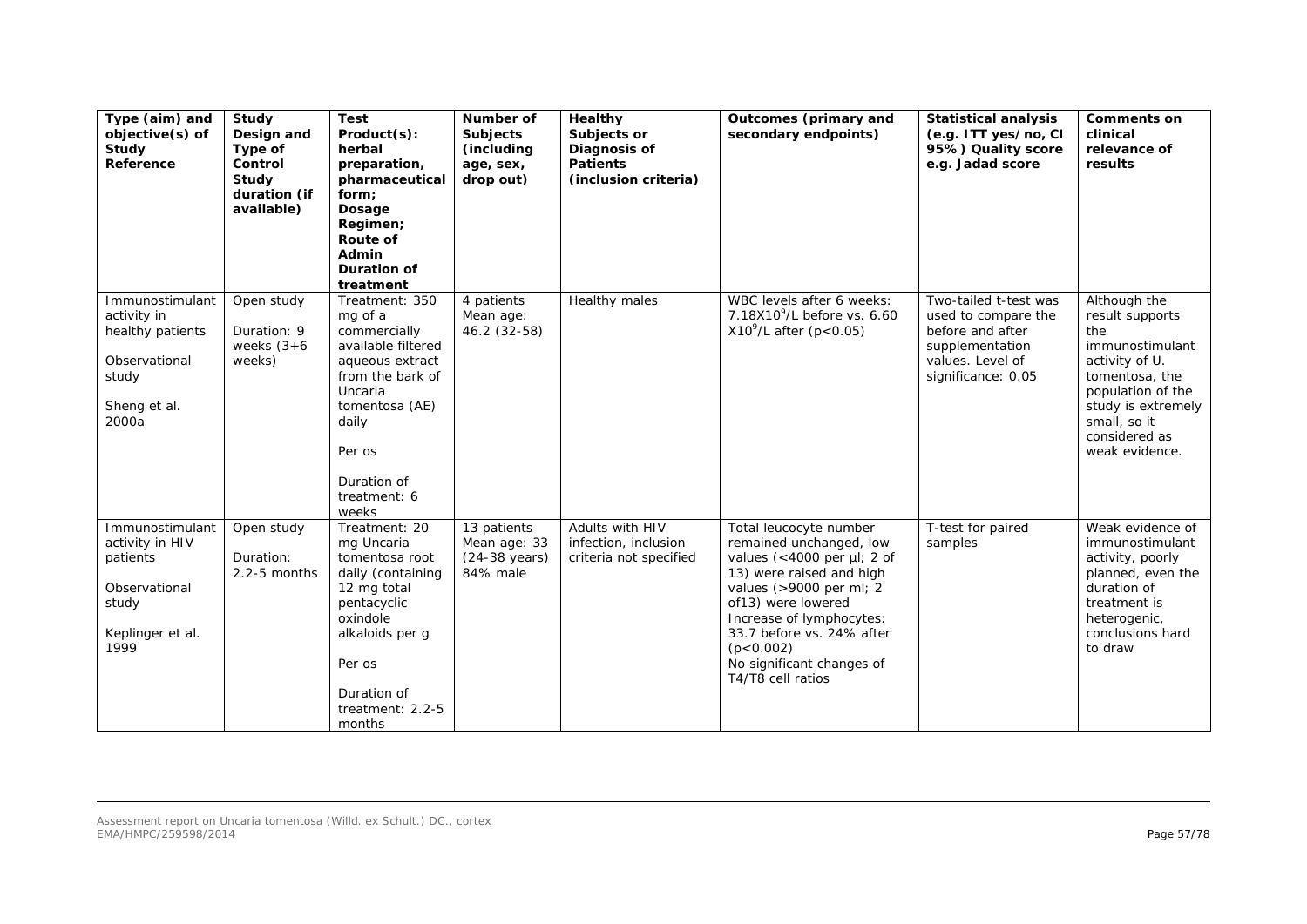| Type (aim) and objective(s) of Study Reference | Study Design and Type of Control Study duration (if available) | Test Product(s): herbal preparation, pharmaceutical form; Dosage Regimen; Route of Admin Duration of treatment | Number of Subjects (including age, sex, drop out) | Healthy Subjects or Diagnosis of Patients (inclusion criteria) | Outcomes (primary and secondary endpoints) | Statistical analysis (e.g. ITT yes/no, CI 95%) Quality score e.g. Jadad score | Comments on clinical relevance of results |
|---|---|---|---|---|---|---|---|
| Immunostimulant activity in healthy patients<br><br>Observational study<br><br>Sheng et al. 2000a | Open study<br><br>Duration: 9 weeks (3+6 weeks) | Treatment: 350 mg of a commercially available filtered aqueous extract from the bark of Uncaria tomentosa (AE) daily<br><br>Per os<br><br>Duration of treatment: 6 weeks | 4 patients<br>Mean age: 46.2 (32-58) | Healthy males | WBC levels after 6 weeks: $7.18X10^9$/L before vs. 6.60 $X10^9$/L after ($p<0.05$) | Two-tailed t-test was used to compare the before and after supplementation values. Level of significance: 0.05 | Although the result supports the immunostimulant activity of U. tomentosa, the population of the study is extremely small, so it considered as weak evidence. |
| Immunostimulant activity in HIV patients<br><br>Observational study<br><br>Keplinger et al. 1999 | Open study<br><br>Duration: 2.2-5 months | Treatment: 20 mg Uncaria tomentosa root daily (containing 12 mg total pentacyclic oxindole alkaloids per g<br><br>Per os<br><br>Duration of treatment: 2.2-5 months | 13 patients<br>Mean age: 33 (24-38 years)<br>84% male | Adults with HIV infection, inclusion criteria not specified | Total leucocyte number remained unchanged, low values (<4000 per µl; 2 of 13) were raised and high values (>9000 per ml; 2 of13) were lowered<br>Increase of lymphocytes: 33.7 before vs. 24% after ($p<0.002$)<br>No significant changes of T4/T8 cell ratios | T-test for paired samples | Weak evidence of immunostimulant activity, poorly planned, even the duration of treatment is heterogenic, conclusions hard to draw |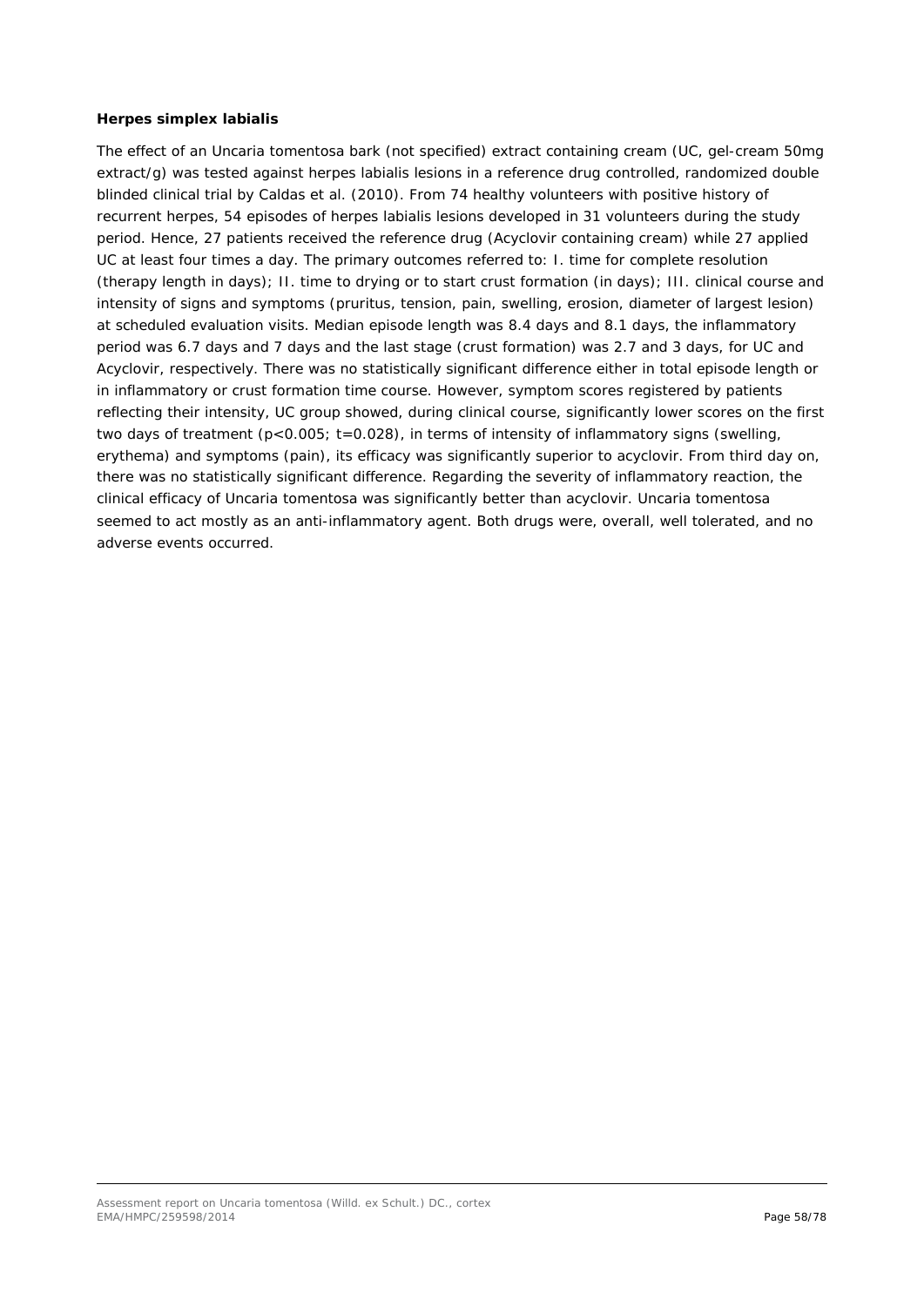**Herpes simplex labialis**

The effect of an Uncaria tomentosa bark (not specified) extract containing cream (UC, gel-cream 50mg extract/g) was tested against herpes labialis lesions in a reference drug controlled, randomized double blinded clinical trial by Caldas et al. (2010). From 74 healthy volunteers with positive history of recurrent herpes, 54 episodes of herpes labialis lesions developed in 31 volunteers during the study period. Hence, 27 patients received the reference drug (Acyclovir containing cream) while 27 applied UC at least four times a day. The primary outcomes referred to: I. time for complete resolution (therapy length in days); II. time to drying or to start crust formation (in days); III. clinical course and intensity of signs and symptoms (pruritus, tension, pain, swelling, erosion, diameter of largest lesion) at scheduled evaluation visits. Median episode length was 8.4 days and 8.1 days, the inflammatory period was 6.7 days and 7 days and the last stage (crust formation) was 2.7 and 3 days, for UC and Acyclovir, respectively. There was no statistically significant difference either in total episode length or in inflammatory or crust formation time course. However, symptom scores registered by patients reflecting their intensity, UC group showed, during clinical course, significantly lower scores on the first two days of treatment ($p<0.005$; $t=0.028$), in terms of intensity of inflammatory signs (swelling, erythema) and symptoms (pain), its efficacy was significantly superior to acyclovir. From third day on, there was no statistically significant difference. Regarding the severity of inflammatory reaction, the clinical efficacy of Uncaria tomentosa was significantly better than acyclovir. Uncaria tomentosa seemed to act mostly as an anti-inflammatory agent. Both drugs were, overall, well tolerated, and no adverse events occurred.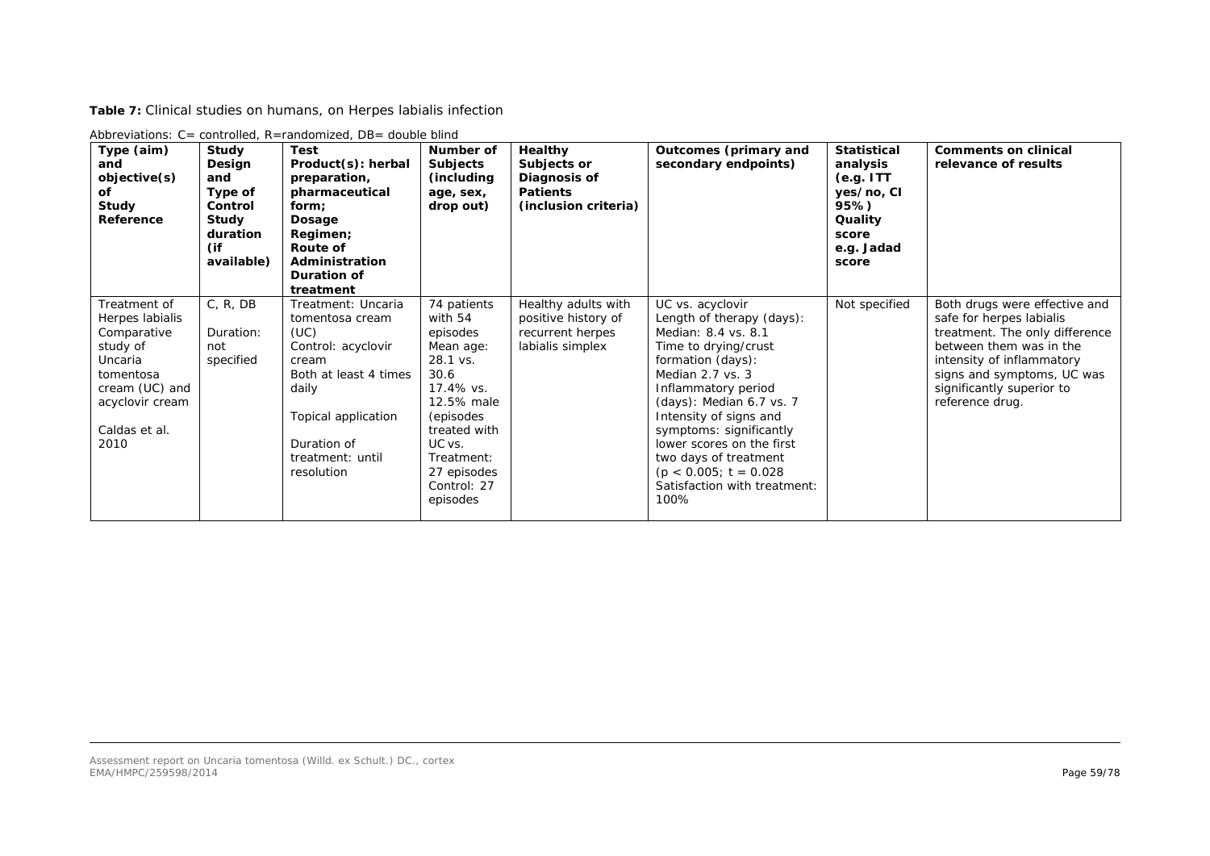**Table 7:** Clinical studies on humans, on Herpes labialis infection

Abbreviations: C= controlled, R=randomized, DB= double blind

| Type (aim) and objective(s) of Study Reference | Study Design and Type of Control Study duration (if available) | Test Product(s): herbal preparation, pharmaceutical form; Dosage Regimen; Route of Administration Duration of treatment | Number of Subjects (including age, sex, drop out) | Healthy Subjects or Diagnosis of Patients (inclusion criteria) | Outcomes (primary and secondary endpoints) | Statistical analysis (e.g. ITT yes/no, CI 95%) Quality score e.g. Jadad score | Comments on clinical relevance of results |
|---|---|---|---|---|---|---|---|
| Treatment of Herpes labialis Comparative study of Uncaria tomentosa cream (UC) and acyclovir cream<br><br>Caldas et al. 2010 | C, R, DB<br><br>Duration: not specified | Treatment: Uncaria tomentosa cream (UC)<br>Control: acyclovir cream<br>Both at least 4 times daily<br><br>Topical application<br><br>Duration of treatment: until resolution | 74 patients with 54 episodes<br>Mean age: 28.1 vs. 30.6<br>17.4% vs. 12.5% male<br>(episodes treated with UC vs.<br>Treatment: 27 episodes<br>Control: 27 episodes | Healthy adults with positive history of recurrent herpes labialis simplex | UC vs. acyclovir<br>Length of therapy (days): Median: 8.4 vs. 8.1<br>Time to drying/crust formation (days): Median 2.7 vs. 3<br>Inflammatory period (days): Median 6.7 vs. 7<br>Intensity of signs and symptoms: significantly lower scores on the first two days of treatment ($p < 0.005$; $t = 0.028$<br>Satisfaction with treatment: 100% | Not specified | Both drugs were effective and safe for herpes labialis treatment. The only difference between them was in the intensity of inflammatory signs and symptoms, UC was significantly superior to reference drug. |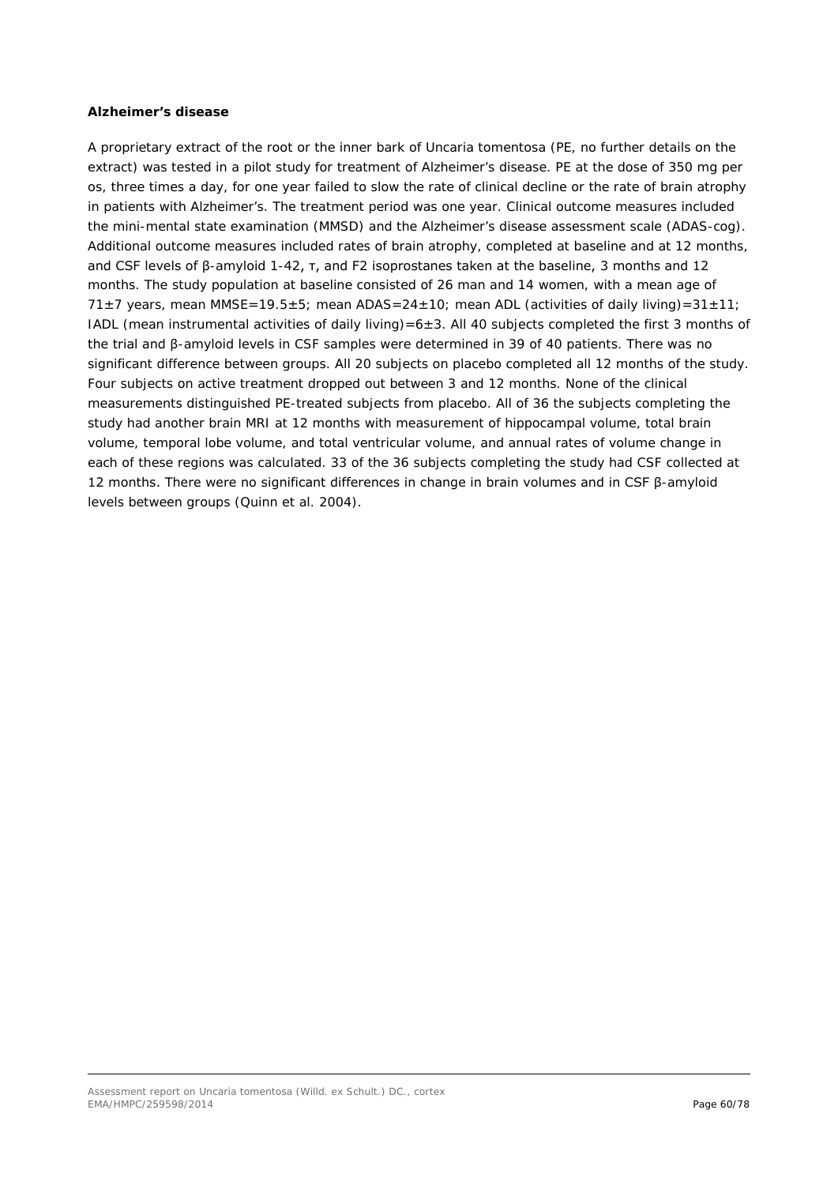**Alzheimer's disease**

A proprietary extract of the root or the inner bark of *Uncaria tomentosa* (PE, no further details on the extract) was tested in a pilot study for treatment of Alzheimer's disease. PE at the dose of 350 mg per os, three times a day, for one year failed to slow the rate of clinical decline or the rate of brain atrophy in patients with Alzheimer's. The treatment period was one year. Clinical outcome measures included the mini-mental state examination (MMSD) and the Alzheimer's disease assessment scale (ADAS-cog). Additional outcome measures included rates of brain atrophy, completed at baseline and at 12 months, and CSF levels of β-amyloid 1-42, τ, and F2 isoprostanes taken at the baseline, 3 months and 12 months. The study population at baseline consisted of 26 man and 14 women, with a mean age of 71±7 years, mean MMSE=19.5±5; mean ADAS=24±10; mean ADL (activities of daily living)=31±11; IADL (mean instrumental activities of daily living)=6±3. All 40 subjects completed the first 3 months of the trial and β-amyloid levels in CSF samples were determined in 39 of 40 patients. There was no significant difference between groups. All 20 subjects on placebo completed all 12 months of the study. Four subjects on active treatment dropped out between 3 and 12 months. None of the clinical measurements distinguished PE-treated subjects from placebo. All of 36 the subjects completing the study had another brain MRI at 12 months with measurement of hippocampal volume, total brain volume, temporal lobe volume, and total ventricular volume, and annual rates of volume change in each of these regions was calculated. 33 of the 36 subjects completing the study had CSF collected at 12 months. There were no significant differences in change in brain volumes and in CSF β-amyloid levels between groups (Quinn et al. 2004).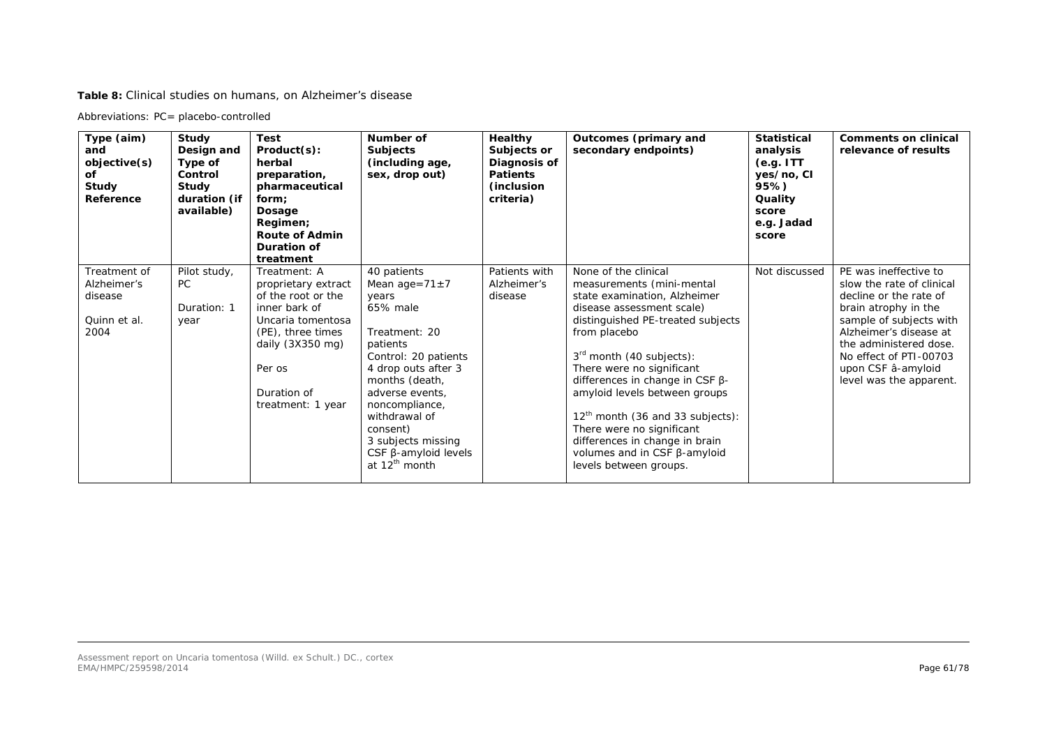**Table 8:** Clinical studies on humans, on Alzheimer's disease

Abbreviations: PC= placebo-controlled

| Type (aim) and objective(s) of Study Reference | Study Design and Type of Control Study duration (if available) | Test Product(s): herbal preparation, pharmaceutical form; Dosage Regimen; Route of Admin Duration of treatment | Number of Subjects (including age, sex, drop out) | Healthy Subjects or Diagnosis of Patients (inclusion criteria) | Outcomes (primary and secondary endpoints) | Statistical analysis (e.g. ITT yes/no, CI 95%) Quality score e.g. Jadad score | Comments on clinical relevance of results |
|---|---|---|---|---|---|---|---|
| Treatment of Alzheimer's disease<br><br>Quinn et al. 2004 | Pilot study, PC<br><br>Duration: 1 year | Treatment: A proprietary extract of the root or the inner bark of Uncaria tomentosa (PE), three times daily (3X350 mg)<br><br>Per os<br><br>Duration of treatment: 1 year | 40 patients<br>Mean age=71±7 years<br>65% male<br><br>Treatment: 20 patients<br>Control: 20 patients<br>4 drop outs after 3 months (death, adverse events, noncompliance, withdrawal of consent)<br>3 subjects missing CSF β-amyloid levels at 12[th] month | Patients with Alzheimer's disease | None of the clinical measurements (mini-mental state examination, Alzheimer disease assessment scale) distinguished PE-treated subjects from placebo<br><br>3[rd] month (40 subjects):<br>There were no significant differences in change in CSF β-amyloid levels between groups<br><br>12[th] month (36 and 33 subjects):<br>There were no significant differences in change in brain volumes and in CSF β-amyloid levels between groups. | Not discussed | PE was ineffective to slow the rate of clinical decline or the rate of brain atrophy in the sample of subjects with Alzheimer's disease at the administered dose. No effect of PTI-00703 upon CSF â-amyloid level was the apparent. |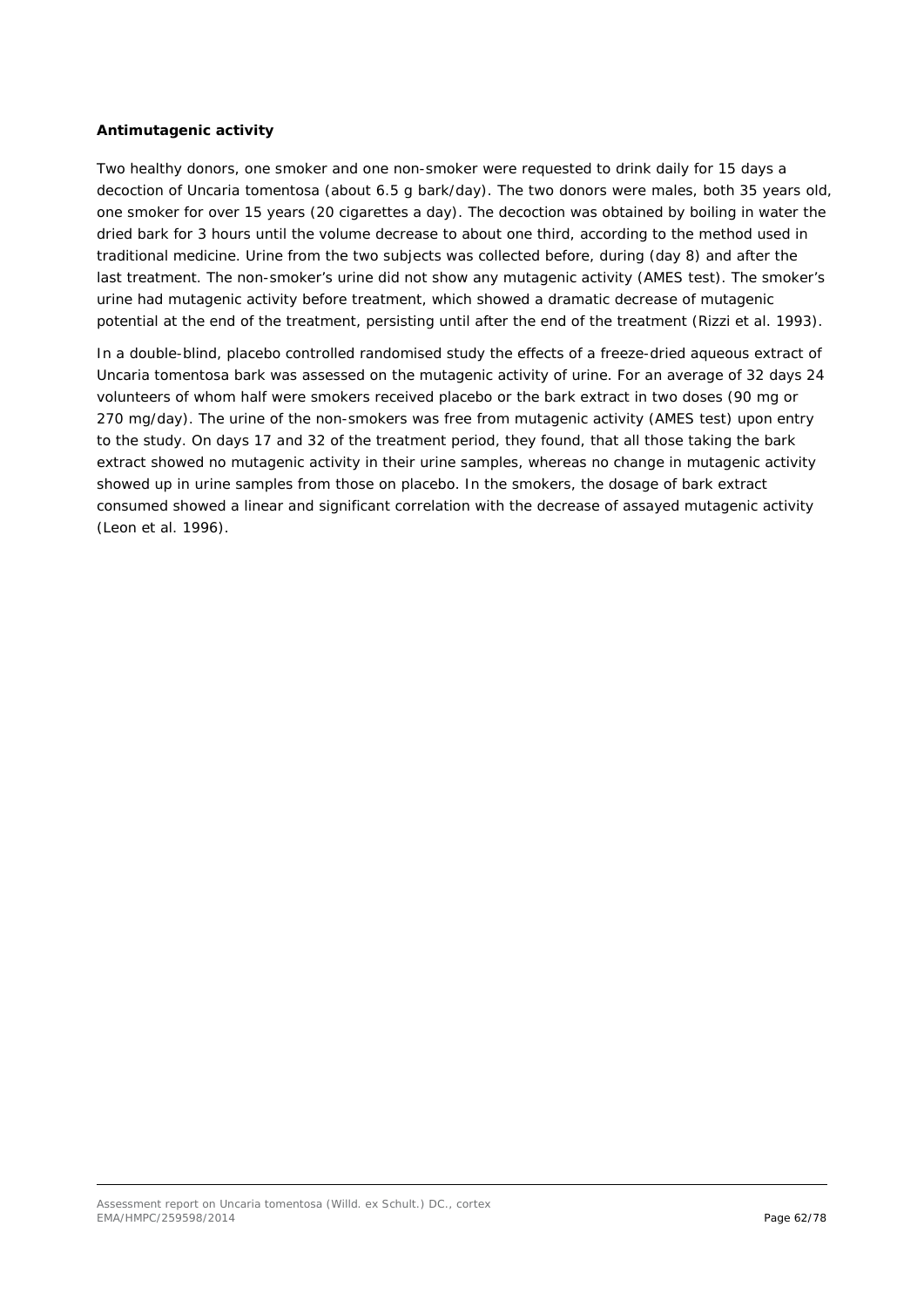**Antimutagenic activity**

Two healthy donors, one smoker and one non-smoker were requested to drink daily for 15 days a decoction of Uncaria tomentosa (about 6.5 g bark/day). The two donors were males, both 35 years old, one smoker for over 15 years (20 cigarettes a day). The decoction was obtained by boiling in water the dried bark for 3 hours until the volume decrease to about one third, according to the method used in traditional medicine. Urine from the two subjects was collected before, during (day 8) and after the last treatment. The non-smoker's urine did not show any mutagenic activity (AMES test). The smoker's urine had mutagenic activity before treatment, which showed a dramatic decrease of mutagenic potential at the end of the treatment, persisting until after the end of the treatment (Rizzi et al. 1993).

In a double-blind, placebo controlled randomised study the effects of a freeze-dried aqueous extract of Uncaria tomentosa bark was assessed on the mutagenic activity of urine. For an average of 32 days 24 volunteers of whom half were smokers received placebo or the bark extract in two doses (90 mg or 270 mg/day). The urine of the non-smokers was free from mutagenic activity (AMES test) upon entry to the study. On days 17 and 32 of the treatment period, they found, that all those taking the bark extract showed no mutagenic activity in their urine samples, whereas no change in mutagenic activity showed up in urine samples from those on placebo. In the smokers, the dosage of bark extract consumed showed a linear and significant correlation with the decrease of assayed mutagenic activity (Leon et al. 1996).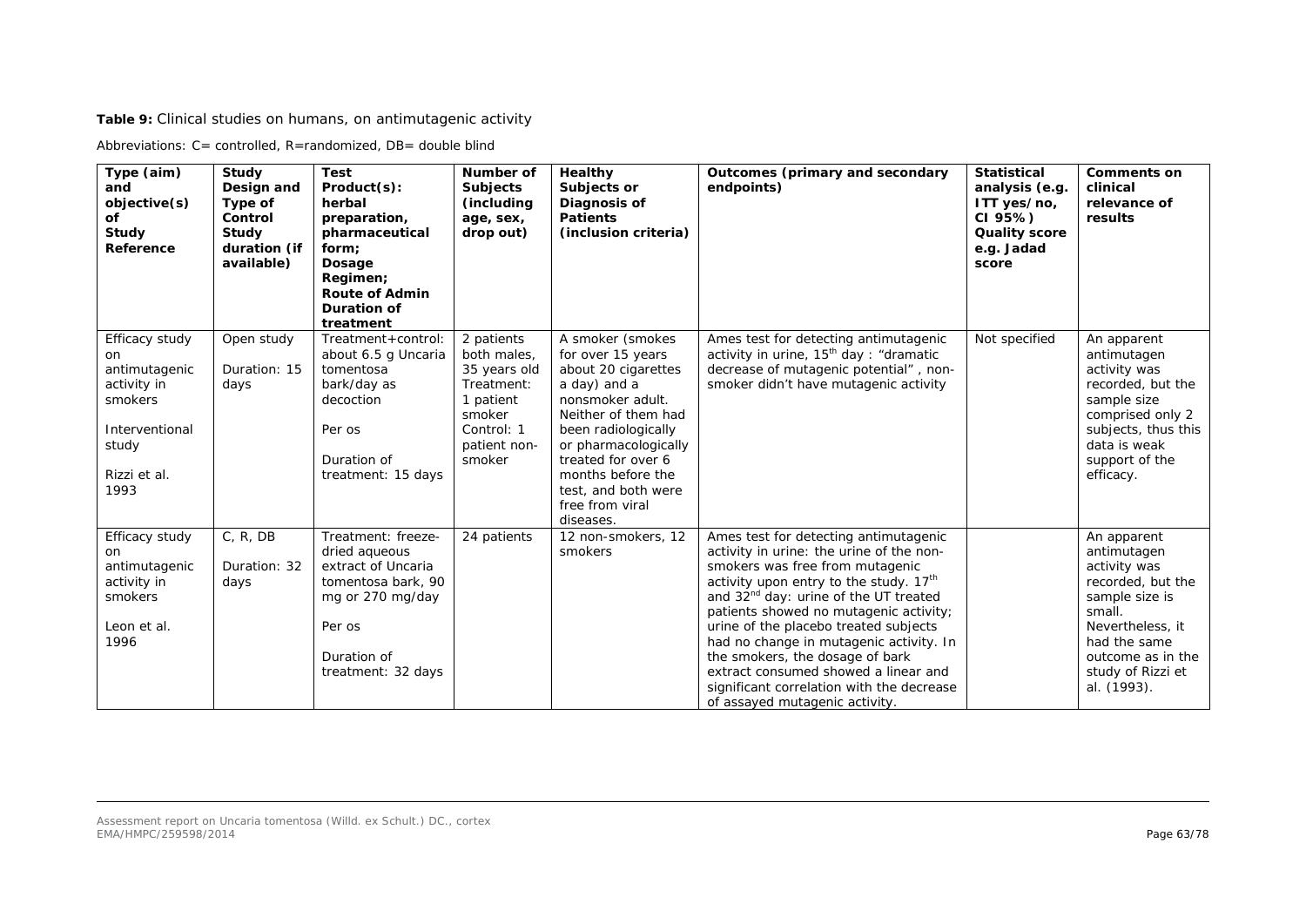**Table 9:** Clinical studies on humans, on antimutagenic activity

Abbreviations: C= controlled, R=randomized, DB= double blind

| Type (aim) and objective(s) of Study Reference | Study Design and Type of Control Study duration (if available) | Test Product(s): herbal preparation, pharmaceutical form; Dosage Regimen; Route of Admin Duration of treatment | Number of Subjects (including age, sex, drop out) | Healthy Subjects or Diagnosis of Patients (inclusion criteria) | Outcomes (primary and secondary endpoints) | Statistical analysis (e.g. ITT yes/no, CI 95%) Quality score e.g. Jadad score | Comments on clinical relevance of results |
|---|---|---|---|---|---|---|---|
| Efficacy study on antimutagenic activity in smokers<br><br>Interventional study<br><br>Rizzi et al. 1993 | Open study<br><br>Duration: 15 days | Treatment+control: about 6.5 g Uncaria tomentosa bark/day as decoction<br><br>Per os<br><br>Duration of treatment: 15 days | 2 patients both males, 35 years old Treatment: 1 patient smoker Control: 1 patient non-smoker | A smoker (smokes for over 15 years about 20 cigarettes a day) and a nonsmoker adult. Neither of them had been radiologically or pharmacologically treated for over 6 months before the test, and both were free from viral diseases. | Ames test for detecting antimutagenic activity in urine, 15th day : "dramatic decrease of mutagenic potential" , non-smoker didn't have mutagenic activity | Not specified | An apparent antimutagen activity was recorded, but the sample size comprised only 2 subjects, thus this data is weak support of the efficacy. |
| Efficacy study on antimutagenic activity in smokers<br><br>Leon et al. 1996 | C, R, DB<br><br>Duration: 32 days | Treatment: freeze-dried aqueous extract of Uncaria tomentosa bark, 90 mg or 270 mg/day<br><br>Per os<br><br>Duration of treatment: 32 days | 24 patients | 12 non-smokers, 12 smokers | Ames test for detecting antimutagenic activity in urine: the urine of the non-smokers was free from mutagenic activity upon entry to the study. 17th and 32nd day: urine of the UT treated patients showed no mutagenic activity; urine of the placebo treated subjects had no change in mutagenic activity. In the smokers, the dosage of bark extract consumed showed a linear and significant correlation with the decrease of assayed mutagenic activity. | | An apparent antimutagen activity was recorded, but the sample size is small. Nevertheless, it had the same outcome as in the study of Rizzi et al. (1993). |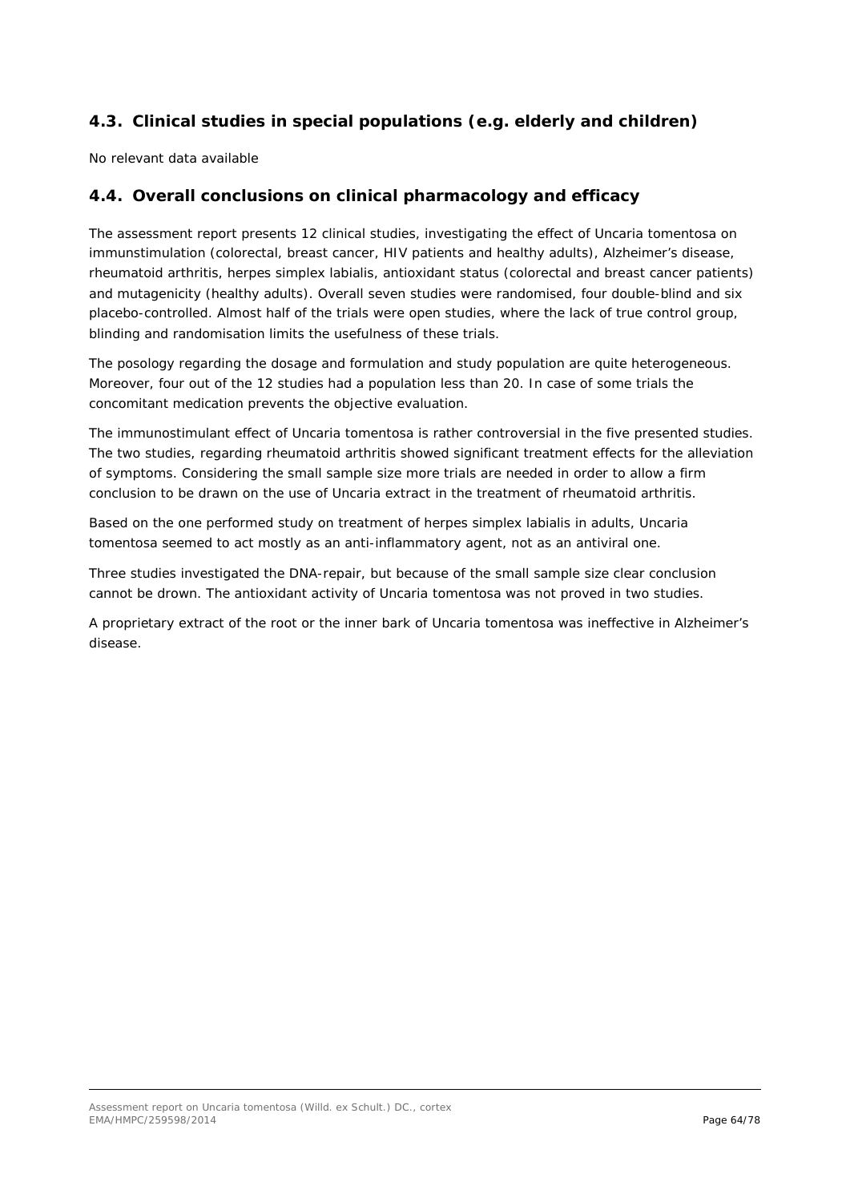## 4.3. Clinical studies in special populations (e.g. elderly and children)

No relevant data available

## 4.4. Overall conclusions on clinical pharmacology and efficacy

The assessment report presents 12 clinical studies, investigating the effect of Uncaria tomentosa on immunstimulation (colorectal, breast cancer, HIV patients and healthy adults), Alzheimer's disease, rheumatoid arthritis, herpes simplex labialis, antioxidant status (colorectal and breast cancer patients) and mutagenicity (healthy adults). Overall seven studies were randomised, four double-blind and six placebo-controlled. Almost half of the trials were open studies, where the lack of true control group, blinding and randomisation limits the usefulness of these trials.

The posology regarding the dosage and formulation and study population are quite heterogeneous. Moreover, four out of the 12 studies had a population less than 20. In case of some trials the concomitant medication prevents the objective evaluation.

The immunostimulant effect of Uncaria tomentosa is rather controversial in the five presented studies. The two studies, regarding rheumatoid arthritis showed significant treatment effects for the alleviation of symptoms. Considering the small sample size more trials are needed in order to allow a firm conclusion to be drawn on the use of Uncaria extract in the treatment of rheumatoid arthritis.

Based on the one performed study on treatment of herpes simplex labialis in adults, Uncaria tomentosa seemed to act mostly as an anti-inflammatory agent, not as an antiviral one.

Three studies investigated the DNA-repair, but because of the small sample size clear conclusion cannot be drown. The antioxidant activity of Uncaria tomentosa was not proved in two studies.

A proprietary extract of the root or the inner bark of Uncaria tomentosa was ineffective in Alzheimer's disease.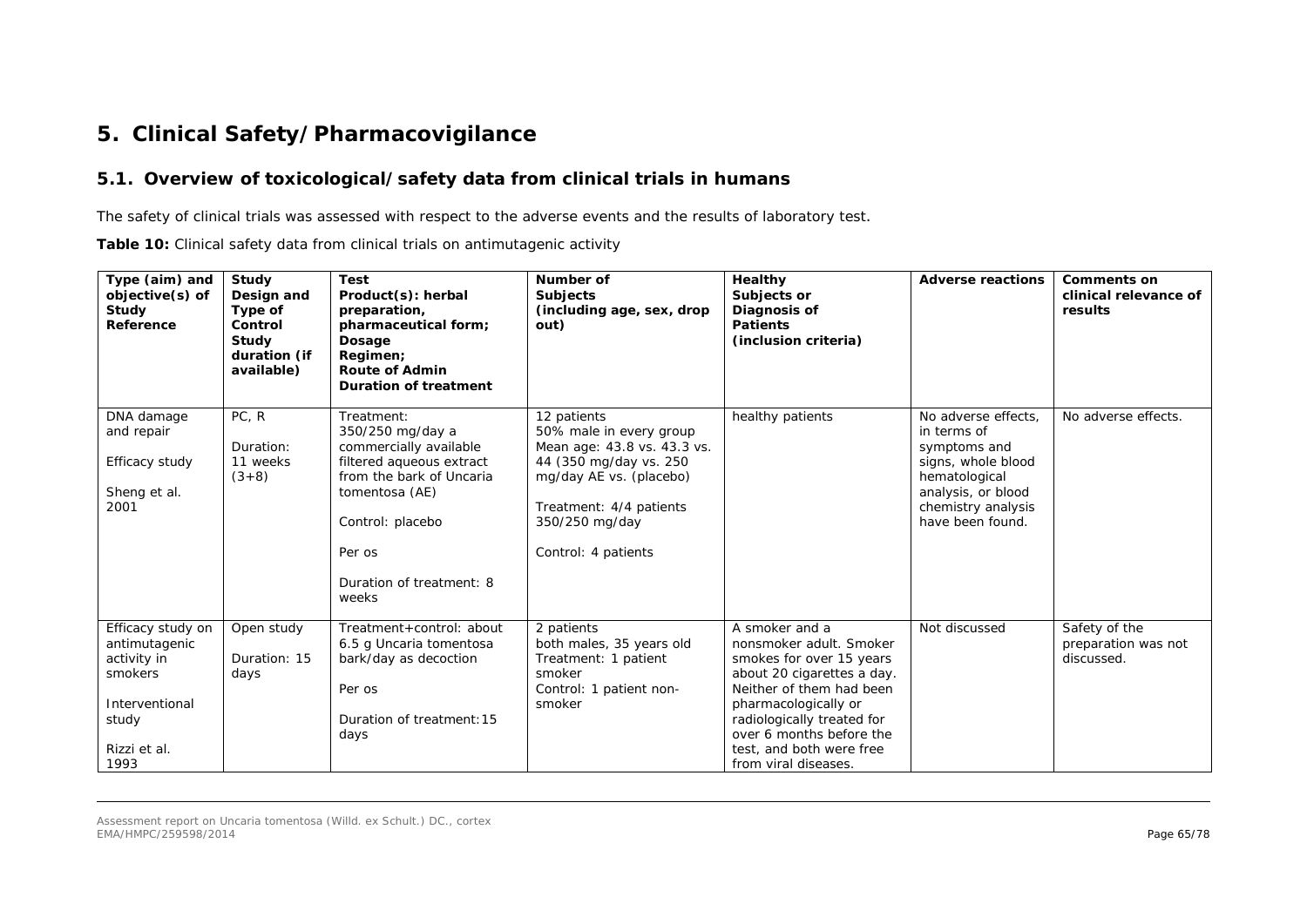# 5. Clinical Safety/Pharmacovigilance

## 5.1. Overview of toxicological/safety data from clinical trials in humans

The safety of clinical trials was assessed with respect to the adverse events and the results of laboratory test.

**Table 10:** Clinical safety data from clinical trials on antimutagenic activity

| Type (aim) and objective(s) of Study Reference | Study Design and Type of Control Study duration (if available) | Test Product(s): herbal preparation, pharmaceutical form; Dosage Regimen; Route of Admin Duration of treatment | Number of Subjects (including age, sex, drop out) | Healthy Subjects or Diagnosis of Patients (inclusion criteria) | Adverse reactions | Comments on clinical relevance of results |
|---|---|---|---|---|---|---|
| DNA damage and repair<br><br>Efficacy study<br><br>Sheng et al. 2001 | PC, R<br><br>Duration: 11 weeks (3+8) | Treatment: 350/250 mg/day a commercially available filtered aqueous extract from the bark of Uncaria tomentosa (AE)<br><br>Control: placebo<br><br>Per os<br><br>Duration of treatment: 8 weeks | 12 patients<br>50% male in every group<br>Mean age: 43.8 vs. 43.3 vs. 44 (350 mg/day vs. 250 mg/day AE vs. (placebo)<br><br>Treatment: 4/4 patients 350/250 mg/day<br><br>Control: 4 patients | healthy patients | No adverse effects, in terms of symptoms and signs, whole blood hematological analysis, or blood chemistry analysis have been found. | No adverse effects. |
| Efficacy study on antimutagenic activity in smokers<br><br>Interventional study<br><br>Rizzi et al. 1993 | Open study<br><br>Duration: 15 days | Treatment+control: about 6.5 g Uncaria tomentosa bark/day as decoction<br><br>Per os<br><br>Duration of treatment:15 days | 2 patients<br>both males, 35 years old<br>Treatment: 1 patient smoker<br>Control: 1 patient non-smoker | A smoker and a nonsmoker adult. Smoker smokes for over 15 years about 20 cigarettes a day. Neither of them had been pharmacologically or radiologically treated for over 6 months before the test, and both were free from viral diseases. | Not discussed | Safety of the preparation was not discussed. |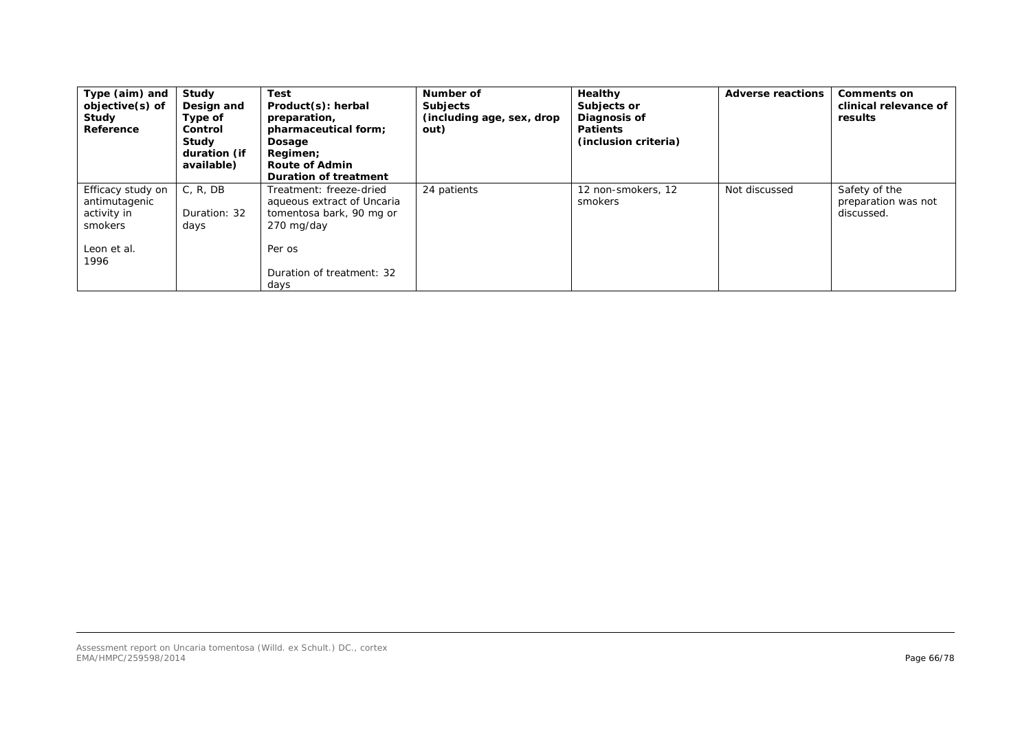| Type (aim) and objective(s) of Study Reference | Study Design and Type of Control Study duration (if available) | Test Product(s): herbal preparation, pharmaceutical form; Dosage Regimen; Route of Admin Duration of treatment | Number of Subjects (including age, sex, drop out) | Healthy Subjects or Diagnosis of Patients (inclusion criteria) | Adverse reactions | Comments on clinical relevance of results |
|---|---|---|---|---|---|---|
| Efficacy study on antimutagenic activity in smokers<br><br>Leon et al. 1996 | C, R, DB<br><br>Duration: 32 days | Treatment: freeze-dried aqueous extract of Uncaria tomentosa bark, 90 mg or 270 mg/day<br><br>Per os<br><br>Duration of treatment: 32 days | 24 patients | 12 non-smokers, 12 smokers | Not discussed | Safety of the preparation was not discussed. |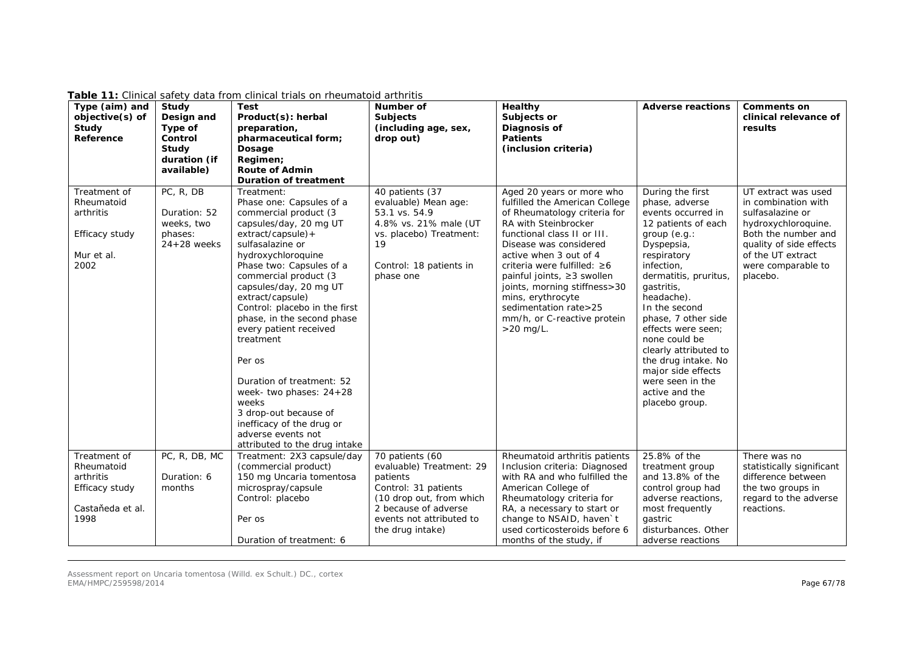**Table 11:** Clinical safety data from clinical trials on rheumatoid arthritis

| Type (aim) and objective(s) of Study Reference | Study Design and Type of Control Study duration (if available) | Test Product(s): herbal preparation, pharmaceutical form; Dosage Regimen; Route of Admin Duration of treatment | Number of Subjects (including age, sex, drop out) | Healthy Subjects or Diagnosis of Patients (inclusion criteria) | Adverse reactions | Comments on clinical relevance of results |
|---|---|---|---|---|---|---|
| Treatment of Rheumatoid arthritis<br><br>Efficacy study<br><br>Mur et al. 2002 | PC, R, DB<br><br>Duration: 52 weeks, two phases: 24+28 weeks | Treatment:<br>Phase one: Capsules of a commercial product (3 capsules/day, 20 mg UT extract/capsule)+ sulfasalazine or hydroxychloroquine<br>Phase two: Capsules of a commercial product (3 capsules/day, 20 mg UT extract/capsule)<br>Control: placebo in the first phase, in the second phase every patient received treatment<br><br>Per os<br><br>Duration of treatment: 52 week- two phases: 24+28 weeks<br>3 drop-out because of inefficacy of the drug or adverse events not attributed to the drug intake | 40 patients (37 evaluable) Mean age: 53.1 vs. 54.9<br>4.8% vs. 21% male (UT vs. placebo) Treatment: 19<br><br>Control: 18 patients in phase one | Aged 20 years or more who fulfilled the American College of Rheumatology criteria for RA with Steinbrocker functional class II or III. Disease was considered active when 3 out of 4 criteria were fulfilled: ≥6 painful joints, ≥3 swollen joints, morning stiffness>30 mins, erythrocyte sedimentation rate>25 mm/h, or C-reactive protein >20 mg/L. | During the first phase, adverse events occurred in 12 patients of each group (e.g.: Dyspepsia, respiratory infection, dermatitis, pruritus, gastritis, headache).<br>In the second phase, 7 other side effects were seen; none could be clearly attributed to the drug intake. No major side effects were seen in the active and the placebo group. | UT extract was used in combination with sulfasalazine or hydroxychloroquine. Both the number and quality of side effects of the UT extract were comparable to placebo. |
| Treatment of Rheumatoid arthritis<br>Efficacy study<br><br>Castaňeda et al. 1998 | PC, R, DB, MC<br><br>Duration: 6 months | Treatment: 2X3 capsule/day (commercial product)<br>150 mg Uncaria tomentosa microspray/capsule<br>Control: placebo<br><br>Per os<br><br>Duration of treatment: 6 | 70 patients (60 evaluable) Treatment: 29 patients<br>Control: 31 patients<br>(10 drop out, from which 2 because of adverse events not attributed to the drug intake) | Rheumatoid arthritis patients Inclusion criteria: Diagnosed with RA and who fulfilled the American College of Rheumatology criteria for RA, a necessary to start or change to NSAID, haven`t used corticosteroids before 6 months of the study, if | 25.8% of the treatment group and 13.8% of the control group had adverse reactions, most frequently gastric disturbances. Other adverse reactions | There was no statistically significant difference between the two groups in regard to the adverse reactions. |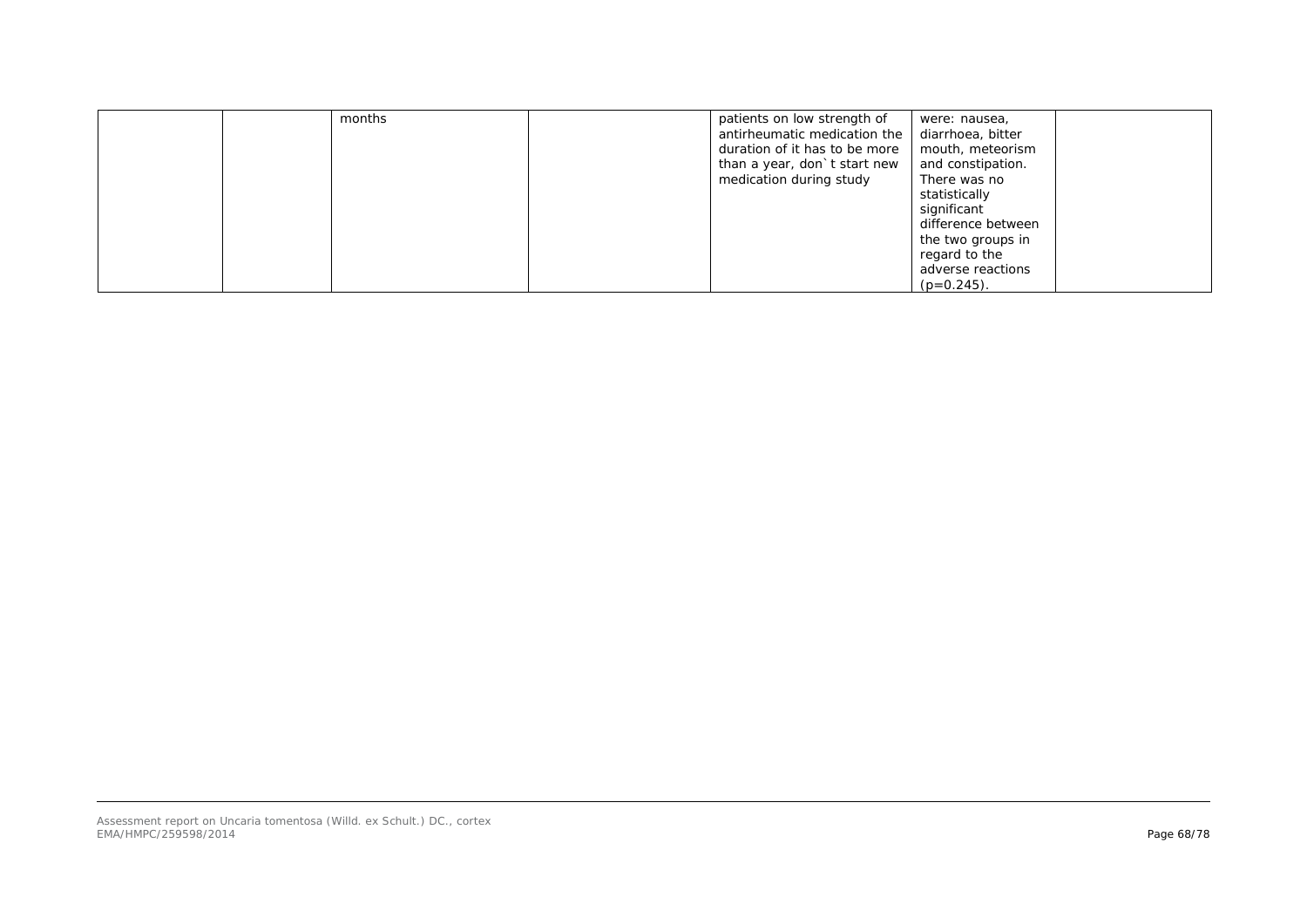|  |  |  |  |  |  |  |
|---|---|---|---|---|---|---|
|  |  | months |  | patients on low strength of antirheumatic medication the duration of it has to be more than a year, don`t start new medication during study | were: nausea, diarrhoea, bitter mouth, meteorism and constipation. There was no statistically significant difference between the two groups in regard to the adverse reactions (p=0.245). |  |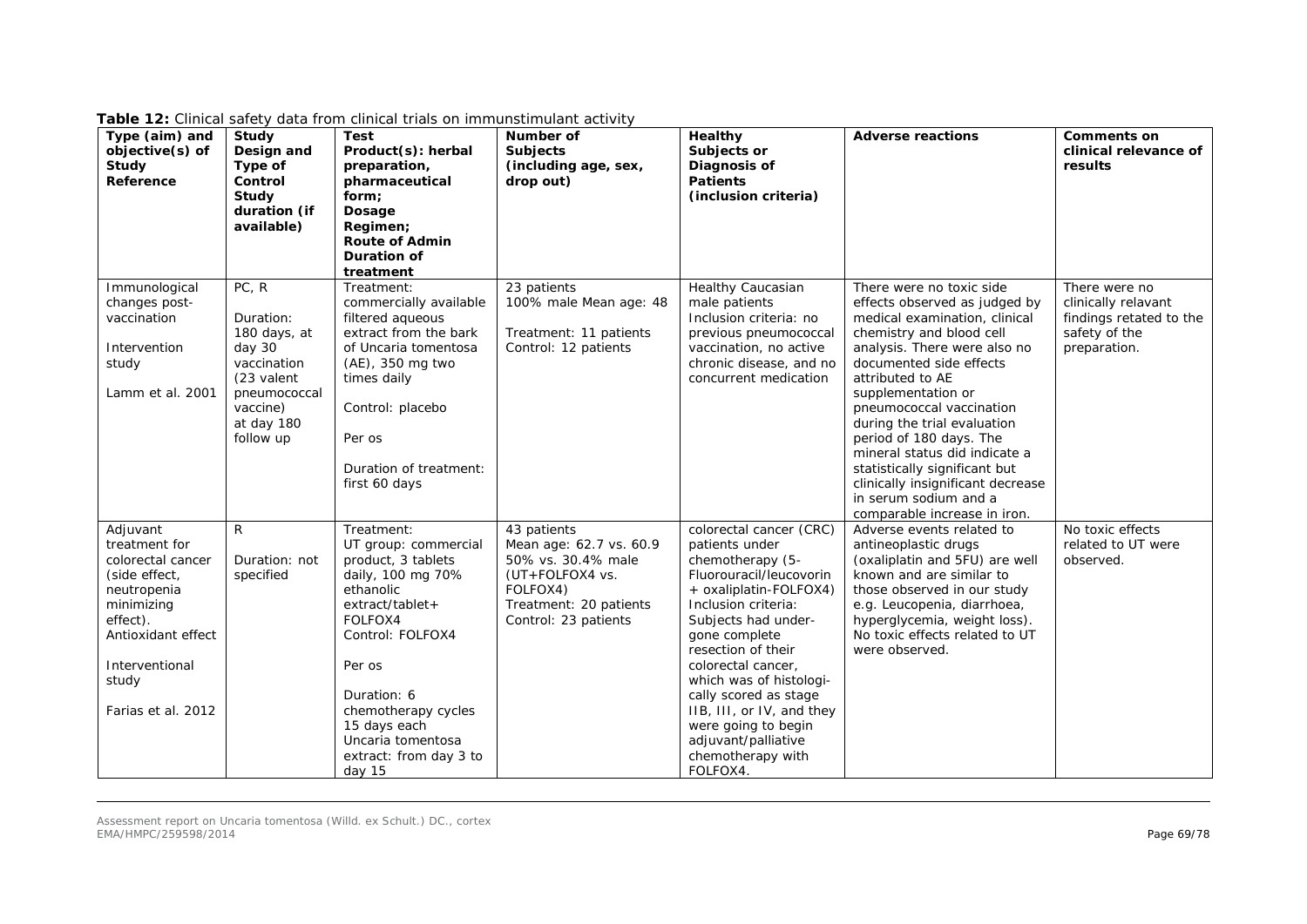**Table 12:** Clinical safety data from clinical trials on immunstimulant activity

| Type (aim) and objective(s) of Study Reference | Study Design and Type of Control Study duration (if available) | Test Product(s): herbal preparation, pharmaceutical form; Dosage Regimen; Route of Admin Duration of treatment | Number of Subjects (including age, sex, drop out) | Healthy Subjects or Diagnosis of Patients (inclusion criteria) | Adverse reactions | Comments on clinical relevance of results |
|---|---|---|---|---|---|---|
| Immunological changes post-vaccination<br><br>Intervention study<br><br>Lamm et al. 2001 | PC, R<br><br>Duration: 180 days, at day 30 vaccination (23 valent pneumococcal vaccine) at day 180 follow up | Treatment: commercially available filtered aqueous extract from the bark of Uncaria tomentosa (AE), 350 mg two times daily<br><br>Control: placebo<br><br>Per os<br><br>Duration of treatment: first 60 days | 23 patients<br>100% male Mean age: 48<br><br>Treatment: 11 patients<br>Control: 12 patients | Healthy Caucasian male patients<br>Inclusion criteria: no previous pneumococcal vaccination, no active chronic disease, and no concurrent medication | There were no toxic side effects observed as judged by medical examination, clinical chemistry and blood cell analysis. There were also no documented side effects attributed to AE supplementation or pneumococcal vaccination during the trial evaluation period of 180 days. The mineral status did indicate a statistically significant but clinically insignificant decrease in serum sodium and a comparable increase in iron. | There were no clinically relavant findings retated to the safety of the preparation. |
| Adjuvant treatment for colorectal cancer (side effect, neutropenia minimizing effect). Antioxidant effect<br><br>Interventional study<br><br>Farias et al. 2012 | R<br><br>Duration: not specified | Treatment:<br>UT group: commercial product, 3 tablets daily, 100 mg 70% ethanolic extract/tablet+ FOLFOX4<br>Control: FOLFOX4<br><br>Per os<br><br>Duration: 6 chemotherapy cycles 15 days each<br>Uncaria tomentosa extract: from day 3 to day 15 | 43 patients<br>Mean age: 62.7 vs. 60.9<br>50% vs. 30.4% male (UT+FOLFOX4 vs. FOLFOX4)<br>Treatment: 20 patients<br>Control: 23 patients | colorectal cancer (CRC) patients under chemotherapy (5-Fluorouracil/leucovorin + oxaliplatin-FOLFOX4)<br>Inclusion criteria: Subjects had under-gone complete resection of their colorectal cancer, which was of histologi-cally scored as stage IIB, III, or IV, and they were going to begin adjuvant/palliative chemotherapy with FOLFOX4. | Adverse events related to antineoplastic drugs (oxaliplatin and 5FU) are well known and are similar to those observed in our study e.g. Leucopenia, diarrhoea, hyperglycemia, weight loss). No toxic effects related to UT were observed. | No toxic effects related to UT were observed. |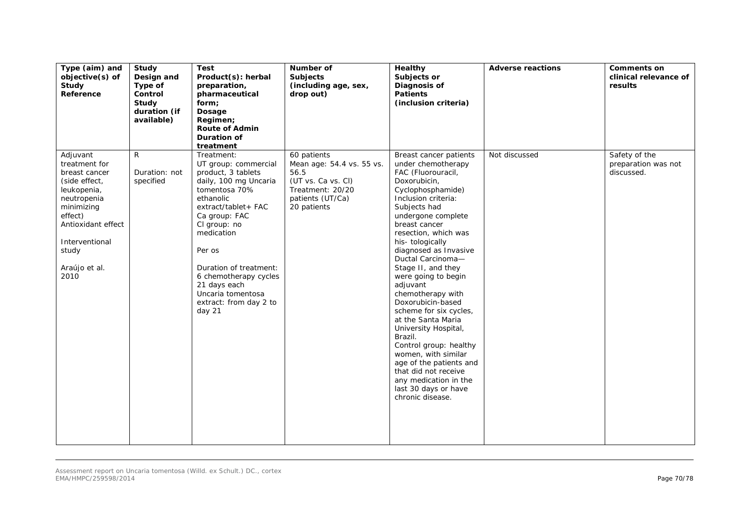| Type (aim) and objective(s) of Study Reference | Study Design and Type of Control Study duration (if available) | Test Product(s): herbal preparation, pharmaceutical form; Dosage Regimen; Route of Admin Duration of treatment | Number of Subjects (including age, sex, drop out) | Healthy Subjects or Diagnosis of Patients (inclusion criteria) | Adverse reactions | Comments on clinical relevance of results |
|---|---|---|---|---|---|---|
| Adjuvant treatment for breast cancer (side effect, leukopenia, neutropenia minimizing effect) Antioxidant effect<br><br>Interventional study<br><br>Araújo et al. 2010 | R<br><br>Duration: not specified | Treatment:<br>UT group: commercial product, 3 tablets daily, 100 mg Uncaria tomentosa 70% ethanolic extract/tablet+ FAC<br>Ca group: FAC<br>Cl group: no medication<br><br>Per os<br><br>Duration of treatment: 6 chemotherapy cycles 21 days each<br>Uncaria tomentosa extract: from day 2 to day 21 | 60 patients<br>Mean age: 54.4 vs. 55 vs. 56.5<br>(UT vs. Ca vs. Cl)<br>Treatment: 20/20 patients (UT/Ca)<br>20 patients | Breast cancer patients under chemotherapy FAC (Fluorouracil, Doxorubicin, Cyclophosphamide)<br>Inclusion criteria: Subjects had undergone complete breast cancer resection, which was his- tologically diagnosed as Invasive Ductal Carcinoma—Stage II, and they were going to begin adjuvant chemotherapy with Doxorubicin-based scheme for six cycles, at the Santa Maria University Hospital, Brazil.<br>Control group: healthy women, with similar age of the patients and that did not receive any medication in the last 30 days or have chronic disease. | Not discussed | Safety of the preparation was not discussed. |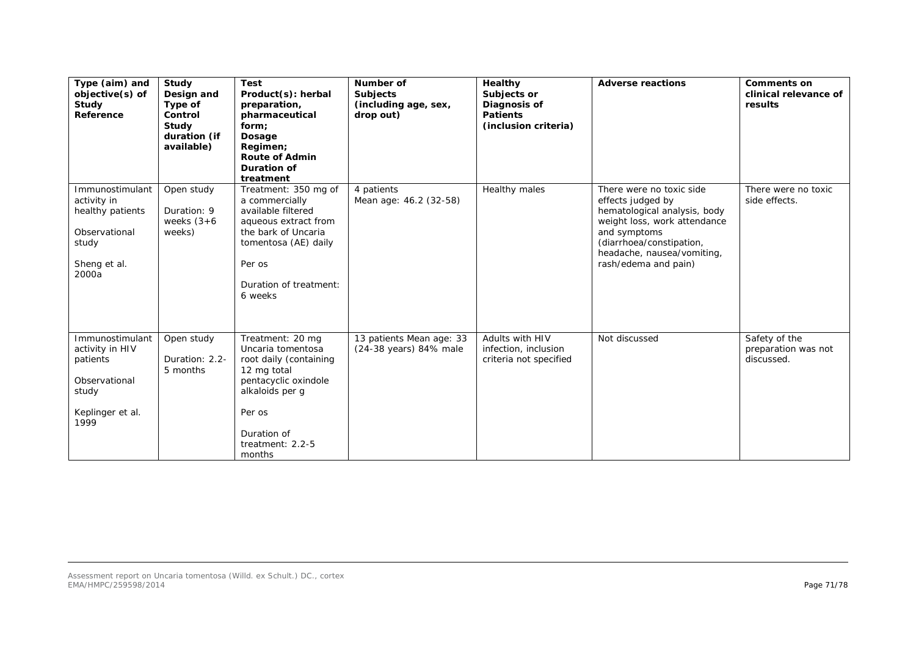| Type (aim) and objective(s) of Study Reference | Study Design and Type of Control Study duration (if available) | Test Product(s): herbal preparation, pharmaceutical form; Dosage Regimen; Route of Admin Duration of treatment | Number of Subjects (including age, sex, drop out) | Healthy Subjects or Diagnosis of Patients (inclusion criteria) | Adverse reactions | Comments on clinical relevance of results |
|---|---|---|---|---|---|---|
| Immunostimulant activity in healthy patients<br><br>Observational study<br><br>Sheng et al. 2000a | Open study<br><br>Duration: 9 weeks (3+6 weeks) | Treatment: 350 mg of a commercially available filtered aqueous extract from the bark of Uncaria tomentosa (AE) daily<br><br>Per os<br><br>Duration of treatment: 6 weeks | 4 patients<br>Mean age: 46.2 (32-58) | Healthy males | There were no toxic side effects judged by hematological analysis, body weight loss, work attendance and symptoms (diarrhoea/constipation, headache, nausea/vomiting, rash/edema and pain) | There were no toxic side effects. |
| Immunostimulant activity in HIV patients<br><br>Observational study<br><br>Keplinger et al. 1999 | Open study<br><br>Duration: 2.2-5 months | Treatment: 20 mg Uncaria tomentosa root daily (containing 12 mg total pentacyclic oxindole alkaloids per g<br><br>Per os<br><br>Duration of treatment: 2.2-5 months | 13 patients Mean age: 33 (24-38 years) 84% male | Adults with HIV infection, inclusion criteria not specified | Not discussed | Safety of the preparation was not discussed. |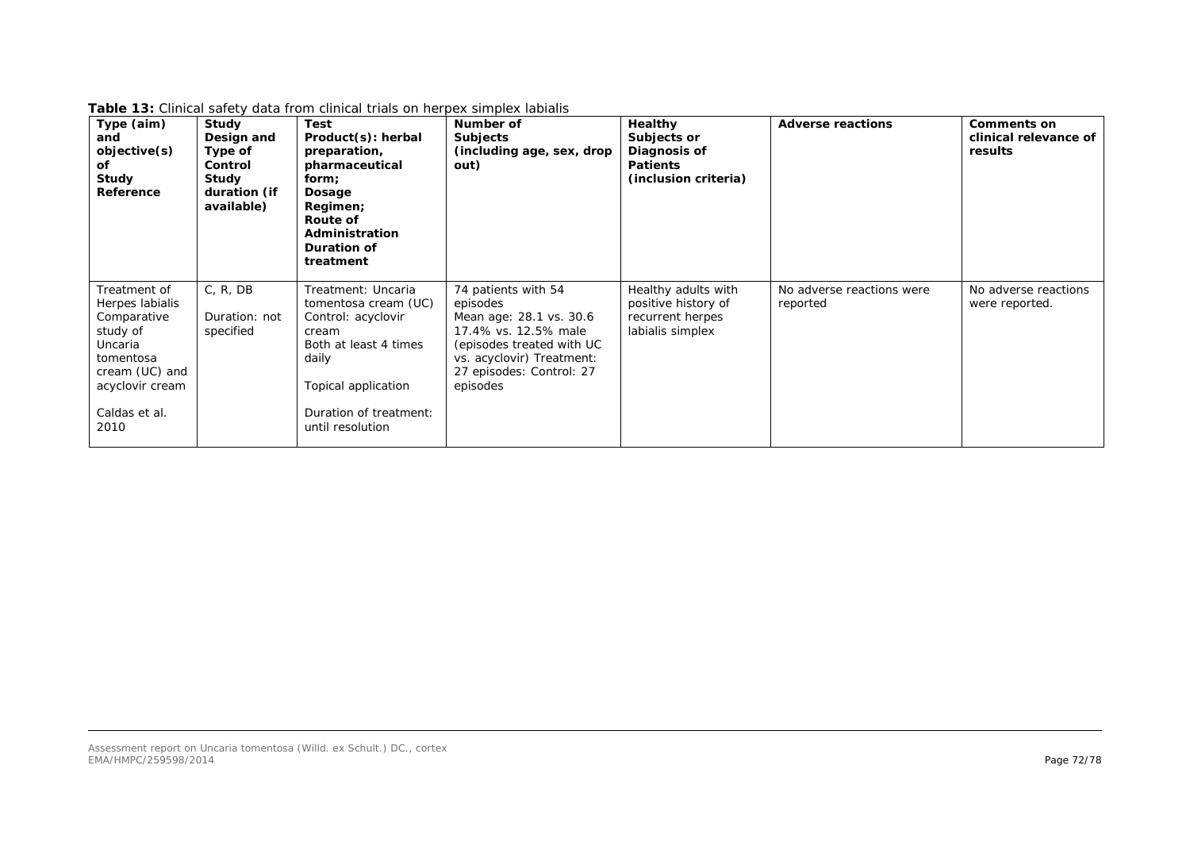**Table 13:** Clinical safety data from clinical trials on herpex simplex labialis

| Type (aim) and objective(s) of Study Reference | Study Design and Type of Control Study duration (if available) | Test Product(s): herbal preparation, pharmaceutical form; Dosage Regimen; Route of Administration Duration of treatment | Number of Subjects (including age, sex, drop out) | Healthy Subjects or Diagnosis of Patients (inclusion criteria) | Adverse reactions | Comments on clinical relevance of results |
|---|---|---|---|---|---|---|
| Treatment of Herpes labialis Comparative study of Uncaria tomentosa cream (UC) and acyclovir cream<br><br>Caldas et al. 2010 | C, R, DB<br><br>Duration: not specified | Treatment: Uncaria tomentosa cream (UC) Control: acyclovir cream Both at least 4 times daily<br><br>Topical application<br><br>Duration of treatment: until resolution | 74 patients with 54 episodes Mean age: 28.1 vs. 30.6 17.4% vs. 12.5% male (episodes treated with UC vs. acyclovir) Treatment: 27 episodes: Control: 27 episodes | Healthy adults with positive history of recurrent herpes labialis simplex | No adverse reactions were reported | No adverse reactions were reported. |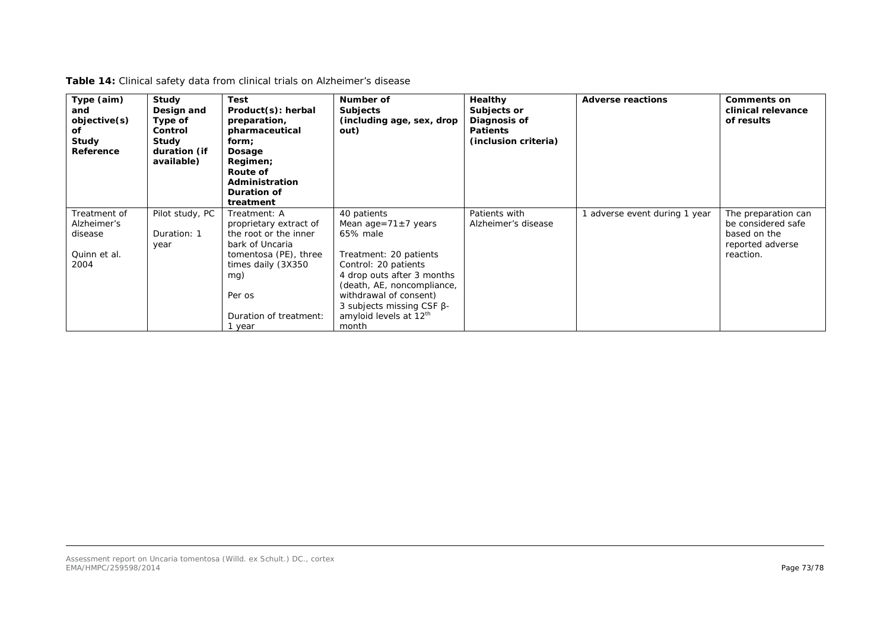**Table 14:** Clinical safety data from clinical trials on Alzheimer's disease

| Type (aim) and objective(s) of Study Reference | Study Design and Type of Control Study duration (if available) | Test Product(s): herbal preparation, pharmaceutical form; Dosage Regimen; Route of Administration Duration of treatment | Number of Subjects (including age, sex, drop out) | Healthy Subjects or Diagnosis of Patients (inclusion criteria) | Adverse reactions | Comments on clinical relevance of results |
|---|---|---|---|---|---|---|
| Treatment of Alzheimer's disease<br><br>Quinn et al. 2004 | Pilot study, PC<br><br>Duration: 1 year | Treatment: A proprietary extract of the root or the inner bark of Uncaria tomentosa (PE), three times daily (3X350 mg)<br><br>Per os<br><br>Duration of treatment: 1 year | 40 patients<br>Mean age=71±7 years<br>65% male<br><br>Treatment: 20 patients<br>Control: 20 patients<br>4 drop outs after 3 months (death, AE, noncompliance, withdrawal of consent)<br>3 subjects missing CSF β-amyloid levels at 12th month | Patients with Alzheimer's disease | 1 adverse event during 1 year | The preparation can be considered safe based on the reported adverse reaction. |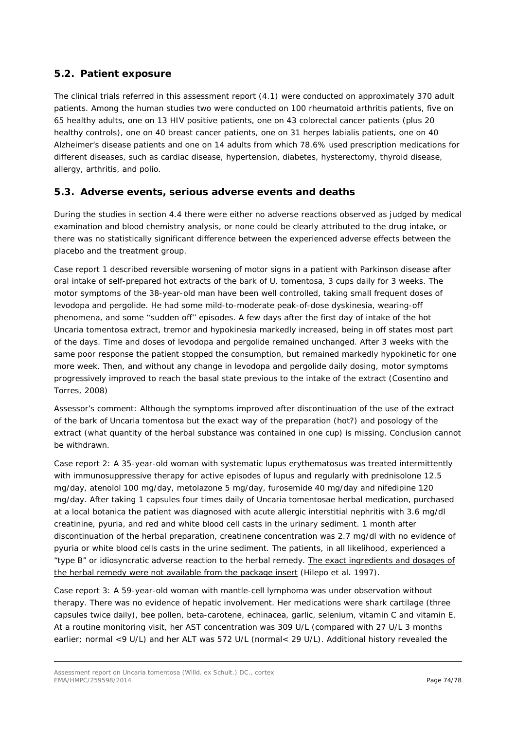## 5.2. Patient exposure

The clinical trials referred in this assessment report (4.1) were conducted on approximately 370 adult patients. Among the human studies two were conducted on 100 rheumatoid arthritis patients, five on 65 healthy adults, one on 13 HIV positive patients, one on 43 colorectal cancer patients (plus 20 healthy controls), one on 40 breast cancer patients, one on 31 herpes labialis patients, one on 40 Alzheimer's disease patients and one on 14 adults from which 78.6% used prescription medications for different diseases, such as cardiac disease, hypertension, diabetes, hysterectomy, thyroid disease, allergy, arthritis, and polio.

## 5.3. Adverse events, serious adverse events and deaths

During the studies in section 4.4 there were either no adverse reactions observed as judged by medical examination and blood chemistry analysis, or none could be clearly attributed to the drug intake, or there was no statistically significant difference between the experienced adverse effects between the placebo and the treatment group.

Case report 1 described reversible worsening of motor signs in a patient with Parkinson disease after oral intake of self-prepared hot extracts of the bark of *U. tomentosa*, 3 cups daily for 3 weeks. The motor symptoms of the 38-year-old man have been well controlled, taking small frequent doses of levodopa and pergolide. He had some mild-to-moderate peak-of-dose dyskinesia, wearing-off phenomena, and some ''sudden off'' episodes. A few days after the first day of intake of the hot *Uncaria tomentosa* extract, tremor and hypokinesia markedly increased, being in off states most part of the days. Time and doses of levodopa and pergolide remained unchanged. After 3 weeks with the same poor response the patient stopped the consumption, but remained markedly hypokinetic for one more week. Then, and without any change in levodopa and pergolide daily dosing, motor symptoms progressively improved to reach the basal state previous to the intake of the extract (Cosentino and Torres, 2008)

*Assessor's comment: Although the symptoms improved after discontinuation of the use of the extract of the bark of Uncaria tomentosa but the exact way of the preparation (hot?) and posology of the extract (what quantity of the herbal substance was contained in one cup) is missing. Conclusion cannot be withdrawn.*

Case report 2: A 35-year-old woman with systematic lupus erythematosus was treated intermittently with immunosuppressive therapy for active episodes of lupus and regularly with prednisolone 12.5 mg/day, atenolol 100 mg/day, metolazone 5 mg/day, furosemide 40 mg/day and nifedipine 120 mg/day. After taking 1 capsules four times daily of *Uncaria tomentosae* herbal medication, purchased at a local botanica the patient was diagnosed with acute allergic interstitial nephritis with 3.6 mg/dl creatinine, pyuria, and red and white blood cell casts in the urinary sediment. 1 month after discontinuation of the herbal preparation, creatinene concentration was 2.7 mg/dl with no evidence of pyuria or white blood cells casts in the urine sediment. The patients, in all likelihood, experienced a "type B" or idiosyncratic adverse reaction to the herbal remedy. The exact ingredients and dosages of the herbal remedy were not available from the package insert (Hilepo et al. 1997).

Case report 3: A 59-year-old woman with mantle-cell lymphoma was under observation without therapy. There was no evidence of hepatic involvement. Her medications were shark cartilage (three capsules twice daily), bee pollen, beta-carotene, echinacea, garlic, selenium, vitamin C and vitamin E. At a routine monitoring visit, her AST concentration was 309 U/L (compared with 27 U/L 3 months earlier; normal <9 U/L) and her ALT was 572 U/L (normal< 29 U/L). Additional history revealed the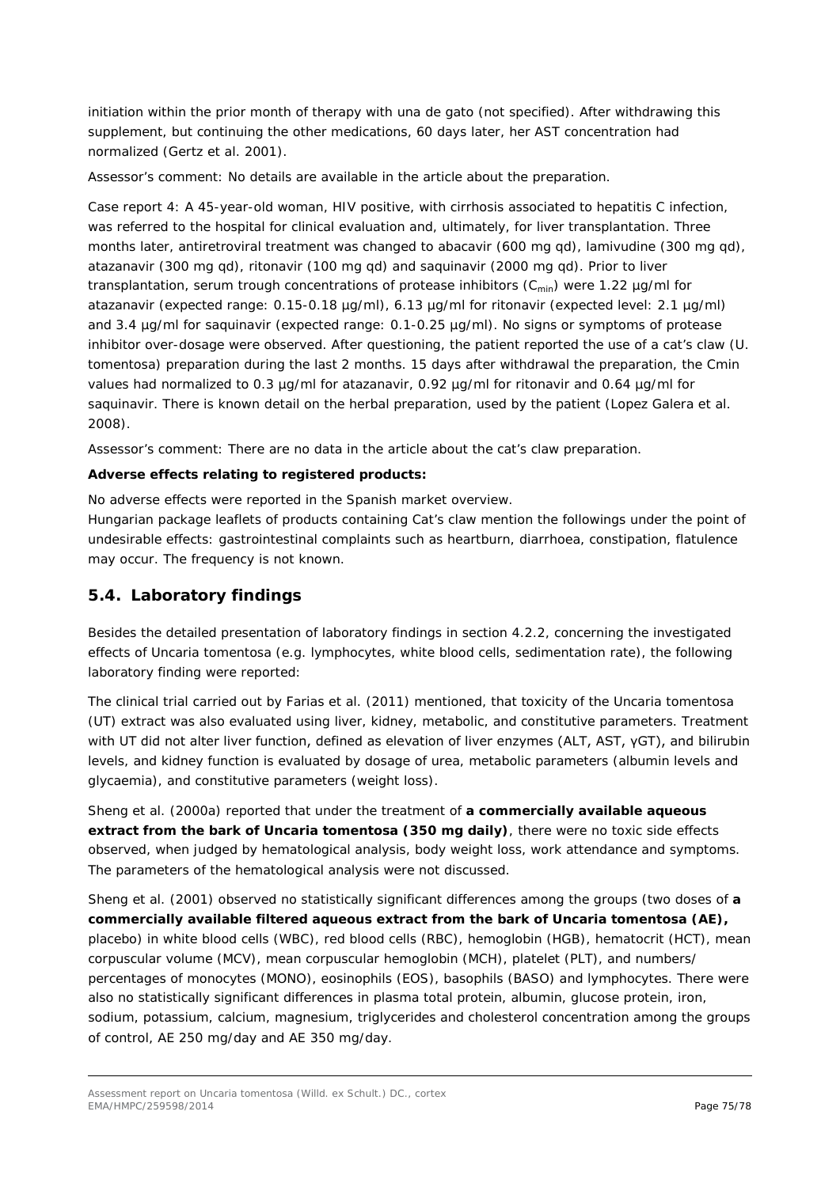initiation within the prior month of therapy with una de gato (not specified). After withdrawing this supplement, but continuing the other medications, 60 days later, her AST concentration had normalized (Gertz et al. 2001).

*Assessor's comment*: No details are available in the article about the preparation.

Case report 4: A 45-year-old woman, HIV positive, with cirrhosis associated to hepatitis C infection, was referred to the hospital for clinical evaluation and, ultimately, for liver transplantation. Three months later, antiretroviral treatment was changed to abacavir (600 mg qd), lamivudine (300 mg qd), atazanavir (300 mg qd), ritonavir (100 mg qd) and saquinavir (2000 mg qd). Prior to liver transplantation, serum trough concentrations of protease inhibitors ($C_{min}$) were 1.22 µg/ml for atazanavir (expected range: 0.15-0.18 µg/ml), 6.13 µg/ml for ritonavir (expected level: 2.1 µg/ml) and 3.4 µg/ml for saquinavir (expected range: 0.1-0.25 µg/ml). No signs or symptoms of protease inhibitor over-dosage were observed. After questioning, the patient reported the use of a cat's claw (*U. tomentosa*) preparation during the last 2 months. 15 days after withdrawal the preparation, the Cmin values had normalized to 0.3 µg/ml for atazanavir, 0.92 µg/ml for ritonavir and 0.64 µg/ml for saquinavir. There is known detail on the herbal preparation, used by the patient (Lopez Galera et al. 2008).

*Assessor's comment*: There are no data in the article about the cat's claw preparation.

**Adverse effects relating to registered products:**

No adverse effects were reported in the Spanish market overview.

Hungarian package leaflets of products containing Cat's claw mention the followings under the point of undesirable effects: gastrointestinal complaints such as heartburn, diarrhoea, constipation, flatulence may occur. The frequency is not known.

## 5.4. Laboratory findings

Besides the detailed presentation of laboratory findings in section 4.2.2, concerning the investigated effects of *Uncaria tomentosa* (e.g. lymphocytes, white blood cells, sedimentation rate), the following laboratory finding were reported:

The clinical trial carried out by Farias et al. (2011) mentioned, that toxicity of the *Uncaria tomentosa* (UT) extract was also evaluated using liver, kidney, metabolic, and constitutive parameters. Treatment with UT did not alter liver function, defined as elevation of liver enzymes (ALT, AST, γGT), and bilirubin levels, and kidney function is evaluated by dosage of urea, metabolic parameters (albumin levels and glycaemia), and constitutive parameters (weight loss).

Sheng et al. (2000a) reported that under the treatment of **a commercially available aqueous extract from the bark of *Uncaria tomentosa* (350 mg daily)**, there were no toxic side effects observed, when judged by hematological analysis, body weight loss, work attendance and symptoms. The parameters of the hematological analysis were not discussed.

Sheng et al. (2001) observed no statistically significant differences among the groups (two doses of **a commercially available filtered aqueous extract from the bark of *Uncaria tomentosa* (AE),** placebo) in white blood cells (WBC), red blood cells (RBC), hemoglobin (HGB), hematocrit (HCT), mean corpuscular volume (MCV), mean corpuscular hemoglobin (MCH), platelet (PLT), and numbers/ percentages of monocytes (MONO), eosinophils (EOS), basophils (BASO) and lymphocytes. There were also no statistically significant differences in plasma total protein, albumin, glucose protein, iron, sodium, potassium, calcium, magnesium, triglycerides and cholesterol concentration among the groups of control, AE 250 mg/day and AE 350 mg/day.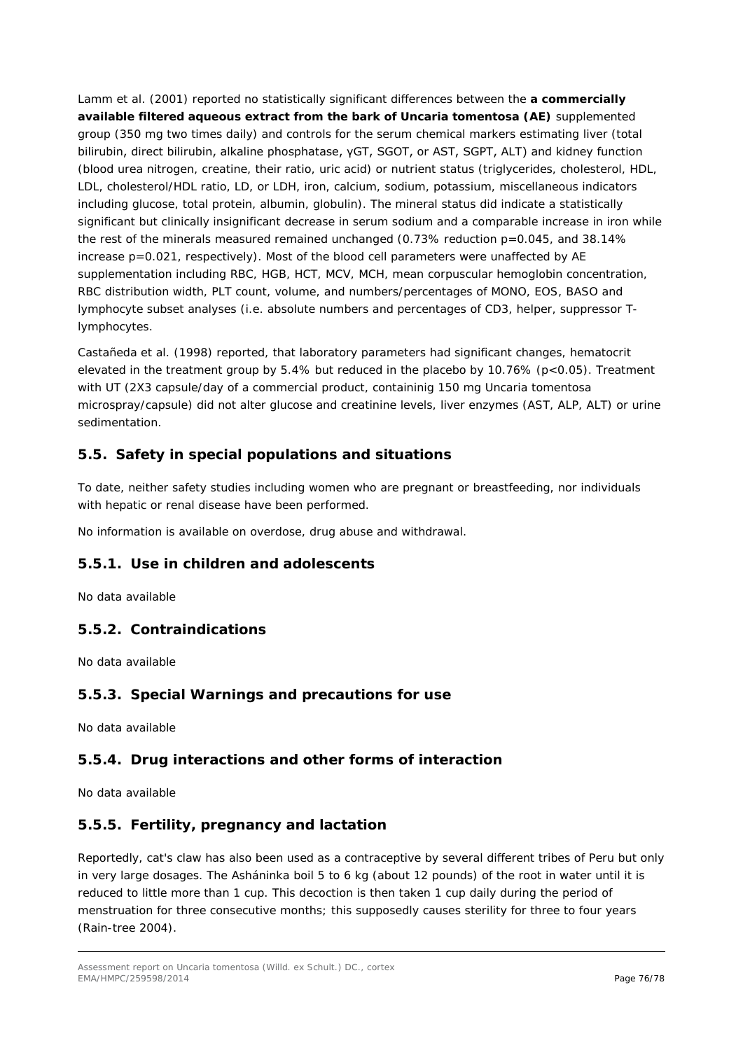Lamm et al. (2001) reported no statistically significant differences between the **a commercially available filtered aqueous extract from the bark of Uncaria tomentosa (AE)** supplemented group (350 mg two times daily) and controls for the serum chemical markers estimating liver (total bilirubin, direct bilirubin, alkaline phosphatase, γGT, SGOT, or AST, SGPT, ALT) and kidney function (blood urea nitrogen, creatine, their ratio, uric acid) or nutrient status (triglycerides, cholesterol, HDL, LDL, cholesterol/HDL ratio, LD, or LDH, iron, calcium, sodium, potassium, miscellaneous indicators including glucose, total protein, albumin, globulin). The mineral status did indicate a statistically significant but clinically insignificant decrease in serum sodium and a comparable increase in iron while the rest of the minerals measured remained unchanged (0.73% reduction $p=0.045$, and 38.14% increase $p=0.021$, respectively). Most of the blood cell parameters were unaffected by AE supplementation including RBC, HGB, HCT, MCV, MCH, mean corpuscular hemoglobin concentration, RBC distribution width, PLT count, volume, and numbers/percentages of MONO, EOS, BASO and lymphocyte subset analyses (i.e. absolute numbers and percentages of CD3, helper, suppressor T-lymphocytes.

Castañeda et al. (1998) reported, that laboratory parameters had significant changes, hematocrit elevated in the treatment group by 5.4% but reduced in the placebo by 10.76% ($p<0.05$). Treatment with UT (2X3 capsule/day of a commercial product, containinig 150 mg Uncaria tomentosa microspray/capsule) did not alter glucose and creatinine levels, liver enzymes (AST, ALP, ALT) or urine sedimentation.

## 5.5. Safety in special populations and situations

To date, neither safety studies including women who are pregnant or breastfeeding, nor individuals with hepatic or renal disease have been performed.

No information is available on overdose, drug abuse and withdrawal.

### 5.5.1. Use in children and adolescents

No data available

### 5.5.2. Contraindications

No data available

### 5.5.3. Special Warnings and precautions for use

No data available

### 5.5.4. Drug interactions and other forms of interaction

No data available

### 5.5.5. Fertility, pregnancy and lactation

Reportedly, cat's claw has also been used as a contraceptive by several different tribes of Peru but only in very large dosages. The Asháninka boil 5 to 6 kg (about 12 pounds) of the root in water until it is reduced to little more than 1 cup. This decoction is then taken 1 cup daily during the period of menstruation for three consecutive months; this supposedly causes sterility for three to four years (Rain-tree 2004).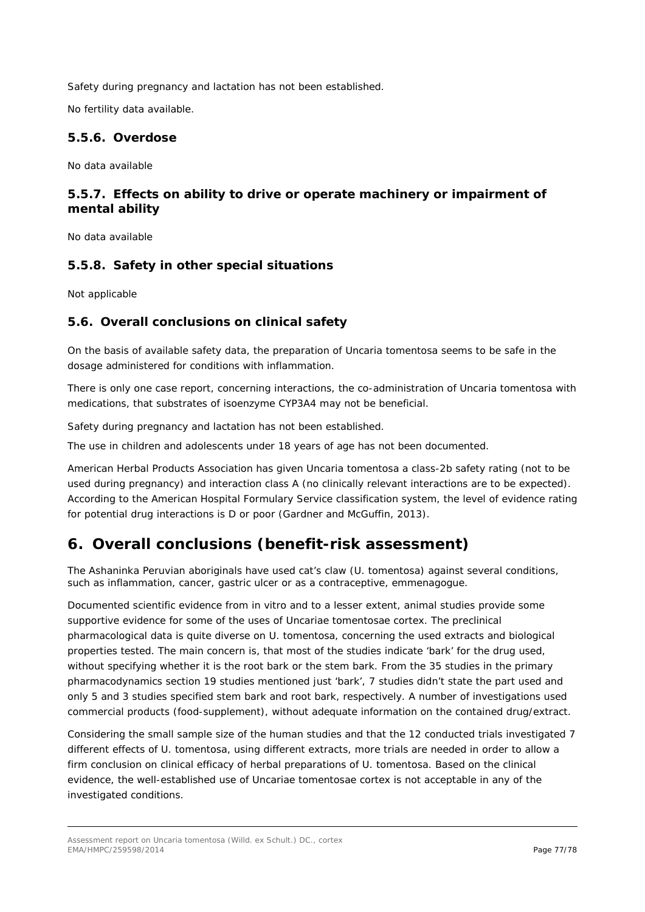Safety during pregnancy and lactation has not been established.

No fertility data available.

### 5.5.6. Overdose

No data available

### 5.5.7. Effects on ability to drive or operate machinery or impairment of mental ability

No data available

### 5.5.8. Safety in other special situations

Not applicable

## 5.6. Overall conclusions on clinical safety

On the basis of available safety data, the preparation of Uncaria tomentosa seems to be safe in the dosage administered for conditions with inflammation.

There is only one case report, concerning interactions, the co-administration of Uncaria tomentosa with medications, that substrates of isoenzyme CYP3A4 may not be beneficial.

Safety during pregnancy and lactation has not been established.

The use in children and adolescents under 18 years of age has not been documented.

American Herbal Products Association has given Uncaria tomentosa a class-2b safety rating (not to be used during pregnancy) and interaction class A (no clinically relevant interactions are to be expected). According to the American Hospital Formulary Service classification system, the level of evidence rating for potential drug interactions is D or poor (Gardner and McGuffin, 2013).

# 6. Overall conclusions (benefit-risk assessment)

The Ashaninka Peruvian aboriginals have used cat's claw (U. tomentosa) against several conditions, such as inflammation, cancer, gastric ulcer or as a contraceptive, emmenagogue.

Documented scientific evidence from in vitro and to a lesser extent, animal studies provide some supportive evidence for some of the uses of Uncariae tomentosae cortex. The preclinical pharmacological data is quite diverse on U. tomentosa, concerning the used extracts and biological properties tested. The main concern is, that most of the studies indicate 'bark' for the drug used, without specifying whether it is the root bark or the stem bark. From the 35 studies in the primary pharmacodynamics section 19 studies mentioned just 'bark', 7 studies didn't state the part used and only 5 and 3 studies specified stem bark and root bark, respectively. A number of investigations used commercial products (food-supplement), without adequate information on the contained drug/extract.

Considering the small sample size of the human studies and that the 12 conducted trials investigated 7 different effects of U. tomentosa, using different extracts, more trials are needed in order to allow a firm conclusion on clinical efficacy of herbal preparations of U. tomentosa. Based on the clinical evidence, the well-established use of Uncariae tomentosae cortex is not acceptable in any of the investigated conditions.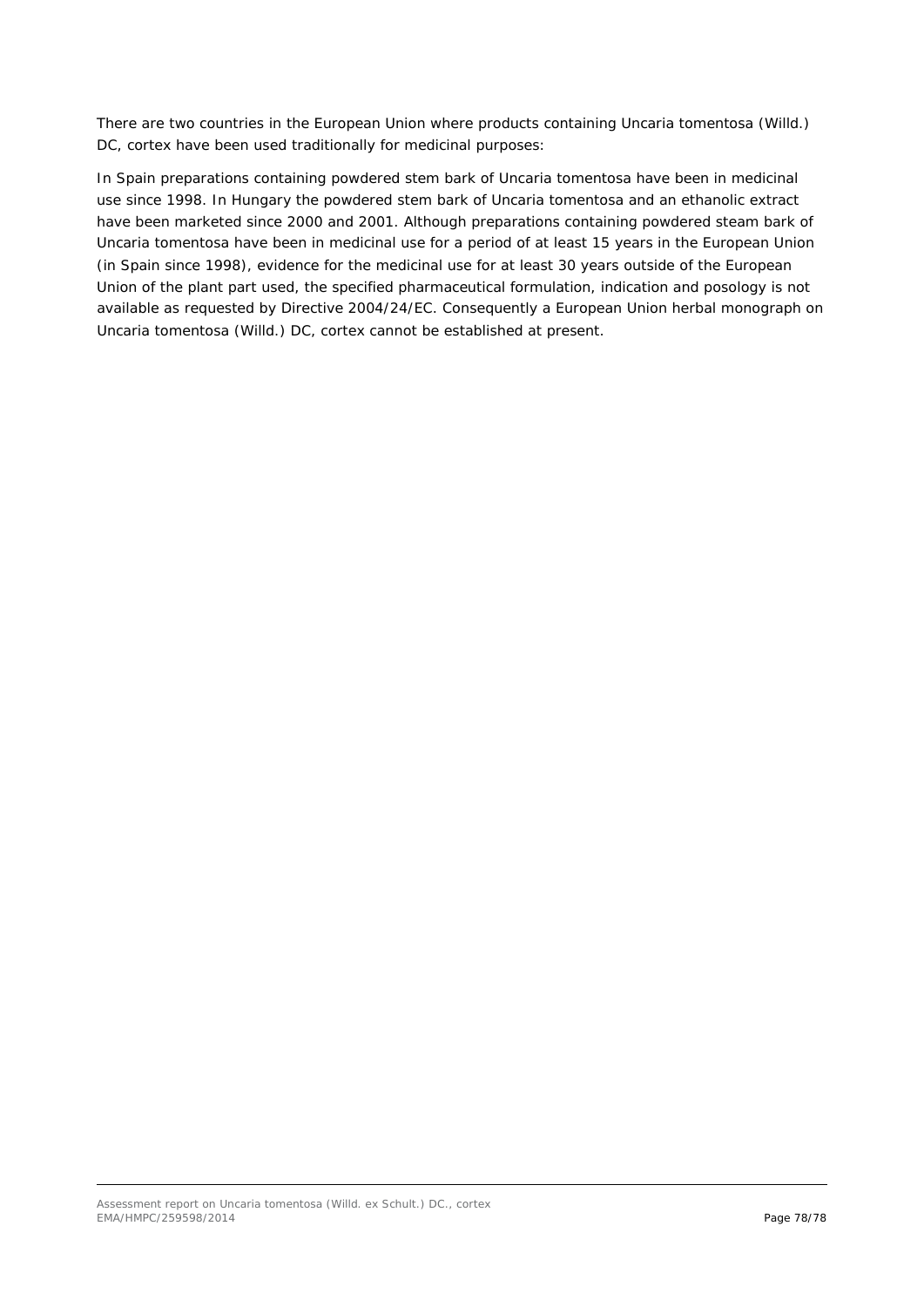There are two countries in the European Union where products containing Uncaria tomentosa (Willd.) DC, cortex have been used traditionally for medicinal purposes:

In Spain preparations containing powdered stem bark of Uncaria tomentosa have been in medicinal use since 1998. In Hungary the powdered stem bark of Uncaria tomentosa and an ethanolic extract have been marketed since 2000 and 2001. Although preparations containing powdered steam bark of Uncaria tomentosa have been in medicinal use for a period of at least 15 years in the European Union (in Spain since 1998), evidence for the medicinal use for at least 30 years outside of the European Union of the plant part used, the specified pharmaceutical formulation, indication and posology is not available as requested by Directive 2004/24/EC. Consequently a European Union herbal monograph on Uncaria tomentosa (Willd.) DC, cortex cannot be established at present.